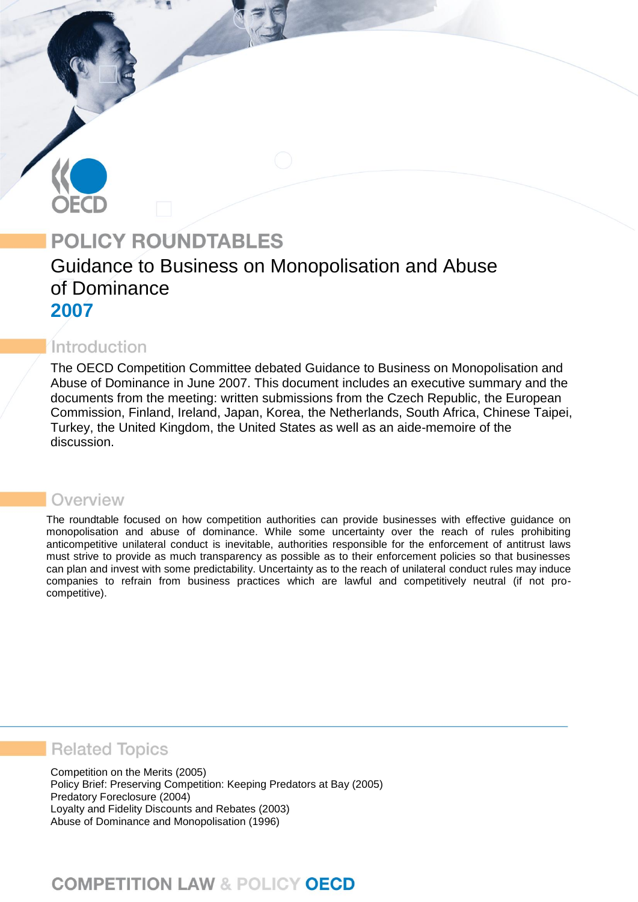OECD

# POLICY ROUNDTABLES

## Guidance to Business on Monopolisation and Abuse of Dominance

**2007**

## Introduction

The OECD Competition Committee debated Guidance to Business on Monopolisation and Abuse of Dominance in June 2007. This document includes an executive summary and the documents from the meeting: written submissions from the Czech Republic, the European Commission, Finland, Ireland, Japan, Korea, the Netherlands, South Africa, Chinese Taipei, Turkey, the United Kingdom, the United States as well as an aide-memoire of the discussion.

## Overview

The roundtable focused on how competition authorities can provide businesses with effective guidance on monopolisation and abuse of dominance. While some uncertainty over the reach of rules prohibiting anticompetitive unilateral conduct is inevitable, authorities responsible for the enforcement of antitrust laws must strive to provide as much transparency as possible as to their enforcement policies so that businesses can plan and invest with some predictability. Uncertainty as to the reach of unilateral conduct rules may induce companies to refrain from business practices which are lawful and competitively neutral (if not pro-competitive).

## Related Topics

Competition on the Merits (2005)
Policy Brief: Preserving Competition: Keeping Predators at Bay (2005)
Predatory Foreclosure (2004)
Loyalty and Fidelity Discounts and Rebates (2003)
Abuse of Dominance and Monopolisation (1996)

COMPETITION LAW & POLICY OECD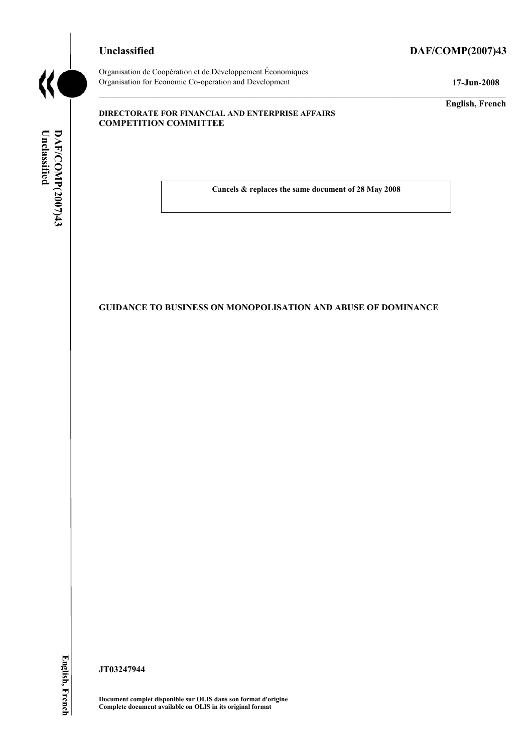Unclassified

DAF/COMP(2007)43

Organisation de Coopération et de Développement Économiques
Organisation for Economic Co-operation and Development

17-Jun-2008

English, French

**DIRECTORATE FOR FINANCIAL AND ENTERPRISE AFFAIRS**
**COMPETITION COMMITTEE**

**Cancels & replaces the same document of 28 May 2008**

# GUIDANCE TO BUSINESS ON MONOPOLISATION AND ABUSE OF DOMINANCE

**JT03247944**

**Document complet disponible sur OLIS dans son format d'origine**
**Complete document available on OLIS in its original format**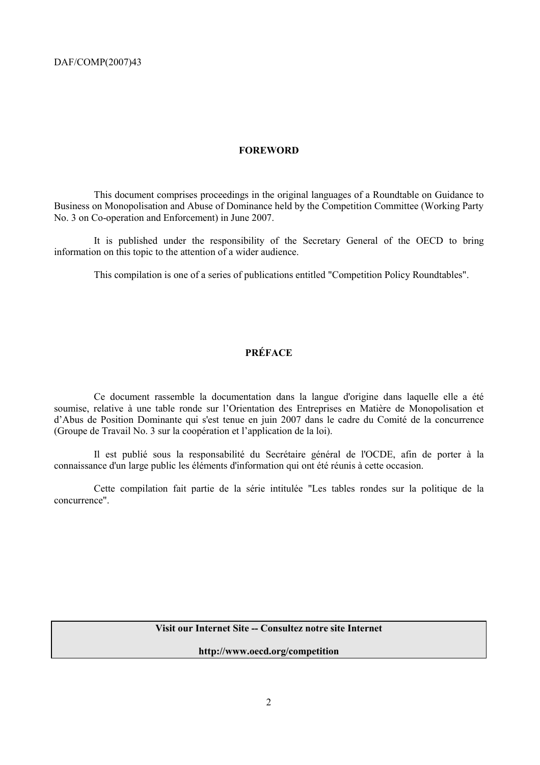## FOREWORD

This document comprises proceedings in the original languages of a Roundtable on Guidance to Business on Monopolisation and Abuse of Dominance held by the Competition Committee (Working Party No. 3 on Co-operation and Enforcement) in June 2007.

It is published under the responsibility of the Secretary General of the OECD to bring information on this topic to the attention of a wider audience.

This compilation is one of a series of publications entitled "Competition Policy Roundtables".

## PRÉFACE

Ce document rassemble la documentation dans la langue d'origine dans laquelle elle a été soumise, relative à une table ronde sur l'Orientation des Entreprises en Matière de Monopolisation et d'Abus de Position Dominante qui s'est tenue en juin 2007 dans le cadre du Comité de la concurrence (Groupe de Travail No. 3 sur la coopération et l'application de la loi).

Il est publié sous la responsabilité du Secrétaire général de l'OCDE, afin de porter à la connaissance d'un large public les éléments d'information qui ont été réunis à cette occasion.

Cette compilation fait partie de la série intitulée "Les tables rondes sur la politique de la concurrence".

**Visit our Internet Site -- Consultez notre site Internet**

**http://www.oecd.org/competition**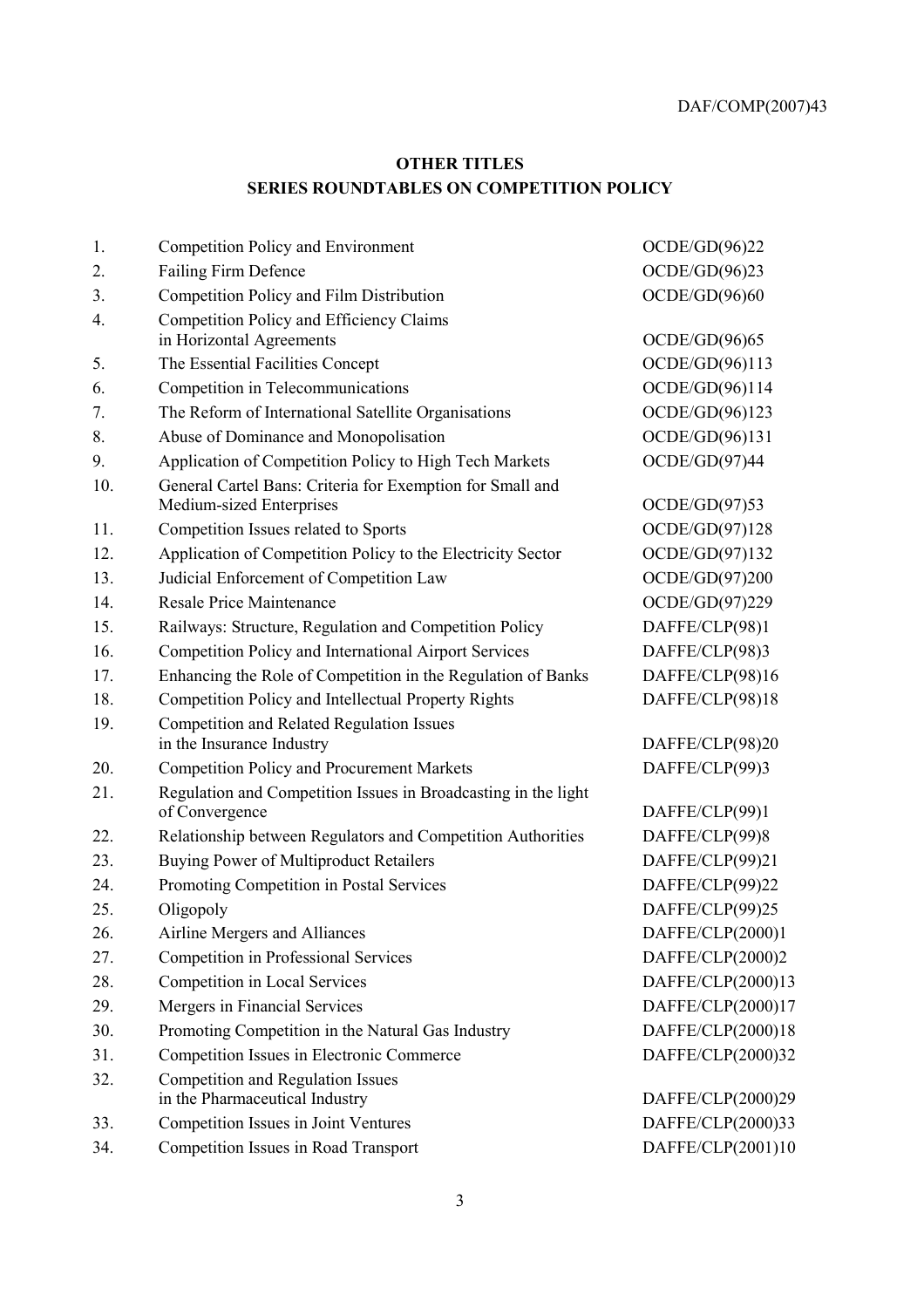## OTHER TITLES

## SERIES ROUNDTABLES ON COMPETITION POLICY

| | | |
|---|---|---|
| 1. | Competition Policy and Environment | OCDE/GD(96)22 |
| 2. | Failing Firm Defence | OCDE/GD(96)23 |
| 3. | Competition Policy and Film Distribution | OCDE/GD(96)60 |
| 4. | Competition Policy and Efficiency Claims in Horizontal Agreements | OCDE/GD(96)65 |
| 5. | The Essential Facilities Concept | OCDE/GD(96)113 |
| 6. | Competition in Telecommunications | OCDE/GD(96)114 |
| 7. | The Reform of International Satellite Organisations | OCDE/GD(96)123 |
| 8. | Abuse of Dominance and Monopolisation | OCDE/GD(96)131 |
| 9. | Application of Competition Policy to High Tech Markets | OCDE/GD(97)44 |
| 10. | General Cartel Bans: Criteria for Exemption for Small and Medium-sized Enterprises | OCDE/GD(97)53 |
| 11. | Competition Issues related to Sports | OCDE/GD(97)128 |
| 12. | Application of Competition Policy to the Electricity Sector | OCDE/GD(97)132 |
| 13. | Judicial Enforcement of Competition Law | OCDE/GD(97)200 |
| 14. | Resale Price Maintenance | OCDE/GD(97)229 |
| 15. | Railways: Structure, Regulation and Competition Policy | DAFFE/CLP(98)1 |
| 16. | Competition Policy and International Airport Services | DAFFE/CLP(98)3 |
| 17. | Enhancing the Role of Competition in the Regulation of Banks | DAFFE/CLP(98)16 |
| 18. | Competition Policy and Intellectual Property Rights | DAFFE/CLP(98)18 |
| 19. | Competition and Related Regulation Issues in the Insurance Industry | DAFFE/CLP(98)20 |
| 20. | Competition Policy and Procurement Markets | DAFFE/CLP(99)3 |
| 21. | Regulation and Competition Issues in Broadcasting in the light of Convergence | DAFFE/CLP(99)1 |
| 22. | Relationship between Regulators and Competition Authorities | DAFFE/CLP(99)8 |
| 23. | Buying Power of Multiproduct Retailers | DAFFE/CLP(99)21 |
| 24. | Promoting Competition in Postal Services | DAFFE/CLP(99)22 |
| 25. | Oligopoly | DAFFE/CLP(99)25 |
| 26. | Airline Mergers and Alliances | DAFFE/CLP(2000)1 |
| 27. | Competition in Professional Services | DAFFE/CLP(2000)2 |
| 28. | Competition in Local Services | DAFFE/CLP(2000)13 |
| 29. | Mergers in Financial Services | DAFFE/CLP(2000)17 |
| 30. | Promoting Competition in the Natural Gas Industry | DAFFE/CLP(2000)18 |
| 31. | Competition Issues in Electronic Commerce | DAFFE/CLP(2000)32 |
| 32. | Competition and Regulation Issues in the Pharmaceutical Industry | DAFFE/CLP(2000)29 |
| 33. | Competition Issues in Joint Ventures | DAFFE/CLP(2000)33 |
| 34. | Competition Issues in Road Transport | DAFFE/CLP(2001)10 |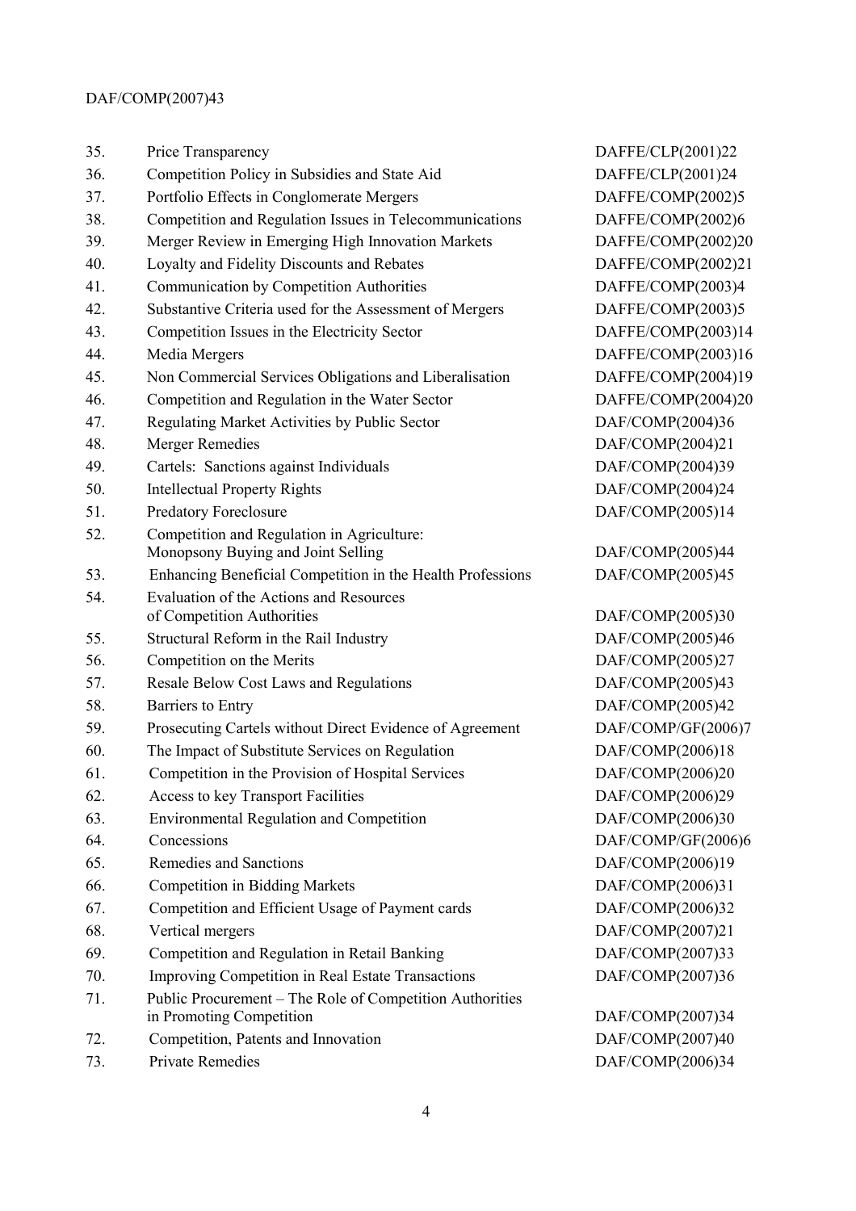| | | |
|---|---|---|
| 35. | Price Transparency | DAFFE/CLP(2001)22 |
| 36. | Competition Policy in Subsidies and State Aid | DAFFE/CLP(2001)24 |
| 37. | Portfolio Effects in Conglomerate Mergers | DAFFE/COMP(2002)5 |
| 38. | Competition and Regulation Issues in Telecommunications | DAFFE/COMP(2002)6 |
| 39. | Merger Review in Emerging High Innovation Markets | DAFFE/COMP(2002)20 |
| 40. | Loyalty and Fidelity Discounts and Rebates | DAFFE/COMP(2002)21 |
| 41. | Communication by Competition Authorities | DAFFE/COMP(2003)4 |
| 42. | Substantive Criteria used for the Assessment of Mergers | DAFFE/COMP(2003)5 |
| 43. | Competition Issues in the Electricity Sector | DAFFE/COMP(2003)14 |
| 44. | Media Mergers | DAFFE/COMP(2003)16 |
| 45. | Non Commercial Services Obligations and Liberalisation | DAFFE/COMP(2004)19 |
| 46. | Competition and Regulation in the Water Sector | DAFFE/COMP(2004)20 |
| 47. | Regulating Market Activities by Public Sector | DAF/COMP(2004)36 |
| 48. | Merger Remedies | DAF/COMP(2004)21 |
| 49. | Cartels: Sanctions against Individuals | DAF/COMP(2004)39 |
| 50. | Intellectual Property Rights | DAF/COMP(2004)24 |
| 51. | Predatory Foreclosure | DAF/COMP(2005)14 |
| 52. | Competition and Regulation in Agriculture: Monopsony Buying and Joint Selling | DAF/COMP(2005)44 |
| 53. | Enhancing Beneficial Competition in the Health Professions | DAF/COMP(2005)45 |
| 54. | Evaluation of the Actions and Resources of Competition Authorities | DAF/COMP(2005)30 |
| 55. | Structural Reform in the Rail Industry | DAF/COMP(2005)46 |
| 56. | Competition on the Merits | DAF/COMP(2005)27 |
| 57. | Resale Below Cost Laws and Regulations | DAF/COMP(2005)43 |
| 58. | Barriers to Entry | DAF/COMP(2005)42 |
| 59. | Prosecuting Cartels without Direct Evidence of Agreement | DAF/COMP/GF(2006)7 |
| 60. | The Impact of Substitute Services on Regulation | DAF/COMP(2006)18 |
| 61. | Competition in the Provision of Hospital Services | DAF/COMP(2006)20 |
| 62. | Access to key Transport Facilities | DAF/COMP(2006)29 |
| 63. | Environmental Regulation and Competition | DAF/COMP(2006)30 |
| 64. | Concessions | DAF/COMP/GF(2006)6 |
| 65. | Remedies and Sanctions | DAF/COMP(2006)19 |
| 66. | Competition in Bidding Markets | DAF/COMP(2006)31 |
| 67. | Competition and Efficient Usage of Payment cards | DAF/COMP(2006)32 |
| 68. | Vertical mergers | DAF/COMP(2007)21 |
| 69. | Competition and Regulation in Retail Banking | DAF/COMP(2007)33 |
| 70. | Improving Competition in Real Estate Transactions | DAF/COMP(2007)36 |
| 71. | Public Procurement – The Role of Competition Authorities in Promoting Competition | DAF/COMP(2007)34 |
| 72. | Competition, Patents and Innovation | DAF/COMP(2007)40 |
| 73. | Private Remedies | DAF/COMP(2006)34 |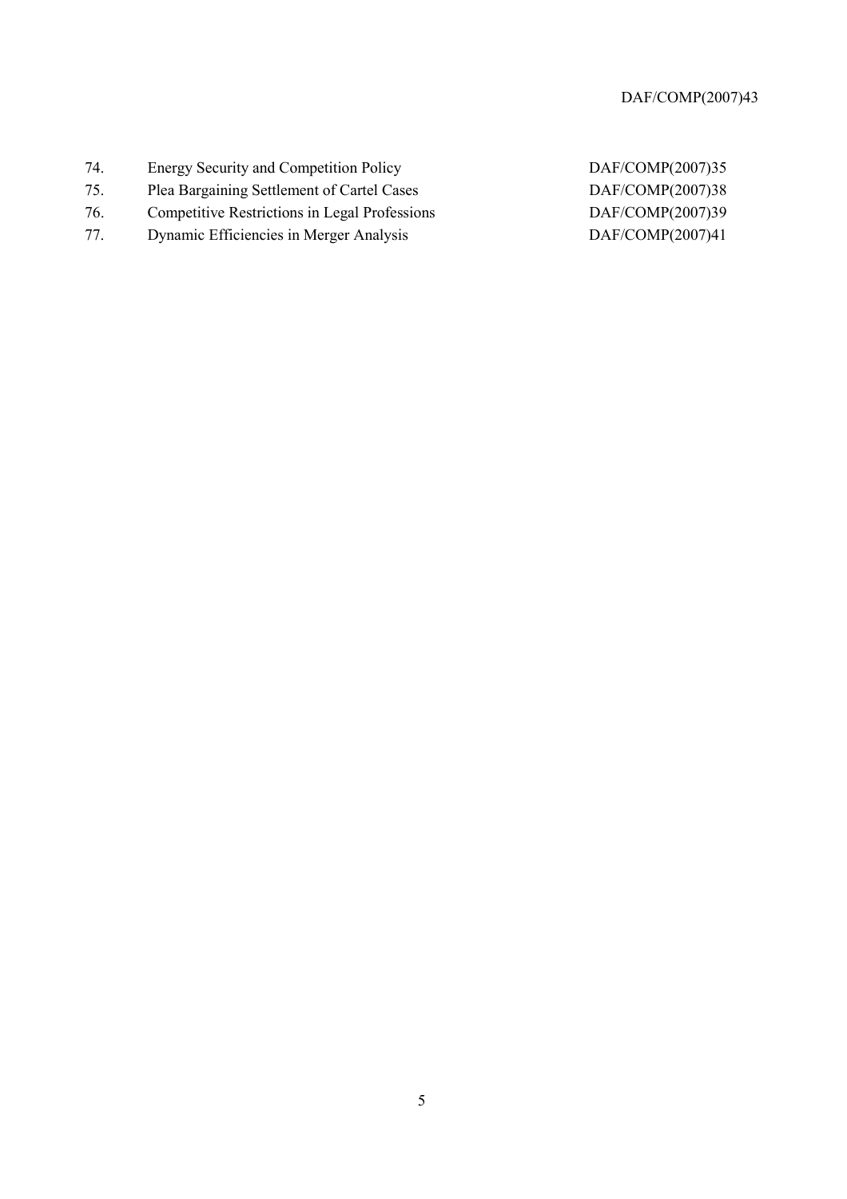| | | |
|---|---|---|
| 74. | Energy Security and Competition Policy | DAF/COMP(2007)35 |
| 75. | Plea Bargaining Settlement of Cartel Cases | DAF/COMP(2007)38 |
| 76. | Competitive Restrictions in Legal Professions | DAF/COMP(2007)39 |
| 77. | Dynamic Efficiencies in Merger Analysis | DAF/COMP(2007)41 |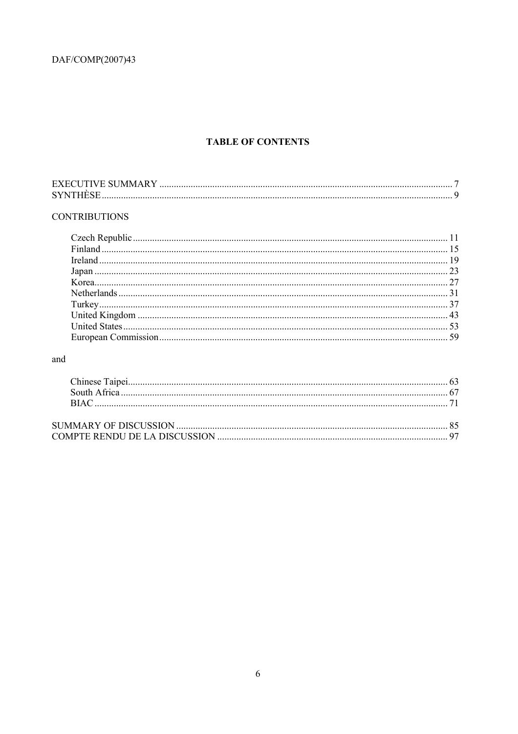# TABLE OF CONTENTS

EXECUTIVE SUMMARY ........................................................ 7
SYNTHÈSE ........................................................ 9

CONTRIBUTIONS

Czech Republic ........................................................ 11
Finland ........................................................ 15
Ireland ........................................................ 19
Japan ........................................................ 23
Korea ........................................................ 27
Netherlands ........................................................ 31
Turkey ........................................................ 37
United Kingdom ........................................................ 43
United States ........................................................ 53
European Commission ........................................................ 59

and

Chinese Taipei ........................................................ 63
South Africa ........................................................ 67
BIAC ........................................................ 71

SUMMARY OF DISCUSSION ........................................................ 85
COMPTE RENDU DE LA DISCUSSION ........................................................ 97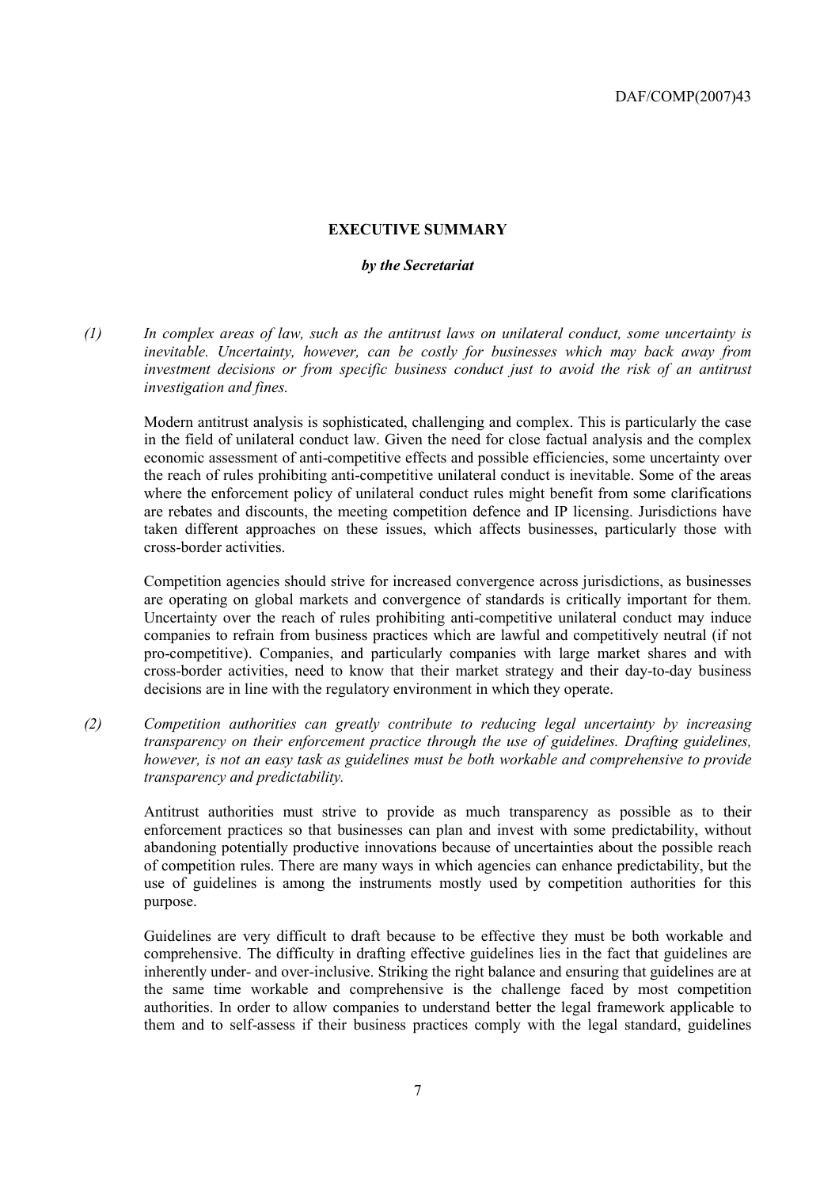## EXECUTIVE SUMMARY

***by the Secretariat***

*(1) In complex areas of law, such as the antitrust laws on unilateral conduct, some uncertainty is inevitable. Uncertainty, however, can be costly for businesses which may back away from investment decisions or from specific business conduct just to avoid the risk of an antitrust investigation and fines.*

Modern antitrust analysis is sophisticated, challenging and complex. This is particularly the case in the field of unilateral conduct law. Given the need for close factual analysis and the complex economic assessment of anti-competitive effects and possible efficiencies, some uncertainty over the reach of rules prohibiting anti-competitive unilateral conduct is inevitable. Some of the areas where the enforcement policy of unilateral conduct rules might benefit from some clarifications are rebates and discounts, the meeting competition defence and IP licensing. Jurisdictions have taken different approaches on these issues, which affects businesses, particularly those with cross-border activities.

Competition agencies should strive for increased convergence across jurisdictions, as businesses are operating on global markets and convergence of standards is critically important for them. Uncertainty over the reach of rules prohibiting anti-competitive unilateral conduct may induce companies to refrain from business practices which are lawful and competitively neutral (if not pro-competitive). Companies, and particularly companies with large market shares and with cross-border activities, need to know that their market strategy and their day-to-day business decisions are in line with the regulatory environment in which they operate.

*(2) Competition authorities can greatly contribute to reducing legal uncertainty by increasing transparency on their enforcement practice through the use of guidelines. Drafting guidelines, however, is not an easy task as guidelines must be both workable and comprehensive to provide transparency and predictability.*

Antitrust authorities must strive to provide as much transparency as possible as to their enforcement practices so that businesses can plan and invest with some predictability, without abandoning potentially productive innovations because of uncertainties about the possible reach of competition rules. There are many ways in which agencies can enhance predictability, but the use of guidelines is among the instruments mostly used by competition authorities for this purpose.

Guidelines are very difficult to draft because to be effective they must be both workable and comprehensive. The difficulty in drafting effective guidelines lies in the fact that guidelines are inherently under- and over-inclusive. Striking the right balance and ensuring that guidelines are at the same time workable and comprehensive is the challenge faced by most competition authorities. In order to allow companies to understand better the legal framework applicable to them and to self-assess if their business practices comply with the legal standard, guidelines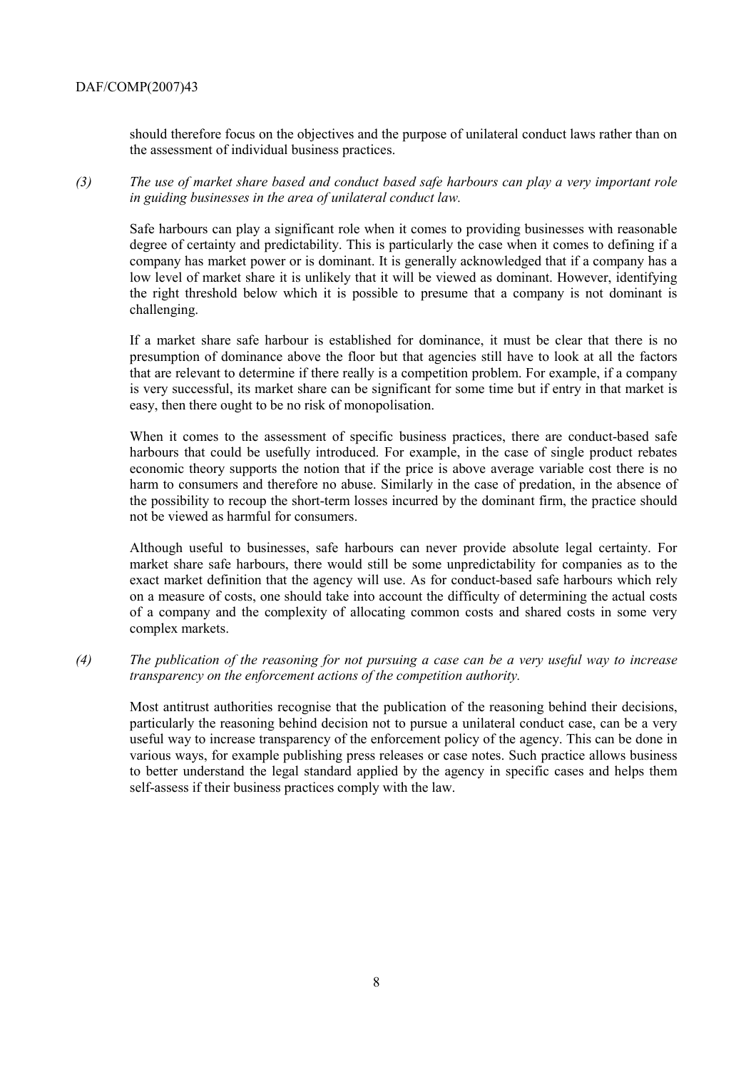should therefore focus on the objectives and the purpose of unilateral conduct laws rather than on the assessment of individual business practices.

*(3) The use of market share based and conduct based safe harbours can play a very important role in guiding businesses in the area of unilateral conduct law.*

Safe harbours can play a significant role when it comes to providing businesses with reasonable degree of certainty and predictability. This is particularly the case when it comes to defining if a company has market power or is dominant. It is generally acknowledged that if a company has a low level of market share it is unlikely that it will be viewed as dominant. However, identifying the right threshold below which it is possible to presume that a company is not dominant is challenging.

If a market share safe harbour is established for dominance, it must be clear that there is no presumption of dominance above the floor but that agencies still have to look at all the factors that are relevant to determine if there really is a competition problem. For example, if a company is very successful, its market share can be significant for some time but if entry in that market is easy, then there ought to be no risk of monopolisation.

When it comes to the assessment of specific business practices, there are conduct-based safe harbours that could be usefully introduced. For example, in the case of single product rebates economic theory supports the notion that if the price is above average variable cost there is no harm to consumers and therefore no abuse. Similarly in the case of predation, in the absence of the possibility to recoup the short-term losses incurred by the dominant firm, the practice should not be viewed as harmful for consumers.

Although useful to businesses, safe harbours can never provide absolute legal certainty. For market share safe harbours, there would still be some unpredictability for companies as to the exact market definition that the agency will use. As for conduct-based safe harbours which rely on a measure of costs, one should take into account the difficulty of determining the actual costs of a company and the complexity of allocating common costs and shared costs in some very complex markets.

*(4) The publication of the reasoning for not pursuing a case can be a very useful way to increase transparency on the enforcement actions of the competition authority.*

Most antitrust authorities recognise that the publication of the reasoning behind their decisions, particularly the reasoning behind decision not to pursue a unilateral conduct case, can be a very useful way to increase transparency of the enforcement policy of the agency. This can be done in various ways, for example publishing press releases or case notes. Such practice allows business to better understand the legal standard applied by the agency in specific cases and helps them self-assess if their business practices comply with the law.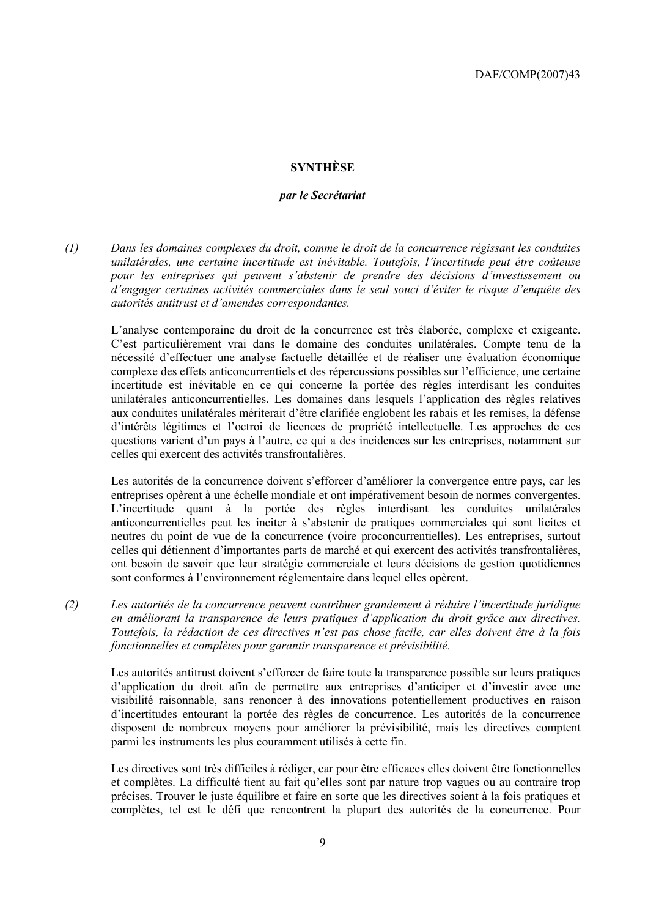## SYNTHÈSE

*par le Secrétariat*

(1) *Dans les domaines complexes du droit, comme le droit de la concurrence régissant les conduites unilatérales, une certaine incertitude est inévitable. Toutefois, l'incertitude peut être coûteuse pour les entreprises qui peuvent s'abstenir de prendre des décisions d'investissement ou d'engager certaines activités commerciales dans le seul souci d'éviter le risque d'enquête des autorités antitrust et d'amendes correspondantes.*

L'analyse contemporaine du droit de la concurrence est très élaborée, complexe et exigeante. C'est particulièrement vrai dans le domaine des conduites unilatérales. Compte tenu de la nécessité d'effectuer une analyse factuelle détaillée et de réaliser une évaluation économique complexe des effets anticoncurrentiels et des répercussions possibles sur l'efficience, une certaine incertitude est inévitable en ce qui concerne la portée des règles interdisant les conduites unilatérales anticoncurrentielles. Les domaines dans lesquels l'application des règles relatives aux conduites unilatérales mériterait d'être clarifiée englobent les rabais et les remises, la défense d'intérêts légitimes et l'octroi de licences de propriété intellectuelle. Les approches de ces questions varient d'un pays à l'autre, ce qui a des incidences sur les entreprises, notamment sur celles qui exercent des activités transfrontalières.

Les autorités de la concurrence doivent s'efforcer d'améliorer la convergence entre pays, car les entreprises opèrent à une échelle mondiale et ont impérativement besoin de normes convergentes. L'incertitude quant à la portée des règles interdisant les conduites unilatérales anticoncurrentielles peut les inciter à s'abstenir de pratiques commerciales qui sont licites et neutres du point de vue de la concurrence (voire proconcurrentielles). Les entreprises, surtout celles qui détiennent d'importantes parts de marché et qui exercent des activités transfrontalières, ont besoin de savoir que leur stratégie commerciale et leurs décisions de gestion quotidiennes sont conformes à l'environnement réglementaire dans lequel elles opèrent.

(2) *Les autorités de la concurrence peuvent contribuer grandement à réduire l'incertitude juridique en améliorant la transparence de leurs pratiques d'application du droit grâce aux directives. Toutefois, la rédaction de ces directives n'est pas chose facile, car elles doivent être à la fois fonctionnelles et complètes pour garantir transparence et prévisibilité.*

Les autorités antitrust doivent s'efforcer de faire toute la transparence possible sur leurs pratiques d'application du droit afin de permettre aux entreprises d'anticiper et d'investir avec une visibilité raisonnable, sans renoncer à des innovations potentiellement productives en raison d'incertitudes entourant la portée des règles de concurrence. Les autorités de la concurrence disposent de nombreux moyens pour améliorer la prévisibilité, mais les directives comptent parmi les instruments les plus couramment utilisés à cette fin.

Les directives sont très difficiles à rédiger, car pour être efficaces elles doivent être fonctionnelles et complètes. La difficulté tient au fait qu'elles sont par nature trop vagues ou au contraire trop précises. Trouver le juste équilibre et faire en sorte que les directives soient à la fois pratiques et complètes, tel est le défi que rencontrent la plupart des autorités de la concurrence. Pour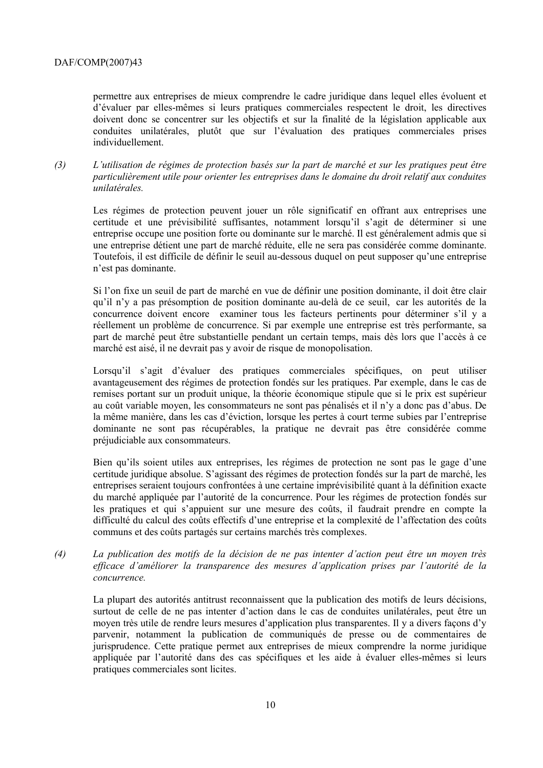permettre aux entreprises de mieux comprendre le cadre juridique dans lequel elles évoluent et d'évaluer par elles-mêmes si leurs pratiques commerciales respectent le droit, les directives doivent donc se concentrer sur les objectifs et sur la finalité de la législation applicable aux conduites unilatérales, plutôt que sur l'évaluation des pratiques commerciales prises individuellement.

*(3) L'utilisation de régimes de protection basés sur la part de marché et sur les pratiques peut être particulièrement utile pour orienter les entreprises dans le domaine du droit relatif aux conduites unilatérales.*

Les régimes de protection peuvent jouer un rôle significatif en offrant aux entreprises une certitude et une prévisibilité suffisantes, notamment lorsqu'il s'agit de déterminer si une entreprise occupe une position forte ou dominante sur le marché. Il est généralement admis que si une entreprise détient une part de marché réduite, elle ne sera pas considérée comme dominante. Toutefois, il est difficile de définir le seuil au-dessous duquel on peut supposer qu'une entreprise n'est pas dominante.

Si l'on fixe un seuil de part de marché en vue de définir une position dominante, il doit être clair qu'il n'y a pas présomption de position dominante au-delà de ce seuil, car les autorités de la concurrence doivent encore examiner tous les facteurs pertinents pour déterminer s'il y a réellement un problème de concurrence. Si par exemple une entreprise est très performante, sa part de marché peut être substantielle pendant un certain temps, mais dès lors que l'accès à ce marché est aisé, il ne devrait pas y avoir de risque de monopolisation.

Lorsqu'il s'agit d'évaluer des pratiques commerciales spécifiques, on peut utiliser avantageusement des régimes de protection fondés sur les pratiques. Par exemple, dans le cas de remises portant sur un produit unique, la théorie économique stipule que si le prix est supérieur au coût variable moyen, les consommateurs ne sont pas pénalisés et il n'y a donc pas d'abus. De la même manière, dans les cas d'éviction, lorsque les pertes à court terme subies par l'entreprise dominante ne sont pas récupérables, la pratique ne devrait pas être considérée comme préjudiciable aux consommateurs.

Bien qu'ils soient utiles aux entreprises, les régimes de protection ne sont pas le gage d'une certitude juridique absolue. S'agissant des régimes de protection fondés sur la part de marché, les entreprises seraient toujours confrontées à une certaine imprévisibilité quant à la définition exacte du marché appliquée par l'autorité de la concurrence. Pour les régimes de protection fondés sur les pratiques et qui s'appuient sur une mesure des coûts, il faudrait prendre en compte la difficulté du calcul des coûts effectifs d'une entreprise et la complexité de l'affectation des coûts communs et des coûts partagés sur certains marchés très complexes.

*(4) La publication des motifs de la décision de ne pas intenter d'action peut être un moyen très efficace d'améliorer la transparence des mesures d'application prises par l'autorité de la concurrence.*

La plupart des autorités antitrust reconnaissent que la publication des motifs de leurs décisions, surtout de celle de ne pas intenter d'action dans le cas de conduites unilatérales, peut être un moyen très utile de rendre leurs mesures d'application plus transparentes. Il y a divers façons d'y parvenir, notamment la publication de communiqués de presse ou de commentaires de jurisprudence. Cette pratique permet aux entreprises de mieux comprendre la norme juridique appliquée par l'autorité dans des cas spécifiques et les aide à évaluer elles-mêmes si leurs pratiques commerciales sont licites.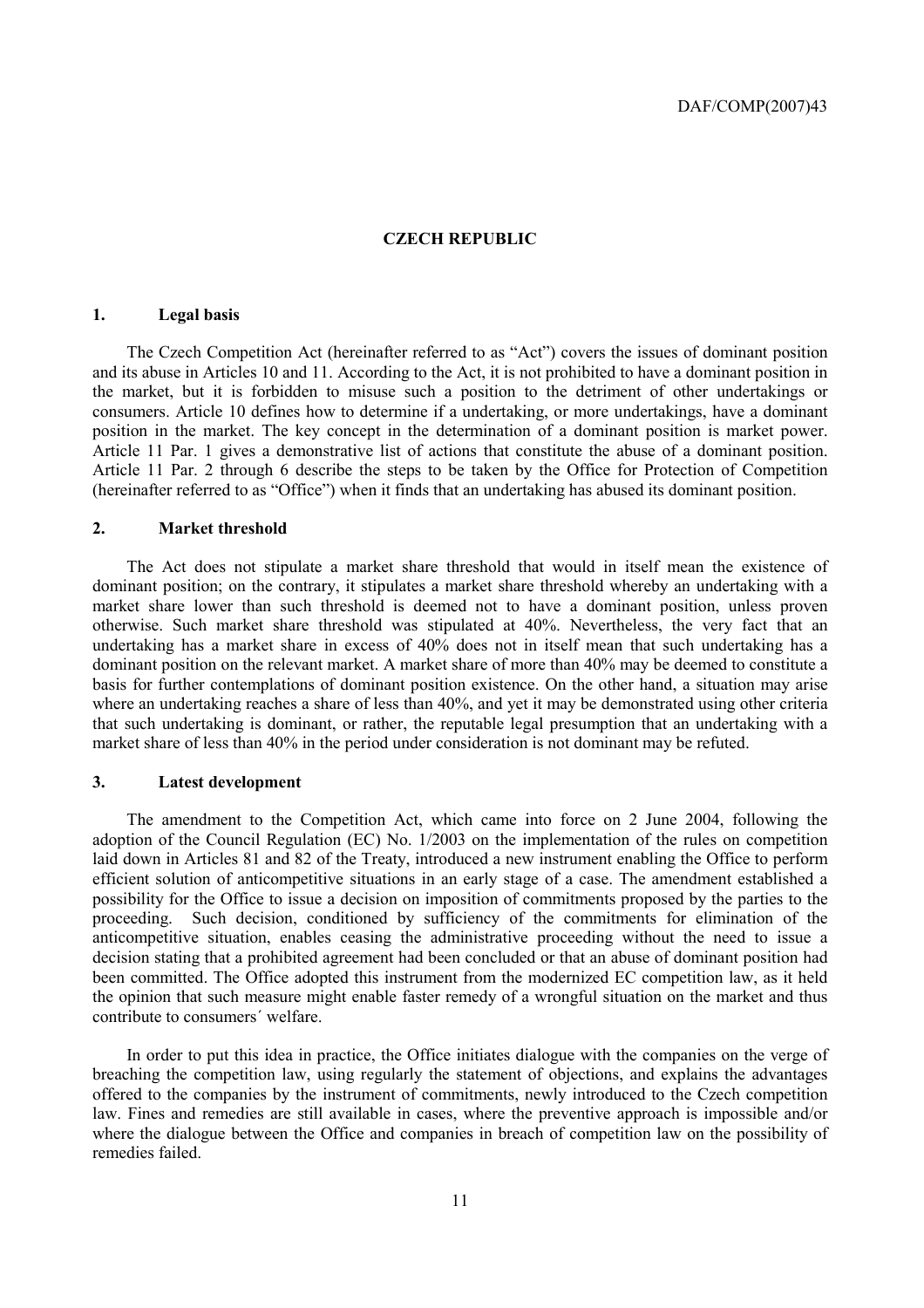## CZECH REPUBLIC

### 1. Legal basis

The Czech Competition Act (hereinafter referred to as "Act") covers the issues of dominant position and its abuse in Articles 10 and 11. According to the Act, it is not prohibited to have a dominant position in the market, but it is forbidden to misuse such a position to the detriment of other undertakings or consumers. Article 10 defines how to determine if a undertaking, or more undertakings, have a dominant position in the market. The key concept in the determination of a dominant position is market power. Article 11 Par. 1 gives a demonstrative list of actions that constitute the abuse of a dominant position. Article 11 Par. 2 through 6 describe the steps to be taken by the Office for Protection of Competition (hereinafter referred to as "Office") when it finds that an undertaking has abused its dominant position.

### 2. Market threshold

The Act does not stipulate a market share threshold that would in itself mean the existence of dominant position; on the contrary, it stipulates a market share threshold whereby an undertaking with a market share lower than such threshold is deemed not to have a dominant position, unless proven otherwise. Such market share threshold was stipulated at 40%. Nevertheless, the very fact that an undertaking has a market share in excess of 40% does not in itself mean that such undertaking has a dominant position on the relevant market. A market share of more than 40% may be deemed to constitute a basis for further contemplations of dominant position existence. On the other hand, a situation may arise where an undertaking reaches a share of less than 40%, and yet it may be demonstrated using other criteria that such undertaking is dominant, or rather, the reputable legal presumption that an undertaking with a market share of less than 40% in the period under consideration is not dominant may be refuted.

### 3. Latest development

The amendment to the Competition Act, which came into force on 2 June 2004, following the adoption of the Council Regulation (EC) No. 1/2003 on the implementation of the rules on competition laid down in Articles 81 and 82 of the Treaty, introduced a new instrument enabling the Office to perform efficient solution of anticompetitive situations in an early stage of a case. The amendment established a possibility for the Office to issue a decision on imposition of commitments proposed by the parties to the proceeding. Such decision, conditioned by sufficiency of the commitments for elimination of the anticompetitive situation, enables ceasing the administrative proceeding without the need to issue a decision stating that a prohibited agreement had been concluded or that an abuse of dominant position had been committed. The Office adopted this instrument from the modernized EC competition law, as it held the opinion that such measure might enable faster remedy of a wrongful situation on the market and thus contribute to consumers´ welfare.

In order to put this idea in practice, the Office initiates dialogue with the companies on the verge of breaching the competition law, using regularly the statement of objections, and explains the advantages offered to the companies by the instrument of commitments, newly introduced to the Czech competition law. Fines and remedies are still available in cases, where the preventive approach is impossible and/or where the dialogue between the Office and companies in breach of competition law on the possibility of remedies failed.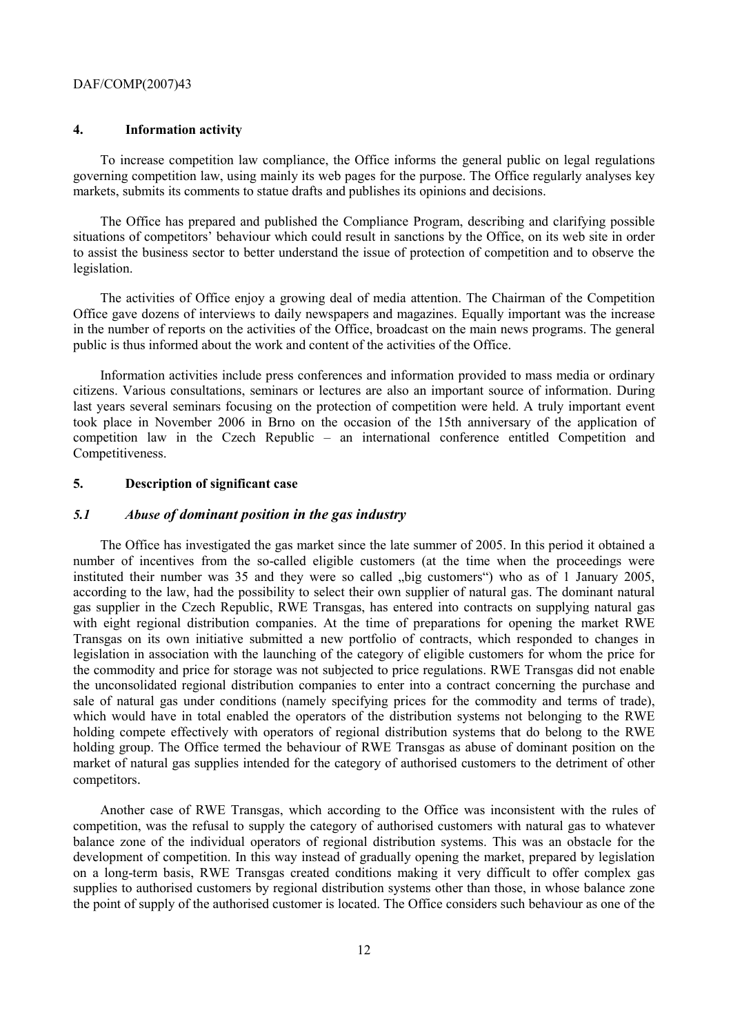## 4. Information activity

To increase competition law compliance, the Office informs the general public on legal regulations governing competition law, using mainly its web pages for the purpose. The Office regularly analyses key markets, submits its comments to statue drafts and publishes its opinions and decisions.

The Office has prepared and published the Compliance Program, describing and clarifying possible situations of competitors' behaviour which could result in sanctions by the Office, on its web site in order to assist the business sector to better understand the issue of protection of competition and to observe the legislation.

The activities of Office enjoy a growing deal of media attention. The Chairman of the Competition Office gave dozens of interviews to daily newspapers and magazines. Equally important was the increase in the number of reports on the activities of the Office, broadcast on the main news programs. The general public is thus informed about the work and content of the activities of the Office.

Information activities include press conferences and information provided to mass media or ordinary citizens. Various consultations, seminars or lectures are also an important source of information. During last years several seminars focusing on the protection of competition were held. A truly important event took place in November 2006 in Brno on the occasion of the 15th anniversary of the application of competition law in the Czech Republic – an international conference entitled Competition and Competitiveness.

## 5. Description of significant case

### *5.1 Abuse of dominant position in the gas industry*

The Office has investigated the gas market since the late summer of 2005. In this period it obtained a number of incentives from the so-called eligible customers (at the time when the proceedings were instituted their number was 35 and they were so called „big customers") who as of 1 January 2005, according to the law, had the possibility to select their own supplier of natural gas. The dominant natural gas supplier in the Czech Republic, RWE Transgas, has entered into contracts on supplying natural gas with eight regional distribution companies. At the time of preparations for opening the market RWE Transgas on its own initiative submitted a new portfolio of contracts, which responded to changes in legislation in association with the launching of the category of eligible customers for whom the price for the commodity and price for storage was not subjected to price regulations. RWE Transgas did not enable the unconsolidated regional distribution companies to enter into a contract concerning the purchase and sale of natural gas under conditions (namely specifying prices for the commodity and terms of trade), which would have in total enabled the operators of the distribution systems not belonging to the RWE holding compete effectively with operators of regional distribution systems that do belong to the RWE holding group. The Office termed the behaviour of RWE Transgas as abuse of dominant position on the market of natural gas supplies intended for the category of authorised customers to the detriment of other competitors.

Another case of RWE Transgas, which according to the Office was inconsistent with the rules of competition, was the refusal to supply the category of authorised customers with natural gas to whatever balance zone of the individual operators of regional distribution systems. This was an obstacle for the development of competition. In this way instead of gradually opening the market, prepared by legislation on a long-term basis, RWE Transgas created conditions making it very difficult to offer complex gas supplies to authorised customers by regional distribution systems other than those, in whose balance zone the point of supply of the authorised customer is located. The Office considers such behaviour as one of the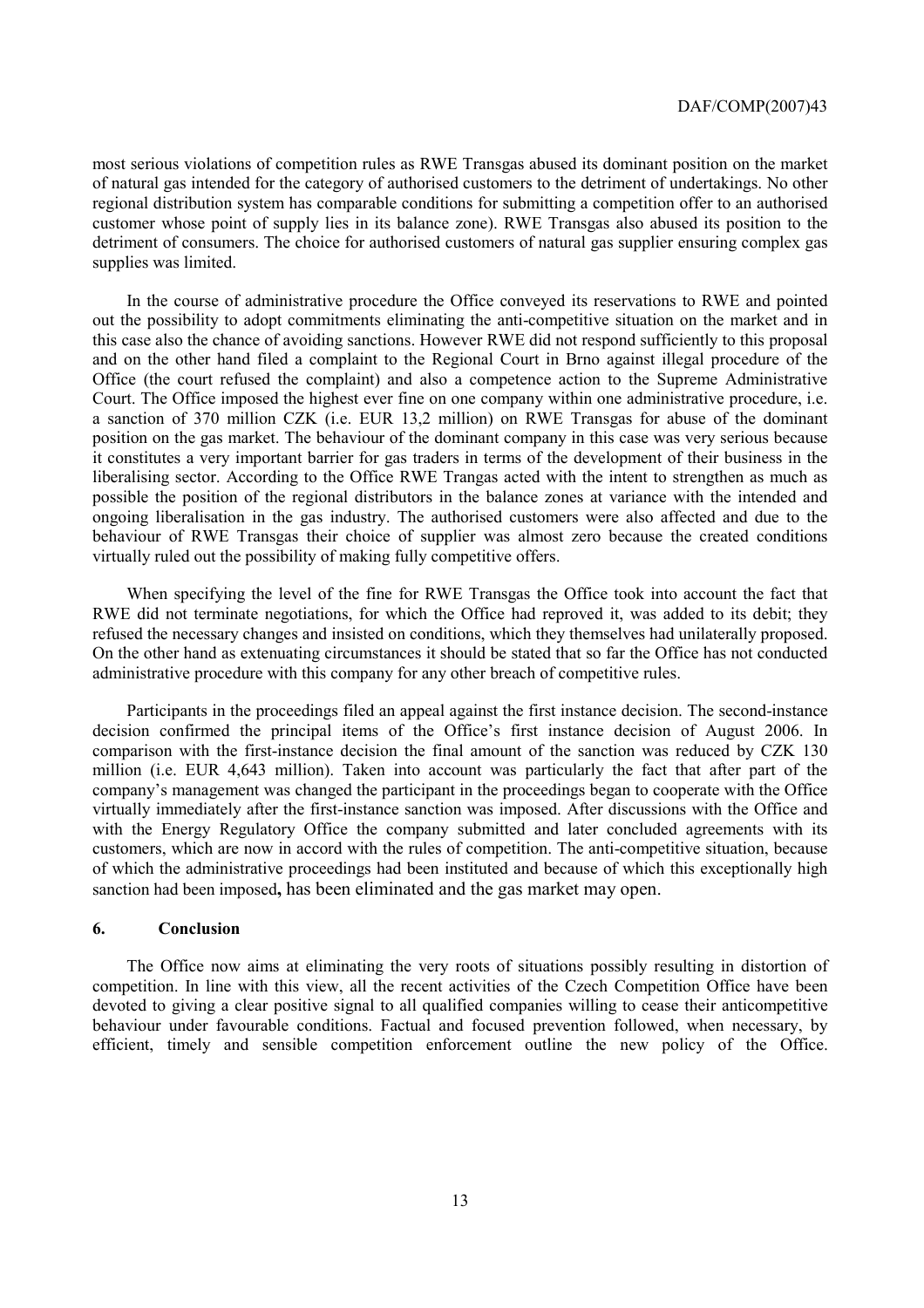most serious violations of competition rules as RWE Transgas abused its dominant position on the market of natural gas intended for the category of authorised customers to the detriment of undertakings. No other regional distribution system has comparable conditions for submitting a competition offer to an authorised customer whose point of supply lies in its balance zone). RWE Transgas also abused its position to the detriment of consumers. The choice for authorised customers of natural gas supplier ensuring complex gas supplies was limited.

In the course of administrative procedure the Office conveyed its reservations to RWE and pointed out the possibility to adopt commitments eliminating the anti-competitive situation on the market and in this case also the chance of avoiding sanctions. However RWE did not respond sufficiently to this proposal and on the other hand filed a complaint to the Regional Court in Brno against illegal procedure of the Office (the court refused the complaint) and also a competence action to the Supreme Administrative Court. The Office imposed the highest ever fine on one company within one administrative procedure, i.e. a sanction of 370 million CZK (i.e. EUR 13,2 million) on RWE Transgas for abuse of the dominant position on the gas market. The behaviour of the dominant company in this case was very serious because it constitutes a very important barrier for gas traders in terms of the development of their business in the liberalising sector. According to the Office RWE Trangas acted with the intent to strengthen as much as possible the position of the regional distributors in the balance zones at variance with the intended and ongoing liberalisation in the gas industry. The authorised customers were also affected and due to the behaviour of RWE Transgas their choice of supplier was almost zero because the created conditions virtually ruled out the possibility of making fully competitive offers.

When specifying the level of the fine for RWE Transgas the Office took into account the fact that RWE did not terminate negotiations, for which the Office had reproved it, was added to its debit; they refused the necessary changes and insisted on conditions, which they themselves had unilaterally proposed. On the other hand as extenuating circumstances it should be stated that so far the Office has not conducted administrative procedure with this company for any other breach of competitive rules.

Participants in the proceedings filed an appeal against the first instance decision. The second-instance decision confirmed the principal items of the Office's first instance decision of August 2006. In comparison with the first-instance decision the final amount of the sanction was reduced by CZK 130 million (i.e. EUR 4,643 million). Taken into account was particularly the fact that after part of the company's management was changed the participant in the proceedings began to cooperate with the Office virtually immediately after the first-instance sanction was imposed. After discussions with the Office and with the Energy Regulatory Office the company submitted and later concluded agreements with its customers, which are now in accord with the rules of competition. The anti-competitive situation, because of which the administrative proceedings had been instituted and because of which this exceptionally high sanction had been imposed**,** has been eliminated and the gas market may open.

## 6. Conclusion

The Office now aims at eliminating the very roots of situations possibly resulting in distortion of competition. In line with this view, all the recent activities of the Czech Competition Office have been devoted to giving a clear positive signal to all qualified companies willing to cease their anticompetitive behaviour under favourable conditions. Factual and focused prevention followed, when necessary, by efficient, timely and sensible competition enforcement outline the new policy of the Office.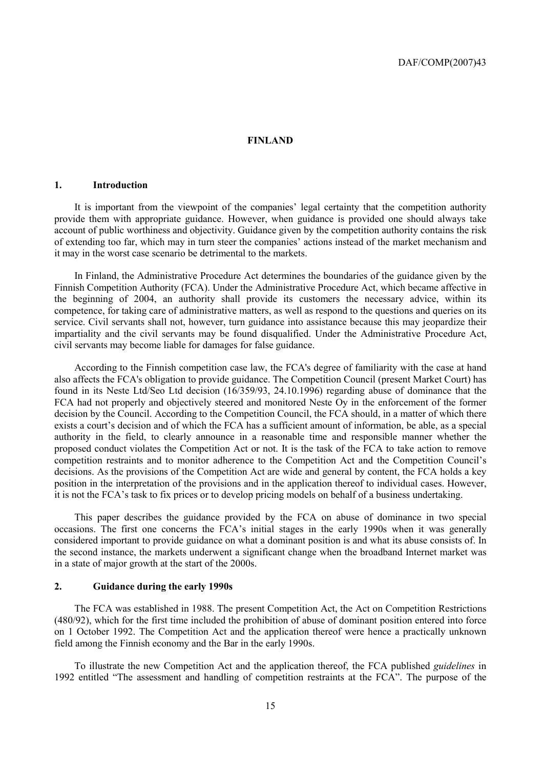# FINLAND

## 1. Introduction

It is important from the viewpoint of the companies' legal certainty that the competition authority provide them with appropriate guidance. However, when guidance is provided one should always take account of public worthiness and objectivity. Guidance given by the competition authority contains the risk of extending too far, which may in turn steer the companies' actions instead of the market mechanism and it may in the worst case scenario be detrimental to the markets.

In Finland, the Administrative Procedure Act determines the boundaries of the guidance given by the Finnish Competition Authority (FCA). Under the Administrative Procedure Act, which became affective in the beginning of 2004, an authority shall provide its customers the necessary advice, within its competence, for taking care of administrative matters, as well as respond to the questions and queries on its service. Civil servants shall not, however, turn guidance into assistance because this may jeopardize their impartiality and the civil servants may be found disqualified. Under the Administrative Procedure Act, civil servants may become liable for damages for false guidance.

According to the Finnish competition case law, the FCA's degree of familiarity with the case at hand also affects the FCA's obligation to provide guidance. The Competition Council (present Market Court) has found in its Neste Ltd/Seo Ltd decision (16/359/93, 24.10.1996) regarding abuse of dominance that the FCA had not properly and objectively steered and monitored Neste Oy in the enforcement of the former decision by the Council. According to the Competition Council, the FCA should, in a matter of which there exists a court's decision and of which the FCA has a sufficient amount of information, be able, as a special authority in the field, to clearly announce in a reasonable time and responsible manner whether the proposed conduct violates the Competition Act or not. It is the task of the FCA to take action to remove competition restraints and to monitor adherence to the Competition Act and the Competition Council's decisions. As the provisions of the Competition Act are wide and general by content, the FCA holds a key position in the interpretation of the provisions and in the application thereof to individual cases. However, it is not the FCA's task to fix prices or to develop pricing models on behalf of a business undertaking.

This paper describes the guidance provided by the FCA on abuse of dominance in two special occasions. The first one concerns the FCA's initial stages in the early 1990s when it was generally considered important to provide guidance on what a dominant position is and what its abuse consists of. In the second instance, the markets underwent a significant change when the broadband Internet market was in a state of major growth at the start of the 2000s.

## 2. Guidance during the early 1990s

The FCA was established in 1988. The present Competition Act, the Act on Competition Restrictions (480/92), which for the first time included the prohibition of abuse of dominant position entered into force on 1 October 1992. The Competition Act and the application thereof were hence a practically unknown field among the Finnish economy and the Bar in the early 1990s.

To illustrate the new Competition Act and the application thereof, the FCA published *guidelines* in 1992 entitled "The assessment and handling of competition restraints at the FCA". The purpose of the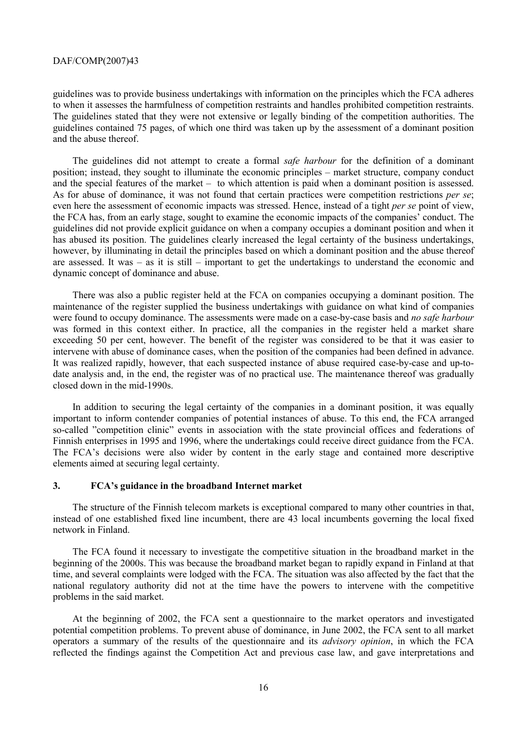guidelines was to provide business undertakings with information on the principles which the FCA adheres to when it assesses the harmfulness of competition restraints and handles prohibited competition restraints. The guidelines stated that they were not extensive or legally binding of the competition authorities. The guidelines contained 75 pages, of which one third was taken up by the assessment of a dominant position and the abuse thereof.

The guidelines did not attempt to create a formal *safe harbour* for the definition of a dominant position; instead, they sought to illuminate the economic principles – market structure, company conduct and the special features of the market – to which attention is paid when a dominant position is assessed. As for abuse of dominance, it was not found that certain practices were competition restrictions *per se*; even here the assessment of economic impacts was stressed. Hence, instead of a tight *per se* point of view, the FCA has, from an early stage, sought to examine the economic impacts of the companies' conduct. The guidelines did not provide explicit guidance on when a company occupies a dominant position and when it has abused its position. The guidelines clearly increased the legal certainty of the business undertakings, however, by illuminating in detail the principles based on which a dominant position and the abuse thereof are assessed. It was – as it is still – important to get the undertakings to understand the economic and dynamic concept of dominance and abuse.

There was also a public register held at the FCA on companies occupying a dominant position. The maintenance of the register supplied the business undertakings with guidance on what kind of companies were found to occupy dominance. The assessments were made on a case-by-case basis and *no safe harbour* was formed in this context either. In practice, all the companies in the register held a market share exceeding 50 per cent, however. The benefit of the register was considered to be that it was easier to intervene with abuse of dominance cases, when the position of the companies had been defined in advance. It was realized rapidly, however, that each suspected instance of abuse required case-by-case and up-to-date analysis and, in the end, the register was of no practical use. The maintenance thereof was gradually closed down in the mid-1990s.

In addition to securing the legal certainty of the companies in a dominant position, it was equally important to inform contender companies of potential instances of abuse. To this end, the FCA arranged so-called "competition clinic" events in association with the state provincial offices and federations of Finnish enterprises in 1995 and 1996, where the undertakings could receive direct guidance from the FCA. The FCA's decisions were also wider by content in the early stage and contained more descriptive elements aimed at securing legal certainty.

## 3. FCA's guidance in the broadband Internet market

The structure of the Finnish telecom markets is exceptional compared to many other countries in that, instead of one established fixed line incumbent, there are 43 local incumbents governing the local fixed network in Finland.

The FCA found it necessary to investigate the competitive situation in the broadband market in the beginning of the 2000s. This was because the broadband market began to rapidly expand in Finland at that time, and several complaints were lodged with the FCA. The situation was also affected by the fact that the national regulatory authority did not at the time have the powers to intervene with the competitive problems in the said market.

At the beginning of 2002, the FCA sent a questionnaire to the market operators and investigated potential competition problems. To prevent abuse of dominance, in June 2002, the FCA sent to all market operators a summary of the results of the questionnaire and its *advisory opinion*, in which the FCA reflected the findings against the Competition Act and previous case law, and gave interpretations and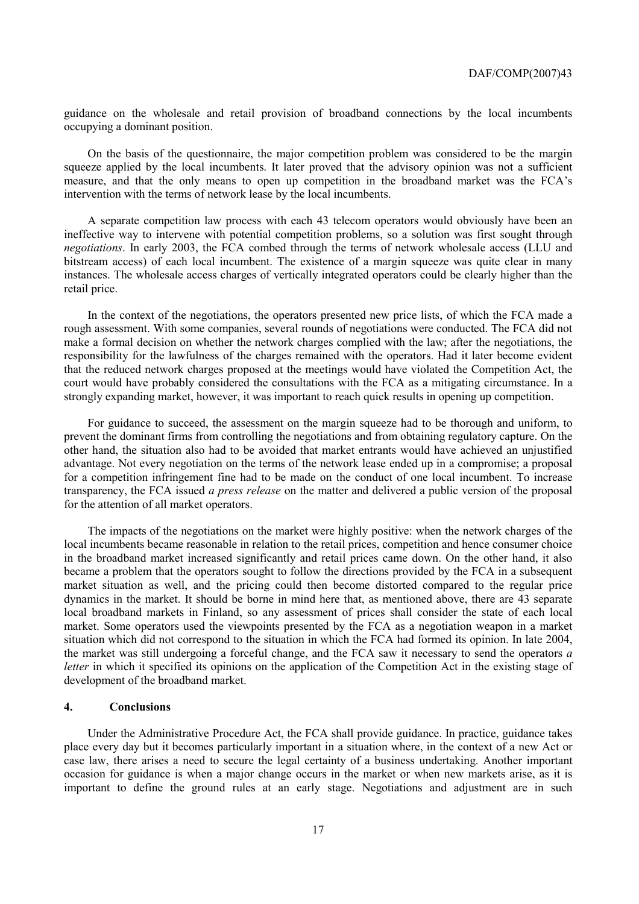guidance on the wholesale and retail provision of broadband connections by the local incumbents occupying a dominant position.

On the basis of the questionnaire, the major competition problem was considered to be the margin squeeze applied by the local incumbents. It later proved that the advisory opinion was not a sufficient measure, and that the only means to open up competition in the broadband market was the FCA's intervention with the terms of network lease by the local incumbents.

A separate competition law process with each 43 telecom operators would obviously have been an ineffective way to intervene with potential competition problems, so a solution was first sought through *negotiations*. In early 2003, the FCA combed through the terms of network wholesale access (LLU and bitstream access) of each local incumbent. The existence of a margin squeeze was quite clear in many instances. The wholesale access charges of vertically integrated operators could be clearly higher than the retail price.

In the context of the negotiations, the operators presented new price lists, of which the FCA made a rough assessment. With some companies, several rounds of negotiations were conducted. The FCA did not make a formal decision on whether the network charges complied with the law; after the negotiations, the responsibility for the lawfulness of the charges remained with the operators. Had it later become evident that the reduced network charges proposed at the meetings would have violated the Competition Act, the court would have probably considered the consultations with the FCA as a mitigating circumstance. In a strongly expanding market, however, it was important to reach quick results in opening up competition.

For guidance to succeed, the assessment on the margin squeeze had to be thorough and uniform, to prevent the dominant firms from controlling the negotiations and from obtaining regulatory capture. On the other hand, the situation also had to be avoided that market entrants would have achieved an unjustified advantage. Not every negotiation on the terms of the network lease ended up in a compromise; a proposal for a competition infringement fine had to be made on the conduct of one local incumbent. To increase transparency, the FCA issued *a press release* on the matter and delivered a public version of the proposal for the attention of all market operators.

The impacts of the negotiations on the market were highly positive: when the network charges of the local incumbents became reasonable in relation to the retail prices, competition and hence consumer choice in the broadband market increased significantly and retail prices came down. On the other hand, it also became a problem that the operators sought to follow the directions provided by the FCA in a subsequent market situation as well, and the pricing could then become distorted compared to the regular price dynamics in the market. It should be borne in mind here that, as mentioned above, there are 43 separate local broadband markets in Finland, so any assessment of prices shall consider the state of each local market. Some operators used the viewpoints presented by the FCA as a negotiation weapon in a market situation which did not correspond to the situation in which the FCA had formed its opinion. In late 2004, the market was still undergoing a forceful change, and the FCA saw it necessary to send the operators *a letter* in which it specified its opinions on the application of the Competition Act in the existing stage of development of the broadband market.

## 4. Conclusions

Under the Administrative Procedure Act, the FCA shall provide guidance. In practice, guidance takes place every day but it becomes particularly important in a situation where, in the context of a new Act or case law, there arises a need to secure the legal certainty of a business undertaking. Another important occasion for guidance is when a major change occurs in the market or when new markets arise, as it is important to define the ground rules at an early stage. Negotiations and adjustment are in such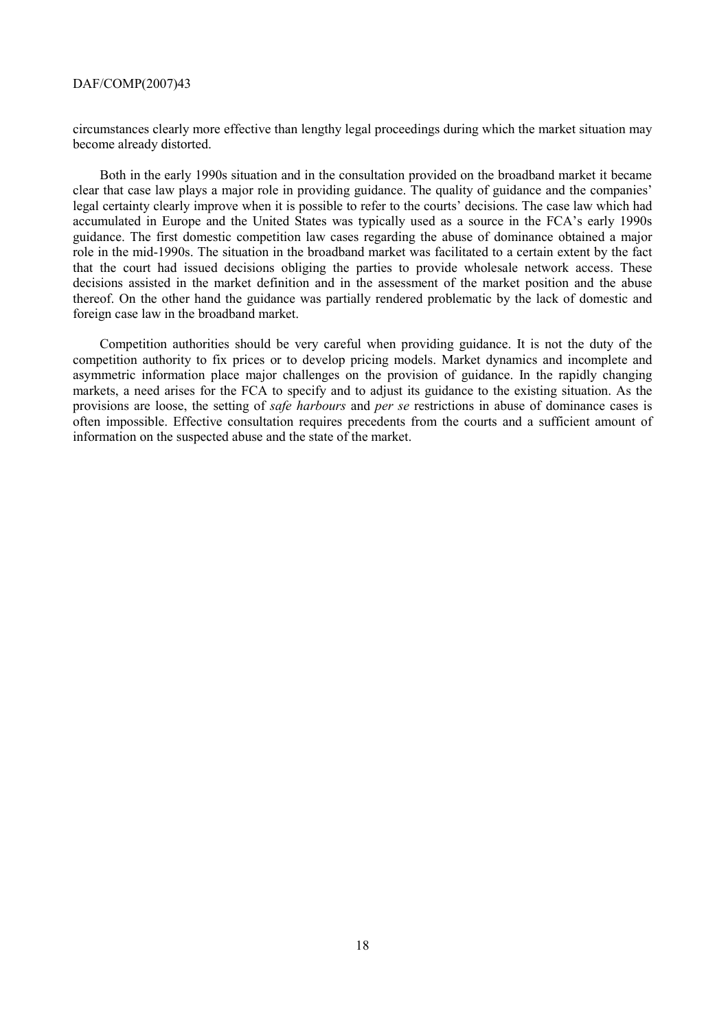circumstances clearly more effective than lengthy legal proceedings during which the market situation may become already distorted.

Both in the early 1990s situation and in the consultation provided on the broadband market it became clear that case law plays a major role in providing guidance. The quality of guidance and the companies' legal certainty clearly improve when it is possible to refer to the courts' decisions. The case law which had accumulated in Europe and the United States was typically used as a source in the FCA's early 1990s guidance. The first domestic competition law cases regarding the abuse of dominance obtained a major role in the mid-1990s. The situation in the broadband market was facilitated to a certain extent by the fact that the court had issued decisions obliging the parties to provide wholesale network access. These decisions assisted in the market definition and in the assessment of the market position and the abuse thereof. On the other hand the guidance was partially rendered problematic by the lack of domestic and foreign case law in the broadband market.

Competition authorities should be very careful when providing guidance. It is not the duty of the competition authority to fix prices or to develop pricing models. Market dynamics and incomplete and asymmetric information place major challenges on the provision of guidance. In the rapidly changing markets, a need arises for the FCA to specify and to adjust its guidance to the existing situation. As the provisions are loose, the setting of *safe harbours* and *per se* restrictions in abuse of dominance cases is often impossible. Effective consultation requires precedents from the courts and a sufficient amount of information on the suspected abuse and the state of the market.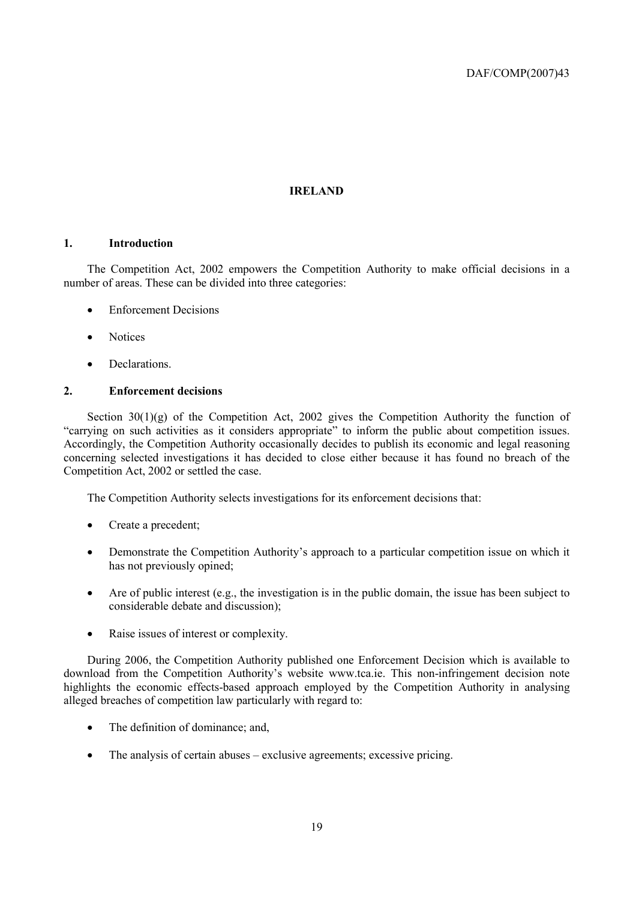# IRELAND

## 1. Introduction

The Competition Act, 2002 empowers the Competition Authority to make official decisions in a number of areas. These can be divided into three categories:

- Enforcement Decisions
- Notices
- Declarations.

## 2. Enforcement decisions

Section 30(1)(g) of the Competition Act, 2002 gives the Competition Authority the function of "carrying on such activities as it considers appropriate" to inform the public about competition issues. Accordingly, the Competition Authority occasionally decides to publish its economic and legal reasoning concerning selected investigations it has decided to close either because it has found no breach of the Competition Act, 2002 or settled the case.

The Competition Authority selects investigations for its enforcement decisions that:

- Create a precedent;
- Demonstrate the Competition Authority's approach to a particular competition issue on which it has not previously opined;
- Are of public interest (e.g., the investigation is in the public domain, the issue has been subject to considerable debate and discussion);
- Raise issues of interest or complexity.

During 2006, the Competition Authority published one Enforcement Decision which is available to download from the Competition Authority's website www.tca.ie. This non-infringement decision note highlights the economic effects-based approach employed by the Competition Authority in analysing alleged breaches of competition law particularly with regard to:

- The definition of dominance; and,
- The analysis of certain abuses – exclusive agreements; excessive pricing.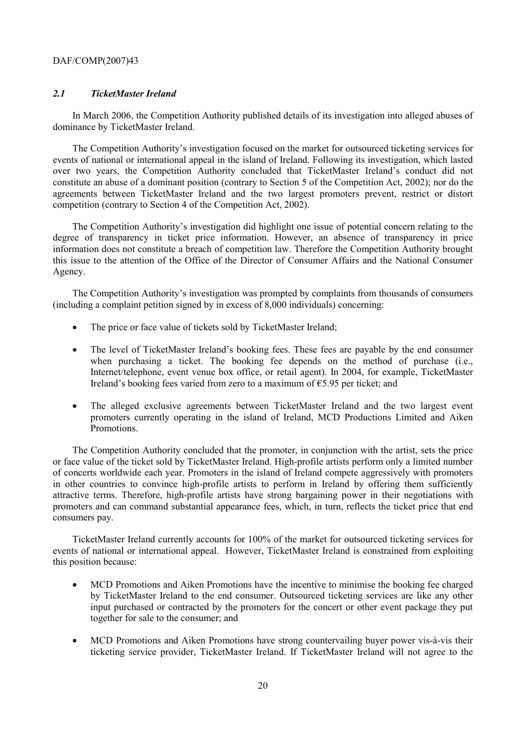### *2.1 TicketMaster Ireland*

In March 2006, the Competition Authority published details of its investigation into alleged abuses of dominance by TicketMaster Ireland.

The Competition Authority's investigation focused on the market for outsourced ticketing services for events of national or international appeal in the island of Ireland. Following its investigation, which lasted over two years, the Competition Authority concluded that TicketMaster Ireland's conduct did not constitute an abuse of a dominant position (contrary to Section 5 of the Competition Act, 2002); nor do the agreements between TicketMaster Ireland and the two largest promoters prevent, restrict or distort competition (contrary to Section 4 of the Competition Act, 2002).

The Competition Authority's investigation did highlight one issue of potential concern relating to the degree of transparency in ticket price information. However, an absence of transparency in price information does not constitute a breach of competition law. Therefore the Competition Authority brought this issue to the attention of the Office of the Director of Consumer Affairs and the National Consumer Agency.

The Competition Authority's investigation was prompted by complaints from thousands of consumers (including a complaint petition signed by in excess of 8,000 individuals) concerning:

- The price or face value of tickets sold by TicketMaster Ireland;
- The level of TicketMaster Ireland's booking fees. These fees are payable by the end consumer when purchasing a ticket. The booking fee depends on the method of purchase (i.e., Internet/telephone, event venue box office, or retail agent). In 2004, for example, TicketMaster Ireland's booking fees varied from zero to a maximum of €5.95 per ticket; and
- The alleged exclusive agreements between TicketMaster Ireland and the two largest event promoters currently operating in the island of Ireland, MCD Productions Limited and Aiken Promotions.

The Competition Authority concluded that the promoter, in conjunction with the artist, sets the price or face value of the ticket sold by TicketMaster Ireland. High-profile artists perform only a limited number of concerts worldwide each year. Promoters in the island of Ireland compete aggressively with promoters in other countries to convince high-profile artists to perform in Ireland by offering them sufficiently attractive terms. Therefore, high-profile artists have strong bargaining power in their negotiations with promoters and can command substantial appearance fees, which, in turn, reflects the ticket price that end consumers pay.

TicketMaster Ireland currently accounts for 100% of the market for outsourced ticketing services for events of national or international appeal. However, TicketMaster Ireland is constrained from exploiting this position because:

- MCD Promotions and Aiken Promotions have the incentive to minimise the booking fee charged by TicketMaster Ireland to the end consumer. Outsourced ticketing services are like any other input purchased or contracted by the promoters for the concert or other event package they put together for sale to the consumer; and
- MCD Promotions and Aiken Promotions have strong countervailing buyer power vis-à-vis their ticketing service provider, TicketMaster Ireland. If TicketMaster Ireland will not agree to the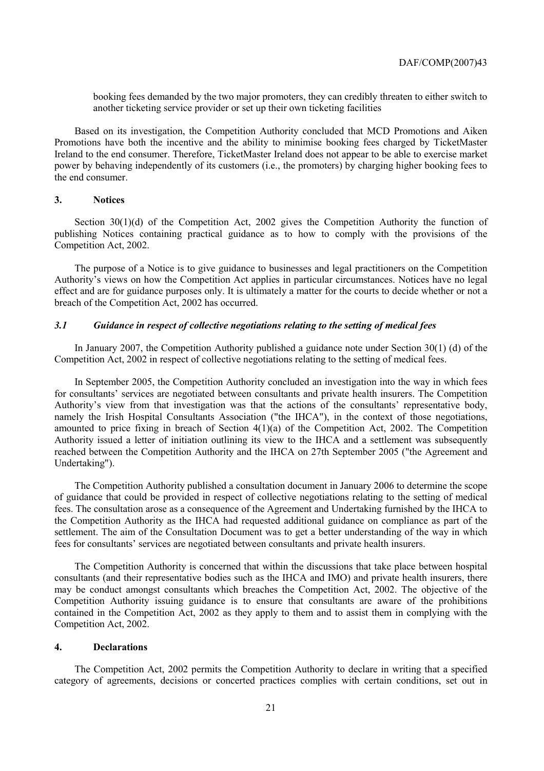booking fees demanded by the two major promoters, they can credibly threaten to either switch to another ticketing service provider or set up their own ticketing facilities

Based on its investigation, the Competition Authority concluded that MCD Promotions and Aiken Promotions have both the incentive and the ability to minimise booking fees charged by TicketMaster Ireland to the end consumer. Therefore, TicketMaster Ireland does not appear to be able to exercise market power by behaving independently of its customers (i.e., the promoters) by charging higher booking fees to the end consumer.

## 3. Notices

Section 30(1)(d) of the Competition Act, 2002 gives the Competition Authority the function of publishing Notices containing practical guidance as to how to comply with the provisions of the Competition Act, 2002.

The purpose of a Notice is to give guidance to businesses and legal practitioners on the Competition Authority's views on how the Competition Act applies in particular circumstances. Notices have no legal effect and are for guidance purposes only. It is ultimately a matter for the courts to decide whether or not a breach of the Competition Act, 2002 has occurred.

### *3.1 Guidance in respect of collective negotiations relating to the setting of medical fees*

In January 2007, the Competition Authority published a guidance note under Section 30(1) (d) of the Competition Act, 2002 in respect of collective negotiations relating to the setting of medical fees.

In September 2005, the Competition Authority concluded an investigation into the way in which fees for consultants' services are negotiated between consultants and private health insurers. The Competition Authority's view from that investigation was that the actions of the consultants' representative body, namely the Irish Hospital Consultants Association ("the IHCA"), in the context of those negotiations, amounted to price fixing in breach of Section 4(1)(a) of the Competition Act, 2002. The Competition Authority issued a letter of initiation outlining its view to the IHCA and a settlement was subsequently reached between the Competition Authority and the IHCA on 27th September 2005 ("the Agreement and Undertaking").

The Competition Authority published a consultation document in January 2006 to determine the scope of guidance that could be provided in respect of collective negotiations relating to the setting of medical fees. The consultation arose as a consequence of the Agreement and Undertaking furnished by the IHCA to the Competition Authority as the IHCA had requested additional guidance on compliance as part of the settlement. The aim of the Consultation Document was to get a better understanding of the way in which fees for consultants' services are negotiated between consultants and private health insurers.

The Competition Authority is concerned that within the discussions that take place between hospital consultants (and their representative bodies such as the IHCA and IMO) and private health insurers, there may be conduct amongst consultants which breaches the Competition Act, 2002. The objective of the Competition Authority issuing guidance is to ensure that consultants are aware of the prohibitions contained in the Competition Act, 2002 as they apply to them and to assist them in complying with the Competition Act, 2002.

## 4. Declarations

The Competition Act, 2002 permits the Competition Authority to declare in writing that a specified category of agreements, decisions or concerted practices complies with certain conditions, set out in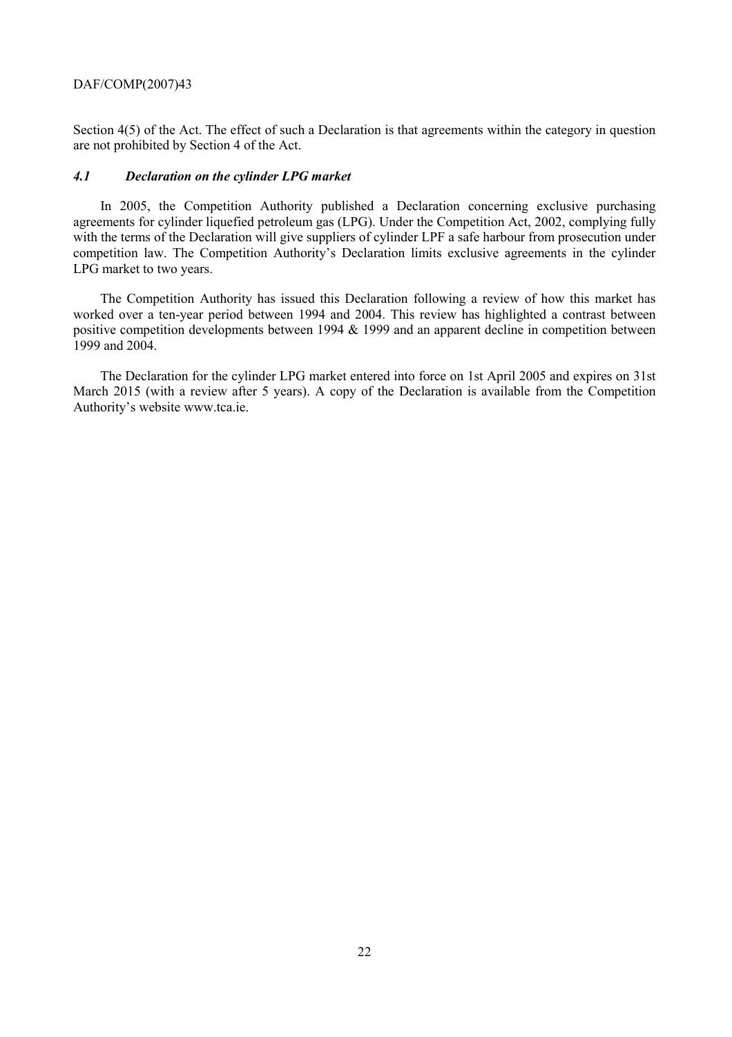Section 4(5) of the Act. The effect of such a Declaration is that agreements within the category in question are not prohibited by Section 4 of the Act.

### *4.1 Declaration on the cylinder LPG market*

In 2005, the Competition Authority published a Declaration concerning exclusive purchasing agreements for cylinder liquefied petroleum gas (LPG). Under the Competition Act, 2002, complying fully with the terms of the Declaration will give suppliers of cylinder LPF a safe harbour from prosecution under competition law. The Competition Authority's Declaration limits exclusive agreements in the cylinder LPG market to two years.

The Competition Authority has issued this Declaration following a review of how this market has worked over a ten-year period between 1994 and 2004. This review has highlighted a contrast between positive competition developments between 1994 & 1999 and an apparent decline in competition between 1999 and 2004.

The Declaration for the cylinder LPG market entered into force on 1st April 2005 and expires on 31st March 2015 (with a review after 5 years). A copy of the Declaration is available from the Competition Authority's website www.tca.ie.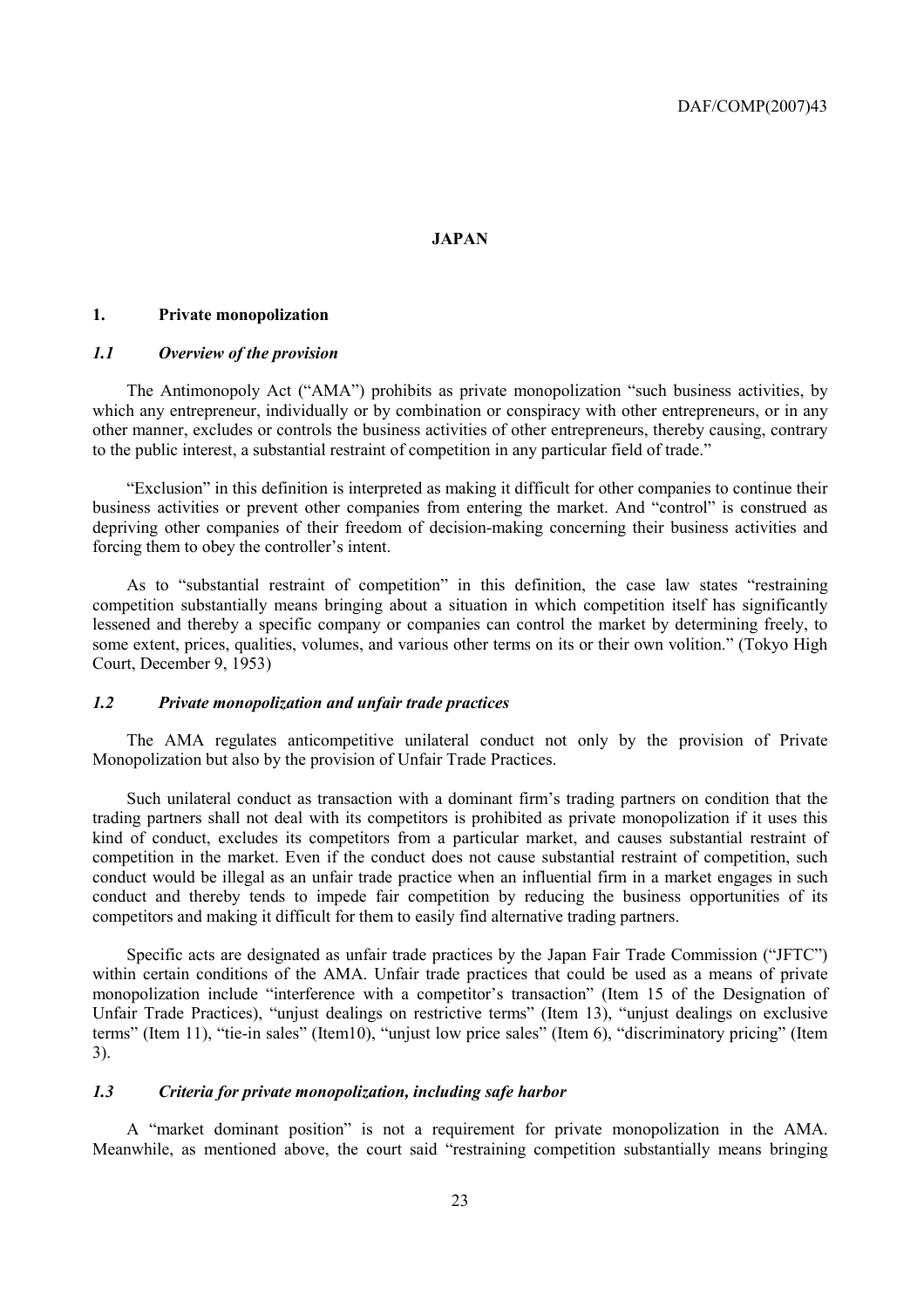# JAPAN

## 1. Private monopolization

### *1.1 Overview of the provision*

The Antimonopoly Act ("AMA") prohibits as private monopolization "such business activities, by which any entrepreneur, individually or by combination or conspiracy with other entrepreneurs, or in any other manner, excludes or controls the business activities of other entrepreneurs, thereby causing, contrary to the public interest, a substantial restraint of competition in any particular field of trade."

"Exclusion" in this definition is interpreted as making it difficult for other companies to continue their business activities or prevent other companies from entering the market. And "control" is construed as depriving other companies of their freedom of decision-making concerning their business activities and forcing them to obey the controller's intent.

As to "substantial restraint of competition" in this definition, the case law states "restraining competition substantially means bringing about a situation in which competition itself has significantly lessened and thereby a specific company or companies can control the market by determining freely, to some extent, prices, qualities, volumes, and various other terms on its or their own volition." (Tokyo High Court, December 9, 1953)

### *1.2 Private monopolization and unfair trade practices*

The AMA regulates anticompetitive unilateral conduct not only by the provision of Private Monopolization but also by the provision of Unfair Trade Practices.

Such unilateral conduct as transaction with a dominant firm's trading partners on condition that the trading partners shall not deal with its competitors is prohibited as private monopolization if it uses this kind of conduct, excludes its competitors from a particular market, and causes substantial restraint of competition in the market. Even if the conduct does not cause substantial restraint of competition, such conduct would be illegal as an unfair trade practice when an influential firm in a market engages in such conduct and thereby tends to impede fair competition by reducing the business opportunities of its competitors and making it difficult for them to easily find alternative trading partners.

Specific acts are designated as unfair trade practices by the Japan Fair Trade Commission ("JFTC") within certain conditions of the AMA. Unfair trade practices that could be used as a means of private monopolization include "interference with a competitor's transaction" (Item 15 of the Designation of Unfair Trade Practices), "unjust dealings on restrictive terms" (Item 13), "unjust dealings on exclusive terms" (Item 11), "tie-in sales" (Item10), "unjust low price sales" (Item 6), "discriminatory pricing" (Item 3).

### *1.3 Criteria for private monopolization, including safe harbor*

A "market dominant position" is not a requirement for private monopolization in the AMA. Meanwhile, as mentioned above, the court said "restraining competition substantially means bringing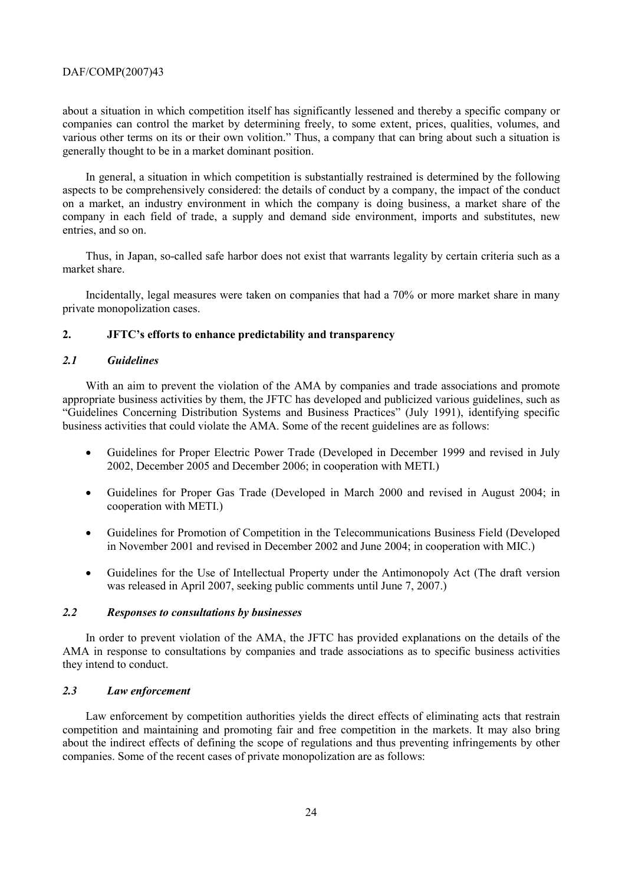about a situation in which competition itself has significantly lessened and thereby a specific company or companies can control the market by determining freely, to some extent, prices, qualities, volumes, and various other terms on its or their own volition." Thus, a company that can bring about such a situation is generally thought to be in a market dominant position.

In general, a situation in which competition is substantially restrained is determined by the following aspects to be comprehensively considered: the details of conduct by a company, the impact of the conduct on a market, an industry environment in which the company is doing business, a market share of the company in each field of trade, a supply and demand side environment, imports and substitutes, new entries, and so on.

Thus, in Japan, so-called safe harbor does not exist that warrants legality by certain criteria such as a market share.

Incidentally, legal measures were taken on companies that had a 70% or more market share in many private monopolization cases.

## 2. JFTC's efforts to enhance predictability and transparency

### *2.1 Guidelines*

With an aim to prevent the violation of the AMA by companies and trade associations and promote appropriate business activities by them, the JFTC has developed and publicized various guidelines, such as "Guidelines Concerning Distribution Systems and Business Practices" (July 1991), identifying specific business activities that could violate the AMA. Some of the recent guidelines are as follows:

- Guidelines for Proper Electric Power Trade (Developed in December 1999 and revised in July 2002, December 2005 and December 2006; in cooperation with METI.)
- Guidelines for Proper Gas Trade (Developed in March 2000 and revised in August 2004; in cooperation with METI.)
- Guidelines for Promotion of Competition in the Telecommunications Business Field (Developed in November 2001 and revised in December 2002 and June 2004; in cooperation with MIC.)
- Guidelines for the Use of Intellectual Property under the Antimonopoly Act (The draft version was released in April 2007, seeking public comments until June 7, 2007.)

### *2.2 Responses to consultations by businesses*

In order to prevent violation of the AMA, the JFTC has provided explanations on the details of the AMA in response to consultations by companies and trade associations as to specific business activities they intend to conduct.

### *2.3 Law enforcement*

Law enforcement by competition authorities yields the direct effects of eliminating acts that restrain competition and maintaining and promoting fair and free competition in the markets. It may also bring about the indirect effects of defining the scope of regulations and thus preventing infringements by other companies. Some of the recent cases of private monopolization are as follows: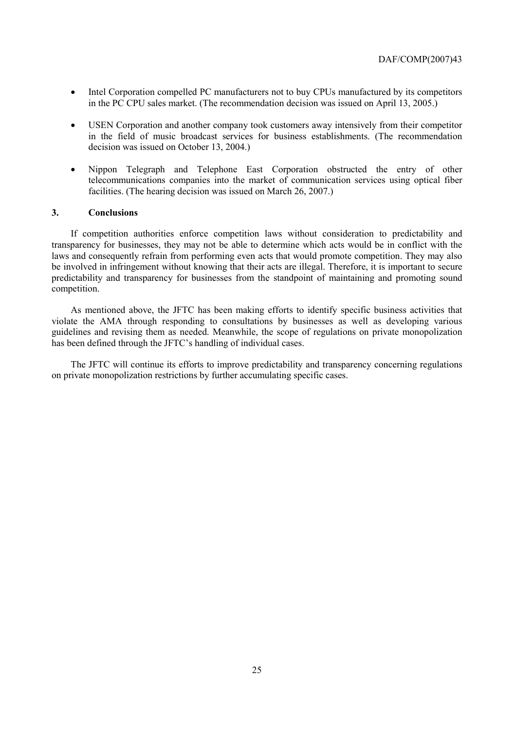- Intel Corporation compelled PC manufacturers not to buy CPUs manufactured by its competitors in the PC CPU sales market. (The recommendation decision was issued on April 13, 2005.)

- USEN Corporation and another company took customers away intensively from their competitor in the field of music broadcast services for business establishments. (The recommendation decision was issued on October 13, 2004.)

- Nippon Telegraph and Telephone East Corporation obstructed the entry of other telecommunications companies into the market of communication services using optical fiber facilities. (The hearing decision was issued on March 26, 2007.)

## 3. Conclusions

If competition authorities enforce competition laws without consideration to predictability and transparency for businesses, they may not be able to determine which acts would be in conflict with the laws and consequently refrain from performing even acts that would promote competition. They may also be involved in infringement without knowing that their acts are illegal. Therefore, it is important to secure predictability and transparency for businesses from the standpoint of maintaining and promoting sound competition.

As mentioned above, the JFTC has been making efforts to identify specific business activities that violate the AMA through responding to consultations by businesses as well as developing various guidelines and revising them as needed. Meanwhile, the scope of regulations on private monopolization has been defined through the JFTC's handling of individual cases.

The JFTC will continue its efforts to improve predictability and transparency concerning regulations on private monopolization restrictions by further accumulating specific cases.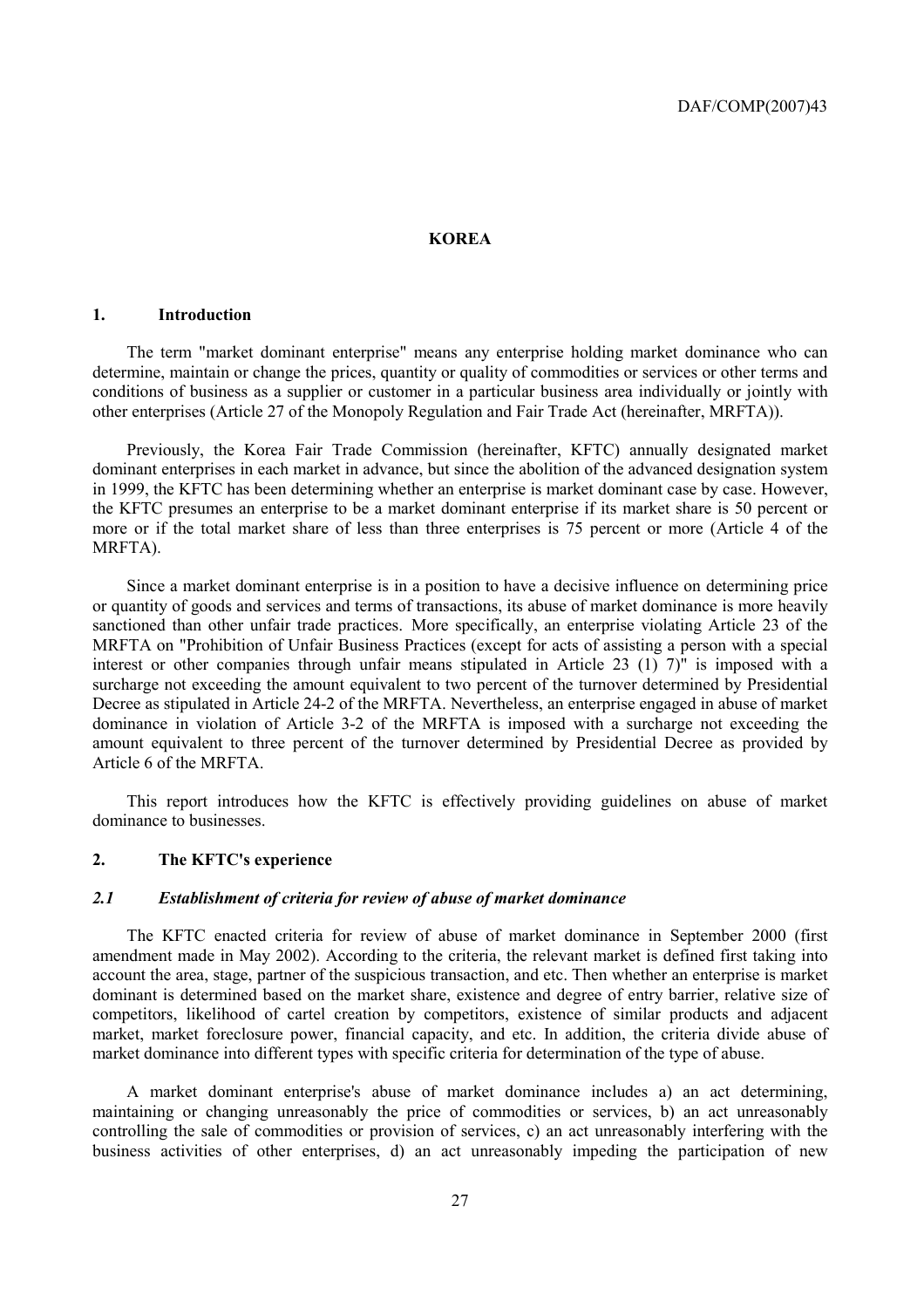# KOREA

## 1. Introduction

The term "market dominant enterprise" means any enterprise holding market dominance who can determine, maintain or change the prices, quantity or quality of commodities or services or other terms and conditions of business as a supplier or customer in a particular business area individually or jointly with other enterprises (Article 27 of the Monopoly Regulation and Fair Trade Act (hereinafter, MRFTA)).

Previously, the Korea Fair Trade Commission (hereinafter, KFTC) annually designated market dominant enterprises in each market in advance, but since the abolition of the advanced designation system in 1999, the KFTC has been determining whether an enterprise is market dominant case by case. However, the KFTC presumes an enterprise to be a market dominant enterprise if its market share is 50 percent or more or if the total market share of less than three enterprises is 75 percent or more (Article 4 of the MRFTA).

Since a market dominant enterprise is in a position to have a decisive influence on determining price or quantity of goods and services and terms of transactions, its abuse of market dominance is more heavily sanctioned than other unfair trade practices. More specifically, an enterprise violating Article 23 of the MRFTA on "Prohibition of Unfair Business Practices (except for acts of assisting a person with a special interest or other companies through unfair means stipulated in Article 23 (1) 7)" is imposed with a surcharge not exceeding the amount equivalent to two percent of the turnover determined by Presidential Decree as stipulated in Article 24-2 of the MRFTA. Nevertheless, an enterprise engaged in abuse of market dominance in violation of Article 3-2 of the MRFTA is imposed with a surcharge not exceeding the amount equivalent to three percent of the turnover determined by Presidential Decree as provided by Article 6 of the MRFTA.

This report introduces how the KFTC is effectively providing guidelines on abuse of market dominance to businesses.

## 2. The KFTC's experience

### *2.1 Establishment of criteria for review of abuse of market dominance*

The KFTC enacted criteria for review of abuse of market dominance in September 2000 (first amendment made in May 2002). According to the criteria, the relevant market is defined first taking into account the area, stage, partner of the suspicious transaction, and etc. Then whether an enterprise is market dominant is determined based on the market share, existence and degree of entry barrier, relative size of competitors, likelihood of cartel creation by competitors, existence of similar products and adjacent market, market foreclosure power, financial capacity, and etc. In addition, the criteria divide abuse of market dominance into different types with specific criteria for determination of the type of abuse.

A market dominant enterprise's abuse of market dominance includes a) an act determining, maintaining or changing unreasonably the price of commodities or services, b) an act unreasonably controlling the sale of commodities or provision of services, c) an act unreasonably interfering with the business activities of other enterprises, d) an act unreasonably impeding the participation of new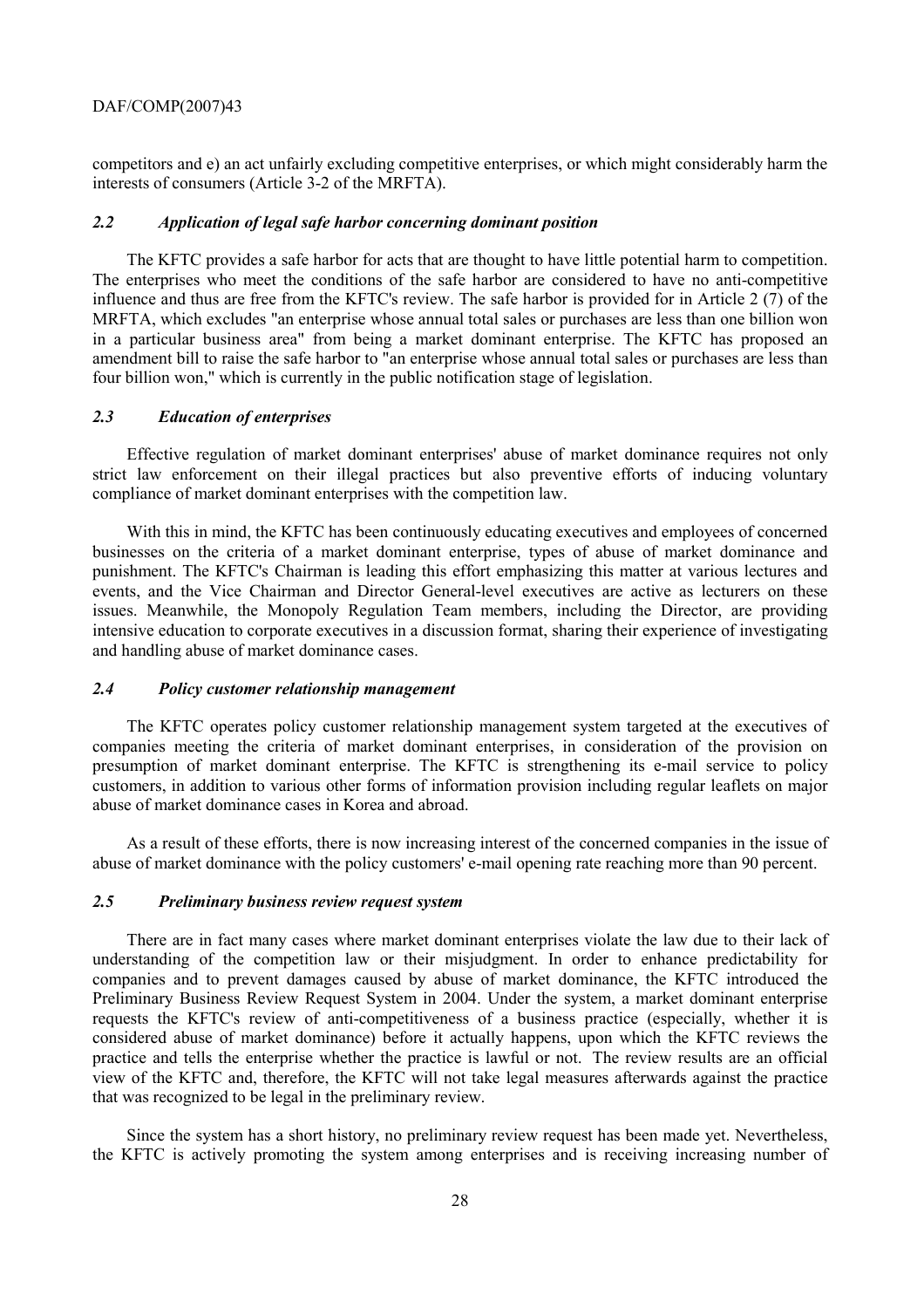competitors and e) an act unfairly excluding competitive enterprises, or which might considerably harm the interests of consumers (Article 3-2 of the MRFTA).

### *2.2 Application of legal safe harbor concerning dominant position*

The KFTC provides a safe harbor for acts that are thought to have little potential harm to competition. The enterprises who meet the conditions of the safe harbor are considered to have no anti-competitive influence and thus are free from the KFTC's review. The safe harbor is provided for in Article 2 (7) of the MRFTA, which excludes "an enterprise whose annual total sales or purchases are less than one billion won in a particular business area" from being a market dominant enterprise. The KFTC has proposed an amendment bill to raise the safe harbor to "an enterprise whose annual total sales or purchases are less than four billion won," which is currently in the public notification stage of legislation.

### *2.3 Education of enterprises*

Effective regulation of market dominant enterprises' abuse of market dominance requires not only strict law enforcement on their illegal practices but also preventive efforts of inducing voluntary compliance of market dominant enterprises with the competition law.

With this in mind, the KFTC has been continuously educating executives and employees of concerned businesses on the criteria of a market dominant enterprise, types of abuse of market dominance and punishment. The KFTC's Chairman is leading this effort emphasizing this matter at various lectures and events, and the Vice Chairman and Director General-level executives are active as lecturers on these issues. Meanwhile, the Monopoly Regulation Team members, including the Director, are providing intensive education to corporate executives in a discussion format, sharing their experience of investigating and handling abuse of market dominance cases.

### *2.4 Policy customer relationship management*

The KFTC operates policy customer relationship management system targeted at the executives of companies meeting the criteria of market dominant enterprises, in consideration of the provision on presumption of market dominant enterprise. The KFTC is strengthening its e-mail service to policy customers, in addition to various other forms of information provision including regular leaflets on major abuse of market dominance cases in Korea and abroad.

As a result of these efforts, there is now increasing interest of the concerned companies in the issue of abuse of market dominance with the policy customers' e-mail opening rate reaching more than 90 percent.

### *2.5 Preliminary business review request system*

There are in fact many cases where market dominant enterprises violate the law due to their lack of understanding of the competition law or their misjudgment. In order to enhance predictability for companies and to prevent damages caused by abuse of market dominance, the KFTC introduced the Preliminary Business Review Request System in 2004. Under the system, a market dominant enterprise requests the KFTC's review of anti-competitiveness of a business practice (especially, whether it is considered abuse of market dominance) before it actually happens, upon which the KFTC reviews the practice and tells the enterprise whether the practice is lawful or not. The review results are an official view of the KFTC and, therefore, the KFTC will not take legal measures afterwards against the practice that was recognized to be legal in the preliminary review.

Since the system has a short history, no preliminary review request has been made yet. Nevertheless, the KFTC is actively promoting the system among enterprises and is receiving increasing number of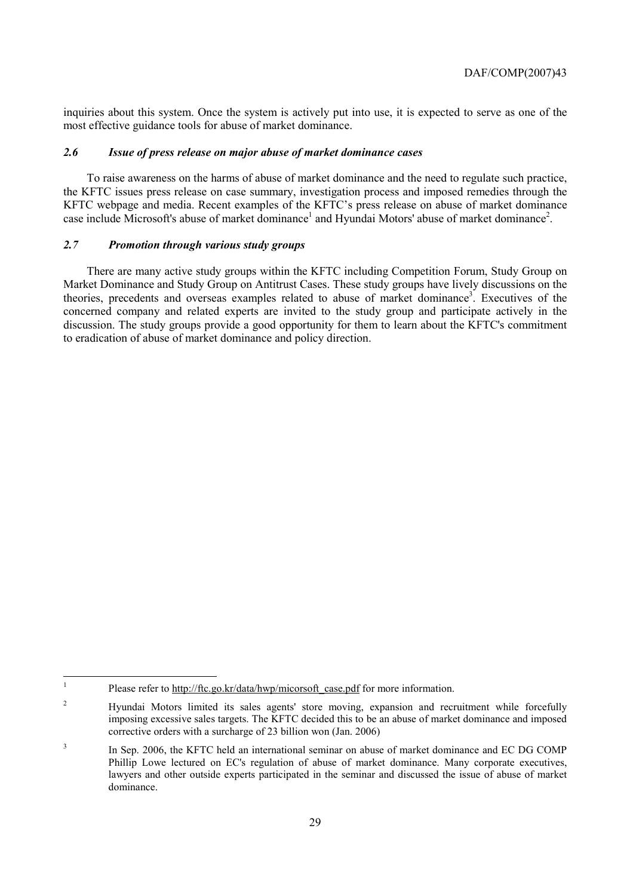inquiries about this system. Once the system is actively put into use, it is expected to serve as one of the most effective guidance tools for abuse of market dominance.

### *2.6 Issue of press release on major abuse of market dominance cases*

To raise awareness on the harms of abuse of market dominance and the need to regulate such practice, the KFTC issues press release on case summary, investigation process and imposed remedies through the KFTC webpage and media. Recent examples of the KFTC's press release on abuse of market dominance case include Microsoft's abuse of market dominance[1] and Hyundai Motors' abuse of market dominance[2].

### *2.7 Promotion through various study groups*

There are many active study groups within the KFTC including Competition Forum, Study Group on Market Dominance and Study Group on Antitrust Cases. These study groups have lively discussions on the theories, precedents and overseas examples related to abuse of market dominance[3]. Executives of the concerned company and related experts are invited to the study group and participate actively in the discussion. The study groups provide a good opportunity for them to learn about the KFTC's commitment to eradication of abuse of market dominance and policy direction.

---

1. Please refer to http://ftc.go.kr/data/hwp/micorsoft_case.pdf for more information.

2. Hyundai Motors limited its sales agents' store moving, expansion and recruitment while forcefully imposing excessive sales targets. The KFTC decided this to be an abuse of market dominance and imposed corrective orders with a surcharge of 23 billion won (Jan. 2006)

3. In Sep. 2006, the KFTC held an international seminar on abuse of market dominance and EC DG COMP Phillip Lowe lectured on EC's regulation of abuse of market dominance. Many corporate executives, lawyers and other outside experts participated in the seminar and discussed the issue of abuse of market dominance.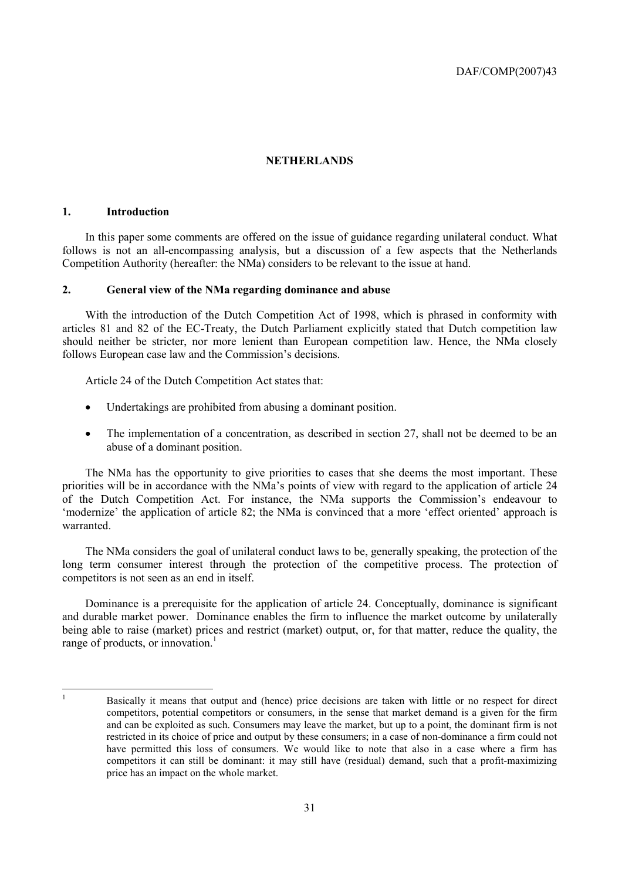## NETHERLANDS

### 1. Introduction

In this paper some comments are offered on the issue of guidance regarding unilateral conduct. What follows is not an all-encompassing analysis, but a discussion of a few aspects that the Netherlands Competition Authority (hereafter: the NMa) considers to be relevant to the issue at hand.

### 2. General view of the NMa regarding dominance and abuse

With the introduction of the Dutch Competition Act of 1998, which is phrased in conformity with articles 81 and 82 of the EC-Treaty, the Dutch Parliament explicitly stated that Dutch competition law should neither be stricter, nor more lenient than European competition law. Hence, the NMa closely follows European case law and the Commission's decisions.

Article 24 of the Dutch Competition Act states that:

- Undertakings are prohibited from abusing a dominant position.
- The implementation of a concentration, as described in section 27, shall not be deemed to be an abuse of a dominant position.

The NMa has the opportunity to give priorities to cases that she deems the most important. These priorities will be in accordance with the NMa's points of view with regard to the application of article 24 of the Dutch Competition Act. For instance, the NMa supports the Commission's endeavour to 'modernize' the application of article 82; the NMa is convinced that a more 'effect oriented' approach is warranted.

The NMa considers the goal of unilateral conduct laws to be, generally speaking, the protection of the long term consumer interest through the protection of the competitive process. The protection of competitors is not seen as an end in itself.

Dominance is a prerequisite for the application of article 24. Conceptually, dominance is significant and durable market power. Dominance enables the firm to influence the market outcome by unilaterally being able to raise (market) prices and restrict (market) output, or, for that matter, reduce the quality, the range of products, or innovation.[1]

---

[1] Basically it means that output and (hence) price decisions are taken with little or no respect for direct competitors, potential competitors or consumers, in the sense that market demand is a given for the firm and can be exploited as such. Consumers may leave the market, but up to a point, the dominant firm is not restricted in its choice of price and output by these consumers; in a case of non-dominance a firm could not have permitted this loss of consumers. We would like to note that also in a case where a firm has competitors it can still be dominant: it may still have (residual) demand, such that a profit-maximizing price has an impact on the whole market.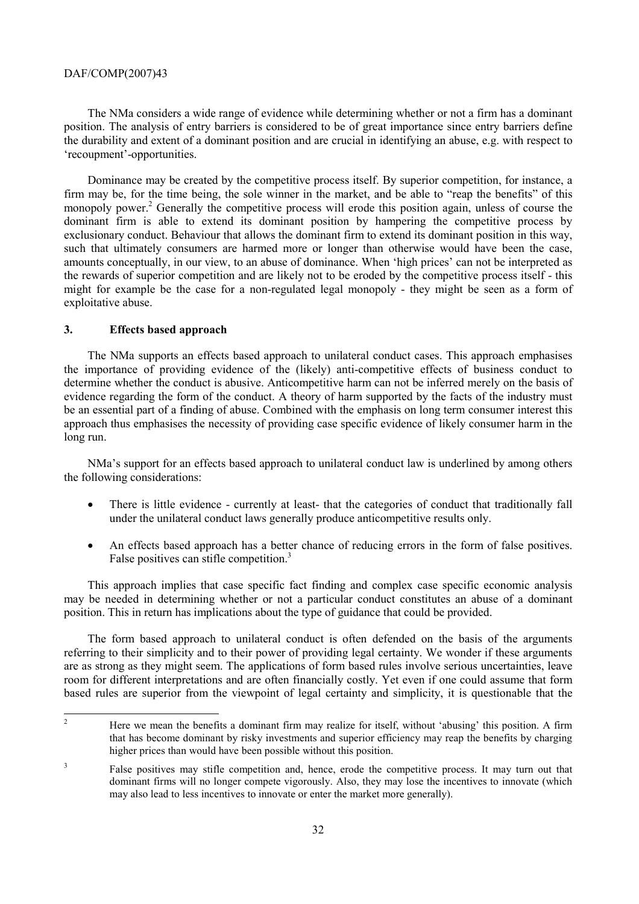The NMa considers a wide range of evidence while determining whether or not a firm has a dominant position. The analysis of entry barriers is considered to be of great importance since entry barriers define the durability and extent of a dominant position and are crucial in identifying an abuse, e.g. with respect to 'recoupment'-opportunities.

Dominance may be created by the competitive process itself. By superior competition, for instance, a firm may be, for the time being, the sole winner in the market, and be able to "reap the benefits" of this monopoly power.[2] Generally the competitive process will erode this position again, unless of course the dominant firm is able to extend its dominant position by hampering the competitive process by exclusionary conduct. Behaviour that allows the dominant firm to extend its dominant position in this way, such that ultimately consumers are harmed more or longer than otherwise would have been the case, amounts conceptually, in our view, to an abuse of dominance. When 'high prices' can not be interpreted as the rewards of superior competition and are likely not to be eroded by the competitive process itself - this might for example be the case for a non-regulated legal monopoly - they might be seen as a form of exploitative abuse.

## 3. Effects based approach

The NMa supports an effects based approach to unilateral conduct cases. This approach emphasises the importance of providing evidence of the (likely) anti-competitive effects of business conduct to determine whether the conduct is abusive. Anticompetitive harm can not be inferred merely on the basis of evidence regarding the form of the conduct. A theory of harm supported by the facts of the industry must be an essential part of a finding of abuse. Combined with the emphasis on long term consumer interest this approach thus emphasises the necessity of providing case specific evidence of likely consumer harm in the long run.

NMa's support for an effects based approach to unilateral conduct law is underlined by among others the following considerations:

- There is little evidence - currently at least- that the categories of conduct that traditionally fall under the unilateral conduct laws generally produce anticompetitive results only.
- An effects based approach has a better chance of reducing errors in the form of false positives. False positives can stifle competition.[3]

This approach implies that case specific fact finding and complex case specific economic analysis may be needed in determining whether or not a particular conduct constitutes an abuse of a dominant position. This in return has implications about the type of guidance that could be provided.

The form based approach to unilateral conduct is often defended on the basis of the arguments referring to their simplicity and to their power of providing legal certainty. We wonder if these arguments are as strong as they might seem. The applications of form based rules involve serious uncertainties, leave room for different interpretations and are often financially costly. Yet even if one could assume that form based rules are superior from the viewpoint of legal certainty and simplicity, it is questionable that the

---

[2] Here we mean the benefits a dominant firm may realize for itself, without 'abusing' this position. A firm that has become dominant by risky investments and superior efficiency may reap the benefits by charging higher prices than would have been possible without this position.

[3] False positives may stifle competition and, hence, erode the competitive process. It may turn out that dominant firms will no longer compete vigorously. Also, they may lose the incentives to innovate (which may also lead to less incentives to innovate or enter the market more generally).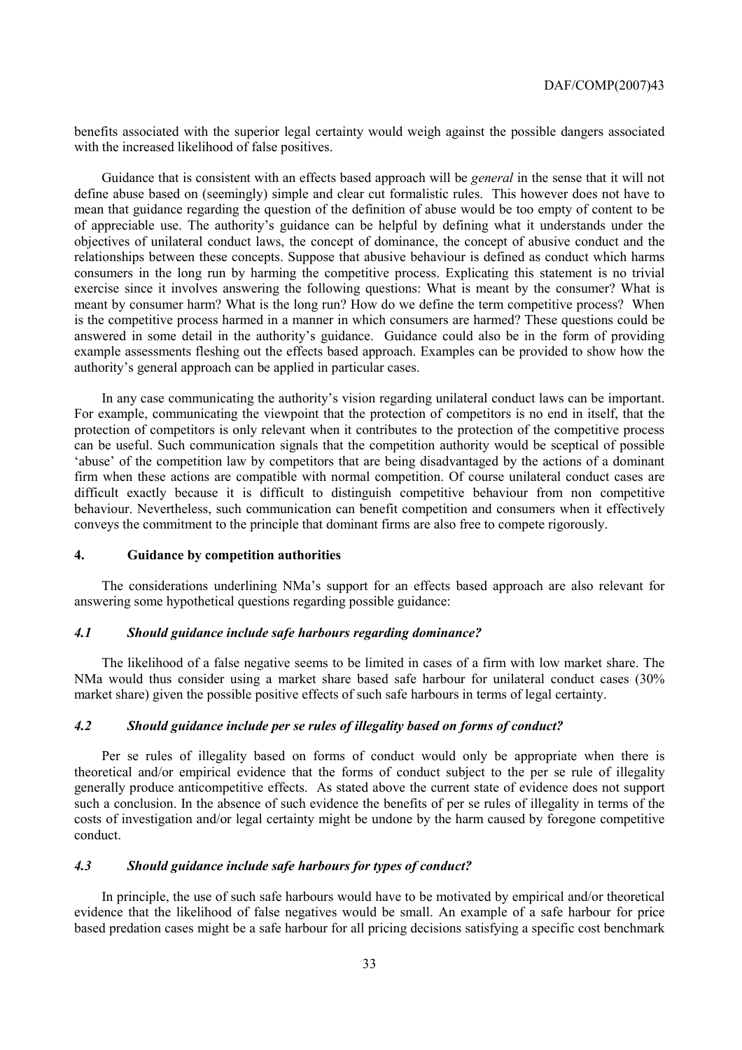benefits associated with the superior legal certainty would weigh against the possible dangers associated with the increased likelihood of false positives.

Guidance that is consistent with an effects based approach will be *general* in the sense that it will not define abuse based on (seemingly) simple and clear cut formalistic rules. This however does not have to mean that guidance regarding the question of the definition of abuse would be too empty of content to be of appreciable use. The authority's guidance can be helpful by defining what it understands under the objectives of unilateral conduct laws, the concept of dominance, the concept of abusive conduct and the relationships between these concepts. Suppose that abusive behaviour is defined as conduct which harms consumers in the long run by harming the competitive process. Explicating this statement is no trivial exercise since it involves answering the following questions: What is meant by the consumer? What is meant by consumer harm? What is the long run? How do we define the term competitive process? When is the competitive process harmed in a manner in which consumers are harmed? These questions could be answered in some detail in the authority's guidance. Guidance could also be in the form of providing example assessments fleshing out the effects based approach. Examples can be provided to show how the authority's general approach can be applied in particular cases.

In any case communicating the authority's vision regarding unilateral conduct laws can be important. For example, communicating the viewpoint that the protection of competitors is no end in itself, that the protection of competitors is only relevant when it contributes to the protection of the competitive process can be useful. Such communication signals that the competition authority would be sceptical of possible 'abuse' of the competition law by competitors that are being disadvantaged by the actions of a dominant firm when these actions are compatible with normal competition. Of course unilateral conduct cases are difficult exactly because it is difficult to distinguish competitive behaviour from non competitive behaviour. Nevertheless, such communication can benefit competition and consumers when it effectively conveys the commitment to the principle that dominant firms are also free to compete rigorously.

## 4. Guidance by competition authorities

The considerations underlining NMa's support for an effects based approach are also relevant for answering some hypothetical questions regarding possible guidance:

### *4.1 Should guidance include safe harbours regarding dominance?*

The likelihood of a false negative seems to be limited in cases of a firm with low market share. The NMa would thus consider using a market share based safe harbour for unilateral conduct cases (30% market share) given the possible positive effects of such safe harbours in terms of legal certainty.

### *4.2 Should guidance include per se rules of illegality based on forms of conduct?*

Per se rules of illegality based on forms of conduct would only be appropriate when there is theoretical and/or empirical evidence that the forms of conduct subject to the per se rule of illegality generally produce anticompetitive effects. As stated above the current state of evidence does not support such a conclusion. In the absence of such evidence the benefits of per se rules of illegality in terms of the costs of investigation and/or legal certainty might be undone by the harm caused by foregone competitive conduct.

### *4.3 Should guidance include safe harbours for types of conduct?*

In principle, the use of such safe harbours would have to be motivated by empirical and/or theoretical evidence that the likelihood of false negatives would be small. An example of a safe harbour for price based predation cases might be a safe harbour for all pricing decisions satisfying a specific cost benchmark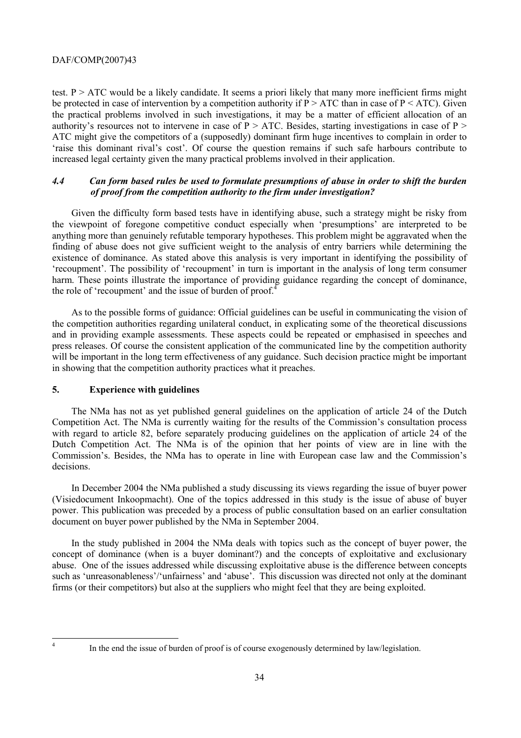test. $P > ATC$ would be a likely candidate. It seems a priori likely that many more inefficient firms might be protected in case of intervention by a competition authority if $P > ATC$ than in case of $P < ATC$). Given the practical problems involved in such investigations, it may be a matter of efficient allocation of an authority's resources not to intervene in case of $P > ATC$. Besides, starting investigations in case of $P > ATC$ might give the competitors of a (supposedly) dominant firm huge incentives to complain in order to 'raise this dominant rival's cost'. Of course the question remains if such safe harbours contribute to increased legal certainty given the many practical problems involved in their application.

### *4.4 Can form based rules be used to formulate presumptions of abuse in order to shift the burden of proof from the competition authority to the firm under investigation?*

Given the difficulty form based tests have in identifying abuse, such a strategy might be risky from the viewpoint of foregone competitive conduct especially when 'presumptions' are interpreted to be anything more than genuinely refutable temporary hypotheses. This problem might be aggravated when the finding of abuse does not give sufficient weight to the analysis of entry barriers while determining the existence of dominance. As stated above this analysis is very important in identifying the possibility of 'recoupment'. The possibility of 'recoupment' in turn is important in the analysis of long term consumer harm. These points illustrate the importance of providing guidance regarding the concept of dominance, the role of 'recoupment' and the issue of burden of proof.[4]

As to the possible forms of guidance: Official guidelines can be useful in communicating the vision of the competition authorities regarding unilateral conduct, in explicating some of the theoretical discussions and in providing example assessments. These aspects could be repeated or emphasised in speeches and press releases. Of course the consistent application of the communicated line by the competition authority will be important in the long term effectiveness of any guidance. Such decision practice might be important in showing that the competition authority practices what it preaches.

## 5. Experience with guidelines

The NMa has not as yet published general guidelines on the application of article 24 of the Dutch Competition Act. The NMa is currently waiting for the results of the Commission's consultation process with regard to article 82, before separately producing guidelines on the application of article 24 of the Dutch Competition Act. The NMa is of the opinion that her points of view are in line with the Commission's. Besides, the NMa has to operate in line with European case law and the Commission's decisions.

In December 2004 the NMa published a study discussing its views regarding the issue of buyer power (Visiedocument Inkoopmacht). One of the topics addressed in this study is the issue of abuse of buyer power. This publication was preceded by a process of public consultation based on an earlier consultation document on buyer power published by the NMa in September 2004.

In the study published in 2004 the NMa deals with topics such as the concept of buyer power, the concept of dominance (when is a buyer dominant?) and the concepts of exploitative and exclusionary abuse. One of the issues addressed while discussing exploitative abuse is the difference between concepts such as 'unreasonableness'/'unfairness' and 'abuse'. This discussion was directed not only at the dominant firms (or their competitors) but also at the suppliers who might feel that they are being exploited.

---

[4] In the end the issue of burden of proof is of course exogenously determined by law/legislation.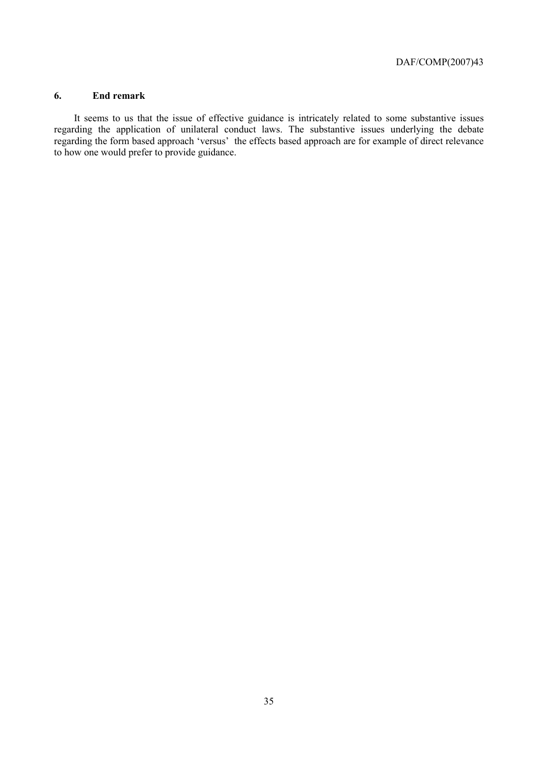## 6. End remark

It seems to us that the issue of effective guidance is intricately related to some substantive issues regarding the application of unilateral conduct laws. The substantive issues underlying the debate regarding the form based approach 'versus' the effects based approach are for example of direct relevance to how one would prefer to provide guidance.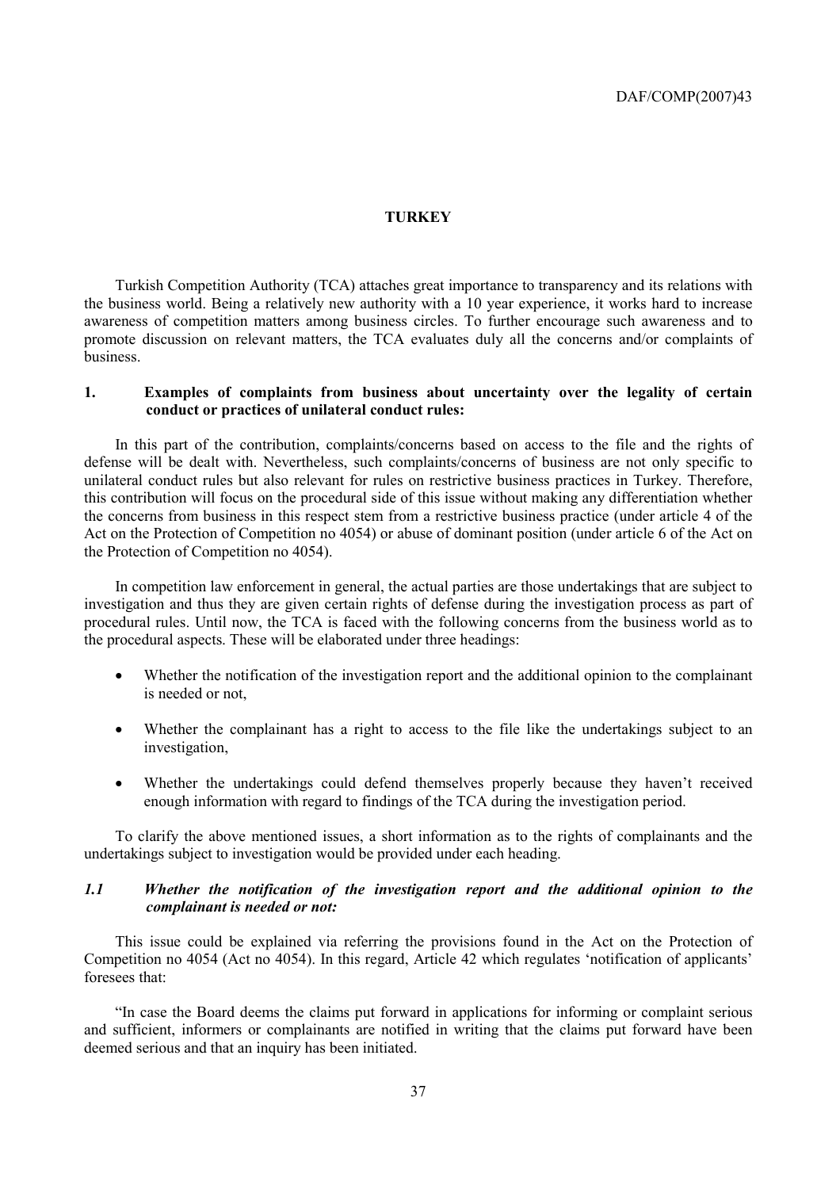# TURKEY

Turkish Competition Authority (TCA) attaches great importance to transparency and its relations with the business world. Being a relatively new authority with a 10 year experience, it works hard to increase awareness of competition matters among business circles. To further encourage such awareness and to promote discussion on relevant matters, the TCA evaluates duly all the concerns and/or complaints of business.

## 1. Examples of complaints from business about uncertainty over the legality of certain conduct or practices of unilateral conduct rules:

In this part of the contribution, complaints/concerns based on access to the file and the rights of defense will be dealt with. Nevertheless, such complaints/concerns of business are not only specific to unilateral conduct rules but also relevant for rules on restrictive business practices in Turkey. Therefore, this contribution will focus on the procedural side of this issue without making any differentiation whether the concerns from business in this respect stem from a restrictive business practice (under article 4 of the Act on the Protection of Competition no 4054) or abuse of dominant position (under article 6 of the Act on the Protection of Competition no 4054).

In competition law enforcement in general, the actual parties are those undertakings that are subject to investigation and thus they are given certain rights of defense during the investigation process as part of procedural rules. Until now, the TCA is faced with the following concerns from the business world as to the procedural aspects. These will be elaborated under three headings:

- Whether the notification of the investigation report and the additional opinion to the complainant is needed or not,
- Whether the complainant has a right to access to the file like the undertakings subject to an investigation,
- Whether the undertakings could defend themselves properly because they haven't received enough information with regard to findings of the TCA during the investigation period.

To clarify the above mentioned issues, a short information as to the rights of complainants and the undertakings subject to investigation would be provided under each heading.

### *1.1 Whether the notification of the investigation report and the additional opinion to the complainant is needed or not:*

This issue could be explained via referring the provisions found in the Act on the Protection of Competition no 4054 (Act no 4054). In this regard, Article 42 which regulates 'notification of applicants' foresees that:

"In case the Board deems the claims put forward in applications for informing or complaint serious and sufficient, informers or complainants are notified in writing that the claims put forward have been deemed serious and that an inquiry has been initiated.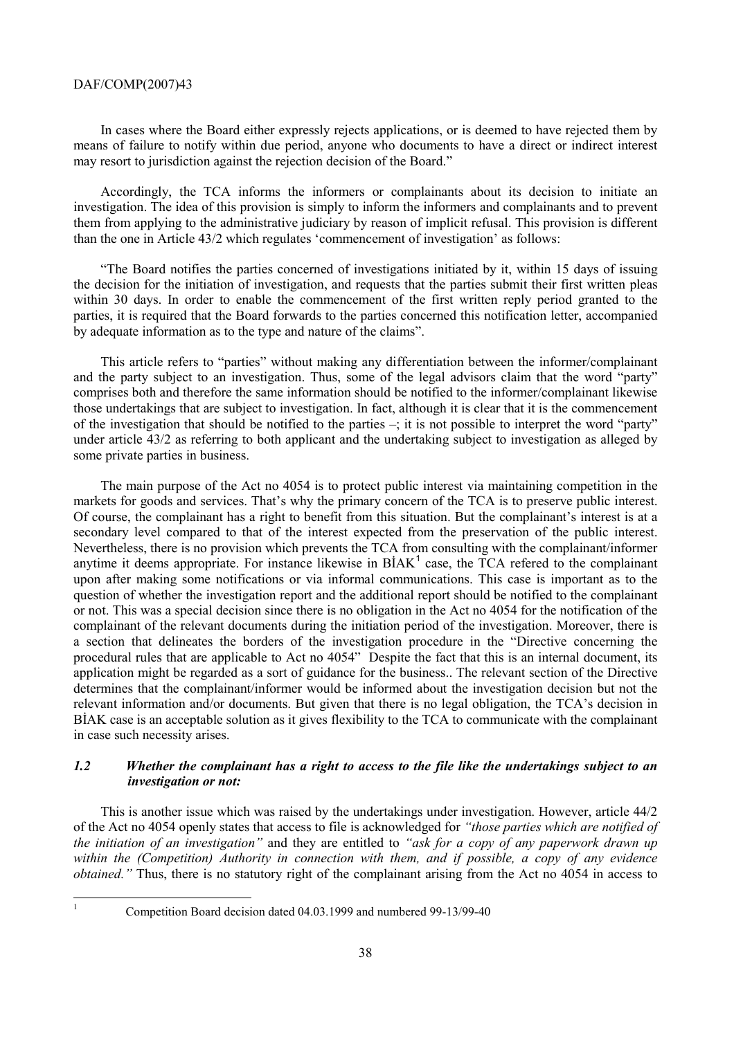In cases where the Board either expressly rejects applications, or is deemed to have rejected them by means of failure to notify within due period, anyone who documents to have a direct or indirect interest may resort to jurisdiction against the rejection decision of the Board."

Accordingly, the TCA informs the informers or complainants about its decision to initiate an investigation. The idea of this provision is simply to inform the informers and complainants and to prevent them from applying to the administrative judiciary by reason of implicit refusal. This provision is different than the one in Article 43/2 which regulates 'commencement of investigation' as follows:

"The Board notifies the parties concerned of investigations initiated by it, within 15 days of issuing the decision for the initiation of investigation, and requests that the parties submit their first written pleas within 30 days. In order to enable the commencement of the first written reply period granted to the parties, it is required that the Board forwards to the parties concerned this notification letter, accompanied by adequate information as to the type and nature of the claims".

This article refers to "parties" without making any differentiation between the informer/complainant and the party subject to an investigation. Thus, some of the legal advisors claim that the word "party" comprises both and therefore the same information should be notified to the informer/complainant likewise those undertakings that are subject to investigation. In fact, although it is clear that it is the commencement of the investigation that should be notified to the parties –; it is not possible to interpret the word "party" under article 43/2 as referring to both applicant and the undertaking subject to investigation as alleged by some private parties in business.

The main purpose of the Act no 4054 is to protect public interest via maintaining competition in the markets for goods and services. That's why the primary concern of the TCA is to preserve public interest. Of course, the complainant has a right to benefit from this situation. But the complainant's interest is at a secondary level compared to that of the interest expected from the preservation of the public interest. Nevertheless, there is no provision which prevents the TCA from consulting with the complainant/informer anytime it deems appropriate. For instance likewise in BİAK[1] case, the TCA refered to the complainant upon after making some notifications or via informal communications. This case is important as to the question of whether the investigation report and the additional report should be notified to the complainant or not. This was a special decision since there is no obligation in the Act no 4054 for the notification of the complainant of the relevant documents during the initiation period of the investigation. Moreover, there is a section that delineates the borders of the investigation procedure in the "Directive concerning the procedural rules that are applicable to Act no 4054" Despite the fact that this is an internal document, its application might be regarded as a sort of guidance for the business.. The relevant section of the Directive determines that the complainant/informer would be informed about the investigation decision but not the relevant information and/or documents. But given that there is no legal obligation, the TCA's decision in BİAK case is an acceptable solution as it gives flexibility to the TCA to communicate with the complainant in case such necessity arises.

### *1.2 Whether the complainant has a right to access to the file like the undertakings subject to an investigation or not:*

This is another issue which was raised by the undertakings under investigation. However, article 44/2 of the Act no 4054 openly states that access to file is acknowledged for *"those parties which are notified of the initiation of an investigation"* and they are entitled to *"ask for a copy of any paperwork drawn up within the (Competition) Authority in connection with them, and if possible, a copy of any evidence obtained."* Thus, there is no statutory right of the complainant arising from the Act no 4054 in access to

[1] Competition Board decision dated 04.03.1999 and numbered 99-13/99-40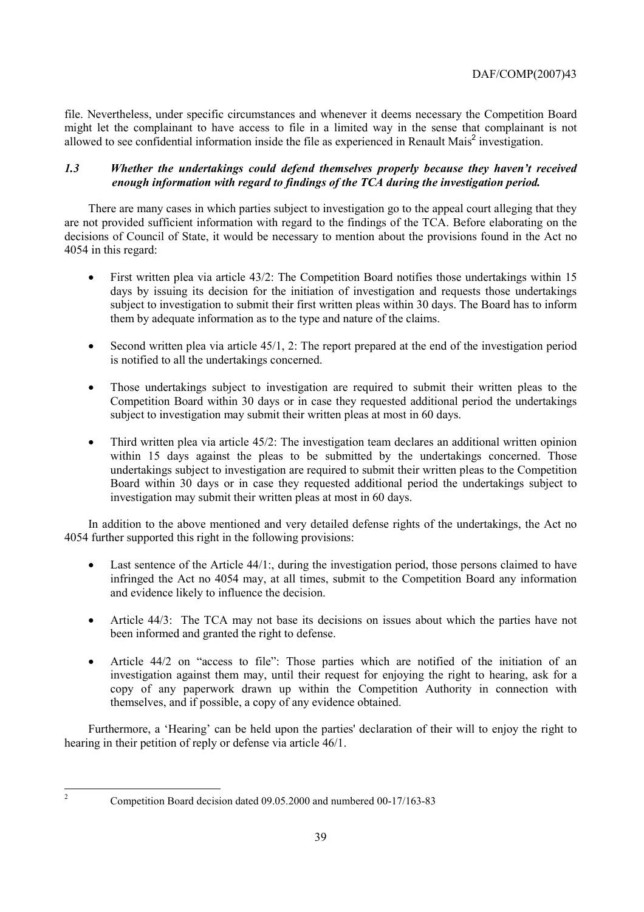file. Nevertheless, under specific circumstances and whenever it deems necessary the Competition Board might let the complainant to have access to file in a limited way in the sense that complainant is not allowed to see confidential information inside the file as experienced in Renault Mais[2] investigation.

### *1.3 Whether the undertakings could defend themselves properly because they haven't received enough information with regard to findings of the TCA during the investigation period.*

There are many cases in which parties subject to investigation go to the appeal court alleging that they are not provided sufficient information with regard to the findings of the TCA. Before elaborating on the decisions of Council of State, it would be necessary to mention about the provisions found in the Act no 4054 in this regard:

- First written plea via article 43/2: The Competition Board notifies those undertakings within 15 days by issuing its decision for the initiation of investigation and requests those undertakings subject to investigation to submit their first written pleas within 30 days. The Board has to inform them by adequate information as to the type and nature of the claims.
- Second written plea via article 45/1, 2: The report prepared at the end of the investigation period is notified to all the undertakings concerned.
- Those undertakings subject to investigation are required to submit their written pleas to the Competition Board within 30 days or in case they requested additional period the undertakings subject to investigation may submit their written pleas at most in 60 days.
- Third written plea via article 45/2: The investigation team declares an additional written opinion within 15 days against the pleas to be submitted by the undertakings concerned. Those undertakings subject to investigation are required to submit their written pleas to the Competition Board within 30 days or in case they requested additional period the undertakings subject to investigation may submit their written pleas at most in 60 days.

In addition to the above mentioned and very detailed defense rights of the undertakings, the Act no 4054 further supported this right in the following provisions:

- Last sentence of the Article 44/1:, during the investigation period, those persons claimed to have infringed the Act no 4054 may, at all times, submit to the Competition Board any information and evidence likely to influence the decision.
- Article 44/3: The TCA may not base its decisions on issues about which the parties have not been informed and granted the right to defense.
- Article 44/2 on "access to file": Those parties which are notified of the initiation of an investigation against them may, until their request for enjoying the right to hearing, ask for a copy of any paperwork drawn up within the Competition Authority in connection with themselves, and if possible, a copy of any evidence obtained.

Furthermore, a 'Hearing' can be held upon the parties' declaration of their will to enjoy the right to hearing in their petition of reply or defense via article 46/1.

---

[2] Competition Board decision dated 09.05.2000 and numbered 00-17/163-83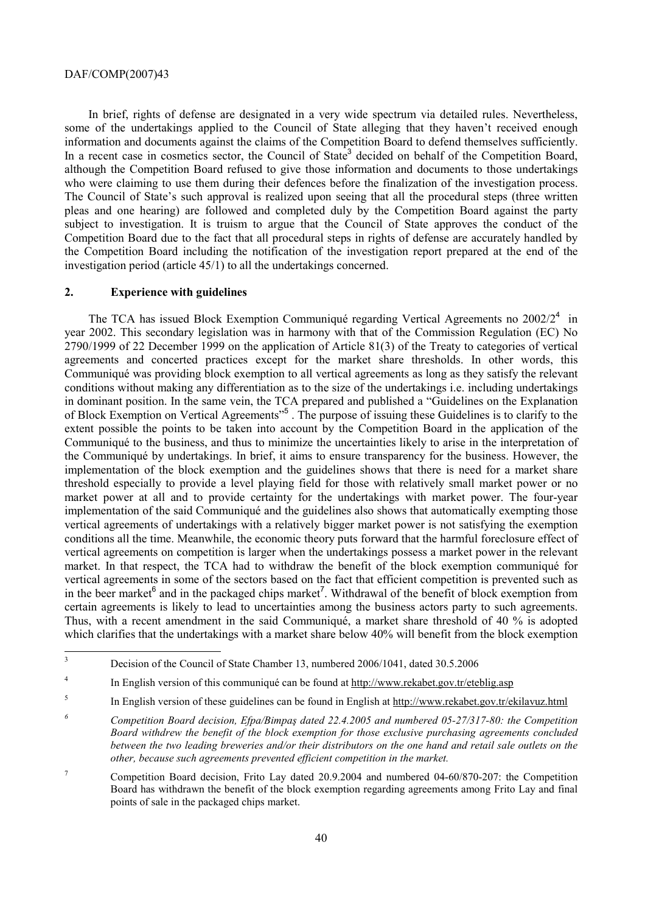In brief, rights of defense are designated in a very wide spectrum via detailed rules. Nevertheless, some of the undertakings applied to the Council of State alleging that they haven't received enough information and documents against the claims of the Competition Board to defend themselves sufficiently. In a recent case in cosmetics sector, the Council of State[3] decided on behalf of the Competition Board, although the Competition Board refused to give those information and documents to those undertakings who were claiming to use them during their defences before the finalization of the investigation process. The Council of State's such approval is realized upon seeing that all the procedural steps (three written pleas and one hearing) are followed and completed duly by the Competition Board against the party subject to investigation. It is truism to argue that the Council of State approves the conduct of the Competition Board due to the fact that all procedural steps in rights of defense are accurately handled by the Competition Board including the notification of the investigation report prepared at the end of the investigation period (article 45/1) to all the undertakings concerned.

## 2. Experience with guidelines

The TCA has issued Block Exemption Communiqué regarding Vertical Agreements no 2002/2[4] in year 2002. This secondary legislation was in harmony with that of the Commission Regulation (EC) No 2790/1999 of 22 December 1999 on the application of Article 81(3) of the Treaty to categories of vertical agreements and concerted practices except for the market share thresholds. In other words, this Communiqué was providing block exemption to all vertical agreements as long as they satisfy the relevant conditions without making any differentiation as to the size of the undertakings i.e. including undertakings in dominant position. In the same vein, the TCA prepared and published a "Guidelines on the Explanation of Block Exemption on Vertical Agreements"[5] . The purpose of issuing these Guidelines is to clarify to the extent possible the points to be taken into account by the Competition Board in the application of the Communiqué to the business, and thus to minimize the uncertainties likely to arise in the interpretation of the Communiqué by undertakings. In brief, it aims to ensure transparency for the business. However, the implementation of the block exemption and the guidelines shows that there is need for a market share threshold especially to provide a level playing field for those with relatively small market power or no market power at all and to provide certainty for the undertakings with market power. The four-year implementation of the said Communiqué and the guidelines also shows that automatically exempting those vertical agreements of undertakings with a relatively bigger market power is not satisfying the exemption conditions all the time. Meanwhile, the economic theory puts forward that the harmful foreclosure effect of vertical agreements on competition is larger when the undertakings possess a market power in the relevant market. In that respect, the TCA had to withdraw the benefit of the block exemption communiqué for vertical agreements in some of the sectors based on the fact that efficient competition is prevented such as in the beer market[6] and in the packaged chips market[7]. Withdrawal of the benefit of block exemption from certain agreements is likely to lead to uncertainties among the business actors party to such agreements. Thus, with a recent amendment in the said Communiqué, a market share threshold of 40 % is adopted which clarifies that the undertakings with a market share below 40% will benefit from the block exemption

---

[3] Decision of the Council of State Chamber 13, numbered 2006/1041, dated 30.5.2006

[4] In English version of this communiqué can be found at http://www.rekabet.gov.tr/eteblig.asp

[5] In English version of these guidelines can be found in English at http://www.rekabet.gov.tr/ekilavuz.html

[6] *Competition Board decision, Efpa/Bimpaş dated 22.4.2005 and numbered 05-27/317-80: the Competition Board withdrew the benefit of the block exemption for those exclusive purchasing agreements concluded between the two leading breweries and/or their distributors on the one hand and retail sale outlets on the other, because such agreements prevented efficient competition in the market.*

[7] Competition Board decision, Frito Lay dated 20.9.2004 and numbered 04-60/870-207: the Competition Board has withdrawn the benefit of the block exemption regarding agreements among Frito Lay and final points of sale in the packaged chips market.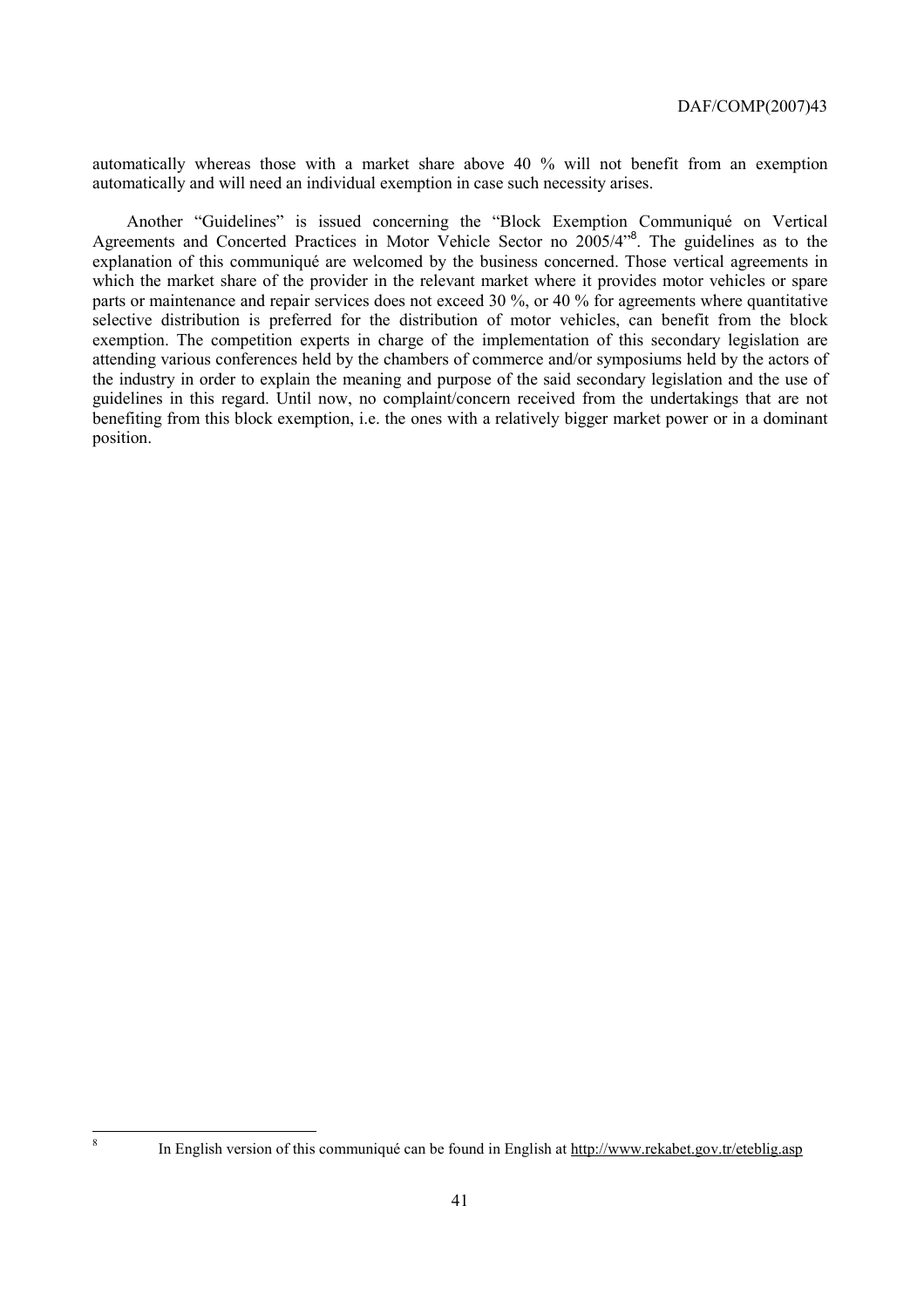automatically whereas those with a market share above 40 % will not benefit from an exemption automatically and will need an individual exemption in case such necessity arises.

Another "Guidelines" is issued concerning the "Block Exemption Communiqué on Vertical Agreements and Concerted Practices in Motor Vehicle Sector no 2005/4"[8]. The guidelines as to the explanation of this communiqué are welcomed by the business concerned. Those vertical agreements in which the market share of the provider in the relevant market where it provides motor vehicles or spare parts or maintenance and repair services does not exceed 30 %, or 40 % for agreements where quantitative selective distribution is preferred for the distribution of motor vehicles, can benefit from the block exemption. The competition experts in charge of the implementation of this secondary legislation are attending various conferences held by the chambers of commerce and/or symposiums held by the actors of the industry in order to explain the meaning and purpose of the said secondary legislation and the use of guidelines in this regard. Until now, no complaint/concern received from the undertakings that are not benefiting from this block exemption, i.e. the ones with a relatively bigger market power or in a dominant position.

---

[8] In English version of this communiqué can be found in English at http://www.rekabet.gov.tr/eteblig.asp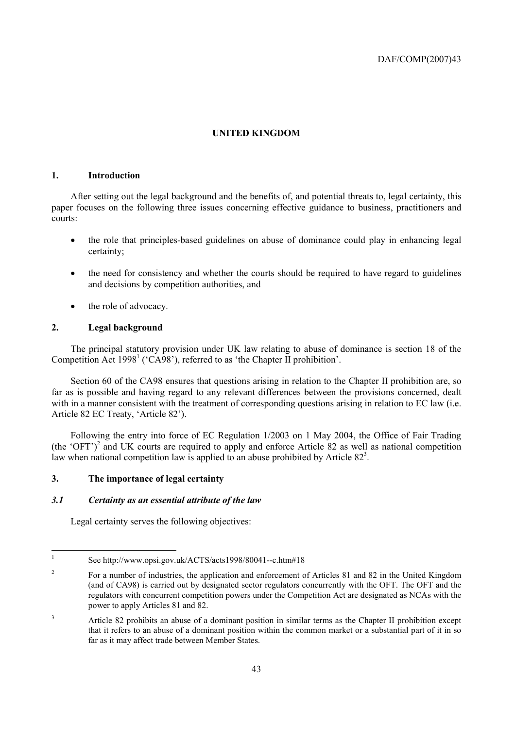# UNITED KINGDOM

## 1. Introduction

After setting out the legal background and the benefits of, and potential threats to, legal certainty, this paper focuses on the following three issues concerning effective guidance to business, practitioners and courts:

- the role that principles-based guidelines on abuse of dominance could play in enhancing legal certainty;
- the need for consistency and whether the courts should be required to have regard to guidelines and decisions by competition authorities, and
- the role of advocacy.

## 2. Legal background

The principal statutory provision under UK law relating to abuse of dominance is section 18 of the Competition Act 1998[1] ('CA98'), referred to as 'the Chapter II prohibition'.

Section 60 of the CA98 ensures that questions arising in relation to the Chapter II prohibition are, so far as is possible and having regard to any relevant differences between the provisions concerned, dealt with in a manner consistent with the treatment of corresponding questions arising in relation to EC law (i.e. Article 82 EC Treaty, 'Article 82').

Following the entry into force of EC Regulation 1/2003 on 1 May 2004, the Office of Fair Trading (the 'OFT')[2] and UK courts are required to apply and enforce Article 82 as well as national competition law when national competition law is applied to an abuse prohibited by Article 82[3].

## 3. The importance of legal certainty

### *3.1 Certainty as an essential attribute of the law*

Legal certainty serves the following objectives:

---

[1] See http://www.opsi.gov.uk/ACTS/acts1998/80041--c.htm#18

[2] For a number of industries, the application and enforcement of Articles 81 and 82 in the United Kingdom (and of CA98) is carried out by designated sector regulators concurrently with the OFT. The OFT and the regulators with concurrent competition powers under the Competition Act are designated as NCAs with the power to apply Articles 81 and 82.

[3] Article 82 prohibits an abuse of a dominant position in similar terms as the Chapter II prohibition except that it refers to an abuse of a dominant position within the common market or a substantial part of it in so far as it may affect trade between Member States.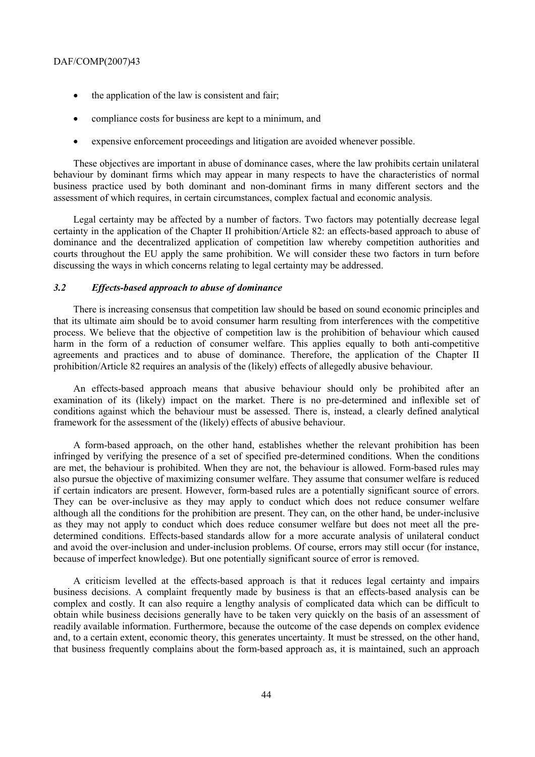- the application of the law is consistent and fair;
- compliance costs for business are kept to a minimum, and
- expensive enforcement proceedings and litigation are avoided whenever possible.

These objectives are important in abuse of dominance cases, where the law prohibits certain unilateral behaviour by dominant firms which may appear in many respects to have the characteristics of normal business practice used by both dominant and non-dominant firms in many different sectors and the assessment of which requires, in certain circumstances, complex factual and economic analysis.

Legal certainty may be affected by a number of factors. Two factors may potentially decrease legal certainty in the application of the Chapter II prohibition/Article 82: an effects-based approach to abuse of dominance and the decentralized application of competition law whereby competition authorities and courts throughout the EU apply the same prohibition. We will consider these two factors in turn before discussing the ways in which concerns relating to legal certainty may be addressed.

### *3.2 Effects-based approach to abuse of dominance*

There is increasing consensus that competition law should be based on sound economic principles and that its ultimate aim should be to avoid consumer harm resulting from interferences with the competitive process. We believe that the objective of competition law is the prohibition of behaviour which caused harm in the form of a reduction of consumer welfare. This applies equally to both anti-competitive agreements and practices and to abuse of dominance. Therefore, the application of the Chapter II prohibition/Article 82 requires an analysis of the (likely) effects of allegedly abusive behaviour.

An effects-based approach means that abusive behaviour should only be prohibited after an examination of its (likely) impact on the market. There is no pre-determined and inflexible set of conditions against which the behaviour must be assessed. There is, instead, a clearly defined analytical framework for the assessment of the (likely) effects of abusive behaviour.

A form-based approach, on the other hand, establishes whether the relevant prohibition has been infringed by verifying the presence of a set of specified pre-determined conditions. When the conditions are met, the behaviour is prohibited. When they are not, the behaviour is allowed. Form-based rules may also pursue the objective of maximizing consumer welfare. They assume that consumer welfare is reduced if certain indicators are present. However, form-based rules are a potentially significant source of errors. They can be over-inclusive as they may apply to conduct which does not reduce consumer welfare although all the conditions for the prohibition are present. They can, on the other hand, be under-inclusive as they may not apply to conduct which does reduce consumer welfare but does not meet all the pre-determined conditions. Effects-based standards allow for a more accurate analysis of unilateral conduct and avoid the over-inclusion and under-inclusion problems. Of course, errors may still occur (for instance, because of imperfect knowledge). But one potentially significant source of error is removed.

A criticism levelled at the effects-based approach is that it reduces legal certainty and impairs business decisions. A complaint frequently made by business is that an effects-based analysis can be complex and costly. It can also require a lengthy analysis of complicated data which can be difficult to obtain while business decisions generally have to be taken very quickly on the basis of an assessment of readily available information. Furthermore, because the outcome of the case depends on complex evidence and, to a certain extent, economic theory, this generates uncertainty. It must be stressed, on the other hand, that business frequently complains about the form-based approach as, it is maintained, such an approach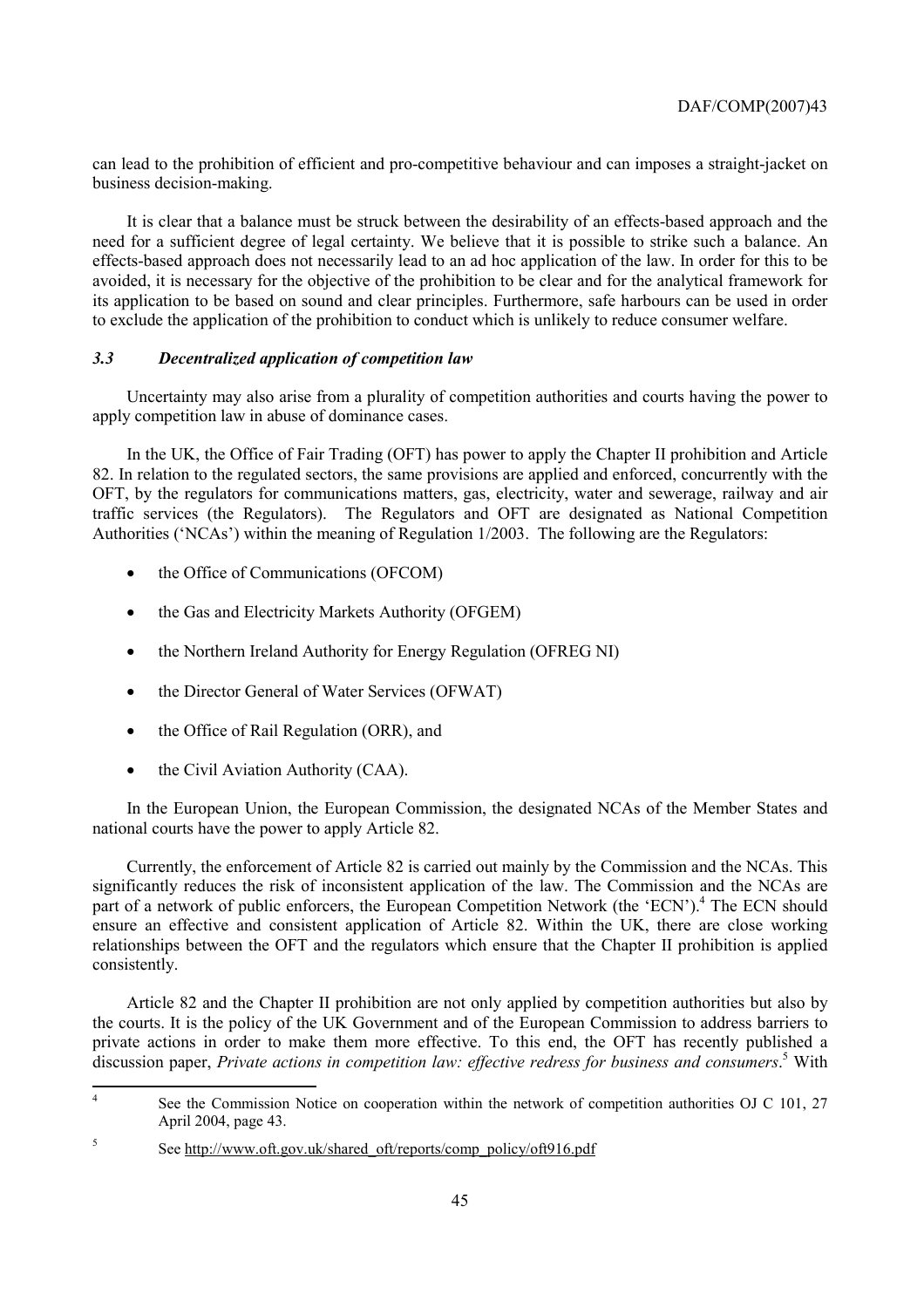can lead to the prohibition of efficient and pro-competitive behaviour and can imposes a straight-jacket on business decision-making.

It is clear that a balance must be struck between the desirability of an effects-based approach and the need for a sufficient degree of legal certainty. We believe that it is possible to strike such a balance. An effects-based approach does not necessarily lead to an ad hoc application of the law. In order for this to be avoided, it is necessary for the objective of the prohibition to be clear and for the analytical framework for its application to be based on sound and clear principles. Furthermore, safe harbours can be used in order to exclude the application of the prohibition to conduct which is unlikely to reduce consumer welfare.

### *3.3 Decentralized application of competition law*

Uncertainty may also arise from a plurality of competition authorities and courts having the power to apply competition law in abuse of dominance cases.

In the UK, the Office of Fair Trading (OFT) has power to apply the Chapter II prohibition and Article 82. In relation to the regulated sectors, the same provisions are applied and enforced, concurrently with the OFT, by the regulators for communications matters, gas, electricity, water and sewerage, railway and air traffic services (the Regulators). The Regulators and OFT are designated as National Competition Authorities ('NCAs') within the meaning of Regulation 1/2003. The following are the Regulators:

- the Office of Communications (OFCOM)
- the Gas and Electricity Markets Authority (OFGEM)
- the Northern Ireland Authority for Energy Regulation (OFREG NI)
- the Director General of Water Services (OFWAT)
- the Office of Rail Regulation (ORR), and
- the Civil Aviation Authority (CAA).

In the European Union, the European Commission, the designated NCAs of the Member States and national courts have the power to apply Article 82.

Currently, the enforcement of Article 82 is carried out mainly by the Commission and the NCAs. This significantly reduces the risk of inconsistent application of the law. The Commission and the NCAs are part of a network of public enforcers, the European Competition Network (the 'ECN').[4] The ECN should ensure an effective and consistent application of Article 82. Within the UK, there are close working relationships between the OFT and the regulators which ensure that the Chapter II prohibition is applied consistently.

Article 82 and the Chapter II prohibition are not only applied by competition authorities but also by the courts. It is the policy of the UK Government and of the European Commission to address barriers to private actions in order to make them more effective. To this end, the OFT has recently published a discussion paper, *Private actions in competition law: effective redress for business and consumers*.[5] With

[4] See the Commission Notice on cooperation within the network of competition authorities OJ C 101, 27 April 2004, page 43.

[5] See http://www.oft.gov.uk/shared_oft/reports/comp_policy/oft916.pdf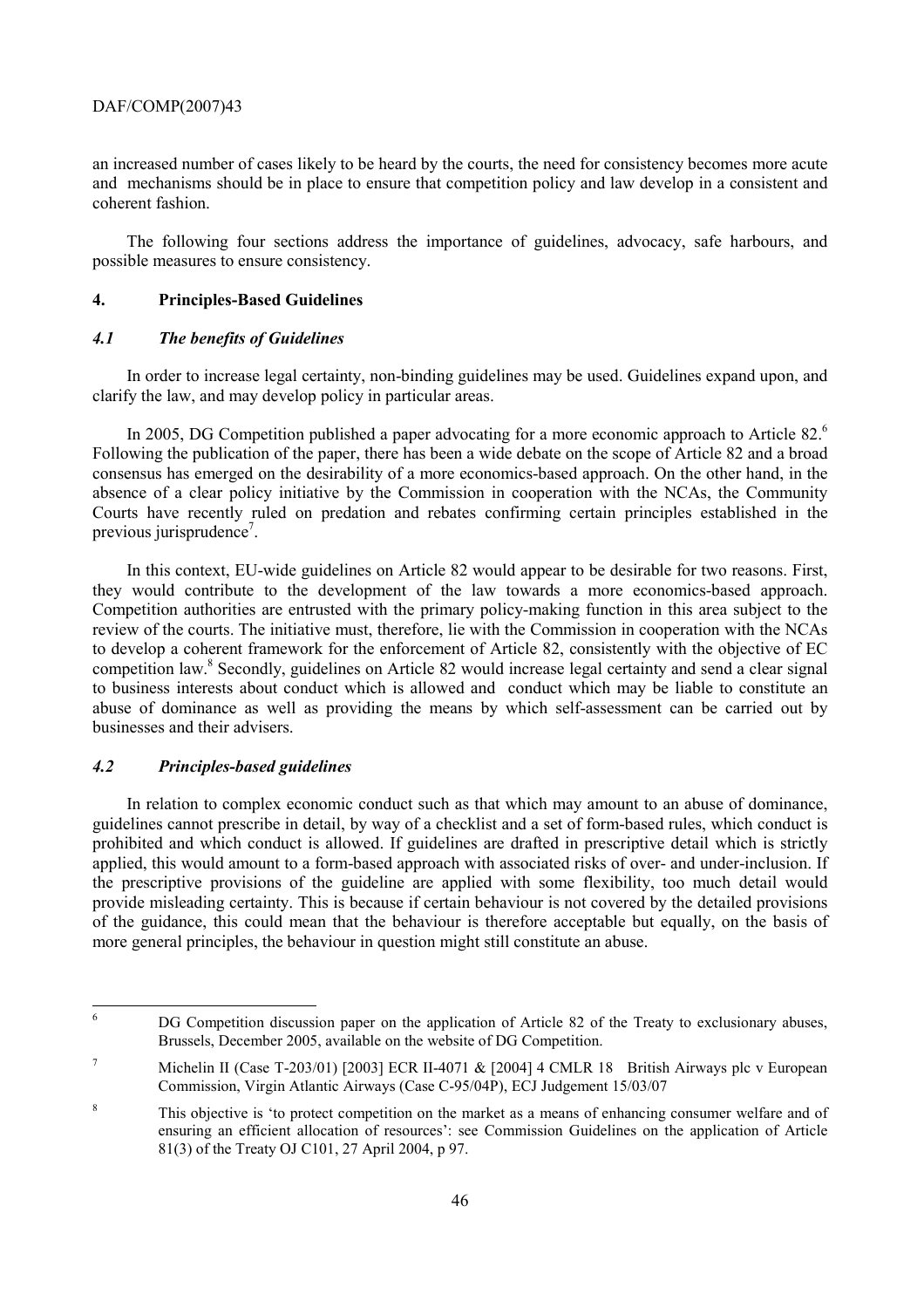an increased number of cases likely to be heard by the courts, the need for consistency becomes more acute and mechanisms should be in place to ensure that competition policy and law develop in a consistent and coherent fashion.

The following four sections address the importance of guidelines, advocacy, safe harbours, and possible measures to ensure consistency.

## 4. Principles-Based Guidelines

### *4.1 The benefits of Guidelines*

In order to increase legal certainty, non-binding guidelines may be used. Guidelines expand upon, and clarify the law, and may develop policy in particular areas.

In 2005, DG Competition published a paper advocating for a more economic approach to Article 82.[6] Following the publication of the paper, there has been a wide debate on the scope of Article 82 and a broad consensus has emerged on the desirability of a more economics-based approach. On the other hand, in the absence of a clear policy initiative by the Commission in cooperation with the NCAs, the Community Courts have recently ruled on predation and rebates confirming certain principles established in the previous jurisprudence[7].

In this context, EU-wide guidelines on Article 82 would appear to be desirable for two reasons. First, they would contribute to the development of the law towards a more economics-based approach. Competition authorities are entrusted with the primary policy-making function in this area subject to the review of the courts. The initiative must, therefore, lie with the Commission in cooperation with the NCAs to develop a coherent framework for the enforcement of Article 82, consistently with the objective of EC competition law.[8] Secondly, guidelines on Article 82 would increase legal certainty and send a clear signal to business interests about conduct which is allowed and conduct which may be liable to constitute an abuse of dominance as well as providing the means by which self-assessment can be carried out by businesses and their advisers.

### *4.2 Principles-based guidelines*

In relation to complex economic conduct such as that which may amount to an abuse of dominance, guidelines cannot prescribe in detail, by way of a checklist and a set of form-based rules, which conduct is prohibited and which conduct is allowed. If guidelines are drafted in prescriptive detail which is strictly applied, this would amount to a form-based approach with associated risks of over- and under-inclusion. If the prescriptive provisions of the guideline are applied with some flexibility, too much detail would provide misleading certainty. This is because if certain behaviour is not covered by the detailed provisions of the guidance, this could mean that the behaviour is therefore acceptable but equally, on the basis of more general principles, the behaviour in question might still constitute an abuse.

---

[6] DG Competition discussion paper on the application of Article 82 of the Treaty to exclusionary abuses, Brussels, December 2005, available on the website of DG Competition.

[7] Michelin II (Case T-203/01) [2003] ECR II-4071 & [2004] 4 CMLR 18 British Airways plc v European Commission, Virgin Atlantic Airways (Case C-95/04P), ECJ Judgement 15/03/07

[8] This objective is 'to protect competition on the market as a means of enhancing consumer welfare and of ensuring an efficient allocation of resources': see Commission Guidelines on the application of Article 81(3) of the Treaty OJ C101, 27 April 2004, p 97.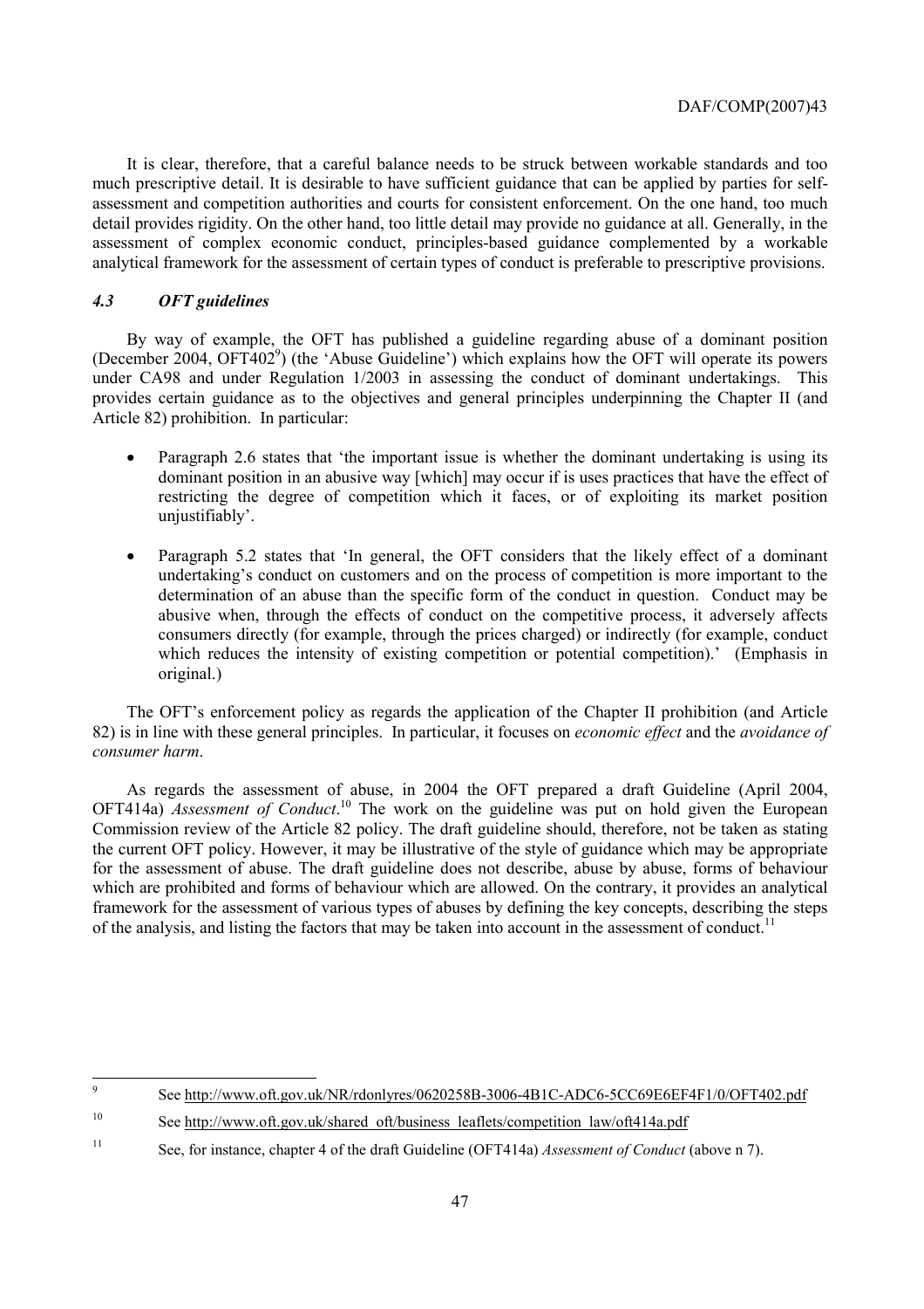It is clear, therefore, that a careful balance needs to be struck between workable standards and too much prescriptive detail. It is desirable to have sufficient guidance that can be applied by parties for self-assessment and competition authorities and courts for consistent enforcement. On the one hand, too much detail provides rigidity. On the other hand, too little detail may provide no guidance at all. Generally, in the assessment of complex economic conduct, principles-based guidance complemented by a workable analytical framework for the assessment of certain types of conduct is preferable to prescriptive provisions.

### *4.3 OFT guidelines*

By way of example, the OFT has published a guideline regarding abuse of a dominant position (December 2004, OFT402[9]) (the 'Abuse Guideline') which explains how the OFT will operate its powers under CA98 and under Regulation 1/2003 in assessing the conduct of dominant undertakings. This provides certain guidance as to the objectives and general principles underpinning the Chapter II (and Article 82) prohibition. In particular:

- Paragraph 2.6 states that 'the important issue is whether the dominant undertaking is using its dominant position in an abusive way [which] may occur if is uses practices that have the effect of restricting the degree of competition which it faces, or of exploiting its market position unjustifiably'.

- Paragraph 5.2 states that 'In general, the OFT considers that the likely effect of a dominant undertaking's conduct on customers and on the process of competition is more important to the determination of an abuse than the specific form of the conduct in question. Conduct may be abusive when, through the effects of conduct on the competitive process, it adversely affects consumers directly (for example, through the prices charged) or indirectly (for example, conduct which reduces the intensity of existing competition or potential competition).' (Emphasis in original.)

The OFT's enforcement policy as regards the application of the Chapter II prohibition (and Article 82) is in line with these general principles. In particular, it focuses on *economic effect* and the *avoidance of consumer harm*.

As regards the assessment of abuse, in 2004 the OFT prepared a draft Guideline (April 2004, OFT414a) *Assessment of Conduct*.[10] The work on the guideline was put on hold given the European Commission review of the Article 82 policy. The draft guideline should, therefore, not be taken as stating the current OFT policy. However, it may be illustrative of the style of guidance which may be appropriate for the assessment of abuse. The draft guideline does not describe, abuse by abuse, forms of behaviour which are prohibited and forms of behaviour which are allowed. On the contrary, it provides an analytical framework for the assessment of various types of abuses by defining the key concepts, describing the steps of the analysis, and listing the factors that may be taken into account in the assessment of conduct.[11]

---

[9] See http://www.oft.gov.uk/NR/rdonlyres/0620258B-3006-4B1C-ADC6-5CC69E6EF4F1/0/OFT402.pdf

[10] See http://www.oft.gov.uk/shared_oft/business_leaflets/competition_law/oft414a.pdf

[11] See, for instance, chapter 4 of the draft Guideline (OFT414a) *Assessment of Conduct* (above n 7).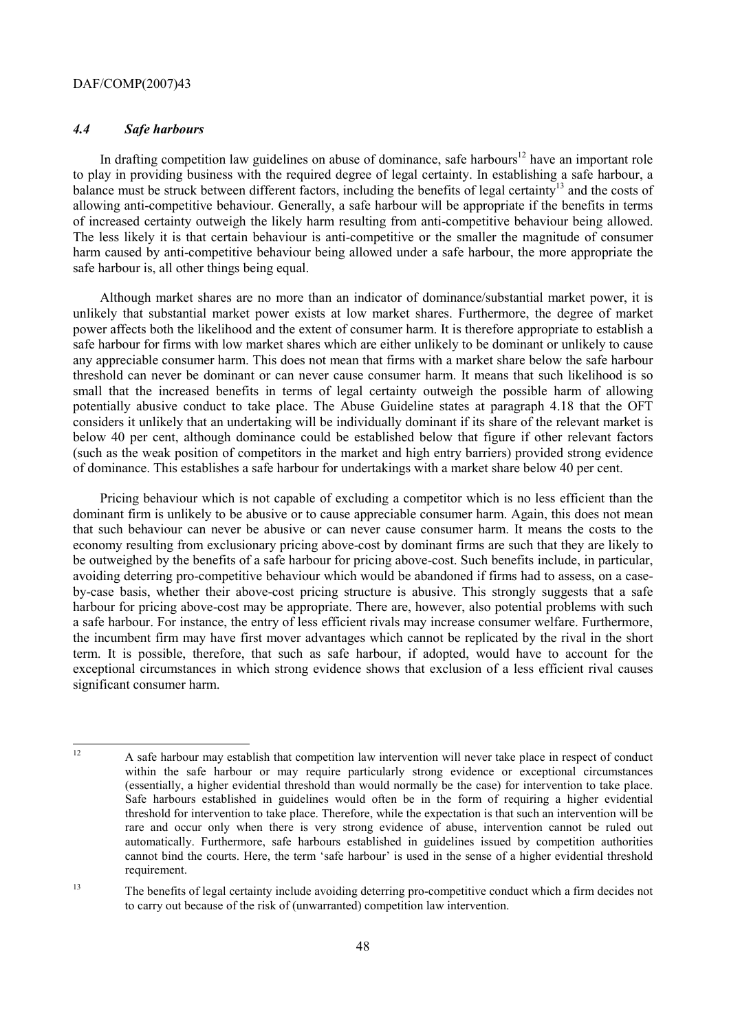### *4.4 Safe harbours*

In drafting competition law guidelines on abuse of dominance, safe harbours[12] have an important role to play in providing business with the required degree of legal certainty. In establishing a safe harbour, a balance must be struck between different factors, including the benefits of legal certainty[13] and the costs of allowing anti-competitive behaviour. Generally, a safe harbour will be appropriate if the benefits in terms of increased certainty outweigh the likely harm resulting from anti-competitive behaviour being allowed. The less likely it is that certain behaviour is anti-competitive or the smaller the magnitude of consumer harm caused by anti-competitive behaviour being allowed under a safe harbour, the more appropriate the safe harbour is, all other things being equal.

Although market shares are no more than an indicator of dominance/substantial market power, it is unlikely that substantial market power exists at low market shares. Furthermore, the degree of market power affects both the likelihood and the extent of consumer harm. It is therefore appropriate to establish a safe harbour for firms with low market shares which are either unlikely to be dominant or unlikely to cause any appreciable consumer harm. This does not mean that firms with a market share below the safe harbour threshold can never be dominant or can never cause consumer harm. It means that such likelihood is so small that the increased benefits in terms of legal certainty outweigh the possible harm of allowing potentially abusive conduct to take place. The Abuse Guideline states at paragraph 4.18 that the OFT considers it unlikely that an undertaking will be individually dominant if its share of the relevant market is below 40 per cent, although dominance could be established below that figure if other relevant factors (such as the weak position of competitors in the market and high entry barriers) provided strong evidence of dominance. This establishes a safe harbour for undertakings with a market share below 40 per cent.

Pricing behaviour which is not capable of excluding a competitor which is no less efficient than the dominant firm is unlikely to be abusive or to cause appreciable consumer harm. Again, this does not mean that such behaviour can never be abusive or can never cause consumer harm. It means the costs to the economy resulting from exclusionary pricing above-cost by dominant firms are such that they are likely to be outweighed by the benefits of a safe harbour for pricing above-cost. Such benefits include, in particular, avoiding deterring pro-competitive behaviour which would be abandoned if firms had to assess, on a case-by-case basis, whether their above-cost pricing structure is abusive. This strongly suggests that a safe harbour for pricing above-cost may be appropriate. There are, however, also potential problems with such a safe harbour. For instance, the entry of less efficient rivals may increase consumer welfare. Furthermore, the incumbent firm may have first mover advantages which cannot be replicated by the rival in the short term. It is possible, therefore, that such as safe harbour, if adopted, would have to account for the exceptional circumstances in which strong evidence shows that exclusion of a less efficient rival causes significant consumer harm.

---

[12] A safe harbour may establish that competition law intervention will never take place in respect of conduct within the safe harbour or may require particularly strong evidence or exceptional circumstances (essentially, a higher evidential threshold than would normally be the case) for intervention to take place. Safe harbours established in guidelines would often be in the form of requiring a higher evidential threshold for intervention to take place. Therefore, while the expectation is that such an intervention will be rare and occur only when there is very strong evidence of abuse, intervention cannot be ruled out automatically. Furthermore, safe harbours established in guidelines issued by competition authorities cannot bind the courts. Here, the term 'safe harbour' is used in the sense of a higher evidential threshold requirement.

[13] The benefits of legal certainty include avoiding deterring pro-competitive conduct which a firm decides not to carry out because of the risk of (unwarranted) competition law intervention.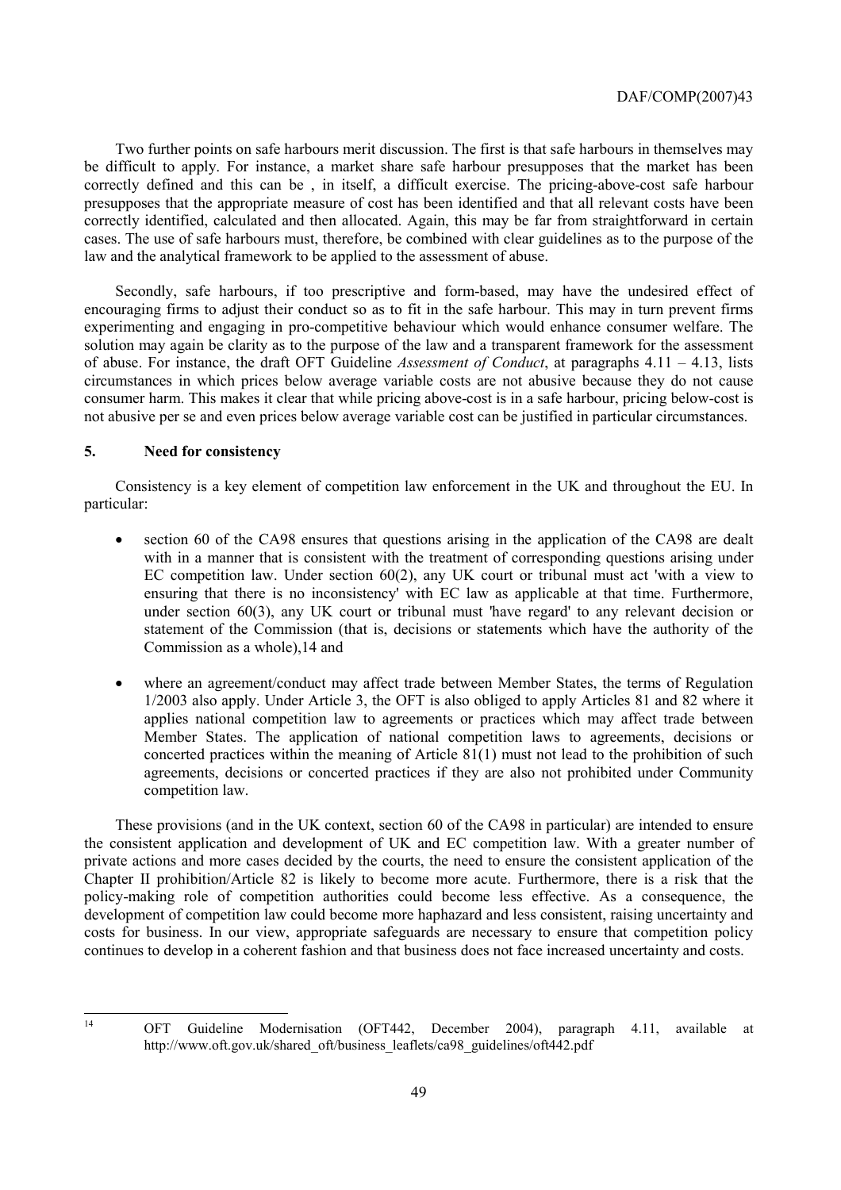Two further points on safe harbours merit discussion. The first is that safe harbours in themselves may be difficult to apply. For instance, a market share safe harbour presupposes that the market has been correctly defined and this can be , in itself, a difficult exercise. The pricing-above-cost safe harbour presupposes that the appropriate measure of cost has been identified and that all relevant costs have been correctly identified, calculated and then allocated. Again, this may be far from straightforward in certain cases. The use of safe harbours must, therefore, be combined with clear guidelines as to the purpose of the law and the analytical framework to be applied to the assessment of abuse.

Secondly, safe harbours, if too prescriptive and form-based, may have the undesired effect of encouraging firms to adjust their conduct so as to fit in the safe harbour. This may in turn prevent firms experimenting and engaging in pro-competitive behaviour which would enhance consumer welfare. The solution may again be clarity as to the purpose of the law and a transparent framework for the assessment of abuse. For instance, the draft OFT Guideline *Assessment of Conduct*, at paragraphs 4.11 – 4.13, lists circumstances in which prices below average variable costs are not abusive because they do not cause consumer harm. This makes it clear that while pricing above-cost is in a safe harbour, pricing below-cost is not abusive per se and even prices below average variable cost can be justified in particular circumstances.

## 5. Need for consistency

Consistency is a key element of competition law enforcement in the UK and throughout the EU. In particular:

- section 60 of the CA98 ensures that questions arising in the application of the CA98 are dealt with in a manner that is consistent with the treatment of corresponding questions arising under EC competition law. Under section 60(2), any UK court or tribunal must act 'with a view to ensuring that there is no inconsistency' with EC law as applicable at that time. Furthermore, under section 60(3), any UK court or tribunal must 'have regard' to any relevant decision or statement of the Commission (that is, decisions or statements which have the authority of the Commission as a whole),14 and

- where an agreement/conduct may affect trade between Member States, the terms of Regulation 1/2003 also apply. Under Article 3, the OFT is also obliged to apply Articles 81 and 82 where it applies national competition law to agreements or practices which may affect trade between Member States. The application of national competition laws to agreements, decisions or concerted practices within the meaning of Article 81(1) must not lead to the prohibition of such agreements, decisions or concerted practices if they are also not prohibited under Community competition law.

These provisions (and in the UK context, section 60 of the CA98 in particular) are intended to ensure the consistent application and development of UK and EC competition law. With a greater number of private actions and more cases decided by the courts, the need to ensure the consistent application of the Chapter II prohibition/Article 82 is likely to become more acute. Furthermore, there is a risk that the policy-making role of competition authorities could become less effective. As a consequence, the development of competition law could become more haphazard and less consistent, raising uncertainty and costs for business. In our view, appropriate safeguards are necessary to ensure that competition policy continues to develop in a coherent fashion and that business does not face increased uncertainty and costs.

---

[14] OFT Guideline Modernisation (OFT442, December 2004), paragraph 4.11, available at http://www.oft.gov.uk/shared_oft/business_leaflets/ca98_guidelines/oft442.pdf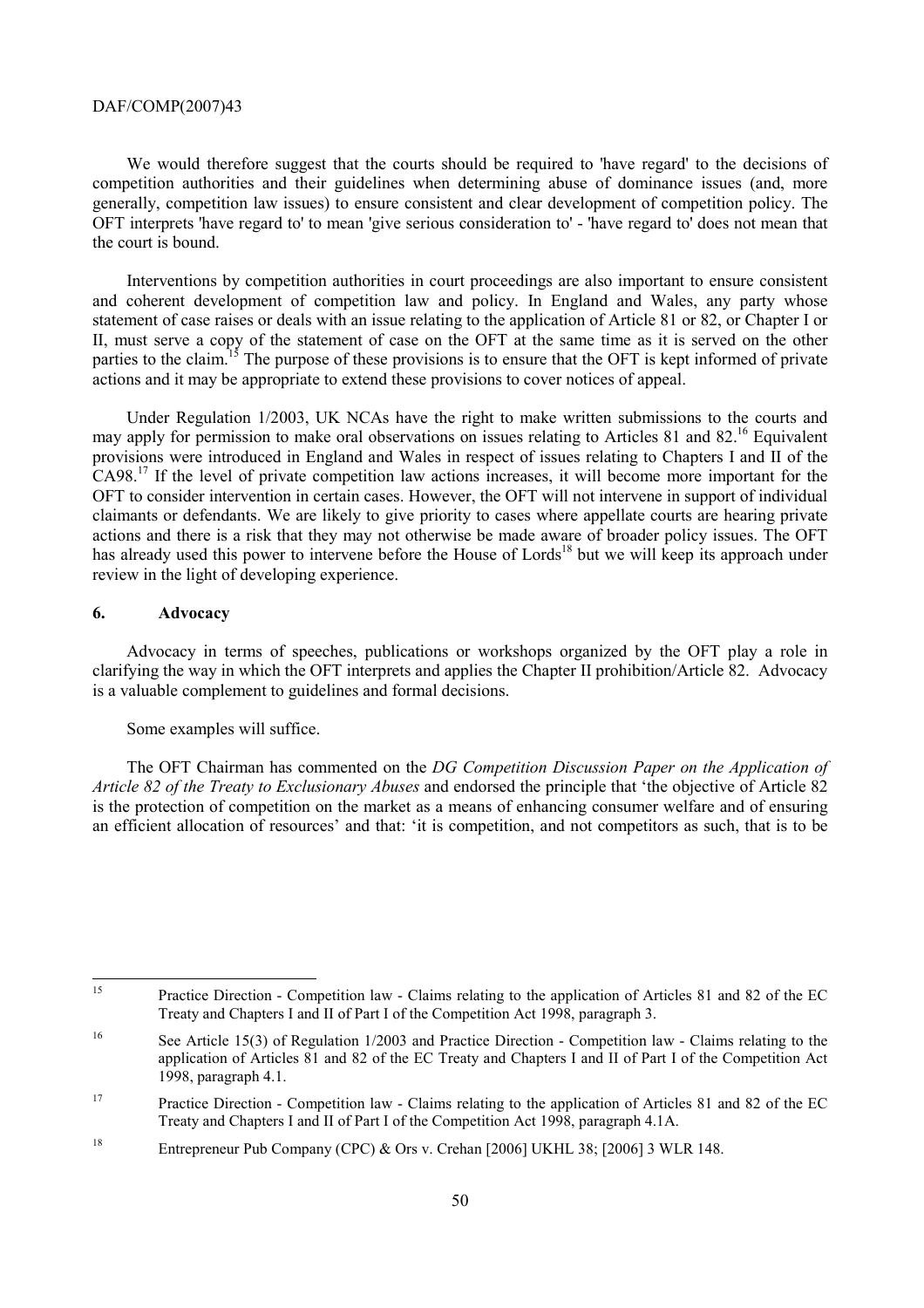We would therefore suggest that the courts should be required to 'have regard' to the decisions of competition authorities and their guidelines when determining abuse of dominance issues (and, more generally, competition law issues) to ensure consistent and clear development of competition policy. The OFT interprets 'have regard to' to mean 'give serious consideration to' - 'have regard to' does not mean that the court is bound.

Interventions by competition authorities in court proceedings are also important to ensure consistent and coherent development of competition law and policy. In England and Wales, any party whose statement of case raises or deals with an issue relating to the application of Article 81 or 82, or Chapter I or II, must serve a copy of the statement of case on the OFT at the same time as it is served on the other parties to the claim.[15] The purpose of these provisions is to ensure that the OFT is kept informed of private actions and it may be appropriate to extend these provisions to cover notices of appeal.

Under Regulation 1/2003, UK NCAs have the right to make written submissions to the courts and may apply for permission to make oral observations on issues relating to Articles 81 and 82.[16] Equivalent provisions were introduced in England and Wales in respect of issues relating to Chapters I and II of the CA98.[17] If the level of private competition law actions increases, it will become more important for the OFT to consider intervention in certain cases. However, the OFT will not intervene in support of individual claimants or defendants. We are likely to give priority to cases where appellate courts are hearing private actions and there is a risk that they may not otherwise be made aware of broader policy issues. The OFT has already used this power to intervene before the House of Lords[18] but we will keep its approach under review in the light of developing experience.

## 6. Advocacy

Advocacy in terms of speeches, publications or workshops organized by the OFT play a role in clarifying the way in which the OFT interprets and applies the Chapter II prohibition/Article 82. Advocacy is a valuable complement to guidelines and formal decisions.

Some examples will suffice.

The OFT Chairman has commented on the *DG Competition Discussion Paper on the Application of Article 82 of the Treaty to Exclusionary Abuses* and endorsed the principle that 'the objective of Article 82 is the protection of competition on the market as a means of enhancing consumer welfare and of ensuring an efficient allocation of resources' and that: 'it is competition, and not competitors as such, that is to be

---

[15] Practice Direction - Competition law - Claims relating to the application of Articles 81 and 82 of the EC Treaty and Chapters I and II of Part I of the Competition Act 1998, paragraph 3.

[16] See Article 15(3) of Regulation 1/2003 and Practice Direction - Competition law - Claims relating to the application of Articles 81 and 82 of the EC Treaty and Chapters I and II of Part I of the Competition Act 1998, paragraph 4.1.

[17] Practice Direction - Competition law - Claims relating to the application of Articles 81 and 82 of the EC Treaty and Chapters I and II of Part I of the Competition Act 1998, paragraph 4.1A.

[18] Entrepreneur Pub Company (CPC) & Ors v. Crehan [2006] UKHL 38; [2006] 3 WLR 148.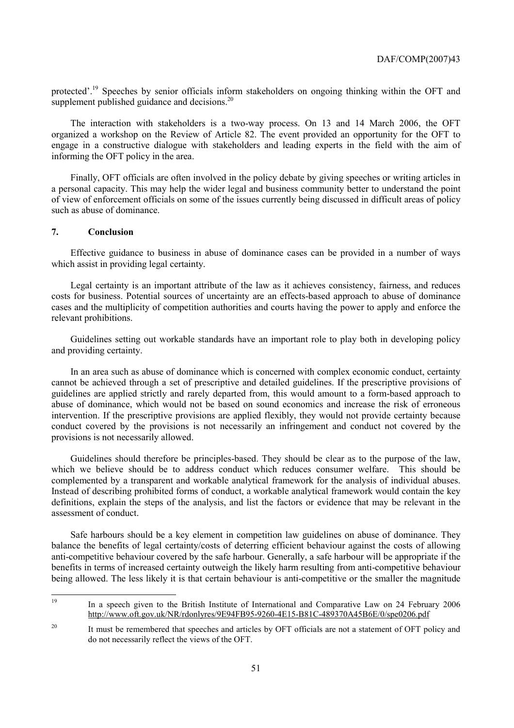protected'.[19] Speeches by senior officials inform stakeholders on ongoing thinking within the OFT and supplement published guidance and decisions.[20]

The interaction with stakeholders is a two-way process. On 13 and 14 March 2006, the OFT organized a workshop on the Review of Article 82. The event provided an opportunity for the OFT to engage in a constructive dialogue with stakeholders and leading experts in the field with the aim of informing the OFT policy in the area.

Finally, OFT officials are often involved in the policy debate by giving speeches or writing articles in a personal capacity. This may help the wider legal and business community better to understand the point of view of enforcement officials on some of the issues currently being discussed in difficult areas of policy such as abuse of dominance.

## 7. Conclusion

Effective guidance to business in abuse of dominance cases can be provided in a number of ways which assist in providing legal certainty.

Legal certainty is an important attribute of the law as it achieves consistency, fairness, and reduces costs for business. Potential sources of uncertainty are an effects-based approach to abuse of dominance cases and the multiplicity of competition authorities and courts having the power to apply and enforce the relevant prohibitions.

Guidelines setting out workable standards have an important role to play both in developing policy and providing certainty.

In an area such as abuse of dominance which is concerned with complex economic conduct, certainty cannot be achieved through a set of prescriptive and detailed guidelines. If the prescriptive provisions of guidelines are applied strictly and rarely departed from, this would amount to a form-based approach to abuse of dominance, which would not be based on sound economics and increase the risk of erroneous intervention. If the prescriptive provisions are applied flexibly, they would not provide certainty because conduct covered by the provisions is not necessarily an infringement and conduct not covered by the provisions is not necessarily allowed.

Guidelines should therefore be principles-based. They should be clear as to the purpose of the law, which we believe should be to address conduct which reduces consumer welfare. This should be complemented by a transparent and workable analytical framework for the analysis of individual abuses. Instead of describing prohibited forms of conduct, a workable analytical framework would contain the key definitions, explain the steps of the analysis, and list the factors or evidence that may be relevant in the assessment of conduct.

Safe harbours should be a key element in competition law guidelines on abuse of dominance. They balance the benefits of legal certainty/costs of deterring efficient behaviour against the costs of allowing anti-competitive behaviour covered by the safe harbour. Generally, a safe harbour will be appropriate if the benefits in terms of increased certainty outweigh the likely harm resulting from anti-competitive behaviour being allowed. The less likely it is that certain behaviour is anti-competitive or the smaller the magnitude

---

[19] In a speech given to the British Institute of International and Comparative Law on 24 February 2006 http://www.oft.gov.uk/NR/rdonlyres/9E94FB95-9260-4E15-B81C-489370A45B6E/0/spe0206.pdf

[20] It must be remembered that speeches and articles by OFT officials are not a statement of OFT policy and do not necessarily reflect the views of the OFT.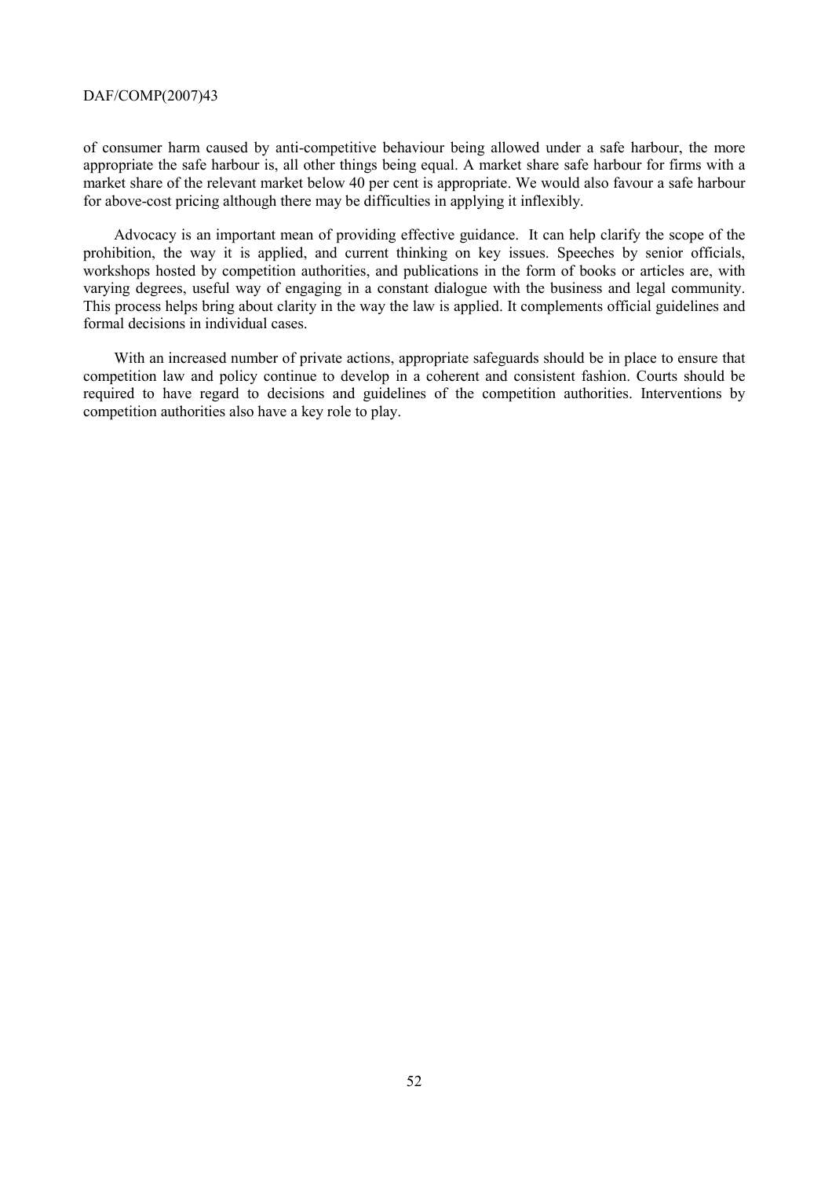of consumer harm caused by anti-competitive behaviour being allowed under a safe harbour, the more appropriate the safe harbour is, all other things being equal. A market share safe harbour for firms with a market share of the relevant market below 40 per cent is appropriate. We would also favour a safe harbour for above-cost pricing although there may be difficulties in applying it inflexibly.

Advocacy is an important mean of providing effective guidance. It can help clarify the scope of the prohibition, the way it is applied, and current thinking on key issues. Speeches by senior officials, workshops hosted by competition authorities, and publications in the form of books or articles are, with varying degrees, useful way of engaging in a constant dialogue with the business and legal community. This process helps bring about clarity in the way the law is applied. It complements official guidelines and formal decisions in individual cases.

With an increased number of private actions, appropriate safeguards should be in place to ensure that competition law and policy continue to develop in a coherent and consistent fashion. Courts should be required to have regard to decisions and guidelines of the competition authorities. Interventions by competition authorities also have a key role to play.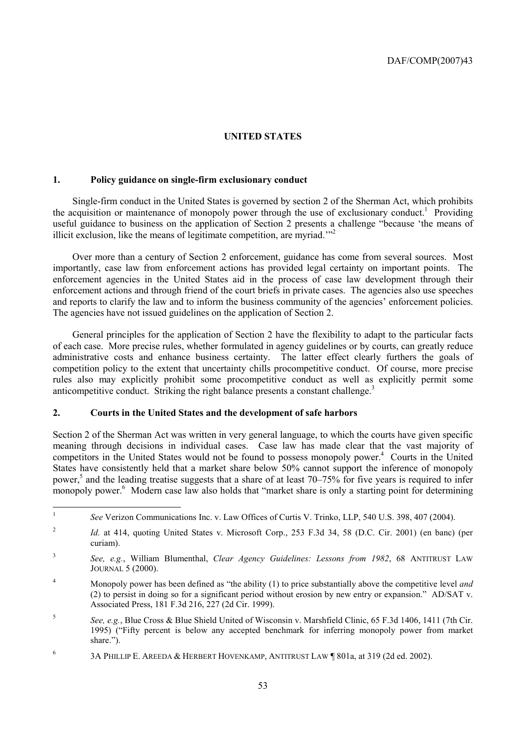## UNITED STATES

### 1. Policy guidance on single-firm exclusionary conduct

Single-firm conduct in the United States is governed by section 2 of the Sherman Act, which prohibits the acquisition or maintenance of monopoly power through the use of exclusionary conduct.[1] Providing useful guidance to business on the application of Section 2 presents a challenge "because 'the means of illicit exclusion, like the means of legitimate competition, are myriad.'"[2]

Over more than a century of Section 2 enforcement, guidance has come from several sources. Most importantly, case law from enforcement actions has provided legal certainty on important points. The enforcement agencies in the United States aid in the process of case law development through their enforcement actions and through friend of the court briefs in private cases. The agencies also use speeches and reports to clarify the law and to inform the business community of the agencies' enforcement policies. The agencies have not issued guidelines on the application of Section 2.

General principles for the application of Section 2 have the flexibility to adapt to the particular facts of each case. More precise rules, whether formulated in agency guidelines or by courts, can greatly reduce administrative costs and enhance business certainty. The latter effect clearly furthers the goals of competition policy to the extent that uncertainty chills procompetitive conduct. Of course, more precise rules also may explicitly prohibit some procompetitive conduct as well as explicitly permit some anticompetitive conduct. Striking the right balance presents a constant challenge.[3]

### 2. Courts in the United States and the development of safe harbors

Section 2 of the Sherman Act was written in very general language, to which the courts have given specific meaning through decisions in individual cases. Case law has made clear that the vast majority of competitors in the United States would not be found to possess monopoly power.[4] Courts in the United States have consistently held that a market share below 50% cannot support the inference of monopoly power,[5] and the leading treatise suggests that a share of at least 70–75% for five years is required to infer monopoly power.[6] Modern case law also holds that "market share is only a starting point for determining

---

[1] *See* Verizon Communications Inc. v. Law Offices of Curtis V. Trinko, LLP, 540 U.S. 398, 407 (2004).

[2] *Id.* at 414, quoting United States v. Microsoft Corp., 253 F.3d 34, 58 (D.C. Cir. 2001) (en banc) (per curiam).

[3] *See, e.g.*, William Blumenthal, *Clear Agency Guidelines: Lessons from 1982*, 68 ANTITRUST LAW JOURNAL 5 (2000).

[4] Monopoly power has been defined as "the ability (1) to price substantially above the competitive level *and* (2) to persist in doing so for a significant period without erosion by new entry or expansion." AD/SAT v. Associated Press, 181 F.3d 216, 227 (2d Cir. 1999).

[5] *See, e.g.*, Blue Cross & Blue Shield United of Wisconsin v. Marshfield Clinic, 65 F.3d 1406, 1411 (7th Cir. 1995) ("Fifty percent is below any accepted benchmark for inferring monopoly power from market share.").

[6] 3A PHILLIP E. AREEDA & HERBERT HOVENKAMP, ANTITRUST LAW ¶ 801a, at 319 (2d ed. 2002).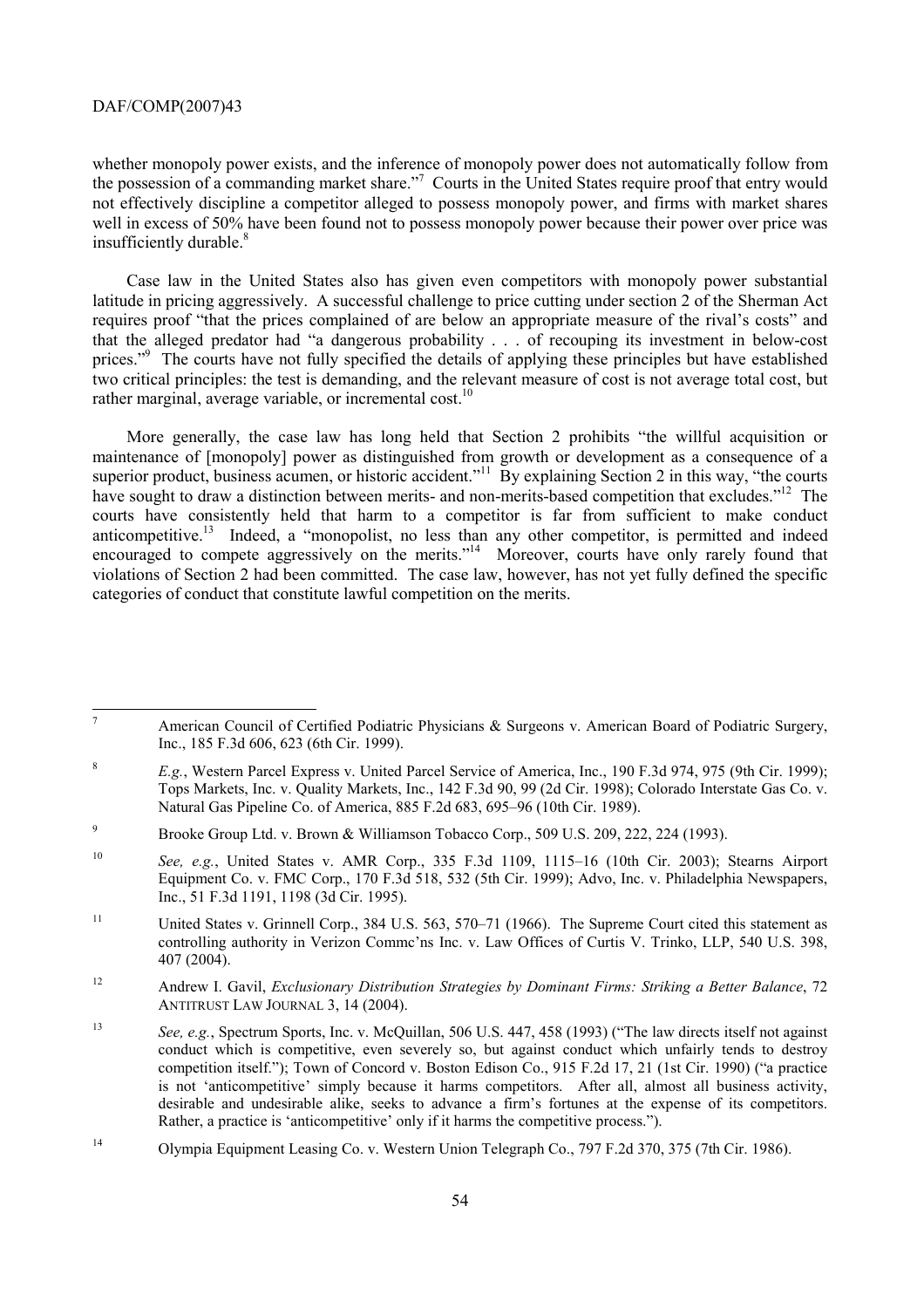whether monopoly power exists, and the inference of monopoly power does not automatically follow from the possession of a commanding market share."[7] Courts in the United States require proof that entry would not effectively discipline a competitor alleged to possess monopoly power, and firms with market shares well in excess of 50% have been found not to possess monopoly power because their power over price was insufficiently durable.[8]

Case law in the United States also has given even competitors with monopoly power substantial latitude in pricing aggressively. A successful challenge to price cutting under section 2 of the Sherman Act requires proof "that the prices complained of are below an appropriate measure of the rival's costs" and that the alleged predator had "a dangerous probability . . . of recouping its investment in below-cost prices."[9] The courts have not fully specified the details of applying these principles but have established two critical principles: the test is demanding, and the relevant measure of cost is not average total cost, but rather marginal, average variable, or incremental cost.[10]

More generally, the case law has long held that Section 2 prohibits "the willful acquisition or maintenance of [monopoly] power as distinguished from growth or development as a consequence of a superior product, business acumen, or historic accident."[11] By explaining Section 2 in this way, "the courts have sought to draw a distinction between merits- and non-merits-based competition that excludes."[12] The courts have consistently held that harm to a competitor is far from sufficient to make conduct anticompetitive.[13] Indeed, a "monopolist, no less than any other competitor, is permitted and indeed encouraged to compete aggressively on the merits."[14] Moreover, courts have only rarely found that violations of Section 2 had been committed. The case law, however, has not yet fully defined the specific categories of conduct that constitute lawful competition on the merits.

---

7. American Council of Certified Podiatric Physicians & Surgeons v. American Board of Podiatric Surgery, Inc., 185 F.3d 606, 623 (6th Cir. 1999).

8. *E.g.*, Western Parcel Express v. United Parcel Service of America, Inc., 190 F.3d 974, 975 (9th Cir. 1999); Tops Markets, Inc. v. Quality Markets, Inc., 142 F.3d 90, 99 (2d Cir. 1998); Colorado Interstate Gas Co. v. Natural Gas Pipeline Co. of America, 885 F.2d 683, 695–96 (10th Cir. 1989).

9. Brooke Group Ltd. v. Brown & Williamson Tobacco Corp., 509 U.S. 209, 222, 224 (1993).

10. *See, e.g.*, United States v. AMR Corp., 335 F.3d 1109, 1115–16 (10th Cir. 2003); Stearns Airport Equipment Co. v. FMC Corp., 170 F.3d 518, 532 (5th Cir. 1999); Advo, Inc. v. Philadelphia Newspapers, Inc., 51 F.3d 1191, 1198 (3d Cir. 1995).

11. United States v. Grinnell Corp., 384 U.S. 563, 570–71 (1966). The Supreme Court cited this statement as controlling authority in Verizon Commc'ns Inc. v. Law Offices of Curtis V. Trinko, LLP, 540 U.S. 398, 407 (2004).

12. Andrew I. Gavil, *Exclusionary Distribution Strategies by Dominant Firms: Striking a Better Balance*, 72 ANTITRUST LAW JOURNAL 3, 14 (2004).

13. *See, e.g.*, Spectrum Sports, Inc. v. McQuillan, 506 U.S. 447, 458 (1993) ("The law directs itself not against conduct which is competitive, even severely so, but against conduct which unfairly tends to destroy competition itself."); Town of Concord v. Boston Edison Co., 915 F.2d 17, 21 (1st Cir. 1990) ("a practice is not 'anticompetitive' simply because it harms competitors. After all, almost all business activity, desirable and undesirable alike, seeks to advance a firm's fortunes at the expense of its competitors. Rather, a practice is 'anticompetitive' only if it harms the competitive process.").

14. Olympia Equipment Leasing Co. v. Western Union Telegraph Co., 797 F.2d 370, 375 (7th Cir. 1986).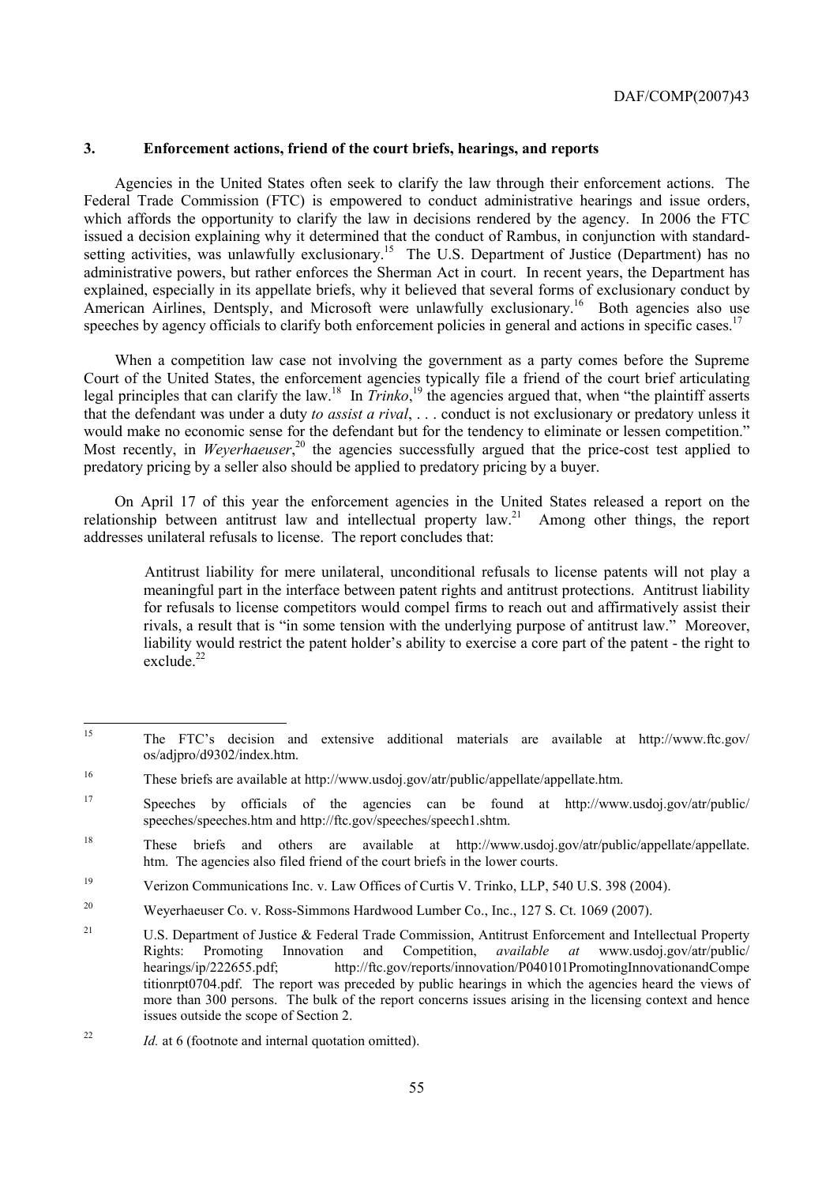## 3. Enforcement actions, friend of the court briefs, hearings, and reports

Agencies in the United States often seek to clarify the law through their enforcement actions. The Federal Trade Commission (FTC) is empowered to conduct administrative hearings and issue orders, which affords the opportunity to clarify the law in decisions rendered by the agency. In 2006 the FTC issued a decision explaining why it determined that the conduct of Rambus, in conjunction with standard-setting activities, was unlawfully exclusionary.[15] The U.S. Department of Justice (Department) has no administrative powers, but rather enforces the Sherman Act in court. In recent years, the Department has explained, especially in its appellate briefs, why it believed that several forms of exclusionary conduct by American Airlines, Dentsply, and Microsoft were unlawfully exclusionary.[16] Both agencies also use speeches by agency officials to clarify both enforcement policies in general and actions in specific cases.[17]

When a competition law case not involving the government as a party comes before the Supreme Court of the United States, the enforcement agencies typically file a friend of the court brief articulating legal principles that can clarify the law.[18] In *Trinko*,[19] the agencies argued that, when "the plaintiff asserts that the defendant was under a duty *to assist a rival*, . . . conduct is not exclusionary or predatory unless it would make no economic sense for the defendant but for the tendency to eliminate or lessen competition." Most recently, in *Weyerhaeuser*,[20] the agencies successfully argued that the price-cost test applied to predatory pricing by a seller also should be applied to predatory pricing by a buyer.

On April 17 of this year the enforcement agencies in the United States released a report on the relationship between antitrust law and intellectual property law.[21] Among other things, the report addresses unilateral refusals to license. The report concludes that:

> Antitrust liability for mere unilateral, unconditional refusals to license patents will not play a meaningful part in the interface between patent rights and antitrust protections. Antitrust liability for refusals to license competitors would compel firms to reach out and affirmatively assist their rivals, a result that is "in some tension with the underlying purpose of antitrust law." Moreover, liability would restrict the patent holder's ability to exercise a core part of the patent - the right to exclude.[22]

---

[15] The FTC's decision and extensive additional materials are available at http://www.ftc.gov/os/adjpro/d9302/index.htm.

[16] These briefs are available at http://www.usdoj.gov/atr/public/appellate/appellate.htm.

[17] Speeches by officials of the agencies can be found at http://www.usdoj.gov/atr/public/speeches/speeches.htm and http://ftc.gov/speeches/speech1.shtm.

[18] These briefs and others are available at http://www.usdoj.gov/atr/public/appellate/appellate.htm. The agencies also filed friend of the court briefs in the lower courts.

[19] Verizon Communications Inc. v. Law Offices of Curtis V. Trinko, LLP, 540 U.S. 398 (2004).

[20] Weyerhaeuser Co. v. Ross-Simmons Hardwood Lumber Co., Inc., 127 S. Ct. 1069 (2007).

[21] U.S. Department of Justice & Federal Trade Commission, Antitrust Enforcement and Intellectual Property Rights: Promoting Innovation and Competition, *available at* www.usdoj.gov/atr/public/hearings/ip/222655.pdf; http://ftc.gov/reports/innovation/P040101PromotingInnovationandCompetitionrpt0704.pdf. The report was preceded by public hearings in which the agencies heard the views of more than 300 persons. The bulk of the report concerns issues arising in the licensing context and hence issues outside the scope of Section 2.

[22] *Id.* at 6 (footnote and internal quotation omitted).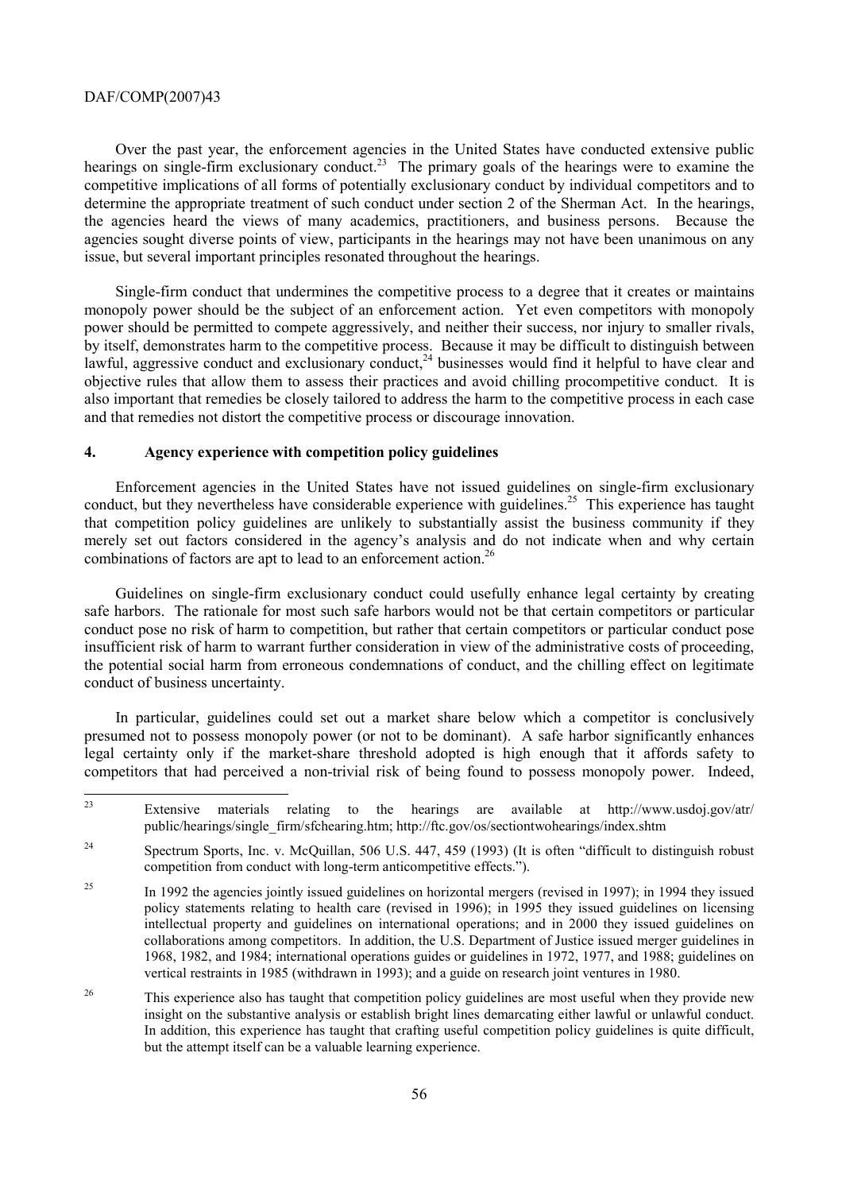Over the past year, the enforcement agencies in the United States have conducted extensive public hearings on single-firm exclusionary conduct.[23] The primary goals of the hearings were to examine the competitive implications of all forms of potentially exclusionary conduct by individual competitors and to determine the appropriate treatment of such conduct under section 2 of the Sherman Act. In the hearings, the agencies heard the views of many academics, practitioners, and business persons. Because the agencies sought diverse points of view, participants in the hearings may not have been unanimous on any issue, but several important principles resonated throughout the hearings.

Single-firm conduct that undermines the competitive process to a degree that it creates or maintains monopoly power should be the subject of an enforcement action. Yet even competitors with monopoly power should be permitted to compete aggressively, and neither their success, nor injury to smaller rivals, by itself, demonstrates harm to the competitive process. Because it may be difficult to distinguish between lawful, aggressive conduct and exclusionary conduct,[24] businesses would find it helpful to have clear and objective rules that allow them to assess their practices and avoid chilling procompetitive conduct. It is also important that remedies be closely tailored to address the harm to the competitive process in each case and that remedies not distort the competitive process or discourage innovation.

## 4. Agency experience with competition policy guidelines

Enforcement agencies in the United States have not issued guidelines on single-firm exclusionary conduct, but they nevertheless have considerable experience with guidelines.[25] This experience has taught that competition policy guidelines are unlikely to substantially assist the business community if they merely set out factors considered in the agency's analysis and do not indicate when and why certain combinations of factors are apt to lead to an enforcement action.[26]

Guidelines on single-firm exclusionary conduct could usefully enhance legal certainty by creating safe harbors. The rationale for most such safe harbors would not be that certain competitors or particular conduct pose no risk of harm to competition, but rather that certain competitors or particular conduct pose insufficient risk of harm to warrant further consideration in view of the administrative costs of proceeding, the potential social harm from erroneous condemnations of conduct, and the chilling effect on legitimate conduct of business uncertainty.

In particular, guidelines could set out a market share below which a competitor is conclusively presumed not to possess monopoly power (or not to be dominant). A safe harbor significantly enhances legal certainty only if the market-share threshold adopted is high enough that it affords safety to competitors that had perceived a non-trivial risk of being found to possess monopoly power. Indeed,

---

23 Extensive materials relating to the hearings are available at http://www.usdoj.gov/atr/public/hearings/single_firm/sfchearing.htm; http://ftc.gov/os/sectiontwohearings/index.shtm

24 Spectrum Sports, Inc. v. McQuillan, 506 U.S. 447, 459 (1993) (It is often "difficult to distinguish robust competition from conduct with long-term anticompetitive effects.").

25 In 1992 the agencies jointly issued guidelines on horizontal mergers (revised in 1997); in 1994 they issued policy statements relating to health care (revised in 1996); in 1995 they issued guidelines on licensing intellectual property and guidelines on international operations; and in 2000 they issued guidelines on collaborations among competitors. In addition, the U.S. Department of Justice issued merger guidelines in 1968, 1982, and 1984; international operations guides or guidelines in 1972, 1977, and 1988; guidelines on vertical restraints in 1985 (withdrawn in 1993); and a guide on research joint ventures in 1980.

26 This experience also has taught that competition policy guidelines are most useful when they provide new insight on the substantive analysis or establish bright lines demarcating either lawful or unlawful conduct. In addition, this experience has taught that crafting useful competition policy guidelines is quite difficult, but the attempt itself can be a valuable learning experience.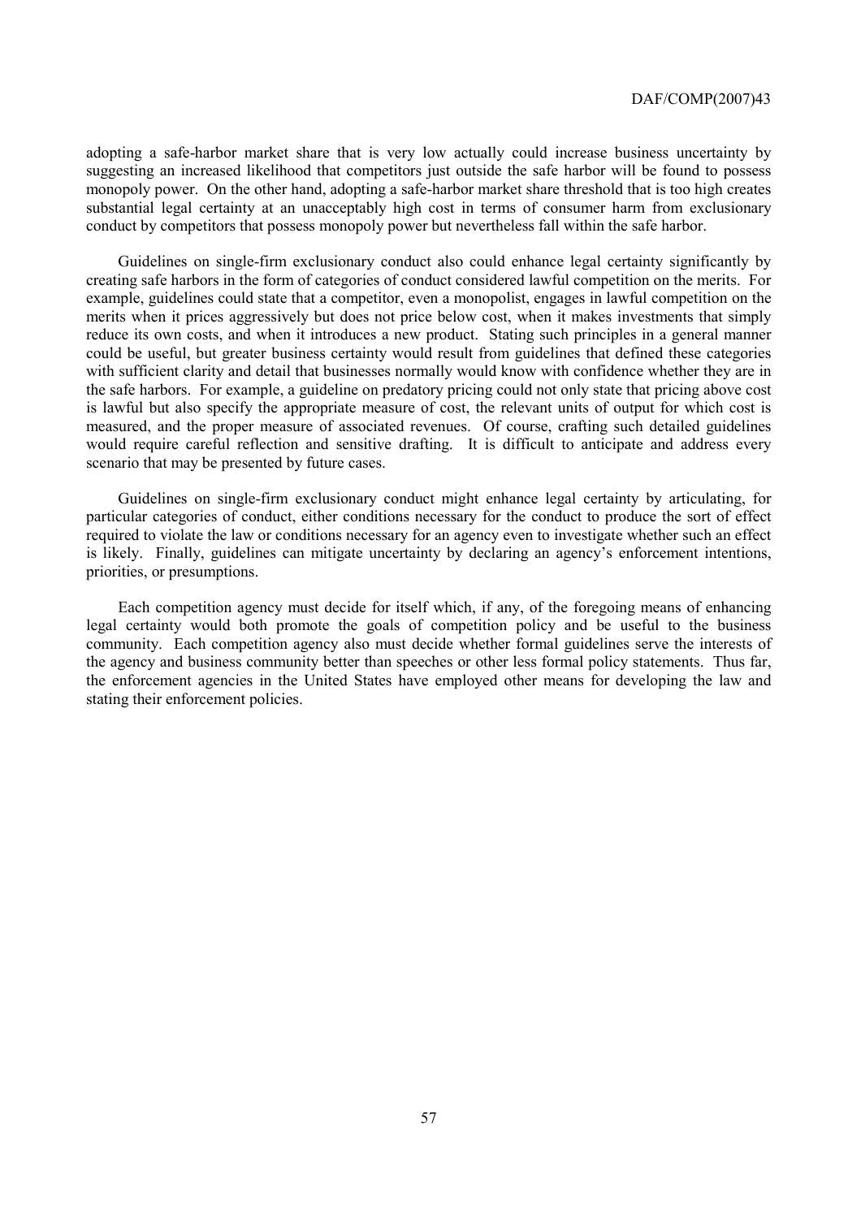adopting a safe-harbor market share that is very low actually could increase business uncertainty by suggesting an increased likelihood that competitors just outside the safe harbor will be found to possess monopoly power. On the other hand, adopting a safe-harbor market share threshold that is too high creates substantial legal certainty at an unacceptably high cost in terms of consumer harm from exclusionary conduct by competitors that possess monopoly power but nevertheless fall within the safe harbor.

Guidelines on single-firm exclusionary conduct also could enhance legal certainty significantly by creating safe harbors in the form of categories of conduct considered lawful competition on the merits. For example, guidelines could state that a competitor, even a monopolist, engages in lawful competition on the merits when it prices aggressively but does not price below cost, when it makes investments that simply reduce its own costs, and when it introduces a new product. Stating such principles in a general manner could be useful, but greater business certainty would result from guidelines that defined these categories with sufficient clarity and detail that businesses normally would know with confidence whether they are in the safe harbors. For example, a guideline on predatory pricing could not only state that pricing above cost is lawful but also specify the appropriate measure of cost, the relevant units of output for which cost is measured, and the proper measure of associated revenues. Of course, crafting such detailed guidelines would require careful reflection and sensitive drafting. It is difficult to anticipate and address every scenario that may be presented by future cases.

Guidelines on single-firm exclusionary conduct might enhance legal certainty by articulating, for particular categories of conduct, either conditions necessary for the conduct to produce the sort of effect required to violate the law or conditions necessary for an agency even to investigate whether such an effect is likely. Finally, guidelines can mitigate uncertainty by declaring an agency's enforcement intentions, priorities, or presumptions.

Each competition agency must decide for itself which, if any, of the foregoing means of enhancing legal certainty would both promote the goals of competition policy and be useful to the business community. Each competition agency also must decide whether formal guidelines serve the interests of the agency and business community better than speeches or other less formal policy statements. Thus far, the enforcement agencies in the United States have employed other means for developing the law and stating their enforcement policies.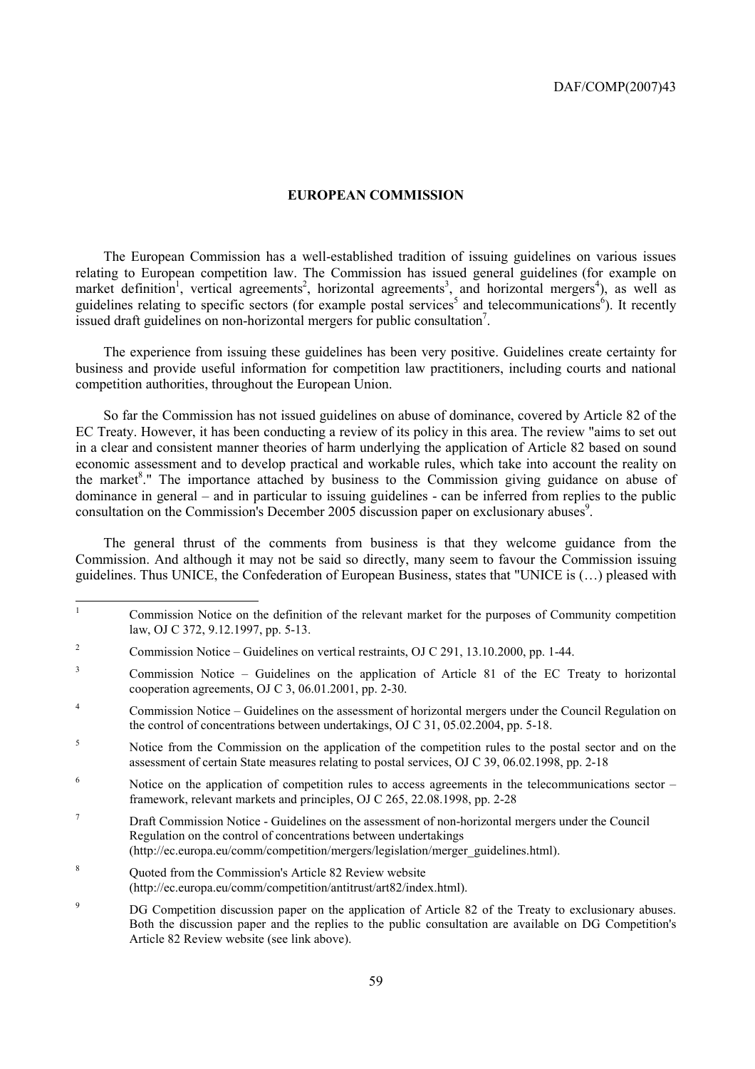## EUROPEAN COMMISSION

The European Commission has a well-established tradition of issuing guidelines on various issues relating to European competition law. The Commission has issued general guidelines (for example on market definition[1], vertical agreements[2], horizontal agreements[3], and horizontal mergers[4]), as well as guidelines relating to specific sectors (for example postal services[5] and telecommunications[6]). It recently issued draft guidelines on non-horizontal mergers for public consultation[7].

The experience from issuing these guidelines has been very positive. Guidelines create certainty for business and provide useful information for competition law practitioners, including courts and national competition authorities, throughout the European Union.

So far the Commission has not issued guidelines on abuse of dominance, covered by Article 82 of the EC Treaty. However, it has been conducting a review of its policy in this area. The review "aims to set out in a clear and consistent manner theories of harm underlying the application of Article 82 based on sound economic assessment and to develop practical and workable rules, which take into account the reality on the market[8]." The importance attached by business to the Commission giving guidance on abuse of dominance in general – and in particular to issuing guidelines - can be inferred from replies to the public consultation on the Commission's December 2005 discussion paper on exclusionary abuses[9].

The general thrust of the comments from business is that they welcome guidance from the Commission. And although it may not be said so directly, many seem to favour the Commission issuing guidelines. Thus UNICE, the Confederation of European Business, states that "UNICE is (…) pleased with

---

1 Commission Notice on the definition of the relevant market for the purposes of Community competition law, OJ C 372, 9.12.1997, pp. 5-13.

2 Commission Notice – Guidelines on vertical restraints, OJ C 291, 13.10.2000, pp. 1-44.

3 Commission Notice – Guidelines on the application of Article 81 of the EC Treaty to horizontal cooperation agreements, OJ C 3, 06.01.2001, pp. 2-30.

4 Commission Notice – Guidelines on the assessment of horizontal mergers under the Council Regulation on the control of concentrations between undertakings, OJ C 31, 05.02.2004, pp. 5-18.

5 Notice from the Commission on the application of the competition rules to the postal sector and on the assessment of certain State measures relating to postal services, OJ C 39, 06.02.1998, pp. 2-18

6 Notice on the application of competition rules to access agreements in the telecommunications sector – framework, relevant markets and principles, OJ C 265, 22.08.1998, pp. 2-28

7 Draft Commission Notice - Guidelines on the assessment of non-horizontal mergers under the Council Regulation on the control of concentrations between undertakings (http://ec.europa.eu/comm/competition/mergers/legislation/merger_guidelines.html).

8 Quoted from the Commission's Article 82 Review website (http://ec.europa.eu/comm/competition/antitrust/art82/index.html).

9 DG Competition discussion paper on the application of Article 82 of the Treaty to exclusionary abuses. Both the discussion paper and the replies to the public consultation are available on DG Competition's Article 82 Review website (see link above).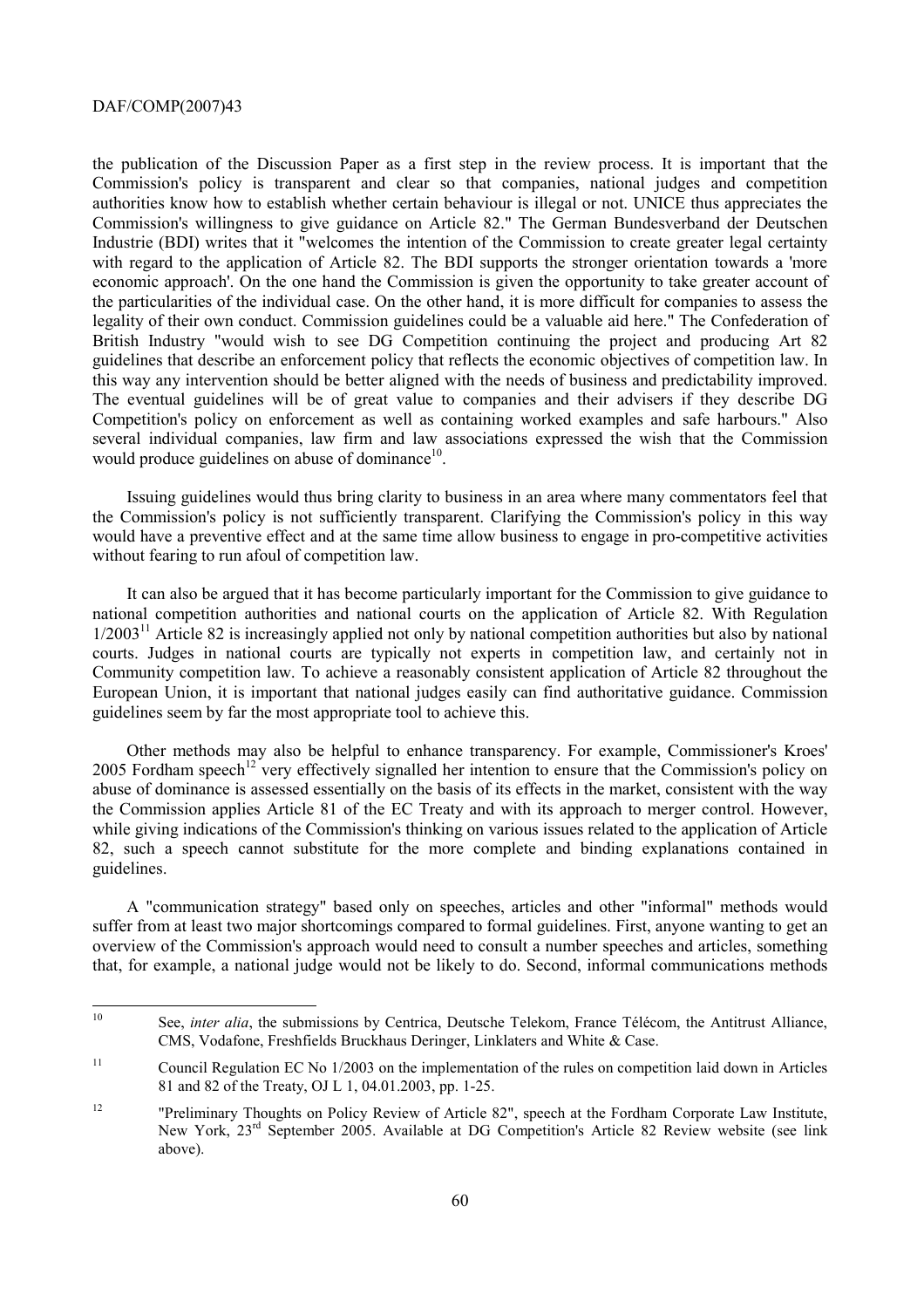the publication of the Discussion Paper as a first step in the review process. It is important that the Commission's policy is transparent and clear so that companies, national judges and competition authorities know how to establish whether certain behaviour is illegal or not. UNICE thus appreciates the Commission's willingness to give guidance on Article 82." The German Bundesverband der Deutschen Industrie (BDI) writes that it "welcomes the intention of the Commission to create greater legal certainty with regard to the application of Article 82. The BDI supports the stronger orientation towards a 'more economic approach'. On the one hand the Commission is given the opportunity to take greater account of the particularities of the individual case. On the other hand, it is more difficult for companies to assess the legality of their own conduct. Commission guidelines could be a valuable aid here." The Confederation of British Industry "would wish to see DG Competition continuing the project and producing Art 82 guidelines that describe an enforcement policy that reflects the economic objectives of competition law. In this way any intervention should be better aligned with the needs of business and predictability improved. The eventual guidelines will be of great value to companies and their advisers if they describe DG Competition's policy on enforcement as well as containing worked examples and safe harbours." Also several individual companies, law firm and law associations expressed the wish that the Commission would produce guidelines on abuse of dominance[10].

Issuing guidelines would thus bring clarity to business in an area where many commentators feel that the Commission's policy is not sufficiently transparent. Clarifying the Commission's policy in this way would have a preventive effect and at the same time allow business to engage in pro-competitive activities without fearing to run afoul of competition law.

It can also be argued that it has become particularly important for the Commission to give guidance to national competition authorities and national courts on the application of Article 82. With Regulation 1/2003[11] Article 82 is increasingly applied not only by national competition authorities but also by national courts. Judges in national courts are typically not experts in competition law, and certainly not in Community competition law. To achieve a reasonably consistent application of Article 82 throughout the European Union, it is important that national judges easily can find authoritative guidance. Commission guidelines seem by far the most appropriate tool to achieve this.

Other methods may also be helpful to enhance transparency. For example, Commissioner's Kroes' 2005 Fordham speech[12] very effectively signalled her intention to ensure that the Commission's policy on abuse of dominance is assessed essentially on the basis of its effects in the market, consistent with the way the Commission applies Article 81 of the EC Treaty and with its approach to merger control. However, while giving indications of the Commission's thinking on various issues related to the application of Article 82, such a speech cannot substitute for the more complete and binding explanations contained in guidelines.

A "communication strategy" based only on speeches, articles and other "informal" methods would suffer from at least two major shortcomings compared to formal guidelines. First, anyone wanting to get an overview of the Commission's approach would need to consult a number speeches and articles, something that, for example, a national judge would not be likely to do. Second, informal communications methods

---

[10] See, *inter alia*, the submissions by Centrica, Deutsche Telekom, France Télécom, the Antitrust Alliance, CMS, Vodafone, Freshfields Bruckhaus Deringer, Linklaters and White & Case.

[11] Council Regulation EC No 1/2003 on the implementation of the rules on competition laid down in Articles 81 and 82 of the Treaty, OJ L 1, 04.01.2003, pp. 1-25.

[12] "Preliminary Thoughts on Policy Review of Article 82", speech at the Fordham Corporate Law Institute, New York, 23rd September 2005. Available at DG Competition's Article 82 Review website (see link above).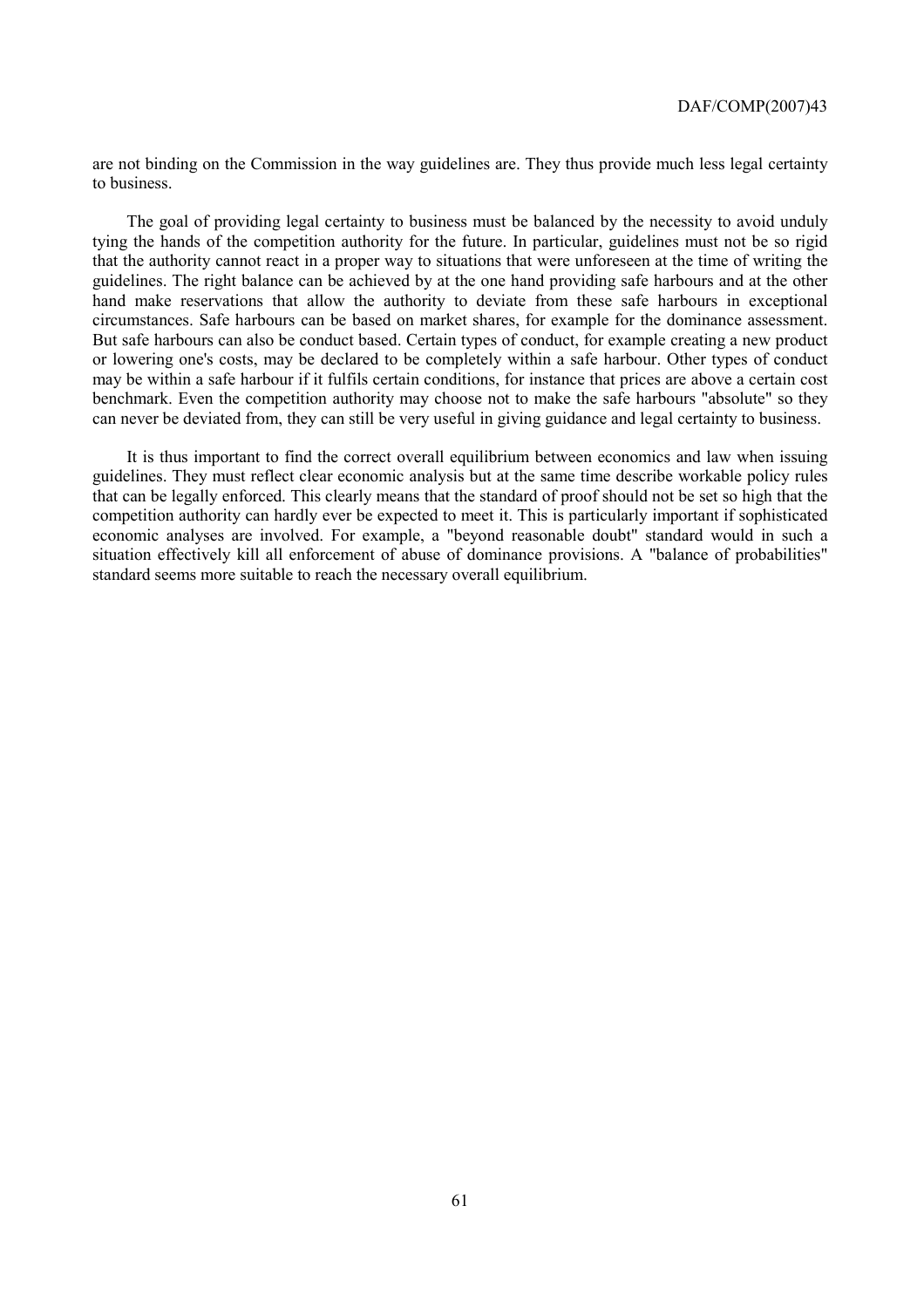are not binding on the Commission in the way guidelines are. They thus provide much less legal certainty to business.

The goal of providing legal certainty to business must be balanced by the necessity to avoid unduly tying the hands of the competition authority for the future. In particular, guidelines must not be so rigid that the authority cannot react in a proper way to situations that were unforeseen at the time of writing the guidelines. The right balance can be achieved by at the one hand providing safe harbours and at the other hand make reservations that allow the authority to deviate from these safe harbours in exceptional circumstances. Safe harbours can be based on market shares, for example for the dominance assessment. But safe harbours can also be conduct based. Certain types of conduct, for example creating a new product or lowering one's costs, may be declared to be completely within a safe harbour. Other types of conduct may be within a safe harbour if it fulfils certain conditions, for instance that prices are above a certain cost benchmark. Even the competition authority may choose not to make the safe harbours "absolute" so they can never be deviated from, they can still be very useful in giving guidance and legal certainty to business.

It is thus important to find the correct overall equilibrium between economics and law when issuing guidelines. They must reflect clear economic analysis but at the same time describe workable policy rules that can be legally enforced. This clearly means that the standard of proof should not be set so high that the competition authority can hardly ever be expected to meet it. This is particularly important if sophisticated economic analyses are involved. For example, a "beyond reasonable doubt" standard would in such a situation effectively kill all enforcement of abuse of dominance provisions. A "balance of probabilities" standard seems more suitable to reach the necessary overall equilibrium.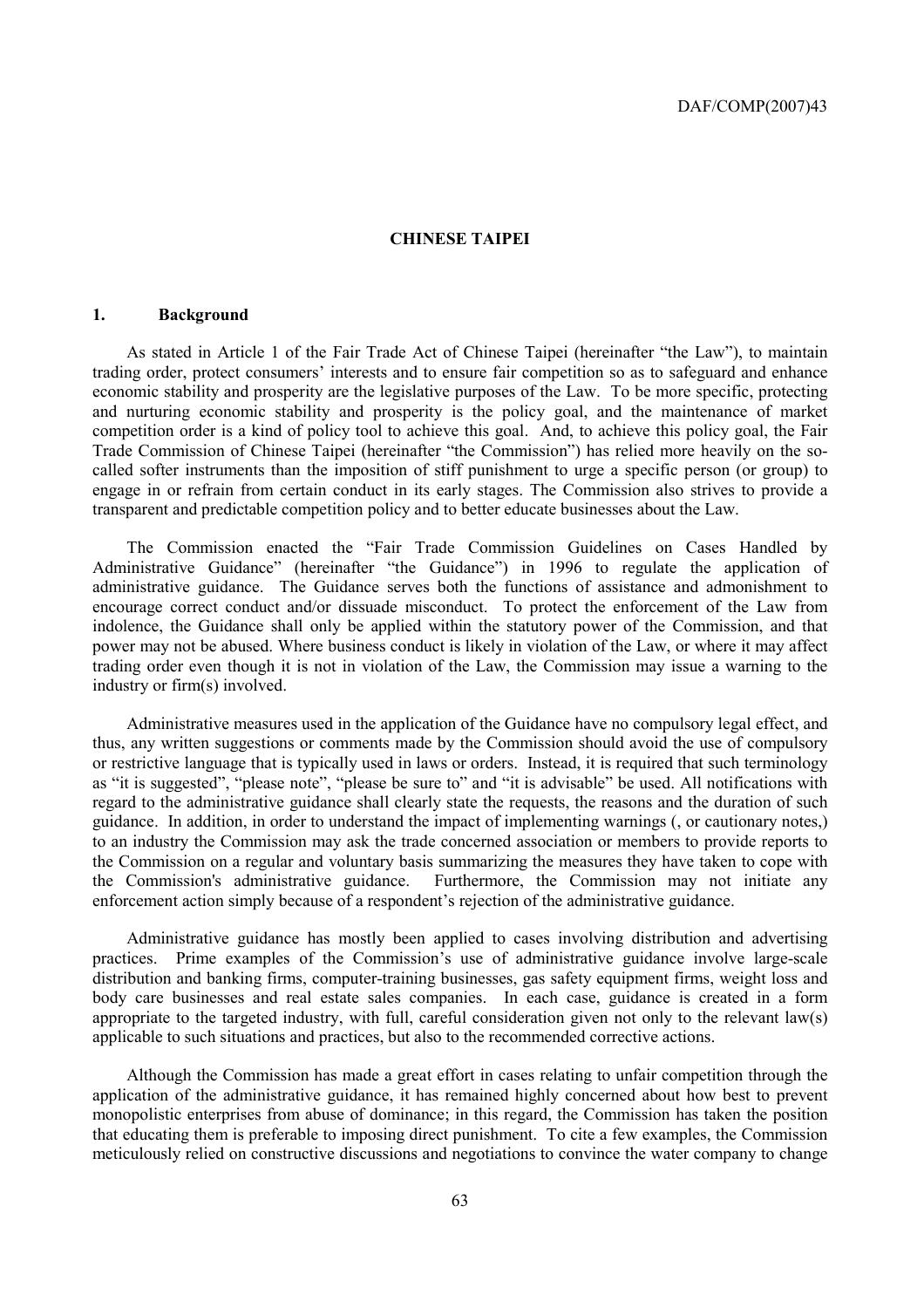## CHINESE TAIPEI

### 1. Background

As stated in Article 1 of the Fair Trade Act of Chinese Taipei (hereinafter "the Law"), to maintain trading order, protect consumers' interests and to ensure fair competition so as to safeguard and enhance economic stability and prosperity are the legislative purposes of the Law. To be more specific, protecting and nurturing economic stability and prosperity is the policy goal, and the maintenance of market competition order is a kind of policy tool to achieve this goal. And, to achieve this policy goal, the Fair Trade Commission of Chinese Taipei (hereinafter "the Commission") has relied more heavily on the so-called softer instruments than the imposition of stiff punishment to urge a specific person (or group) to engage in or refrain from certain conduct in its early stages. The Commission also strives to provide a transparent and predictable competition policy and to better educate businesses about the Law.

The Commission enacted the "Fair Trade Commission Guidelines on Cases Handled by Administrative Guidance" (hereinafter "the Guidance") in 1996 to regulate the application of administrative guidance. The Guidance serves both the functions of assistance and admonishment to encourage correct conduct and/or dissuade misconduct. To protect the enforcement of the Law from indolence, the Guidance shall only be applied within the statutory power of the Commission, and that power may not be abused. Where business conduct is likely in violation of the Law, or where it may affect trading order even though it is not in violation of the Law, the Commission may issue a warning to the industry or firm(s) involved.

Administrative measures used in the application of the Guidance have no compulsory legal effect, and thus, any written suggestions or comments made by the Commission should avoid the use of compulsory or restrictive language that is typically used in laws or orders. Instead, it is required that such terminology as "it is suggested", "please note", "please be sure to" and "it is advisable" be used. All notifications with regard to the administrative guidance shall clearly state the requests, the reasons and the duration of such guidance. In addition, in order to understand the impact of implementing warnings (, or cautionary notes,) to an industry the Commission may ask the trade concerned association or members to provide reports to the Commission on a regular and voluntary basis summarizing the measures they have taken to cope with the Commission's administrative guidance. Furthermore, the Commission may not initiate any enforcement action simply because of a respondent's rejection of the administrative guidance.

Administrative guidance has mostly been applied to cases involving distribution and advertising practices. Prime examples of the Commission's use of administrative guidance involve large-scale distribution and banking firms, computer-training businesses, gas safety equipment firms, weight loss and body care businesses and real estate sales companies. In each case, guidance is created in a form appropriate to the targeted industry, with full, careful consideration given not only to the relevant law(s) applicable to such situations and practices, but also to the recommended corrective actions.

Although the Commission has made a great effort in cases relating to unfair competition through the application of the administrative guidance, it has remained highly concerned about how best to prevent monopolistic enterprises from abuse of dominance; in this regard, the Commission has taken the position that educating them is preferable to imposing direct punishment. To cite a few examples, the Commission meticulously relied on constructive discussions and negotiations to convince the water company to change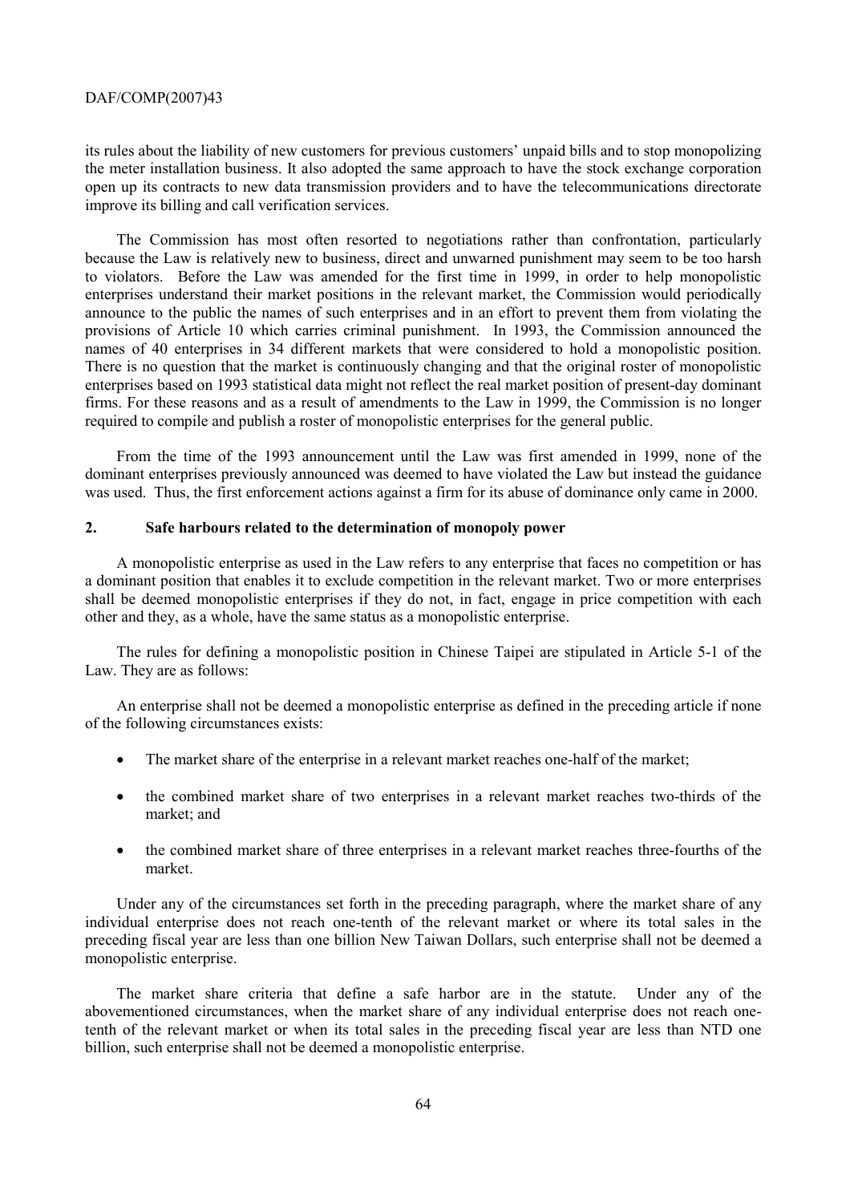its rules about the liability of new customers for previous customers' unpaid bills and to stop monopolizing the meter installation business. It also adopted the same approach to have the stock exchange corporation open up its contracts to new data transmission providers and to have the telecommunications directorate improve its billing and call verification services.

The Commission has most often resorted to negotiations rather than confrontation, particularly because the Law is relatively new to business, direct and unwarned punishment may seem to be too harsh to violators. Before the Law was amended for the first time in 1999, in order to help monopolistic enterprises understand their market positions in the relevant market, the Commission would periodically announce to the public the names of such enterprises and in an effort to prevent them from violating the provisions of Article 10 which carries criminal punishment. In 1993, the Commission announced the names of 40 enterprises in 34 different markets that were considered to hold a monopolistic position. There is no question that the market is continuously changing and that the original roster of monopolistic enterprises based on 1993 statistical data might not reflect the real market position of present-day dominant firms. For these reasons and as a result of amendments to the Law in 1999, the Commission is no longer required to compile and publish a roster of monopolistic enterprises for the general public.

From the time of the 1993 announcement until the Law was first amended in 1999, none of the dominant enterprises previously announced was deemed to have violated the Law but instead the guidance was used. Thus, the first enforcement actions against a firm for its abuse of dominance only came in 2000.

## 2. Safe harbours related to the determination of monopoly power

A monopolistic enterprise as used in the Law refers to any enterprise that faces no competition or has a dominant position that enables it to exclude competition in the relevant market. Two or more enterprises shall be deemed monopolistic enterprises if they do not, in fact, engage in price competition with each other and they, as a whole, have the same status as a monopolistic enterprise.

The rules for defining a monopolistic position in Chinese Taipei are stipulated in Article 5-1 of the Law. They are as follows:

An enterprise shall not be deemed a monopolistic enterprise as defined in the preceding article if none of the following circumstances exists:

- The market share of the enterprise in a relevant market reaches one-half of the market;
- the combined market share of two enterprises in a relevant market reaches two-thirds of the market; and
- the combined market share of three enterprises in a relevant market reaches three-fourths of the market.

Under any of the circumstances set forth in the preceding paragraph, where the market share of any individual enterprise does not reach one-tenth of the relevant market or where its total sales in the preceding fiscal year are less than one billion New Taiwan Dollars, such enterprise shall not be deemed a monopolistic enterprise.

The market share criteria that define a safe harbor are in the statute. Under any of the abovementioned circumstances, when the market share of any individual enterprise does not reach one-tenth of the relevant market or when its total sales in the preceding fiscal year are less than NTD one billion, such enterprise shall not be deemed a monopolistic enterprise.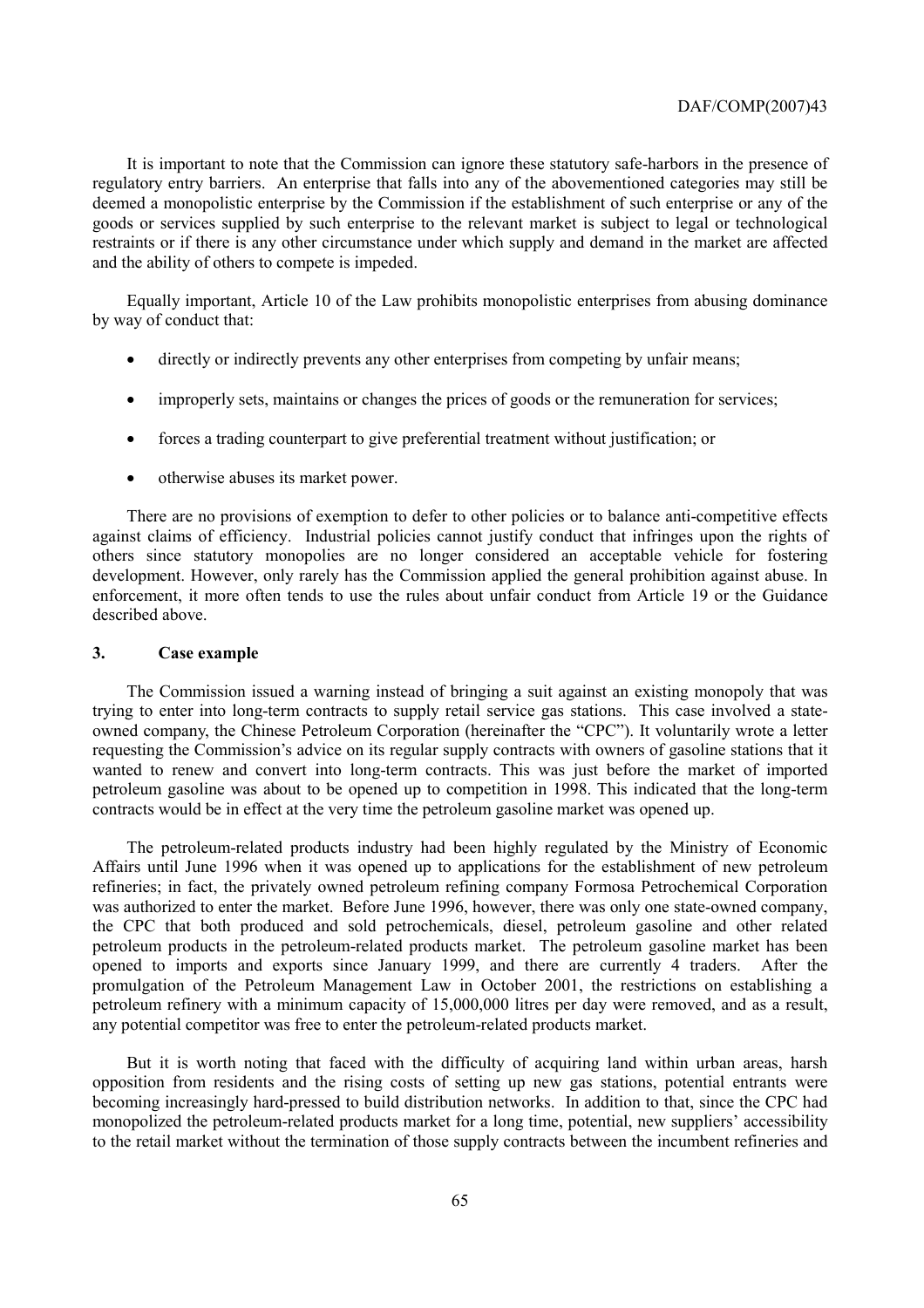It is important to note that the Commission can ignore these statutory safe-harbors in the presence of regulatory entry barriers. An enterprise that falls into any of the abovementioned categories may still be deemed a monopolistic enterprise by the Commission if the establishment of such enterprise or any of the goods or services supplied by such enterprise to the relevant market is subject to legal or technological restraints or if there is any other circumstance under which supply and demand in the market are affected and the ability of others to compete is impeded.

Equally important, Article 10 of the Law prohibits monopolistic enterprises from abusing dominance by way of conduct that:

- directly or indirectly prevents any other enterprises from competing by unfair means;
- improperly sets, maintains or changes the prices of goods or the remuneration for services;
- forces a trading counterpart to give preferential treatment without justification; or
- otherwise abuses its market power.

There are no provisions of exemption to defer to other policies or to balance anti-competitive effects against claims of efficiency. Industrial policies cannot justify conduct that infringes upon the rights of others since statutory monopolies are no longer considered an acceptable vehicle for fostering development. However, only rarely has the Commission applied the general prohibition against abuse. In enforcement, it more often tends to use the rules about unfair conduct from Article 19 or the Guidance described above.

## 3. Case example

The Commission issued a warning instead of bringing a suit against an existing monopoly that was trying to enter into long-term contracts to supply retail service gas stations. This case involved a state-owned company, the Chinese Petroleum Corporation (hereinafter the "CPC"). It voluntarily wrote a letter requesting the Commission's advice on its regular supply contracts with owners of gasoline stations that it wanted to renew and convert into long-term contracts. This was just before the market of imported petroleum gasoline was about to be opened up to competition in 1998. This indicated that the long-term contracts would be in effect at the very time the petroleum gasoline market was opened up.

The petroleum-related products industry had been highly regulated by the Ministry of Economic Affairs until June 1996 when it was opened up to applications for the establishment of new petroleum refineries; in fact, the privately owned petroleum refining company Formosa Petrochemical Corporation was authorized to enter the market. Before June 1996, however, there was only one state-owned company, the CPC that both produced and sold petrochemicals, diesel, petroleum gasoline and other related petroleum products in the petroleum-related products market. The petroleum gasoline market has been opened to imports and exports since January 1999, and there are currently 4 traders. After the promulgation of the Petroleum Management Law in October 2001, the restrictions on establishing a petroleum refinery with a minimum capacity of 15,000,000 litres per day were removed, and as a result, any potential competitor was free to enter the petroleum-related products market.

But it is worth noting that faced with the difficulty of acquiring land within urban areas, harsh opposition from residents and the rising costs of setting up new gas stations, potential entrants were becoming increasingly hard-pressed to build distribution networks. In addition to that, since the CPC had monopolized the petroleum-related products market for a long time, potential, new suppliers' accessibility to the retail market without the termination of those supply contracts between the incumbent refineries and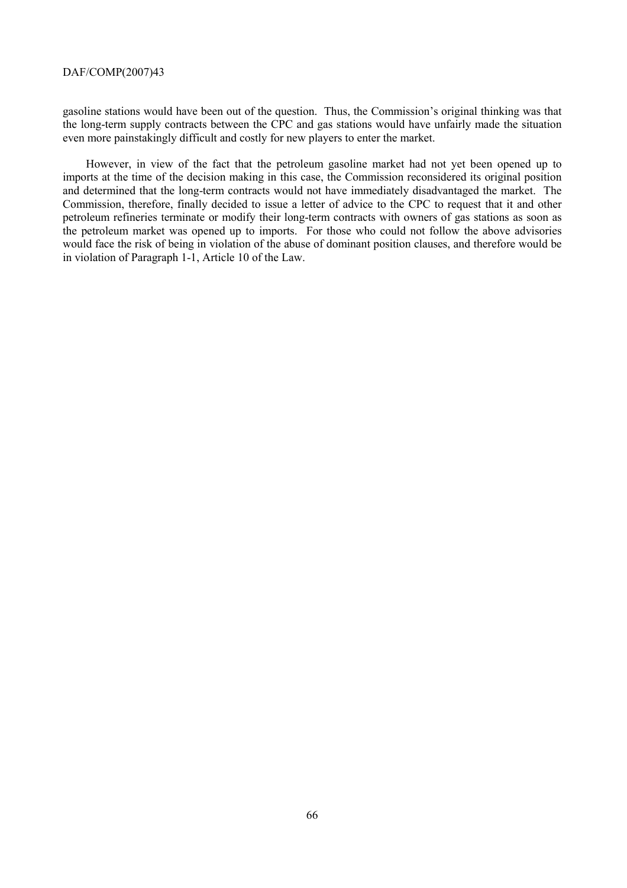gasoline stations would have been out of the question. Thus, the Commission's original thinking was that the long-term supply contracts between the CPC and gas stations would have unfairly made the situation even more painstakingly difficult and costly for new players to enter the market.

However, in view of the fact that the petroleum gasoline market had not yet been opened up to imports at the time of the decision making in this case, the Commission reconsidered its original position and determined that the long-term contracts would not have immediately disadvantaged the market. The Commission, therefore, finally decided to issue a letter of advice to the CPC to request that it and other petroleum refineries terminate or modify their long-term contracts with owners of gas stations as soon as the petroleum market was opened up to imports. For those who could not follow the above advisories would face the risk of being in violation of the abuse of dominant position clauses, and therefore would be in violation of Paragraph 1-1, Article 10 of the Law.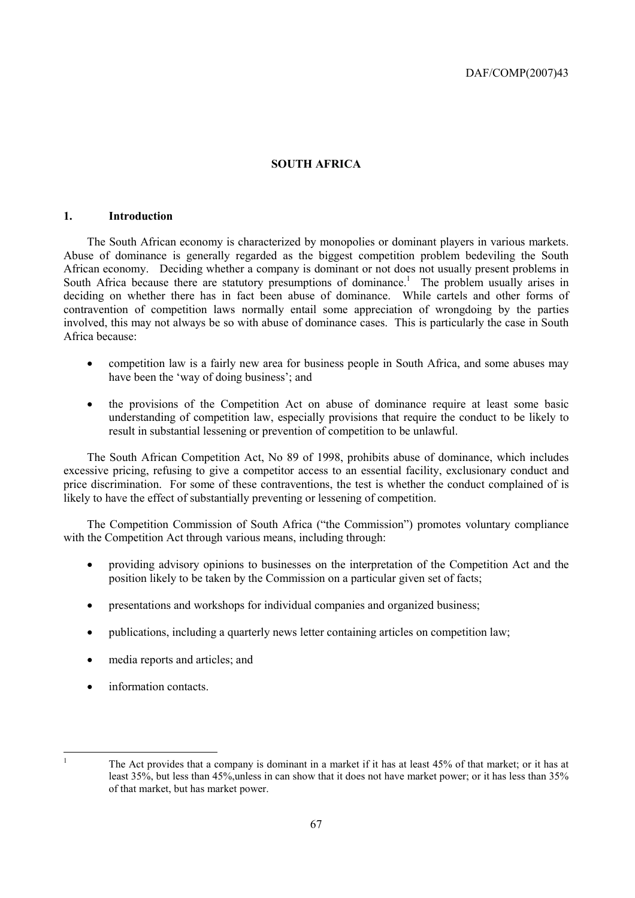# SOUTH AFRICA

## 1. Introduction

The South African economy is characterized by monopolies or dominant players in various markets. Abuse of dominance is generally regarded as the biggest competition problem bedeviling the South African economy. Deciding whether a company is dominant or not does not usually present problems in South Africa because there are statutory presumptions of dominance.[1] The problem usually arises in deciding on whether there has in fact been abuse of dominance. While cartels and other forms of contravention of competition laws normally entail some appreciation of wrongdoing by the parties involved, this may not always be so with abuse of dominance cases. This is particularly the case in South Africa because:

- competition law is a fairly new area for business people in South Africa, and some abuses may have been the 'way of doing business'; and
- the provisions of the Competition Act on abuse of dominance require at least some basic understanding of competition law, especially provisions that require the conduct to be likely to result in substantial lessening or prevention of competition to be unlawful.

The South African Competition Act, No 89 of 1998, prohibits abuse of dominance, which includes excessive pricing, refusing to give a competitor access to an essential facility, exclusionary conduct and price discrimination. For some of these contraventions, the test is whether the conduct complained of is likely to have the effect of substantially preventing or lessening of competition.

The Competition Commission of South Africa ("the Commission") promotes voluntary compliance with the Competition Act through various means, including through:

- providing advisory opinions to businesses on the interpretation of the Competition Act and the position likely to be taken by the Commission on a particular given set of facts;
- presentations and workshops for individual companies and organized business;
- publications, including a quarterly news letter containing articles on competition law;
- media reports and articles; and
- information contacts.

---

[1] The Act provides that a company is dominant in a market if it has at least 45% of that market; or it has at least 35%, but less than 45%,unless in can show that it does not have market power; or it has less than 35% of that market, but has market power.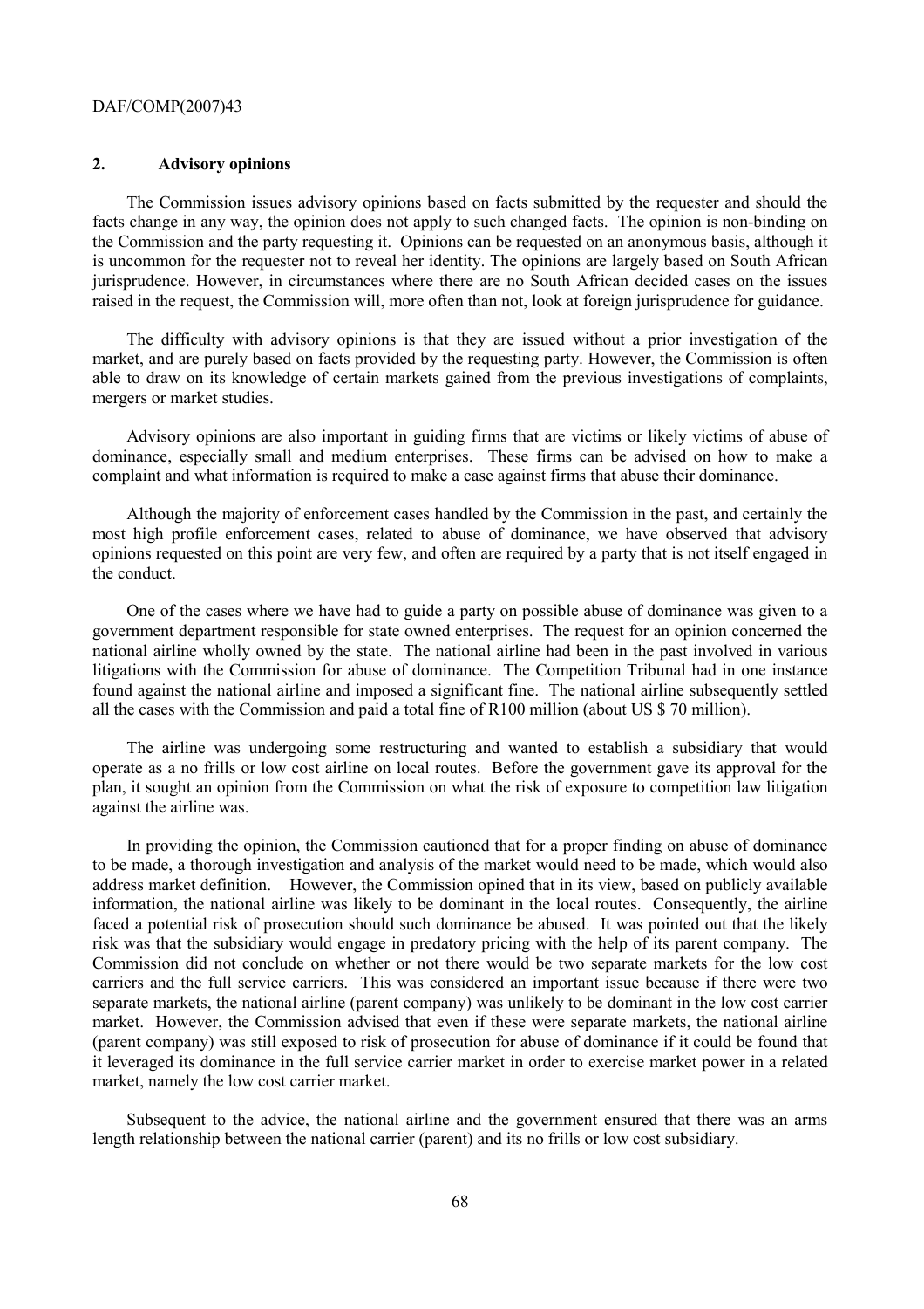## 2. Advisory opinions

The Commission issues advisory opinions based on facts submitted by the requester and should the facts change in any way, the opinion does not apply to such changed facts. The opinion is non-binding on the Commission and the party requesting it. Opinions can be requested on an anonymous basis, although it is uncommon for the requester not to reveal her identity. The opinions are largely based on South African jurisprudence. However, in circumstances where there are no South African decided cases on the issues raised in the request, the Commission will, more often than not, look at foreign jurisprudence for guidance.

The difficulty with advisory opinions is that they are issued without a prior investigation of the market, and are purely based on facts provided by the requesting party. However, the Commission is often able to draw on its knowledge of certain markets gained from the previous investigations of complaints, mergers or market studies.

Advisory opinions are also important in guiding firms that are victims or likely victims of abuse of dominance, especially small and medium enterprises. These firms can be advised on how to make a complaint and what information is required to make a case against firms that abuse their dominance.

Although the majority of enforcement cases handled by the Commission in the past, and certainly the most high profile enforcement cases, related to abuse of dominance, we have observed that advisory opinions requested on this point are very few, and often are required by a party that is not itself engaged in the conduct.

One of the cases where we have had to guide a party on possible abuse of dominance was given to a government department responsible for state owned enterprises. The request for an opinion concerned the national airline wholly owned by the state. The national airline had been in the past involved in various litigations with the Commission for abuse of dominance. The Competition Tribunal had in one instance found against the national airline and imposed a significant fine. The national airline subsequently settled all the cases with the Commission and paid a total fine of R100 million (about US $ 70 million).

The airline was undergoing some restructuring and wanted to establish a subsidiary that would operate as a no frills or low cost airline on local routes. Before the government gave its approval for the plan, it sought an opinion from the Commission on what the risk of exposure to competition law litigation against the airline was.

In providing the opinion, the Commission cautioned that for a proper finding on abuse of dominance to be made, a thorough investigation and analysis of the market would need to be made, which would also address market definition. However, the Commission opined that in its view, based on publicly available information, the national airline was likely to be dominant in the local routes. Consequently, the airline faced a potential risk of prosecution should such dominance be abused. It was pointed out that the likely risk was that the subsidiary would engage in predatory pricing with the help of its parent company. The Commission did not conclude on whether or not there would be two separate markets for the low cost carriers and the full service carriers. This was considered an important issue because if there were two separate markets, the national airline (parent company) was unlikely to be dominant in the low cost carrier market. However, the Commission advised that even if these were separate markets, the national airline (parent company) was still exposed to risk of prosecution for abuse of dominance if it could be found that it leveraged its dominance in the full service carrier market in order to exercise market power in a related market, namely the low cost carrier market.

Subsequent to the advice, the national airline and the government ensured that there was an arms length relationship between the national carrier (parent) and its no frills or low cost subsidiary.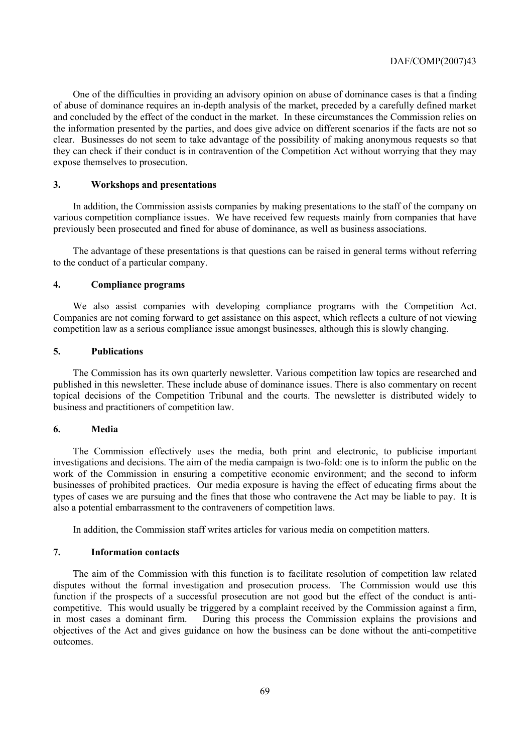One of the difficulties in providing an advisory opinion on abuse of dominance cases is that a finding of abuse of dominance requires an in-depth analysis of the market, preceded by a carefully defined market and concluded by the effect of the conduct in the market. In these circumstances the Commission relies on the information presented by the parties, and does give advice on different scenarios if the facts are not so clear. Businesses do not seem to take advantage of the possibility of making anonymous requests so that they can check if their conduct is in contravention of the Competition Act without worrying that they may expose themselves to prosecution.

### 3. Workshops and presentations

In addition, the Commission assists companies by making presentations to the staff of the company on various competition compliance issues. We have received few requests mainly from companies that have previously been prosecuted and fined for abuse of dominance, as well as business associations.

The advantage of these presentations is that questions can be raised in general terms without referring to the conduct of a particular company.

### 4. Compliance programs

We also assist companies with developing compliance programs with the Competition Act. Companies are not coming forward to get assistance on this aspect, which reflects a culture of not viewing competition law as a serious compliance issue amongst businesses, although this is slowly changing.

### 5. Publications

The Commission has its own quarterly newsletter. Various competition law topics are researched and published in this newsletter. These include abuse of dominance issues. There is also commentary on recent topical decisions of the Competition Tribunal and the courts. The newsletter is distributed widely to business and practitioners of competition law.

### 6. Media

The Commission effectively uses the media, both print and electronic, to publicise important investigations and decisions. The aim of the media campaign is two-fold: one is to inform the public on the work of the Commission in ensuring a competitive economic environment; and the second to inform businesses of prohibited practices. Our media exposure is having the effect of educating firms about the types of cases we are pursuing and the fines that those who contravene the Act may be liable to pay. It is also a potential embarrassment to the contraveners of competition laws.

In addition, the Commission staff writes articles for various media on competition matters.

### 7. Information contacts

The aim of the Commission with this function is to facilitate resolution of competition law related disputes without the formal investigation and prosecution process. The Commission would use this function if the prospects of a successful prosecution are not good but the effect of the conduct is anti-competitive. This would usually be triggered by a complaint received by the Commission against a firm, in most cases a dominant firm. During this process the Commission explains the provisions and objectives of the Act and gives guidance on how the business can be done without the anti-competitive outcomes.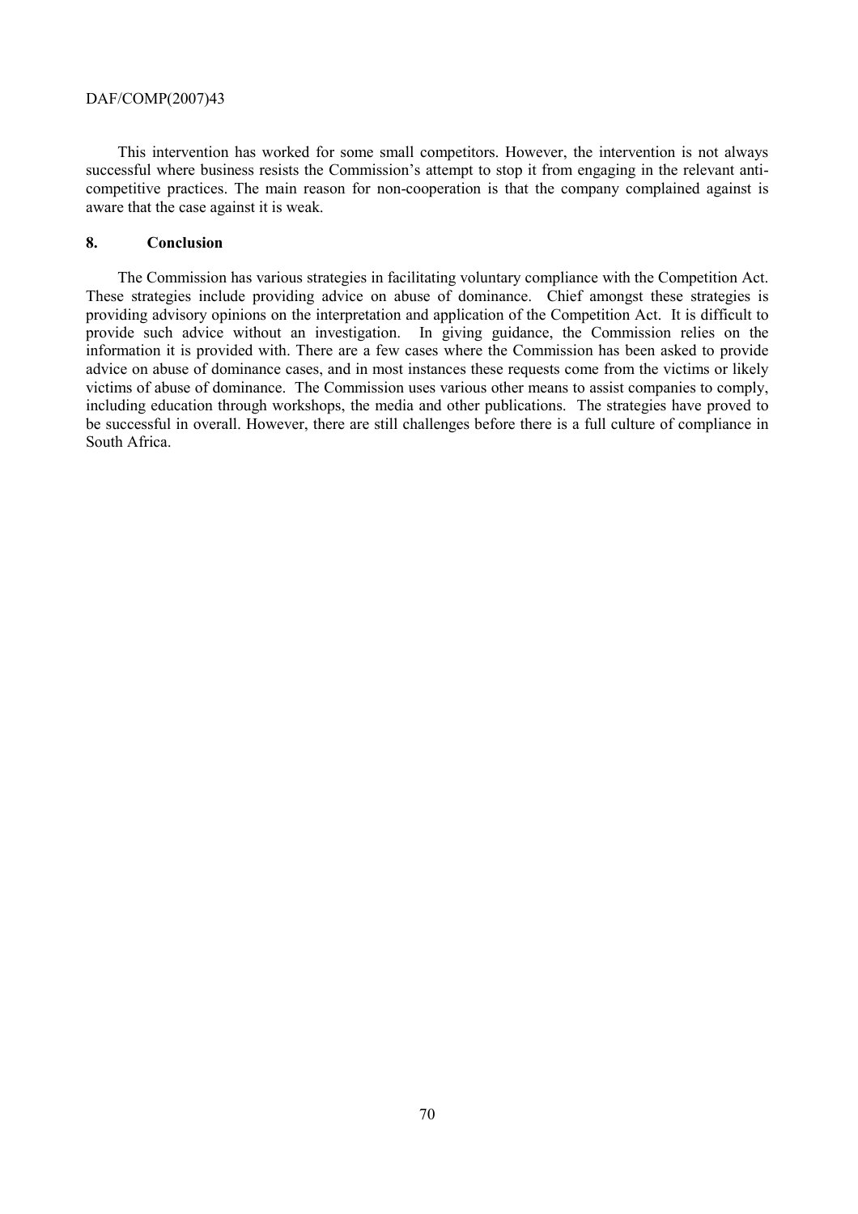This intervention has worked for some small competitors. However, the intervention is not always successful where business resists the Commission's attempt to stop it from engaging in the relevant anti-competitive practices. The main reason for non-cooperation is that the company complained against is aware that the case against it is weak.

## 8. Conclusion

The Commission has various strategies in facilitating voluntary compliance with the Competition Act. These strategies include providing advice on abuse of dominance. Chief amongst these strategies is providing advisory opinions on the interpretation and application of the Competition Act. It is difficult to provide such advice without an investigation. In giving guidance, the Commission relies on the information it is provided with. There are a few cases where the Commission has been asked to provide advice on abuse of dominance cases, and in most instances these requests come from the victims or likely victims of abuse of dominance. The Commission uses various other means to assist companies to comply, including education through workshops, the media and other publications. The strategies have proved to be successful in overall. However, there are still challenges before there is a full culture of compliance in South Africa.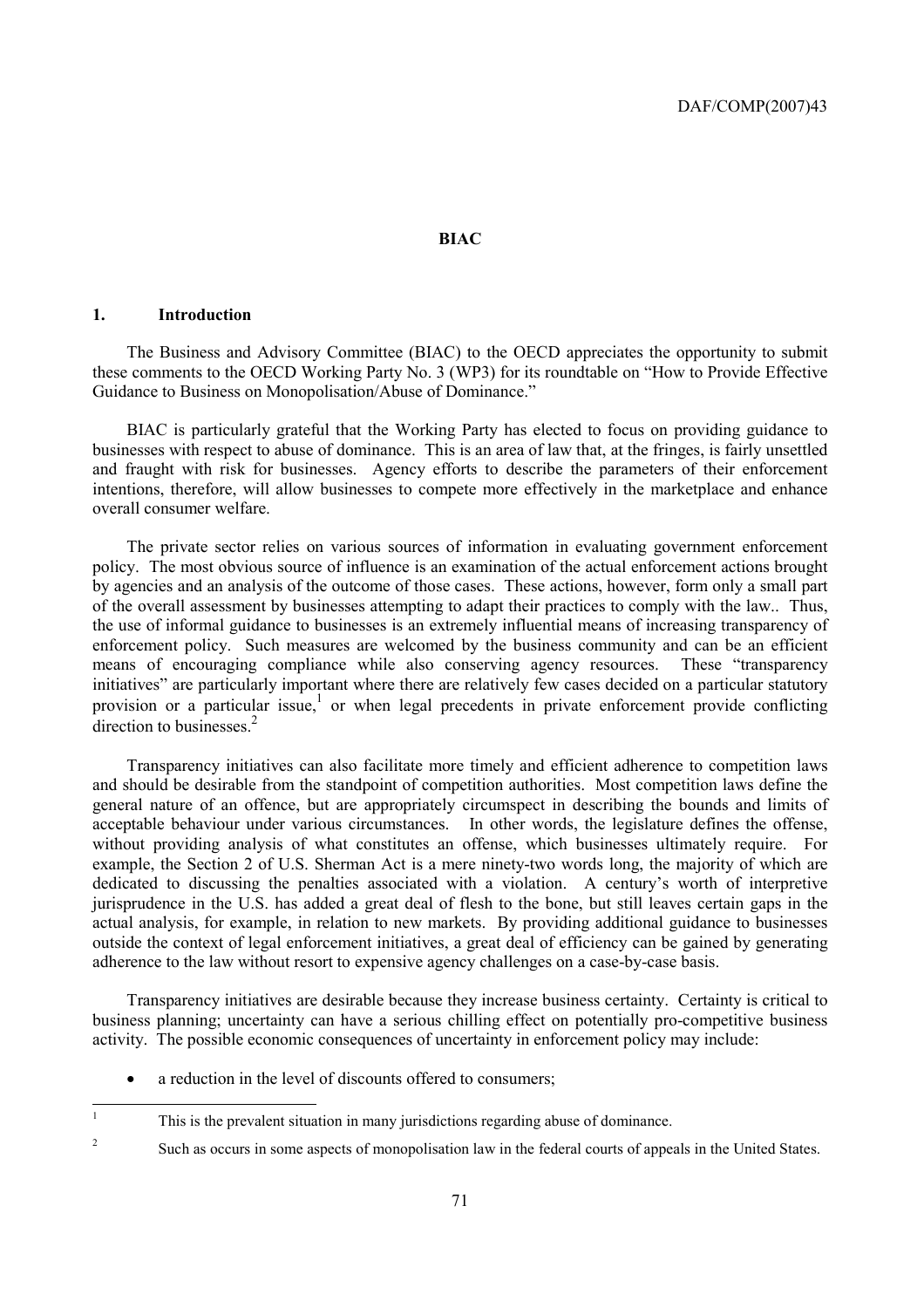**BIAC**

## 1. Introduction

The Business and Advisory Committee (BIAC) to the OECD appreciates the opportunity to submit these comments to the OECD Working Party No. 3 (WP3) for its roundtable on "How to Provide Effective Guidance to Business on Monopolisation/Abuse of Dominance."

BIAC is particularly grateful that the Working Party has elected to focus on providing guidance to businesses with respect to abuse of dominance. This is an area of law that, at the fringes, is fairly unsettled and fraught with risk for businesses. Agency efforts to describe the parameters of their enforcement intentions, therefore, will allow businesses to compete more effectively in the marketplace and enhance overall consumer welfare.

The private sector relies on various sources of information in evaluating government enforcement policy. The most obvious source of influence is an examination of the actual enforcement actions brought by agencies and an analysis of the outcome of those cases. These actions, however, form only a small part of the overall assessment by businesses attempting to adapt their practices to comply with the law.. Thus, the use of informal guidance to businesses is an extremely influential means of increasing transparency of enforcement policy. Such measures are welcomed by the business community and can be an efficient means of encouraging compliance while also conserving agency resources. These "transparency initiatives" are particularly important where there are relatively few cases decided on a particular statutory provision or a particular issue,[1] or when legal precedents in private enforcement provide conflicting direction to businesses.[2]

Transparency initiatives can also facilitate more timely and efficient adherence to competition laws and should be desirable from the standpoint of competition authorities. Most competition laws define the general nature of an offence, but are appropriately circumspect in describing the bounds and limits of acceptable behaviour under various circumstances. In other words, the legislature defines the offense, without providing analysis of what constitutes an offense, which businesses ultimately require. For example, the Section 2 of U.S. Sherman Act is a mere ninety-two words long, the majority of which are dedicated to discussing the penalties associated with a violation. A century's worth of interpretive jurisprudence in the U.S. has added a great deal of flesh to the bone, but still leaves certain gaps in the actual analysis, for example, in relation to new markets. By providing additional guidance to businesses outside the context of legal enforcement initiatives, a great deal of efficiency can be gained by generating adherence to the law without resort to expensive agency challenges on a case-by-case basis.

Transparency initiatives are desirable because they increase business certainty. Certainty is critical to business planning; uncertainty can have a serious chilling effect on potentially pro-competitive business activity. The possible economic consequences of uncertainty in enforcement policy may include:

- a reduction in the level of discounts offered to consumers;

---

[1] This is the prevalent situation in many jurisdictions regarding abuse of dominance.

[2] Such as occurs in some aspects of monopolisation law in the federal courts of appeals in the United States.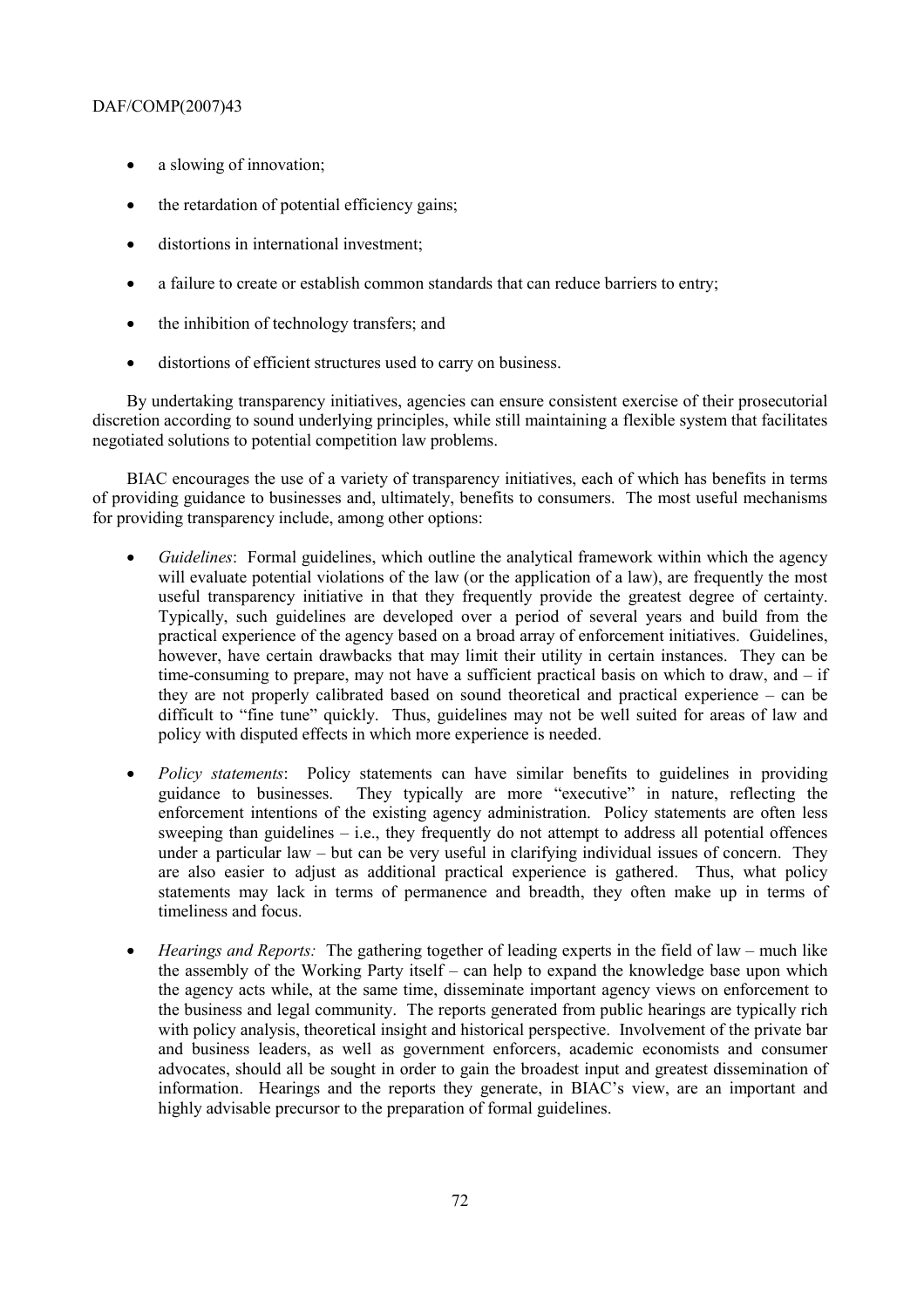- a slowing of innovation;
- the retardation of potential efficiency gains;
- distortions in international investment;
- a failure to create or establish common standards that can reduce barriers to entry;
- the inhibition of technology transfers; and
- distortions of efficient structures used to carry on business.

By undertaking transparency initiatives, agencies can ensure consistent exercise of their prosecutorial discretion according to sound underlying principles, while still maintaining a flexible system that facilitates negotiated solutions to potential competition law problems.

BIAC encourages the use of a variety of transparency initiatives, each of which has benefits in terms of providing guidance to businesses and, ultimately, benefits to consumers. The most useful mechanisms for providing transparency include, among other options:

- *Guidelines*: Formal guidelines, which outline the analytical framework within which the agency will evaluate potential violations of the law (or the application of a law), are frequently the most useful transparency initiative in that they frequently provide the greatest degree of certainty. Typically, such guidelines are developed over a period of several years and build from the practical experience of the agency based on a broad array of enforcement initiatives. Guidelines, however, have certain drawbacks that may limit their utility in certain instances. They can be time-consuming to prepare, may not have a sufficient practical basis on which to draw, and – if they are not properly calibrated based on sound theoretical and practical experience – can be difficult to "fine tune" quickly. Thus, guidelines may not be well suited for areas of law and policy with disputed effects in which more experience is needed.

- *Policy statements*: Policy statements can have similar benefits to guidelines in providing guidance to businesses. They typically are more "executive" in nature, reflecting the enforcement intentions of the existing agency administration. Policy statements are often less sweeping than guidelines – i.e., they frequently do not attempt to address all potential offences under a particular law – but can be very useful in clarifying individual issues of concern. They are also easier to adjust as additional practical experience is gathered. Thus, what policy statements may lack in terms of permanence and breadth, they often make up in terms of timeliness and focus.

- *Hearings and Reports:* The gathering together of leading experts in the field of law – much like the assembly of the Working Party itself – can help to expand the knowledge base upon which the agency acts while, at the same time, disseminate important agency views on enforcement to the business and legal community. The reports generated from public hearings are typically rich with policy analysis, theoretical insight and historical perspective. Involvement of the private bar and business leaders, as well as government enforcers, academic economists and consumer advocates, should all be sought in order to gain the broadest input and greatest dissemination of information. Hearings and the reports they generate, in BIAC's view, are an important and highly advisable precursor to the preparation of formal guidelines.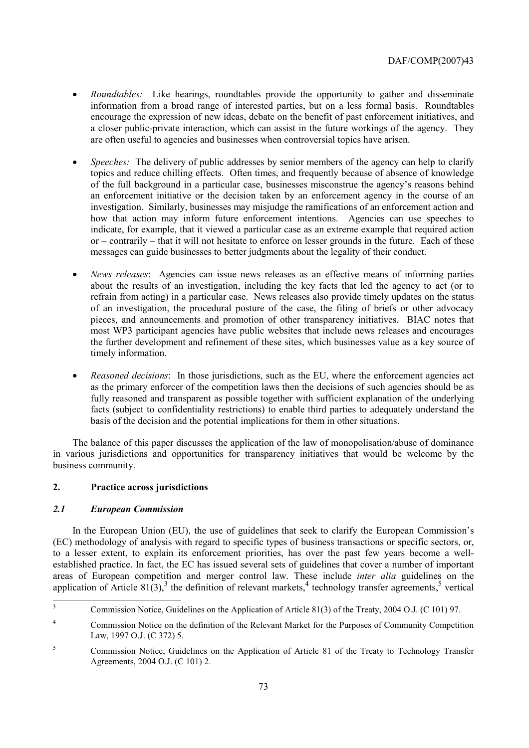- *Roundtables:* Like hearings, roundtables provide the opportunity to gather and disseminate information from a broad range of interested parties, but on a less formal basis. Roundtables encourage the expression of new ideas, debate on the benefit of past enforcement initiatives, and a closer public-private interaction, which can assist in the future workings of the agency. They are often useful to agencies and businesses when controversial topics have arisen.

- *Speeches:* The delivery of public addresses by senior members of the agency can help to clarify topics and reduce chilling effects. Often times, and frequently because of absence of knowledge of the full background in a particular case, businesses misconstrue the agency's reasons behind an enforcement initiative or the decision taken by an enforcement agency in the course of an investigation. Similarly, businesses may misjudge the ramifications of an enforcement action and how that action may inform future enforcement intentions. Agencies can use speeches to indicate, for example, that it viewed a particular case as an extreme example that required action or – contrarily – that it will not hesitate to enforce on lesser grounds in the future. Each of these messages can guide businesses to better judgments about the legality of their conduct.

- *News releases*: Agencies can issue news releases as an effective means of informing parties about the results of an investigation, including the key facts that led the agency to act (or to refrain from acting) in a particular case. News releases also provide timely updates on the status of an investigation, the procedural posture of the case, the filing of briefs or other advocacy pieces, and announcements and promotion of other transparency initiatives. BIAC notes that most WP3 participant agencies have public websites that include news releases and encourages the further development and refinement of these sites, which businesses value as a key source of timely information.

- *Reasoned decisions*: In those jurisdictions, such as the EU, where the enforcement agencies act as the primary enforcer of the competition laws then the decisions of such agencies should be as fully reasoned and transparent as possible together with sufficient explanation of the underlying facts (subject to confidentiality restrictions) to enable third parties to adequately understand the basis of the decision and the potential implications for them in other situations.

The balance of this paper discusses the application of the law of monopolisation/abuse of dominance in various jurisdictions and opportunities for transparency initiatives that would be welcome by the business community.

## 2. Practice across jurisdictions

### *2.1 European Commission*

In the European Union (EU), the use of guidelines that seek to clarify the European Commission's (EC) methodology of analysis with regard to specific types of business transactions or specific sectors, or, to a lesser extent, to explain its enforcement priorities, has over the past few years become a well-established practice. In fact, the EC has issued several sets of guidelines that cover a number of important areas of European competition and merger control law. These include *inter alia* guidelines on the application of Article 81(3),[3] the definition of relevant markets,[4] technology transfer agreements,[5] vertical

---

[3] Commission Notice, Guidelines on the Application of Article 81(3) of the Treaty, 2004 O.J. (C 101) 97.

[4] Commission Notice on the definition of the Relevant Market for the Purposes of Community Competition Law, 1997 O.J. (C 372) 5.

[5] Commission Notice, Guidelines on the Application of Article 81 of the Treaty to Technology Transfer Agreements, 2004 O.J. (C 101) 2.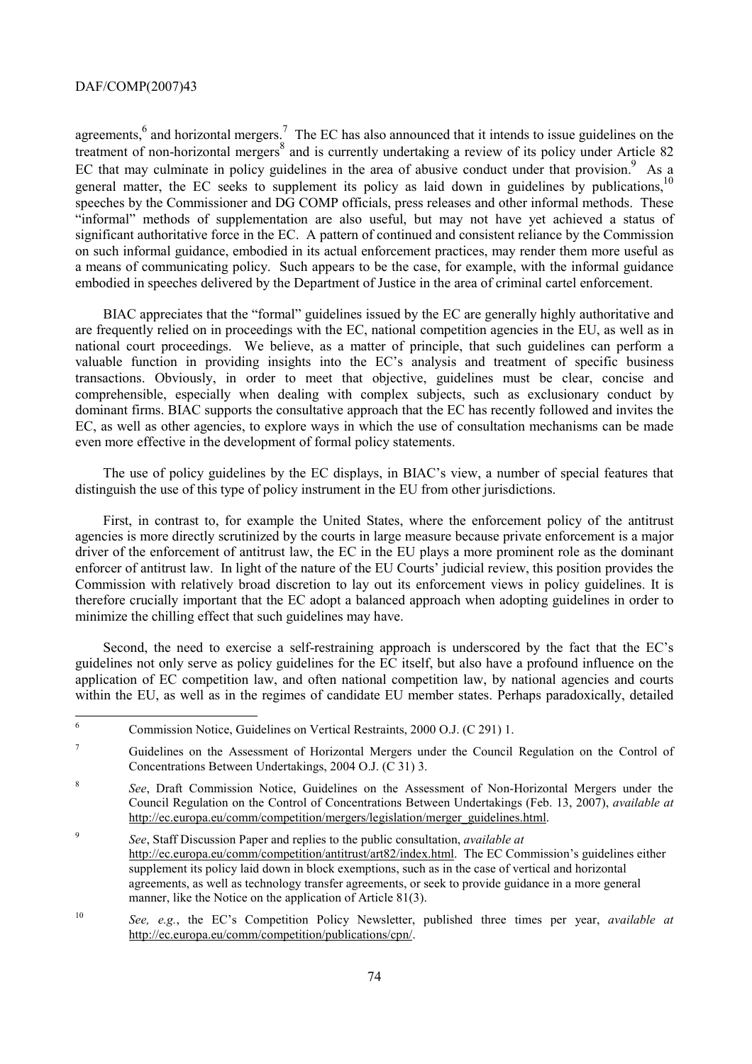agreements,[6] and horizontal mergers.[7] The EC has also announced that it intends to issue guidelines on the treatment of non-horizontal mergers[8] and is currently undertaking a review of its policy under Article 82 EC that may culminate in policy guidelines in the area of abusive conduct under that provision.[9] As a general matter, the EC seeks to supplement its policy as laid down in guidelines by publications,[10] speeches by the Commissioner and DG COMP officials, press releases and other informal methods. These "informal" methods of supplementation are also useful, but may not have yet achieved a status of significant authoritative force in the EC. A pattern of continued and consistent reliance by the Commission on such informal guidance, embodied in its actual enforcement practices, may render them more useful as a means of communicating policy. Such appears to be the case, for example, with the informal guidance embodied in speeches delivered by the Department of Justice in the area of criminal cartel enforcement.

BIAC appreciates that the "formal" guidelines issued by the EC are generally highly authoritative and are frequently relied on in proceedings with the EC, national competition agencies in the EU, as well as in national court proceedings. We believe, as a matter of principle, that such guidelines can perform a valuable function in providing insights into the EC's analysis and treatment of specific business transactions. Obviously, in order to meet that objective, guidelines must be clear, concise and comprehensible, especially when dealing with complex subjects, such as exclusionary conduct by dominant firms. BIAC supports the consultative approach that the EC has recently followed and invites the EC, as well as other agencies, to explore ways in which the use of consultation mechanisms can be made even more effective in the development of formal policy statements.

The use of policy guidelines by the EC displays, in BIAC's view, a number of special features that distinguish the use of this type of policy instrument in the EU from other jurisdictions.

First, in contrast to, for example the United States, where the enforcement policy of the antitrust agencies is more directly scrutinized by the courts in large measure because private enforcement is a major driver of the enforcement of antitrust law, the EC in the EU plays a more prominent role as the dominant enforcer of antitrust law. In light of the nature of the EU Courts' judicial review, this position provides the Commission with relatively broad discretion to lay out its enforcement views in policy guidelines. It is therefore crucially important that the EC adopt a balanced approach when adopting guidelines in order to minimize the chilling effect that such guidelines may have.

Second, the need to exercise a self-restraining approach is underscored by the fact that the EC's guidelines not only serve as policy guidelines for the EC itself, but also have a profound influence on the application of EC competition law, and often national competition law, by national agencies and courts within the EU, as well as in the regimes of candidate EU member states. Perhaps paradoxically, detailed

---

[6] Commission Notice, Guidelines on Vertical Restraints, 2000 O.J. (C 291) 1.

[7] Guidelines on the Assessment of Horizontal Mergers under the Council Regulation on the Control of Concentrations Between Undertakings, 2004 O.J. (C 31) 3.

[8] *See*, Draft Commission Notice, Guidelines on the Assessment of Non-Horizontal Mergers under the Council Regulation on the Control of Concentrations Between Undertakings (Feb. 13, 2007), *available at* http://ec.europa.eu/comm/competition/mergers/legislation/merger_guidelines.html.

[9] *See*, Staff Discussion Paper and replies to the public consultation, *available at* http://ec.europa.eu/comm/competition/antitrust/art82/index.html. The EC Commission's guidelines either supplement its policy laid down in block exemptions, such as in the case of vertical and horizontal agreements, as well as technology transfer agreements, or seek to provide guidance in a more general manner, like the Notice on the application of Article 81(3).

[10] *See, e.g.*, the EC's Competition Policy Newsletter, published three times per year, *available at* http://ec.europa.eu/comm/competition/publications/cpn/.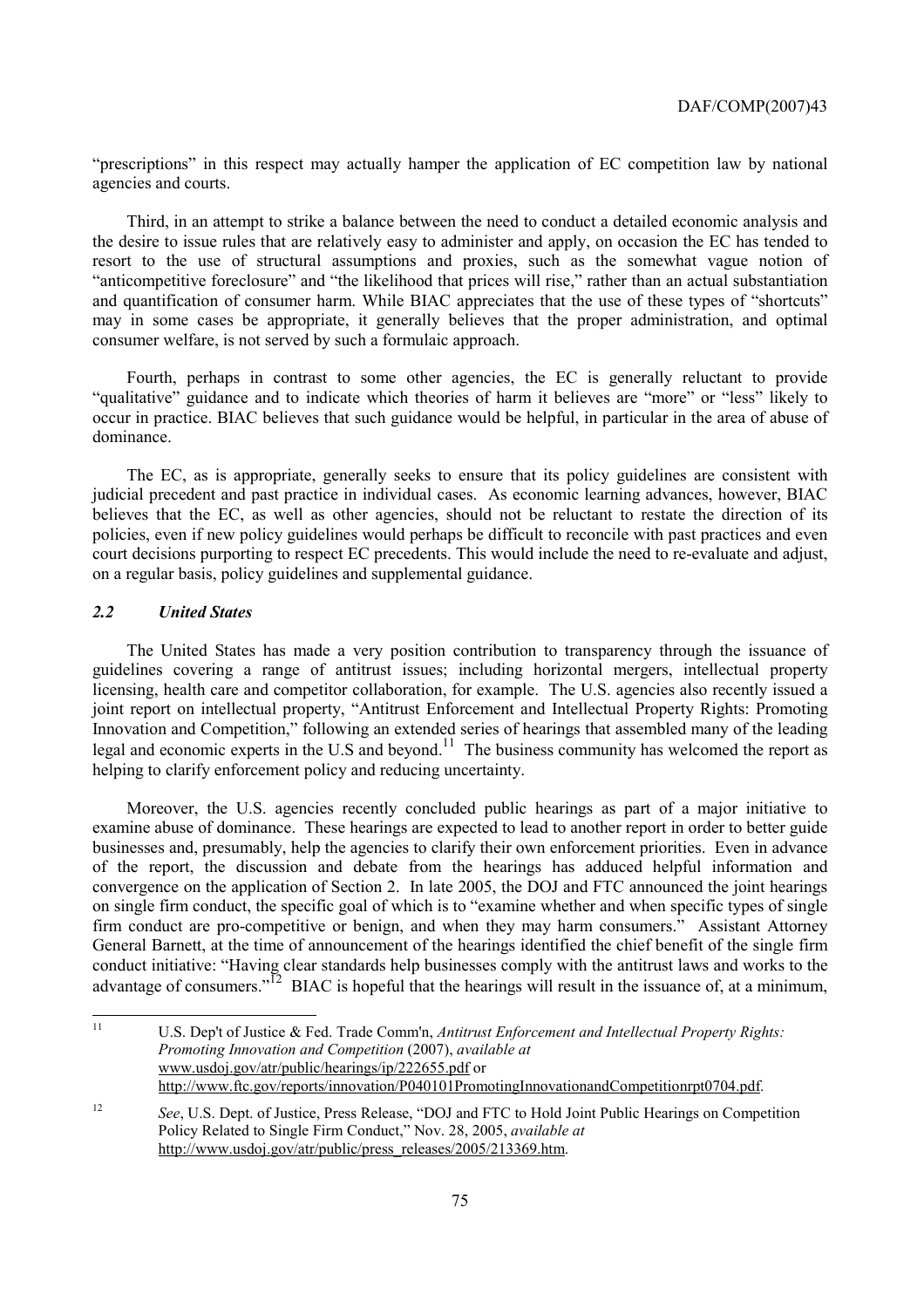"prescriptions" in this respect may actually hamper the application of EC competition law by national agencies and courts.

Third, in an attempt to strike a balance between the need to conduct a detailed economic analysis and the desire to issue rules that are relatively easy to administer and apply, on occasion the EC has tended to resort to the use of structural assumptions and proxies, such as the somewhat vague notion of "anticompetitive foreclosure" and "the likelihood that prices will rise," rather than an actual substantiation and quantification of consumer harm. While BIAC appreciates that the use of these types of "shortcuts" may in some cases be appropriate, it generally believes that the proper administration, and optimal consumer welfare, is not served by such a formulaic approach.

Fourth, perhaps in contrast to some other agencies, the EC is generally reluctant to provide "qualitative" guidance and to indicate which theories of harm it believes are "more" or "less" likely to occur in practice. BIAC believes that such guidance would be helpful, in particular in the area of abuse of dominance.

The EC, as is appropriate, generally seeks to ensure that its policy guidelines are consistent with judicial precedent and past practice in individual cases. As economic learning advances, however, BIAC believes that the EC, as well as other agencies, should not be reluctant to restate the direction of its policies, even if new policy guidelines would perhaps be difficult to reconcile with past practices and even court decisions purporting to respect EC precedents. This would include the need to re-evaluate and adjust, on a regular basis, policy guidelines and supplemental guidance.

### *2.2 United States*

The United States has made a very position contribution to transparency through the issuance of guidelines covering a range of antitrust issues; including horizontal mergers, intellectual property licensing, health care and competitor collaboration, for example. The U.S. agencies also recently issued a joint report on intellectual property, "Antitrust Enforcement and Intellectual Property Rights: Promoting Innovation and Competition," following an extended series of hearings that assembled many of the leading legal and economic experts in the U.S and beyond.[11] The business community has welcomed the report as helping to clarify enforcement policy and reducing uncertainty.

Moreover, the U.S. agencies recently concluded public hearings as part of a major initiative to examine abuse of dominance. These hearings are expected to lead to another report in order to better guide businesses and, presumably, help the agencies to clarify their own enforcement priorities. Even in advance of the report, the discussion and debate from the hearings has adduced helpful information and convergence on the application of Section 2. In late 2005, the DOJ and FTC announced the joint hearings on single firm conduct, the specific goal of which is to "examine whether and when specific types of single firm conduct are pro-competitive or benign, and when they may harm consumers." Assistant Attorney General Barnett, at the time of announcement of the hearings identified the chief benefit of the single firm conduct initiative: "Having clear standards help businesses comply with the antitrust laws and works to the advantage of consumers."[12] BIAC is hopeful that the hearings will result in the issuance of, at a minimum,

---

[11] U.S. Dep't of Justice & Fed. Trade Comm'n, *Antitrust Enforcement and Intellectual Property Rights: Promoting Innovation and Competition* (2007), *available at* www.usdoj.gov/atr/public/hearings/ip/222655.pdf or http://www.ftc.gov/reports/innovation/P040101PromotingInnovationandCompetitionrpt0704.pdf.

[12] *See*, U.S. Dept. of Justice, Press Release, "DOJ and FTC to Hold Joint Public Hearings on Competition Policy Related to Single Firm Conduct," Nov. 28, 2005, *available at* http://www.usdoj.gov/atr/public/press_releases/2005/213369.htm.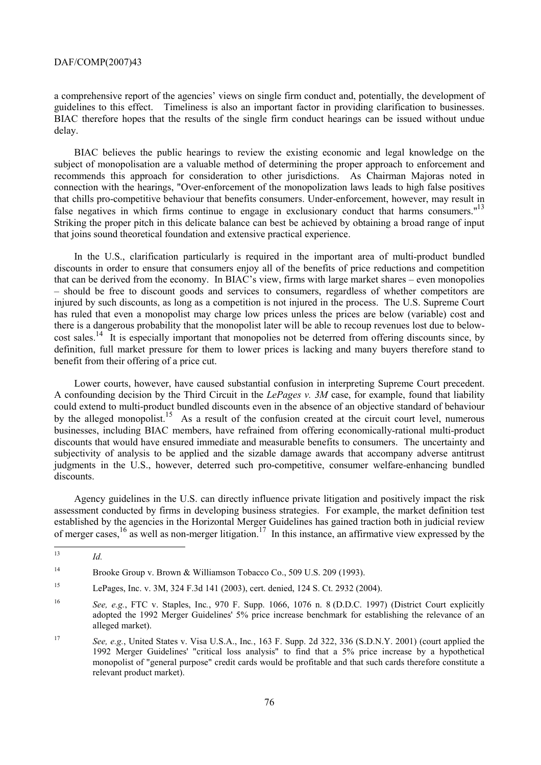a comprehensive report of the agencies' views on single firm conduct and, potentially, the development of guidelines to this effect. Timeliness is also an important factor in providing clarification to businesses. BIAC therefore hopes that the results of the single firm conduct hearings can be issued without undue delay.

BIAC believes the public hearings to review the existing economic and legal knowledge on the subject of monopolisation are a valuable method of determining the proper approach to enforcement and recommends this approach for consideration to other jurisdictions. As Chairman Majoras noted in connection with the hearings, "Over-enforcement of the monopolization laws leads to high false positives that chills pro-competitive behaviour that benefits consumers. Under-enforcement, however, may result in false negatives in which firms continue to engage in exclusionary conduct that harms consumers."[13] Striking the proper pitch in this delicate balance can best be achieved by obtaining a broad range of input that joins sound theoretical foundation and extensive practical experience.

In the U.S., clarification particularly is required in the important area of multi-product bundled discounts in order to ensure that consumers enjoy all of the benefits of price reductions and competition that can be derived from the economy. In BIAC's view, firms with large market shares – even monopolies – should be free to discount goods and services to consumers, regardless of whether competitors are injured by such discounts, as long as a competition is not injured in the process. The U.S. Supreme Court has ruled that even a monopolist may charge low prices unless the prices are below (variable) cost and there is a dangerous probability that the monopolist later will be able to recoup revenues lost due to below-cost sales.[14] It is especially important that monopolies not be deterred from offering discounts since, by definition, full market pressure for them to lower prices is lacking and many buyers therefore stand to benefit from their offering of a price cut.

Lower courts, however, have caused substantial confusion in interpreting Supreme Court precedent. A confounding decision by the Third Circuit in the *LePages v. 3M* case, for example, found that liability could extend to multi-product bundled discounts even in the absence of an objective standard of behaviour by the alleged monopolist.[15] As a result of the confusion created at the circuit court level, numerous businesses, including BIAC members, have refrained from offering economically-rational multi-product discounts that would have ensured immediate and measurable benefits to consumers. The uncertainty and subjectivity of analysis to be applied and the sizable damage awards that accompany adverse antitrust judgments in the U.S., however, deterred such pro-competitive, consumer welfare-enhancing bundled discounts.

Agency guidelines in the U.S. can directly influence private litigation and positively impact the risk assessment conducted by firms in developing business strategies. For example, the market definition test established by the agencies in the Horizontal Merger Guidelines has gained traction both in judicial review of merger cases,[16] as well as non-merger litigation.[17] In this instance, an affirmative view expressed by the

---

[13] *Id.*

[14] Brooke Group v. Brown & Williamson Tobacco Co., 509 U.S. 209 (1993).

[15] LePages, Inc. v. 3M, 324 F.3d 141 (2003), cert. denied, 124 S. Ct. 2932 (2004).

[16] *See, e.g.*, FTC v. Staples, Inc., 970 F. Supp. 1066, 1076 n. 8 (D.D.C. 1997) (District Court explicitly adopted the 1992 Merger Guidelines' 5% price increase benchmark for establishing the relevance of an alleged market).

[17] *See, e.g.*, United States v. Visa U.S.A., Inc., 163 F. Supp. 2d 322, 336 (S.D.N.Y. 2001) (court applied the 1992 Merger Guidelines' "critical loss analysis" to find that a 5% price increase by a hypothetical monopolist of "general purpose" credit cards would be profitable and that such cards therefore constitute a relevant product market).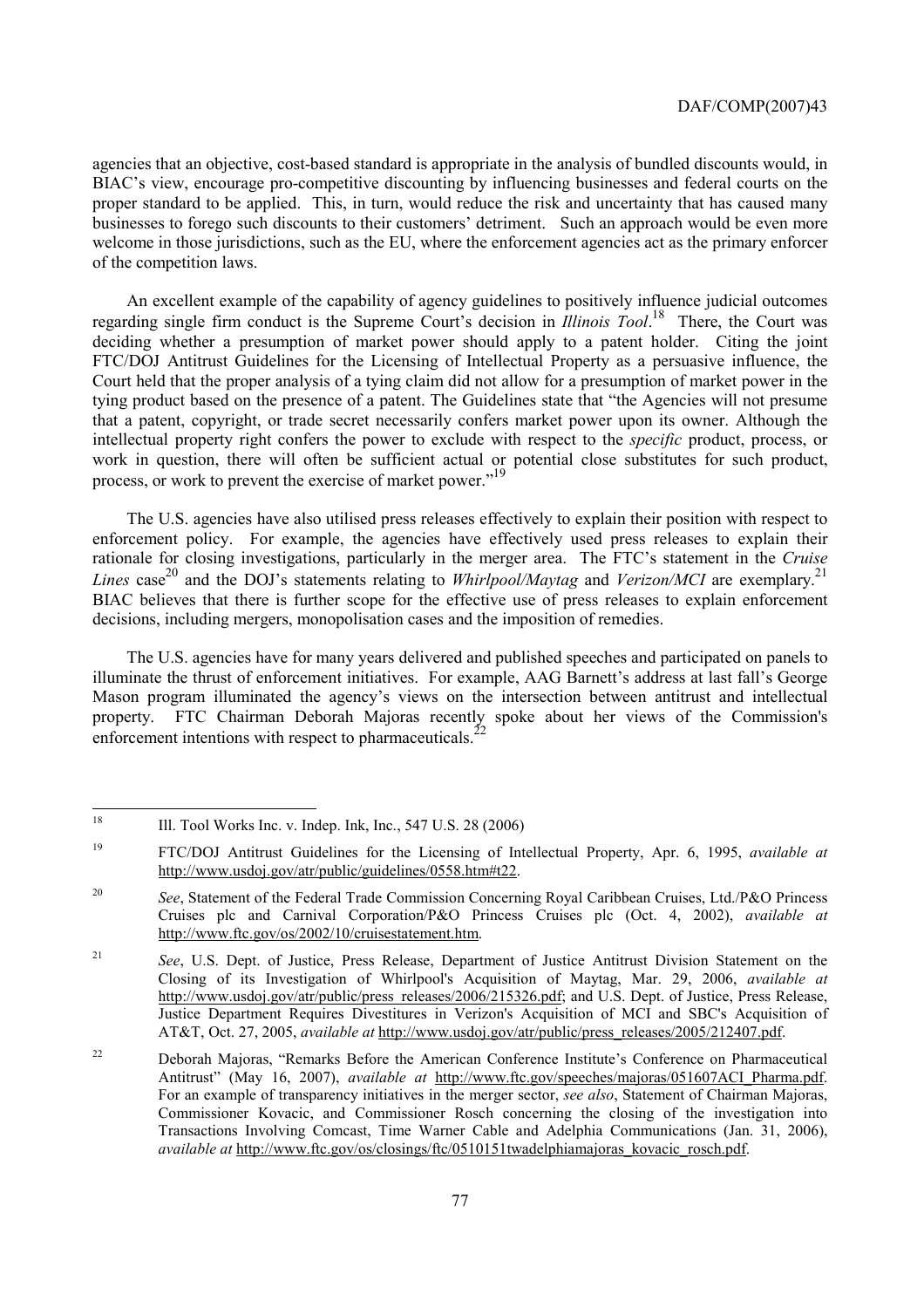agencies that an objective, cost-based standard is appropriate in the analysis of bundled discounts would, in BIAC's view, encourage pro-competitive discounting by influencing businesses and federal courts on the proper standard to be applied. This, in turn, would reduce the risk and uncertainty that has caused many businesses to forego such discounts to their customers' detriment. Such an approach would be even more welcome in those jurisdictions, such as the EU, where the enforcement agencies act as the primary enforcer of the competition laws.

An excellent example of the capability of agency guidelines to positively influence judicial outcomes regarding single firm conduct is the Supreme Court's decision in *Illinois Tool*.[18] There, the Court was deciding whether a presumption of market power should apply to a patent holder. Citing the joint FTC/DOJ Antitrust Guidelines for the Licensing of Intellectual Property as a persuasive influence, the Court held that the proper analysis of a tying claim did not allow for a presumption of market power in the tying product based on the presence of a patent. The Guidelines state that "the Agencies will not presume that a patent, copyright, or trade secret necessarily confers market power upon its owner. Although the intellectual property right confers the power to exclude with respect to the *specific* product, process, or work in question, there will often be sufficient actual or potential close substitutes for such product, process, or work to prevent the exercise of market power."[19]

The U.S. agencies have also utilised press releases effectively to explain their position with respect to enforcement policy. For example, the agencies have effectively used press releases to explain their rationale for closing investigations, particularly in the merger area. The FTC's statement in the *Cruise Lines* case[20] and the DOJ's statements relating to *Whirlpool/Maytag* and *Verizon/MCI* are exemplary.[21] BIAC believes that there is further scope for the effective use of press releases to explain enforcement decisions, including mergers, monopolisation cases and the imposition of remedies.

The U.S. agencies have for many years delivered and published speeches and participated on panels to illuminate the thrust of enforcement initiatives. For example, AAG Barnett's address at last fall's George Mason program illuminated the agency's views on the intersection between antitrust and intellectual property. FTC Chairman Deborah Majoras recently spoke about her views of the Commission's enforcement intentions with respect to pharmaceuticals.[22]

---

[18] Ill. Tool Works Inc. v. Indep. Ink, Inc., 547 U.S. 28 (2006)

[19] FTC/DOJ Antitrust Guidelines for the Licensing of Intellectual Property, Apr. 6, 1995, *available at* http://www.usdoj.gov/atr/public/guidelines/0558.htm#t22.

[20] *See*, Statement of the Federal Trade Commission Concerning Royal Caribbean Cruises, Ltd./P&O Princess Cruises plc and Carnival Corporation/P&O Princess Cruises plc (Oct. 4, 2002), *available at* http://www.ftc.gov/os/2002/10/cruisestatement.htm.

[21] *See*, U.S. Dept. of Justice, Press Release, Department of Justice Antitrust Division Statement on the Closing of its Investigation of Whirlpool's Acquisition of Maytag, Mar. 29, 2006, *available at* http://www.usdoj.gov/atr/public/press_releases/2006/215326.pdf; and U.S. Dept. of Justice, Press Release, Justice Department Requires Divestitures in Verizon's Acquisition of MCI and SBC's Acquisition of AT&T, Oct. 27, 2005, *available at* http://www.usdoj.gov/atr/public/press_releases/2005/212407.pdf.

[22] Deborah Majoras, "Remarks Before the American Conference Institute's Conference on Pharmaceutical Antitrust" (May 16, 2007), *available at* http://www.ftc.gov/speeches/majoras/051607ACI_Pharma.pdf. For an example of transparency initiatives in the merger sector, *see also*, Statement of Chairman Majoras, Commissioner Kovacic, and Commissioner Rosch concerning the closing of the investigation into Transactions Involving Comcast, Time Warner Cable and Adelphia Communications (Jan. 31, 2006), *available at* http://www.ftc.gov/os/closings/ftc/0510151twadelphiamajoras_kovacic_rosch.pdf.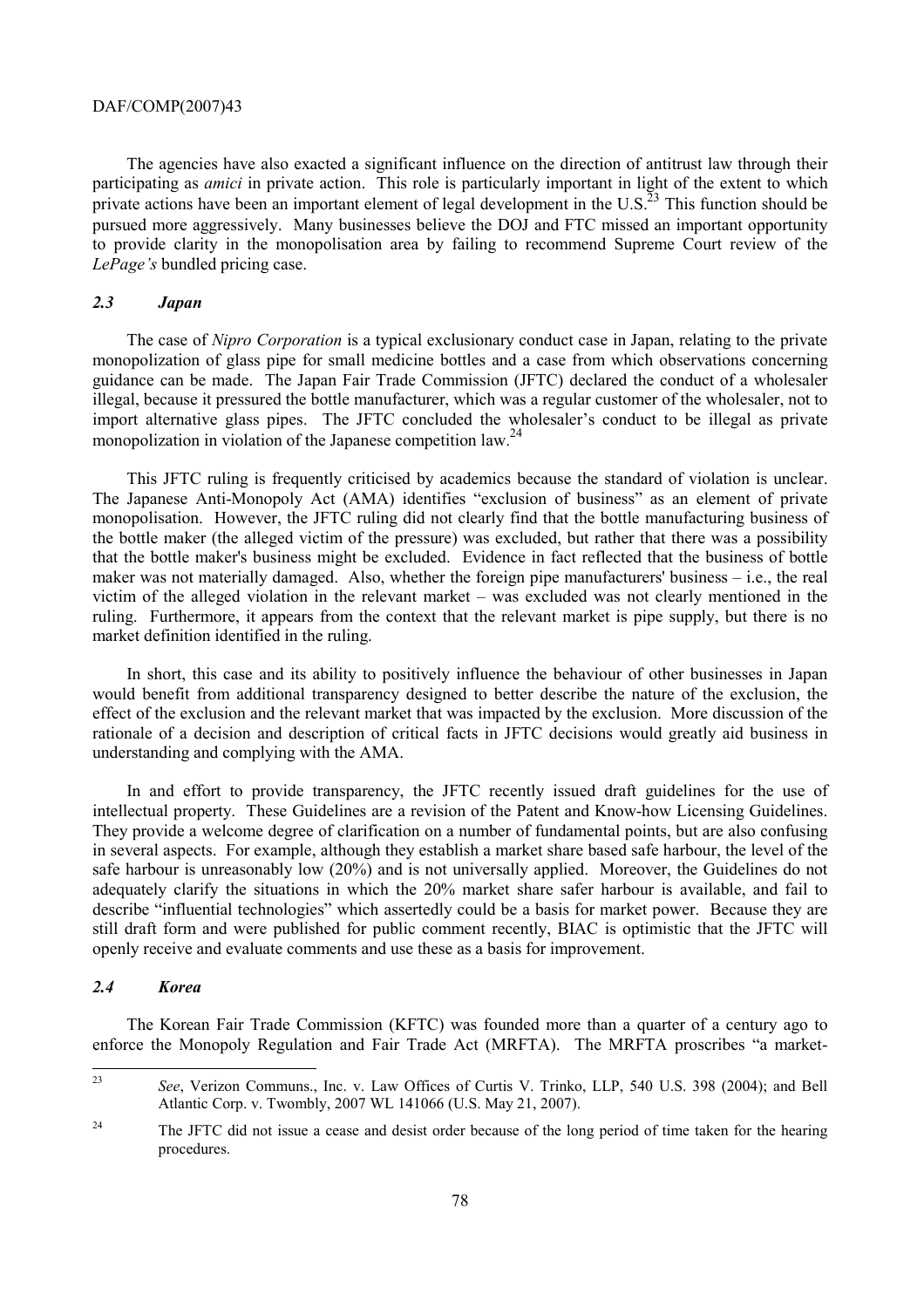The agencies have also exacted a significant influence on the direction of antitrust law through their participating as *amici* in private action. This role is particularly important in light of the extent to which private actions have been an important element of legal development in the U.S.[23] This function should be pursued more aggressively. Many businesses believe the DOJ and FTC missed an important opportunity to provide clarity in the monopolisation area by failing to recommend Supreme Court review of the *LePage's* bundled pricing case.

### *2.3 Japan*

The case of *Nipro Corporation* is a typical exclusionary conduct case in Japan, relating to the private monopolization of glass pipe for small medicine bottles and a case from which observations concerning guidance can be made. The Japan Fair Trade Commission (JFTC) declared the conduct of a wholesaler illegal, because it pressured the bottle manufacturer, which was a regular customer of the wholesaler, not to import alternative glass pipes. The JFTC concluded the wholesaler's conduct to be illegal as private monopolization in violation of the Japanese competition law.[24]

This JFTC ruling is frequently criticised by academics because the standard of violation is unclear. The Japanese Anti-Monopoly Act (AMA) identifies "exclusion of business" as an element of private monopolisation. However, the JFTC ruling did not clearly find that the bottle manufacturing business of the bottle maker (the alleged victim of the pressure) was excluded, but rather that there was a possibility that the bottle maker's business might be excluded. Evidence in fact reflected that the business of bottle maker was not materially damaged. Also, whether the foreign pipe manufacturers' business – i.e., the real victim of the alleged violation in the relevant market – was excluded was not clearly mentioned in the ruling. Furthermore, it appears from the context that the relevant market is pipe supply, but there is no market definition identified in the ruling.

In short, this case and its ability to positively influence the behaviour of other businesses in Japan would benefit from additional transparency designed to better describe the nature of the exclusion, the effect of the exclusion and the relevant market that was impacted by the exclusion. More discussion of the rationale of a decision and description of critical facts in JFTC decisions would greatly aid business in understanding and complying with the AMA.

In and effort to provide transparency, the JFTC recently issued draft guidelines for the use of intellectual property. These Guidelines are a revision of the Patent and Know-how Licensing Guidelines. They provide a welcome degree of clarification on a number of fundamental points, but are also confusing in several aspects. For example, although they establish a market share based safe harbour, the level of the safe harbour is unreasonably low (20%) and is not universally applied. Moreover, the Guidelines do not adequately clarify the situations in which the 20% market share safer harbour is available, and fail to describe "influential technologies" which assertedly could be a basis for market power. Because they are still draft form and were published for public comment recently, BIAC is optimistic that the JFTC will openly receive and evaluate comments and use these as a basis for improvement.

### *2.4 Korea*

The Korean Fair Trade Commission (KFTC) was founded more than a quarter of a century ago to enforce the Monopoly Regulation and Fair Trade Act (MRFTA). The MRFTA proscribes "a market-

---

[23] *See*, Verizon Communs., Inc. v. Law Offices of Curtis V. Trinko, LLP, 540 U.S. 398 (2004); and Bell Atlantic Corp. v. Twombly, 2007 WL 141066 (U.S. May 21, 2007).

[24] The JFTC did not issue a cease and desist order because of the long period of time taken for the hearing procedures.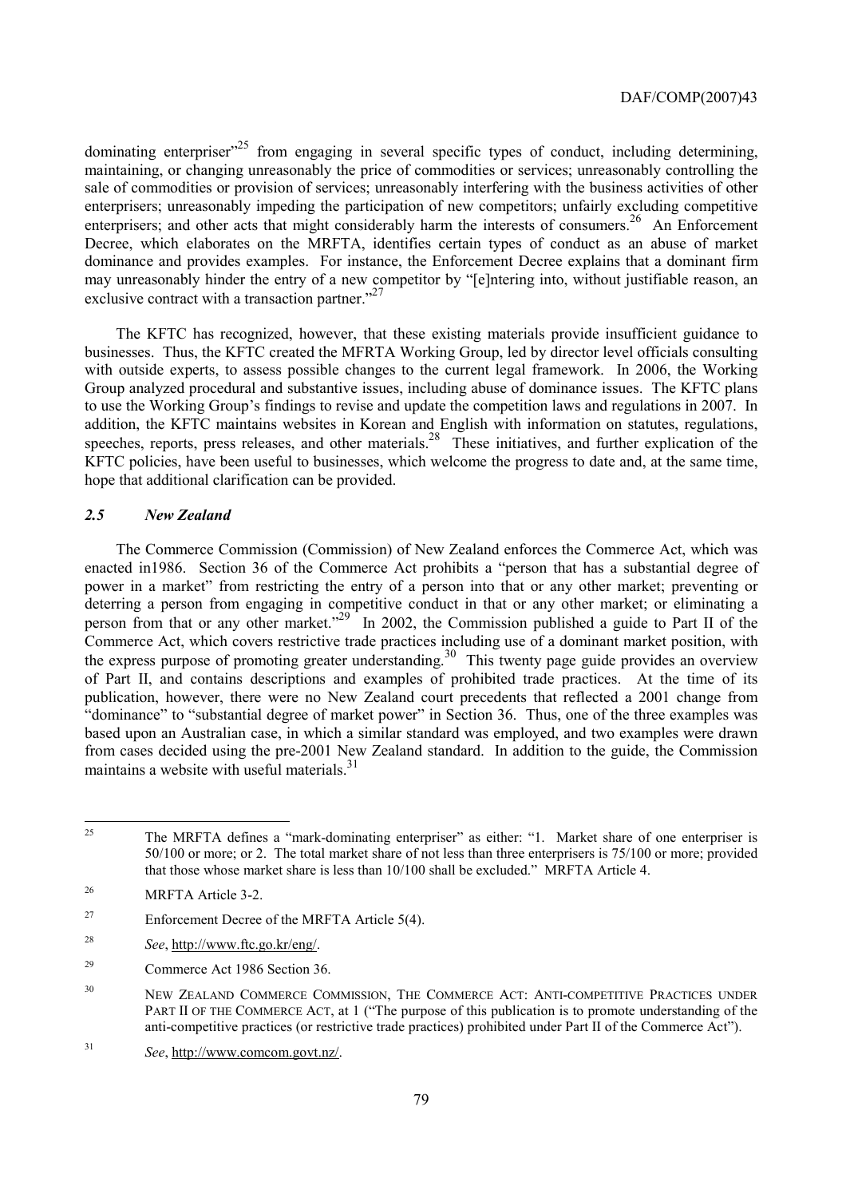dominating enterpriser"[25] from engaging in several specific types of conduct, including determining, maintaining, or changing unreasonably the price of commodities or services; unreasonably controlling the sale of commodities or provision of services; unreasonably interfering with the business activities of other enterprisers; unreasonably impeding the participation of new competitors; unfairly excluding competitive enterprisers; and other acts that might considerably harm the interests of consumers.[26] An Enforcement Decree, which elaborates on the MRFTA, identifies certain types of conduct as an abuse of market dominance and provides examples. For instance, the Enforcement Decree explains that a dominant firm may unreasonably hinder the entry of a new competitor by "[e]ntering into, without justifiable reason, an exclusive contract with a transaction partner."[27]

The KFTC has recognized, however, that these existing materials provide insufficient guidance to businesses. Thus, the KFTC created the MFRTA Working Group, led by director level officials consulting with outside experts, to assess possible changes to the current legal framework. In 2006, the Working Group analyzed procedural and substantive issues, including abuse of dominance issues. The KFTC plans to use the Working Group's findings to revise and update the competition laws and regulations in 2007. In addition, the KFTC maintains websites in Korean and English with information on statutes, regulations, speeches, reports, press releases, and other materials.[28] These initiatives, and further explication of the KFTC policies, have been useful to businesses, which welcome the progress to date and, at the same time, hope that additional clarification can be provided.

### *2.5 New Zealand*

The Commerce Commission (Commission) of New Zealand enforces the Commerce Act, which was enacted in1986. Section 36 of the Commerce Act prohibits a "person that has a substantial degree of power in a market" from restricting the entry of a person into that or any other market; preventing or deterring a person from engaging in competitive conduct in that or any other market; or eliminating a person from that or any other market."[29] In 2002, the Commission published a guide to Part II of the Commerce Act, which covers restrictive trade practices including use of a dominant market position, with the express purpose of promoting greater understanding.[30] This twenty page guide provides an overview of Part II, and contains descriptions and examples of prohibited trade practices. At the time of its publication, however, there were no New Zealand court precedents that reflected a 2001 change from "dominance" to "substantial degree of market power" in Section 36. Thus, one of the three examples was based upon an Australian case, in which a similar standard was employed, and two examples were drawn from cases decided using the pre-2001 New Zealand standard. In addition to the guide, the Commission maintains a website with useful materials.[31]

---

[25] The MRFTA defines a "mark-dominating enterpriser" as either: "1. Market share of one enterpriser is 50/100 or more; or 2. The total market share of not less than three enterprisers is 75/100 or more; provided that those whose market share is less than 10/100 shall be excluded." MRFTA Article 4.

[26] MRFTA Article 3-2.

[27] Enforcement Decree of the MRFTA Article 5(4).

[28] *See*, http://www.ftc.go.kr/eng/.

[29] Commerce Act 1986 Section 36.

[30] NEW ZEALAND COMMERCE COMMISSION, THE COMMERCE ACT: ANTI-COMPETITIVE PRACTICES UNDER PART II OF THE COMMERCE ACT, at 1 ("The purpose of this publication is to promote understanding of the anti-competitive practices (or restrictive trade practices) prohibited under Part II of the Commerce Act").

[31] *See*, http://www.comcom.govt.nz/.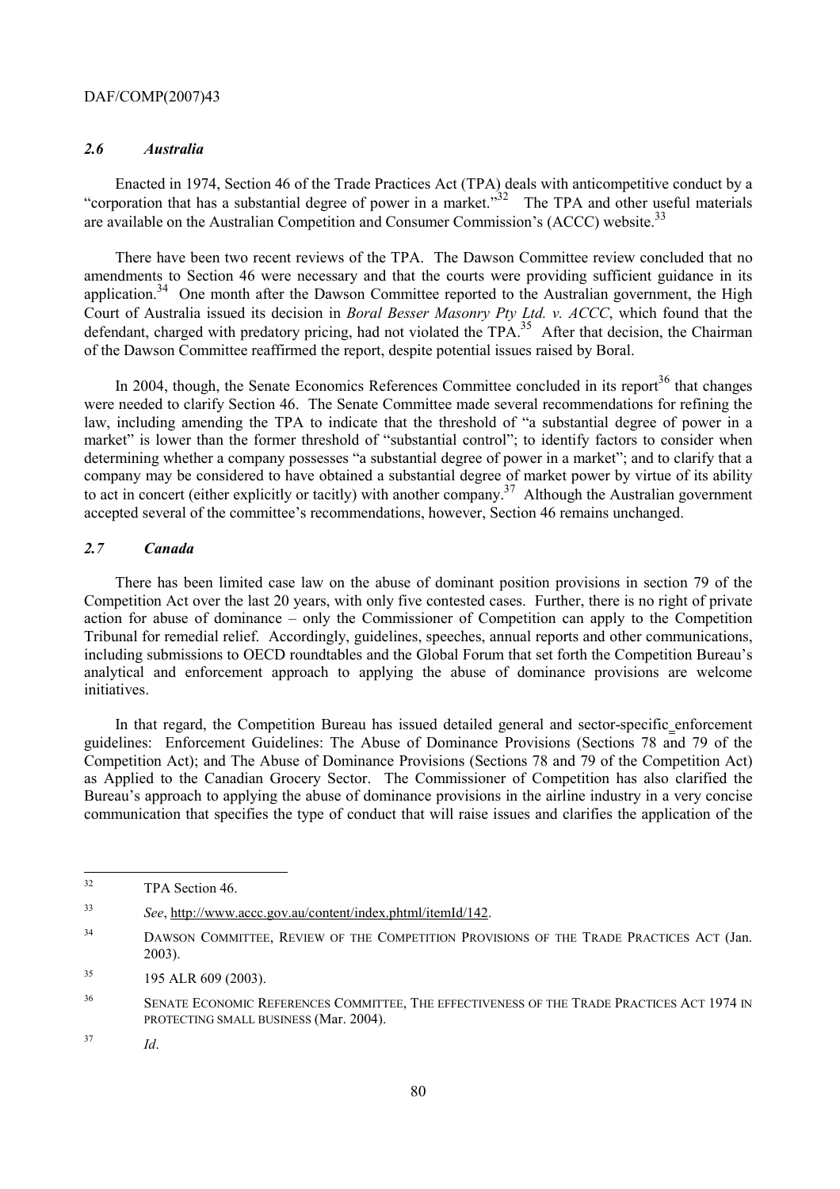### *2.6 Australia*

Enacted in 1974, Section 46 of the Trade Practices Act (TPA) deals with anticompetitive conduct by a "corporation that has a substantial degree of power in a market."[32] The TPA and other useful materials are available on the Australian Competition and Consumer Commission's (ACCC) website.[33]

There have been two recent reviews of the TPA. The Dawson Committee review concluded that no amendments to Section 46 were necessary and that the courts were providing sufficient guidance in its application.[34] One month after the Dawson Committee reported to the Australian government, the High Court of Australia issued its decision in *Boral Besser Masonry Pty Ltd. v. ACCC*, which found that the defendant, charged with predatory pricing, had not violated the TPA.[35] After that decision, the Chairman of the Dawson Committee reaffirmed the report, despite potential issues raised by Boral.

In 2004, though, the Senate Economics References Committee concluded in its report[36] that changes were needed to clarify Section 46. The Senate Committee made several recommendations for refining the law, including amending the TPA to indicate that the threshold of "a substantial degree of power in a market" is lower than the former threshold of "substantial control"; to identify factors to consider when determining whether a company possesses "a substantial degree of power in a market"; and to clarify that a company may be considered to have obtained a substantial degree of market power by virtue of its ability to act in concert (either explicitly or tacitly) with another company.[37] Although the Australian government accepted several of the committee's recommendations, however, Section 46 remains unchanged.

### *2.7 Canada*

There has been limited case law on the abuse of dominant position provisions in section 79 of the Competition Act over the last 20 years, with only five contested cases. Further, there is no right of private action for abuse of dominance – only the Commissioner of Competition can apply to the Competition Tribunal for remedial relief. Accordingly, guidelines, speeches, annual reports and other communications, including submissions to OECD roundtables and the Global Forum that set forth the Competition Bureau's analytical and enforcement approach to applying the abuse of dominance provisions are welcome initiatives.

In that regard, the Competition Bureau has issued detailed general and sector-specific enforcement guidelines: Enforcement Guidelines: The Abuse of Dominance Provisions (Sections 78 and 79 of the Competition Act); and The Abuse of Dominance Provisions (Sections 78 and 79 of the Competition Act) as Applied to the Canadian Grocery Sector. The Commissioner of Competition has also clarified the Bureau's approach to applying the abuse of dominance provisions in the airline industry in a very concise communication that specifies the type of conduct that will raise issues and clarifies the application of the

---

[32] TPA Section 46.

[33] *See*, http://www.accc.gov.au/content/index.phtml/itemId/142.

[34] DAWSON COMMITTEE, REVIEW OF THE COMPETITION PROVISIONS OF THE TRADE PRACTICES ACT (Jan. 2003).

[35] 195 ALR 609 (2003).

[36] SENATE ECONOMIC REFERENCES COMMITTEE, THE EFFECTIVENESS OF THE TRADE PRACTICES ACT 1974 IN PROTECTING SMALL BUSINESS (Mar. 2004).

[37] *Id*.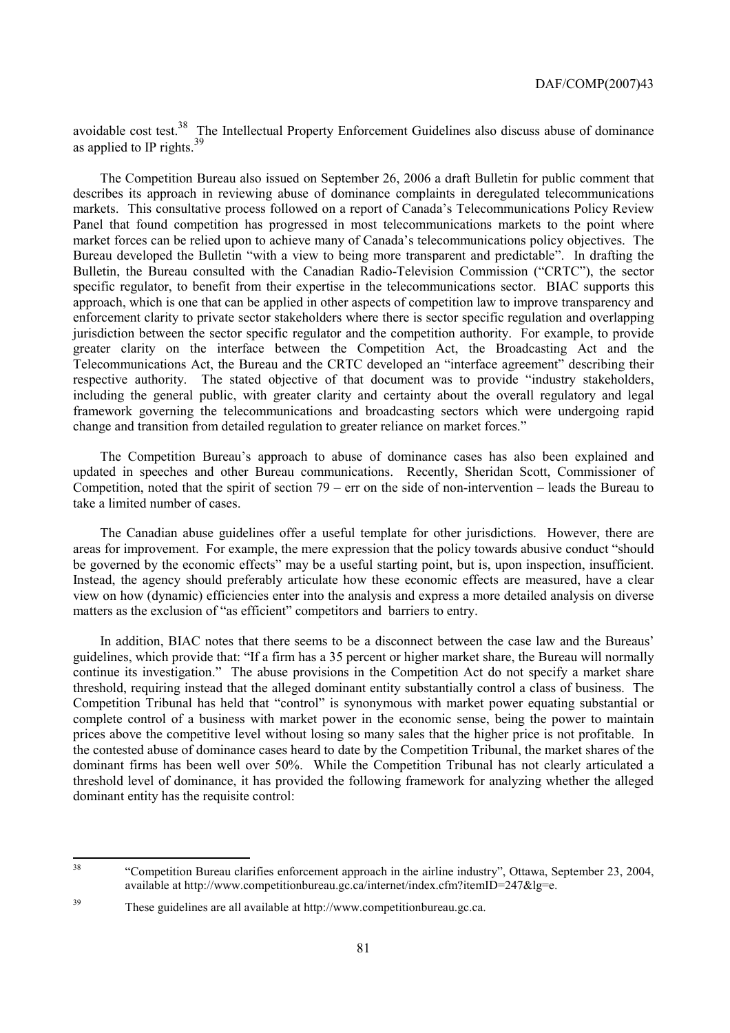avoidable cost test.[38] The Intellectual Property Enforcement Guidelines also discuss abuse of dominance as applied to IP rights.[39]

The Competition Bureau also issued on September 26, 2006 a draft Bulletin for public comment that describes its approach in reviewing abuse of dominance complaints in deregulated telecommunications markets. This consultative process followed on a report of Canada's Telecommunications Policy Review Panel that found competition has progressed in most telecommunications markets to the point where market forces can be relied upon to achieve many of Canada's telecommunications policy objectives. The Bureau developed the Bulletin "with a view to being more transparent and predictable". In drafting the Bulletin, the Bureau consulted with the Canadian Radio-Television Commission ("CRTC"), the sector specific regulator, to benefit from their expertise in the telecommunications sector. BIAC supports this approach, which is one that can be applied in other aspects of competition law to improve transparency and enforcement clarity to private sector stakeholders where there is sector specific regulation and overlapping jurisdiction between the sector specific regulator and the competition authority. For example, to provide greater clarity on the interface between the Competition Act, the Broadcasting Act and the Telecommunications Act, the Bureau and the CRTC developed an "interface agreement" describing their respective authority. The stated objective of that document was to provide "industry stakeholders, including the general public, with greater clarity and certainty about the overall regulatory and legal framework governing the telecommunications and broadcasting sectors which were undergoing rapid change and transition from detailed regulation to greater reliance on market forces."

The Competition Bureau's approach to abuse of dominance cases has also been explained and updated in speeches and other Bureau communications. Recently, Sheridan Scott, Commissioner of Competition, noted that the spirit of section 79 – err on the side of non-intervention – leads the Bureau to take a limited number of cases.

The Canadian abuse guidelines offer a useful template for other jurisdictions. However, there are areas for improvement. For example, the mere expression that the policy towards abusive conduct "should be governed by the economic effects" may be a useful starting point, but is, upon inspection, insufficient. Instead, the agency should preferably articulate how these economic effects are measured, have a clear view on how (dynamic) efficiencies enter into the analysis and express a more detailed analysis on diverse matters as the exclusion of "as efficient" competitors and barriers to entry.

In addition, BIAC notes that there seems to be a disconnect between the case law and the Bureaus' guidelines, which provide that: "If a firm has a 35 percent or higher market share, the Bureau will normally continue its investigation." The abuse provisions in the Competition Act do not specify a market share threshold, requiring instead that the alleged dominant entity substantially control a class of business. The Competition Tribunal has held that "control" is synonymous with market power equating substantial or complete control of a business with market power in the economic sense, being the power to maintain prices above the competitive level without losing so many sales that the higher price is not profitable. In the contested abuse of dominance cases heard to date by the Competition Tribunal, the market shares of the dominant firms has been well over 50%. While the Competition Tribunal has not clearly articulated a threshold level of dominance, it has provided the following framework for analyzing whether the alleged dominant entity has the requisite control:

---

[38] "Competition Bureau clarifies enforcement approach in the airline industry", Ottawa, September 23, 2004, available at http://www.competitionbureau.gc.ca/internet/index.cfm?itemID=247&lg=e.

[39] These guidelines are all available at http://www.competitionbureau.gc.ca.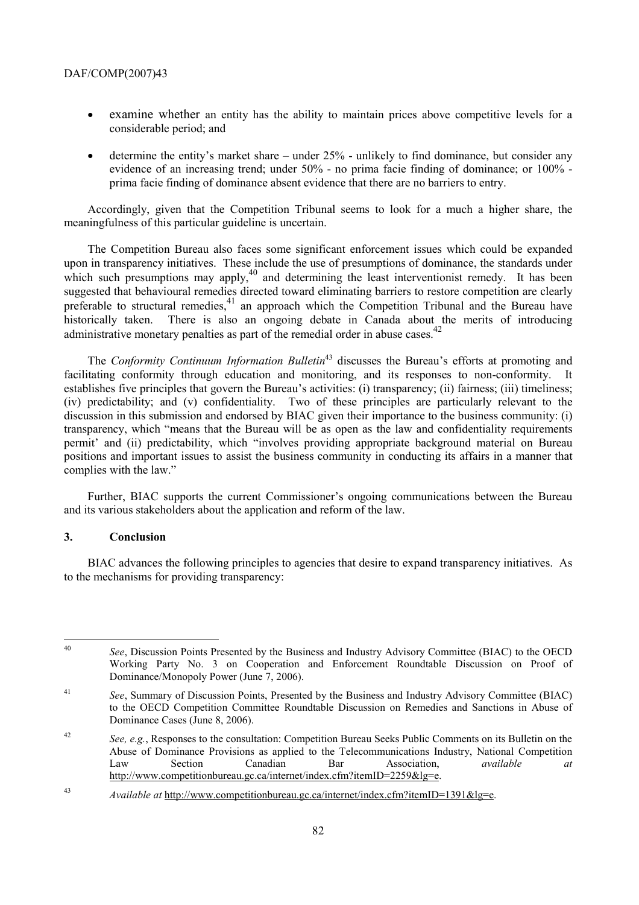- examine whether an entity has the ability to maintain prices above competitive levels for a considerable period; and
- determine the entity's market share – under 25% - unlikely to find dominance, but consider any evidence of an increasing trend; under 50% - no prima facie finding of dominance; or 100% - prima facie finding of dominance absent evidence that there are no barriers to entry.

Accordingly, given that the Competition Tribunal seems to look for a much a higher share, the meaningfulness of this particular guideline is uncertain.

The Competition Bureau also faces some significant enforcement issues which could be expanded upon in transparency initiatives. These include the use of presumptions of dominance, the standards under which such presumptions may apply,[40] and determining the least interventionist remedy. It has been suggested that behavioural remedies directed toward eliminating barriers to restore competition are clearly preferable to structural remedies,[41] an approach which the Competition Tribunal and the Bureau have historically taken. There is also an ongoing debate in Canada about the merits of introducing administrative monetary penalties as part of the remedial order in abuse cases.[42]

The *Conformity Continuum Information Bulletin*[43] discusses the Bureau's efforts at promoting and facilitating conformity through education and monitoring, and its responses to non-conformity. It establishes five principles that govern the Bureau's activities: (i) transparency; (ii) fairness; (iii) timeliness; (iv) predictability; and (v) confidentiality. Two of these principles are particularly relevant to the discussion in this submission and endorsed by BIAC given their importance to the business community: (i) transparency, which "means that the Bureau will be as open as the law and confidentiality requirements permit' and (ii) predictability, which "involves providing appropriate background material on Bureau positions and important issues to assist the business community in conducting its affairs in a manner that complies with the law."

Further, BIAC supports the current Commissioner's ongoing communications between the Bureau and its various stakeholders about the application and reform of the law.

## 3. Conclusion

BIAC advances the following principles to agencies that desire to expand transparency initiatives. As to the mechanisms for providing transparency:

---

[40] *See*, Discussion Points Presented by the Business and Industry Advisory Committee (BIAC) to the OECD Working Party No. 3 on Cooperation and Enforcement Roundtable Discussion on Proof of Dominance/Monopoly Power (June 7, 2006).

[41] *See*, Summary of Discussion Points, Presented by the Business and Industry Advisory Committee (BIAC) to the OECD Competition Committee Roundtable Discussion on Remedies and Sanctions in Abuse of Dominance Cases (June 8, 2006).

[42] *See, e.g.*, Responses to the consultation: Competition Bureau Seeks Public Comments on its Bulletin on the Abuse of Dominance Provisions as applied to the Telecommunications Industry, National Competition Law Section Canadian Bar Association, *available at* http://www.competitionbureau.gc.ca/internet/index.cfm?itemID=2259&lg=e.

[43] *Available at* http://www.competitionbureau.gc.ca/internet/index.cfm?itemID=1391&lg=e.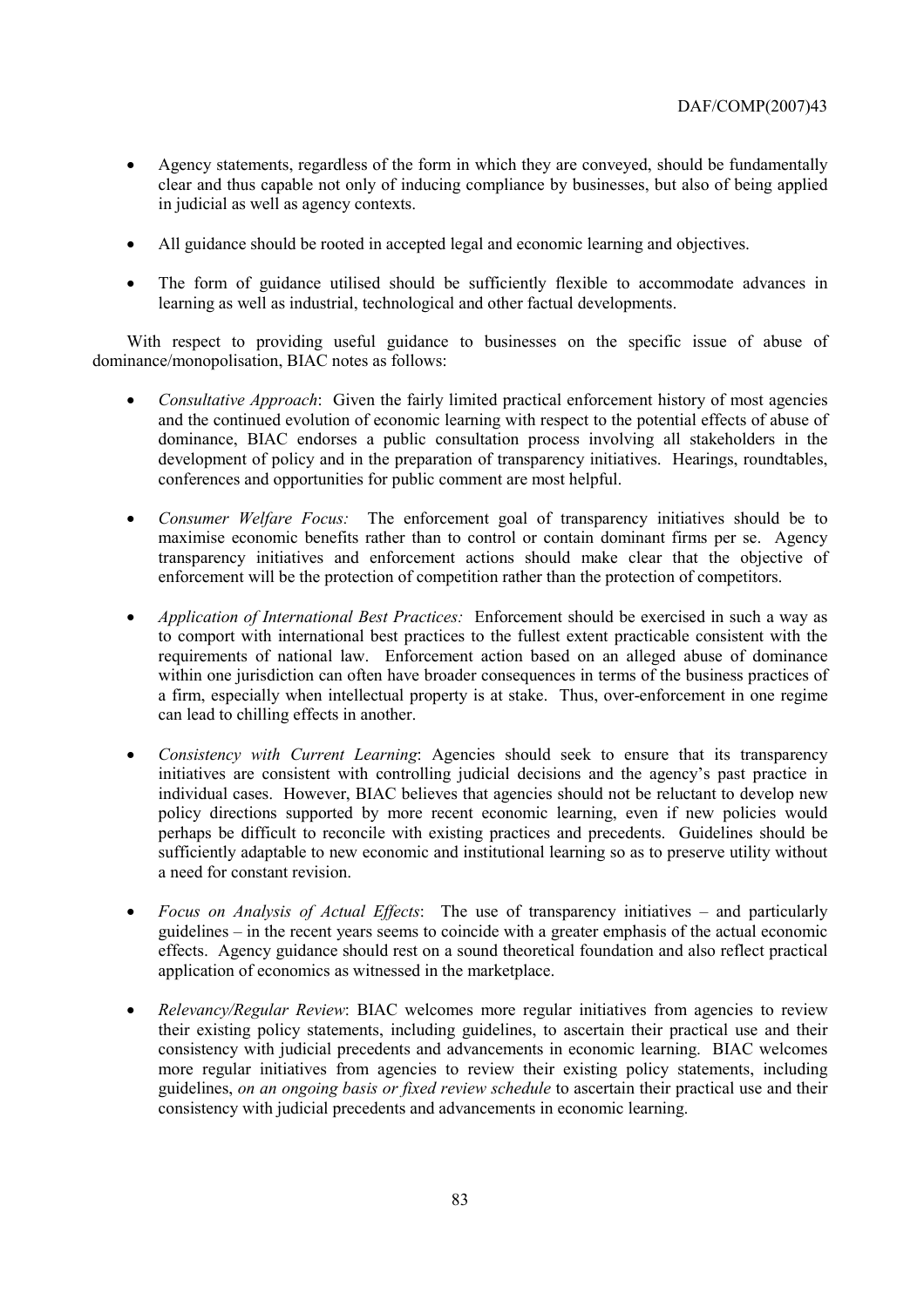- Agency statements, regardless of the form in which they are conveyed, should be fundamentally clear and thus capable not only of inducing compliance by businesses, but also of being applied in judicial as well as agency contexts.

- All guidance should be rooted in accepted legal and economic learning and objectives.

- The form of guidance utilised should be sufficiently flexible to accommodate advances in learning as well as industrial, technological and other factual developments.

With respect to providing useful guidance to businesses on the specific issue of abuse of dominance/monopolisation, BIAC notes as follows:

- *Consultative Approach*: Given the fairly limited practical enforcement history of most agencies and the continued evolution of economic learning with respect to the potential effects of abuse of dominance, BIAC endorses a public consultation process involving all stakeholders in the development of policy and in the preparation of transparency initiatives. Hearings, roundtables, conferences and opportunities for public comment are most helpful.

- *Consumer Welfare Focus:* The enforcement goal of transparency initiatives should be to maximise economic benefits rather than to control or contain dominant firms per se. Agency transparency initiatives and enforcement actions should make clear that the objective of enforcement will be the protection of competition rather than the protection of competitors.

- *Application of International Best Practices:* Enforcement should be exercised in such a way as to comport with international best practices to the fullest extent practicable consistent with the requirements of national law. Enforcement action based on an alleged abuse of dominance within one jurisdiction can often have broader consequences in terms of the business practices of a firm, especially when intellectual property is at stake. Thus, over-enforcement in one regime can lead to chilling effects in another.

- *Consistency with Current Learning*: Agencies should seek to ensure that its transparency initiatives are consistent with controlling judicial decisions and the agency's past practice in individual cases. However, BIAC believes that agencies should not be reluctant to develop new policy directions supported by more recent economic learning, even if new policies would perhaps be difficult to reconcile with existing practices and precedents. Guidelines should be sufficiently adaptable to new economic and institutional learning so as to preserve utility without a need for constant revision.

- *Focus on Analysis of Actual Effects*: The use of transparency initiatives – and particularly guidelines – in the recent years seems to coincide with a greater emphasis of the actual economic effects. Agency guidance should rest on a sound theoretical foundation and also reflect practical application of economics as witnessed in the marketplace.

- *Relevancy/Regular Review*: BIAC welcomes more regular initiatives from agencies to review their existing policy statements, including guidelines, to ascertain their practical use and their consistency with judicial precedents and advancements in economic learning. BIAC welcomes more regular initiatives from agencies to review their existing policy statements, including guidelines, *on an ongoing basis or fixed review schedule* to ascertain their practical use and their consistency with judicial precedents and advancements in economic learning.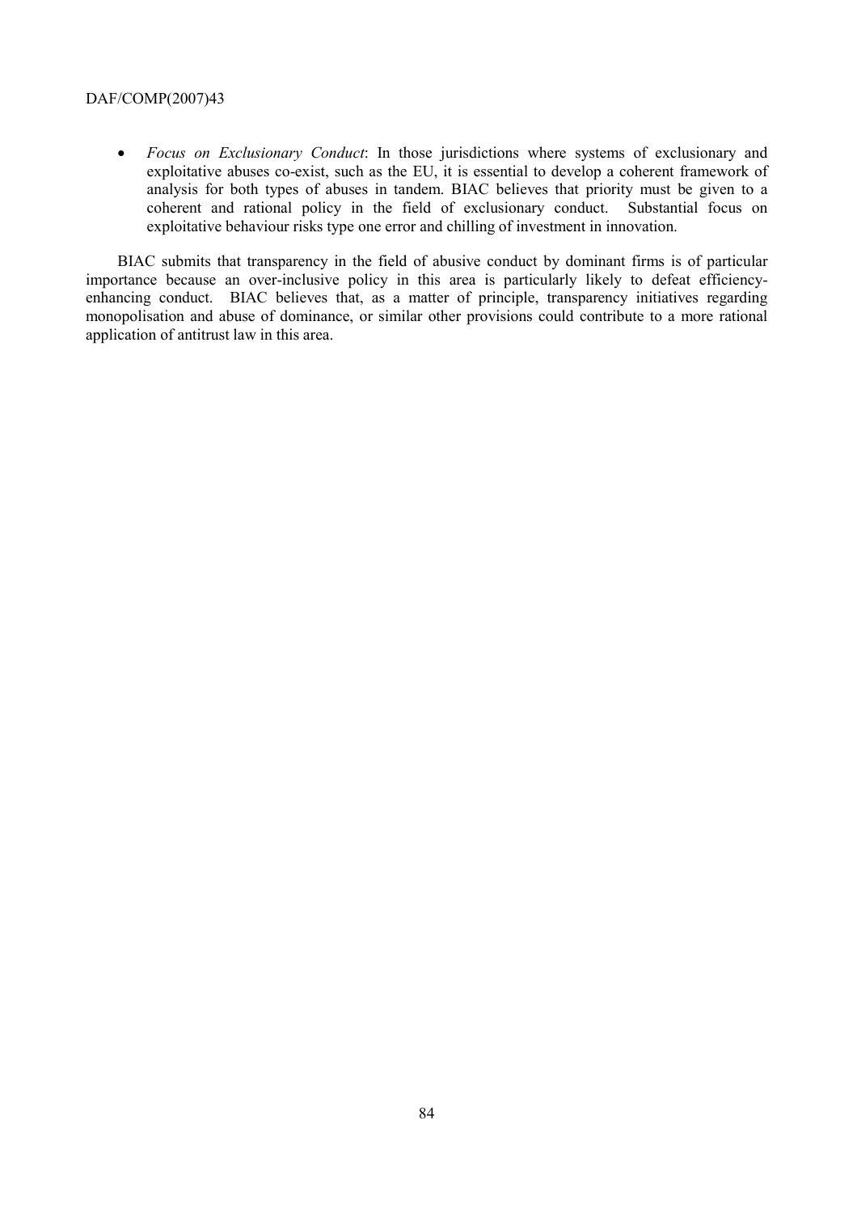- *Focus on Exclusionary Conduct*: In those jurisdictions where systems of exclusionary and exploitative abuses co-exist, such as the EU, it is essential to develop a coherent framework of analysis for both types of abuses in tandem. BIAC believes that priority must be given to a coherent and rational policy in the field of exclusionary conduct. Substantial focus on exploitative behaviour risks type one error and chilling of investment in innovation.

BIAC submits that transparency in the field of abusive conduct by dominant firms is of particular importance because an over-inclusive policy in this area is particularly likely to defeat efficiency-enhancing conduct. BIAC believes that, as a matter of principle, transparency initiatives regarding monopolisation and abuse of dominance, or similar other provisions could contribute to a more rational application of antitrust law in this area.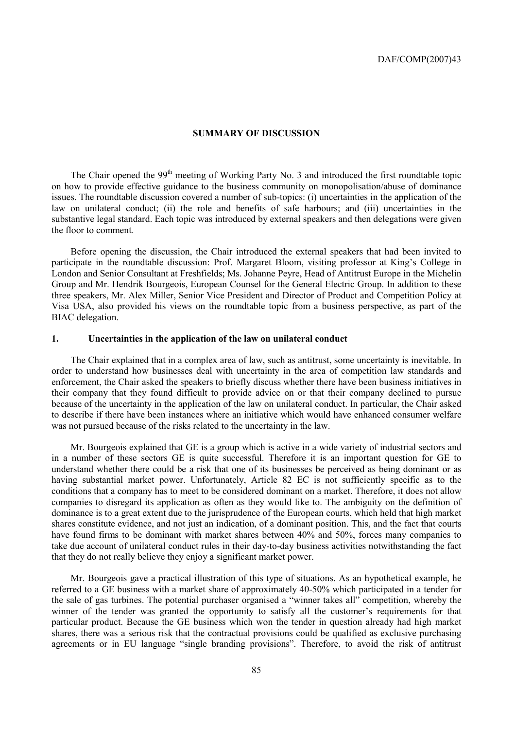## SUMMARY OF DISCUSSION

The Chair opened the 99th meeting of Working Party No. 3 and introduced the first roundtable topic on how to provide effective guidance to the business community on monopolisation/abuse of dominance issues. The roundtable discussion covered a number of sub-topics: (i) uncertainties in the application of the law on unilateral conduct; (ii) the role and benefits of safe harbours; and (iii) uncertainties in the substantive legal standard. Each topic was introduced by external speakers and then delegations were given the floor to comment.

Before opening the discussion, the Chair introduced the external speakers that had been invited to participate in the roundtable discussion: Prof. Margaret Bloom, visiting professor at King's College in London and Senior Consultant at Freshfields; Ms. Johanne Peyre, Head of Antitrust Europe in the Michelin Group and Mr. Hendrik Bourgeois, European Counsel for the General Electric Group. In addition to these three speakers, Mr. Alex Miller, Senior Vice President and Director of Product and Competition Policy at Visa USA, also provided his views on the roundtable topic from a business perspective, as part of the BIAC delegation.

### 1. Uncertainties in the application of the law on unilateral conduct

The Chair explained that in a complex area of law, such as antitrust, some uncertainty is inevitable. In order to understand how businesses deal with uncertainty in the area of competition law standards and enforcement, the Chair asked the speakers to briefly discuss whether there have been business initiatives in their company that they found difficult to provide advice on or that their company declined to pursue because of the uncertainty in the application of the law on unilateral conduct. In particular, the Chair asked to describe if there have been instances where an initiative which would have enhanced consumer welfare was not pursued because of the risks related to the uncertainty in the law.

Mr. Bourgeois explained that GE is a group which is active in a wide variety of industrial sectors and in a number of these sectors GE is quite successful. Therefore it is an important question for GE to understand whether there could be a risk that one of its businesses be perceived as being dominant or as having substantial market power. Unfortunately, Article 82 EC is not sufficiently specific as to the conditions that a company has to meet to be considered dominant on a market. Therefore, it does not allow companies to disregard its application as often as they would like to. The ambiguity on the definition of dominance is to a great extent due to the jurisprudence of the European courts, which held that high market shares constitute evidence, and not just an indication, of a dominant position. This, and the fact that courts have found firms to be dominant with market shares between 40% and 50%, forces many companies to take due account of unilateral conduct rules in their day-to-day business activities notwithstanding the fact that they do not really believe they enjoy a significant market power.

Mr. Bourgeois gave a practical illustration of this type of situations. As an hypothetical example, he referred to a GE business with a market share of approximately 40-50% which participated in a tender for the sale of gas turbines. The potential purchaser organised a "winner takes all" competition, whereby the winner of the tender was granted the opportunity to satisfy all the customer's requirements for that particular product. Because the GE business which won the tender in question already had high market shares, there was a serious risk that the contractual provisions could be qualified as exclusive purchasing agreements or in EU language "single branding provisions". Therefore, to avoid the risk of antitrust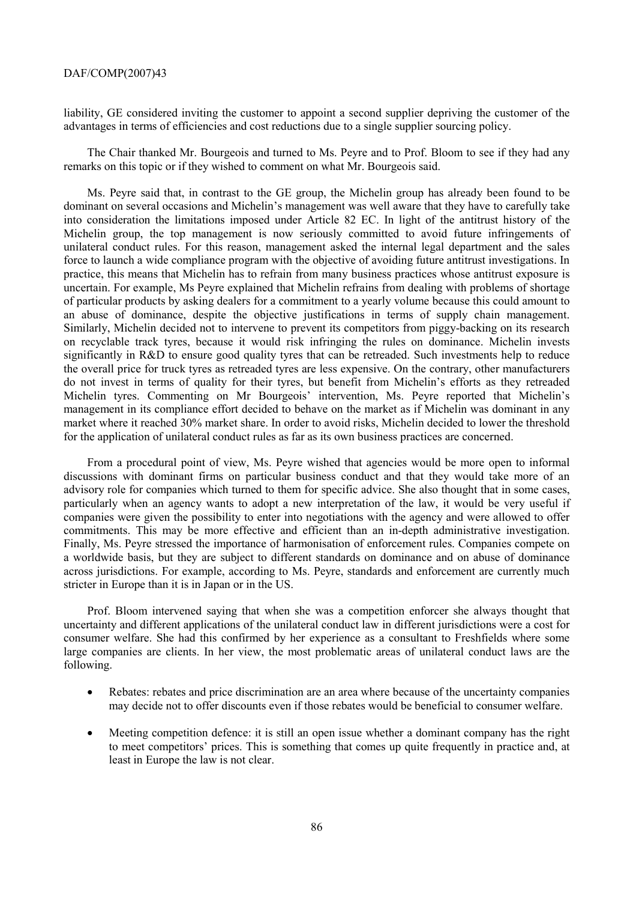liability, GE considered inviting the customer to appoint a second supplier depriving the customer of the advantages in terms of efficiencies and cost reductions due to a single supplier sourcing policy.

The Chair thanked Mr. Bourgeois and turned to Ms. Peyre and to Prof. Bloom to see if they had any remarks on this topic or if they wished to comment on what Mr. Bourgeois said.

Ms. Peyre said that, in contrast to the GE group, the Michelin group has already been found to be dominant on several occasions and Michelin's management was well aware that they have to carefully take into consideration the limitations imposed under Article 82 EC. In light of the antitrust history of the Michelin group, the top management is now seriously committed to avoid future infringements of unilateral conduct rules. For this reason, management asked the internal legal department and the sales force to launch a wide compliance program with the objective of avoiding future antitrust investigations. In practice, this means that Michelin has to refrain from many business practices whose antitrust exposure is uncertain. For example, Ms Peyre explained that Michelin refrains from dealing with problems of shortage of particular products by asking dealers for a commitment to a yearly volume because this could amount to an abuse of dominance, despite the objective justifications in terms of supply chain management. Similarly, Michelin decided not to intervene to prevent its competitors from piggy-backing on its research on recyclable track tyres, because it would risk infringing the rules on dominance. Michelin invests significantly in R&D to ensure good quality tyres that can be retreaded. Such investments help to reduce the overall price for truck tyres as retreaded tyres are less expensive. On the contrary, other manufacturers do not invest in terms of quality for their tyres, but benefit from Michelin's efforts as they retreaded Michelin tyres. Commenting on Mr Bourgeois' intervention, Ms. Peyre reported that Michelin's management in its compliance effort decided to behave on the market as if Michelin was dominant in any market where it reached 30% market share. In order to avoid risks, Michelin decided to lower the threshold for the application of unilateral conduct rules as far as its own business practices are concerned.

From a procedural point of view, Ms. Peyre wished that agencies would be more open to informal discussions with dominant firms on particular business conduct and that they would take more of an advisory role for companies which turned to them for specific advice. She also thought that in some cases, particularly when an agency wants to adopt a new interpretation of the law, it would be very useful if companies were given the possibility to enter into negotiations with the agency and were allowed to offer commitments. This may be more effective and efficient than an in-depth administrative investigation. Finally, Ms. Peyre stressed the importance of harmonisation of enforcement rules. Companies compete on a worldwide basis, but they are subject to different standards on dominance and on abuse of dominance across jurisdictions. For example, according to Ms. Peyre, standards and enforcement are currently much stricter in Europe than it is in Japan or in the US.

Prof. Bloom intervened saying that when she was a competition enforcer she always thought that uncertainty and different applications of the unilateral conduct law in different jurisdictions were a cost for consumer welfare. She had this confirmed by her experience as a consultant to Freshfields where some large companies are clients. In her view, the most problematic areas of unilateral conduct laws are the following.

- Rebates: rebates and price discrimination are an area where because of the uncertainty companies may decide not to offer discounts even if those rebates would be beneficial to consumer welfare.

- Meeting competition defence: it is still an open issue whether a dominant company has the right to meet competitors' prices. This is something that comes up quite frequently in practice and, at least in Europe the law is not clear.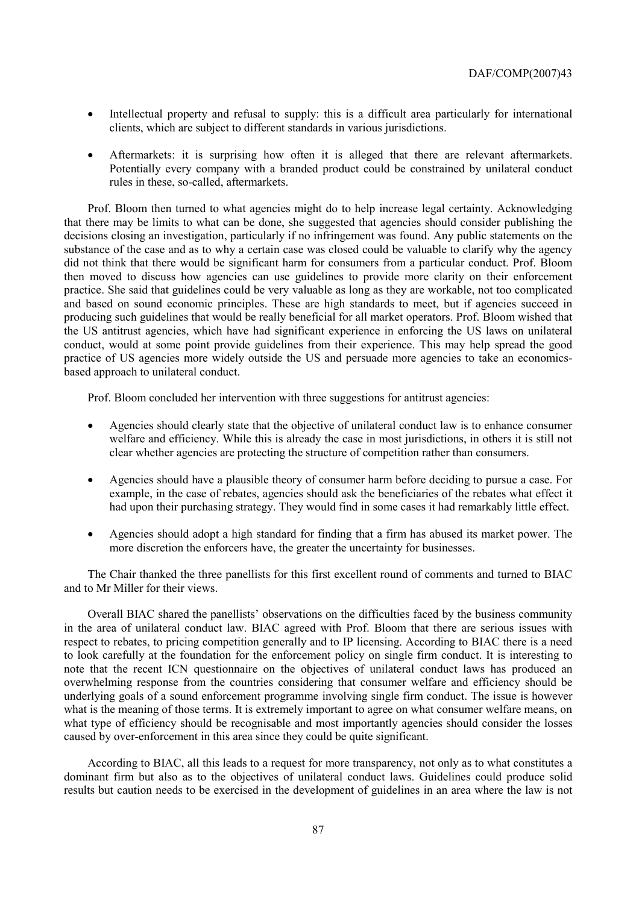- Intellectual property and refusal to supply: this is a difficult area particularly for international clients, which are subject to different standards in various jurisdictions.
- Aftermarkets: it is surprising how often it is alleged that there are relevant aftermarkets. Potentially every company with a branded product could be constrained by unilateral conduct rules in these, so-called, aftermarkets.

Prof. Bloom then turned to what agencies might do to help increase legal certainty. Acknowledging that there may be limits to what can be done, she suggested that agencies should consider publishing the decisions closing an investigation, particularly if no infringement was found. Any public statements on the substance of the case and as to why a certain case was closed could be valuable to clarify why the agency did not think that there would be significant harm for consumers from a particular conduct. Prof. Bloom then moved to discuss how agencies can use guidelines to provide more clarity on their enforcement practice. She said that guidelines could be very valuable as long as they are workable, not too complicated and based on sound economic principles. These are high standards to meet, but if agencies succeed in producing such guidelines that would be really beneficial for all market operators. Prof. Bloom wished that the US antitrust agencies, which have had significant experience in enforcing the US laws on unilateral conduct, would at some point provide guidelines from their experience. This may help spread the good practice of US agencies more widely outside the US and persuade more agencies to take an economics-based approach to unilateral conduct.

Prof. Bloom concluded her intervention with three suggestions for antitrust agencies:

- Agencies should clearly state that the objective of unilateral conduct law is to enhance consumer welfare and efficiency. While this is already the case in most jurisdictions, in others it is still not clear whether agencies are protecting the structure of competition rather than consumers.
- Agencies should have a plausible theory of consumer harm before deciding to pursue a case. For example, in the case of rebates, agencies should ask the beneficiaries of the rebates what effect it had upon their purchasing strategy. They would find in some cases it had remarkably little effect.
- Agencies should adopt a high standard for finding that a firm has abused its market power. The more discretion the enforcers have, the greater the uncertainty for businesses.

The Chair thanked the three panellists for this first excellent round of comments and turned to BIAC and to Mr Miller for their views.

Overall BIAC shared the panellists' observations on the difficulties faced by the business community in the area of unilateral conduct law. BIAC agreed with Prof. Bloom that there are serious issues with respect to rebates, to pricing competition generally and to IP licensing. According to BIAC there is a need to look carefully at the foundation for the enforcement policy on single firm conduct. It is interesting to note that the recent ICN questionnaire on the objectives of unilateral conduct laws has produced an overwhelming response from the countries considering that consumer welfare and efficiency should be underlying goals of a sound enforcement programme involving single firm conduct. The issue is however what is the meaning of those terms. It is extremely important to agree on what consumer welfare means, on what type of efficiency should be recognisable and most importantly agencies should consider the losses caused by over-enforcement in this area since they could be quite significant.

According to BIAC, all this leads to a request for more transparency, not only as to what constitutes a dominant firm but also as to the objectives of unilateral conduct laws. Guidelines could produce solid results but caution needs to be exercised in the development of guidelines in an area where the law is not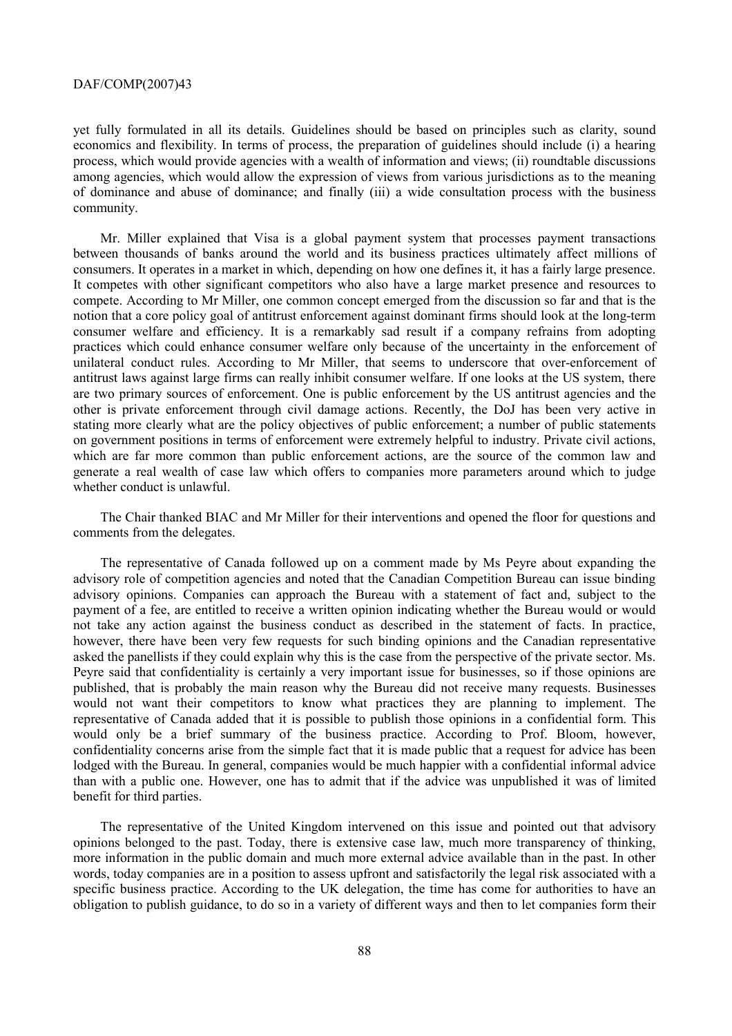yet fully formulated in all its details. Guidelines should be based on principles such as clarity, sound economics and flexibility. In terms of process, the preparation of guidelines should include (i) a hearing process, which would provide agencies with a wealth of information and views; (ii) roundtable discussions among agencies, which would allow the expression of views from various jurisdictions as to the meaning of dominance and abuse of dominance; and finally (iii) a wide consultation process with the business community.

Mr. Miller explained that Visa is a global payment system that processes payment transactions between thousands of banks around the world and its business practices ultimately affect millions of consumers. It operates in a market in which, depending on how one defines it, it has a fairly large presence. It competes with other significant competitors who also have a large market presence and resources to compete. According to Mr Miller, one common concept emerged from the discussion so far and that is the notion that a core policy goal of antitrust enforcement against dominant firms should look at the long-term consumer welfare and efficiency. It is a remarkably sad result if a company refrains from adopting practices which could enhance consumer welfare only because of the uncertainty in the enforcement of unilateral conduct rules. According to Mr Miller, that seems to underscore that over-enforcement of antitrust laws against large firms can really inhibit consumer welfare. If one looks at the US system, there are two primary sources of enforcement. One is public enforcement by the US antitrust agencies and the other is private enforcement through civil damage actions. Recently, the DoJ has been very active in stating more clearly what are the policy objectives of public enforcement; a number of public statements on government positions in terms of enforcement were extremely helpful to industry. Private civil actions, which are far more common than public enforcement actions, are the source of the common law and generate a real wealth of case law which offers to companies more parameters around which to judge whether conduct is unlawful.

The Chair thanked BIAC and Mr Miller for their interventions and opened the floor for questions and comments from the delegates.

The representative of Canada followed up on a comment made by Ms Peyre about expanding the advisory role of competition agencies and noted that the Canadian Competition Bureau can issue binding advisory opinions. Companies can approach the Bureau with a statement of fact and, subject to the payment of a fee, are entitled to receive a written opinion indicating whether the Bureau would or would not take any action against the business conduct as described in the statement of facts. In practice, however, there have been very few requests for such binding opinions and the Canadian representative asked the panellists if they could explain why this is the case from the perspective of the private sector. Ms. Peyre said that confidentiality is certainly a very important issue for businesses, so if those opinions are published, that is probably the main reason why the Bureau did not receive many requests. Businesses would not want their competitors to know what practices they are planning to implement. The representative of Canada added that it is possible to publish those opinions in a confidential form. This would only be a brief summary of the business practice. According to Prof. Bloom, however, confidentiality concerns arise from the simple fact that it is made public that a request for advice has been lodged with the Bureau. In general, companies would be much happier with a confidential informal advice than with a public one. However, one has to admit that if the advice was unpublished it was of limited benefit for third parties.

The representative of the United Kingdom intervened on this issue and pointed out that advisory opinions belonged to the past. Today, there is extensive case law, much more transparency of thinking, more information in the public domain and much more external advice available than in the past. In other words, today companies are in a position to assess upfront and satisfactorily the legal risk associated with a specific business practice. According to the UK delegation, the time has come for authorities to have an obligation to publish guidance, to do so in a variety of different ways and then to let companies form their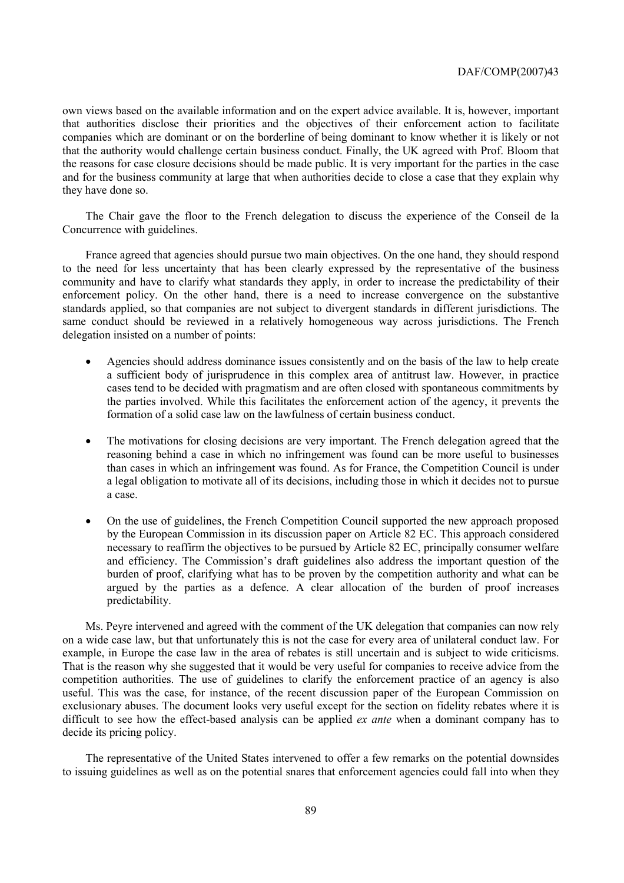own views based on the available information and on the expert advice available. It is, however, important that authorities disclose their priorities and the objectives of their enforcement action to facilitate companies which are dominant or on the borderline of being dominant to know whether it is likely or not that the authority would challenge certain business conduct. Finally, the UK agreed with Prof. Bloom that the reasons for case closure decisions should be made public. It is very important for the parties in the case and for the business community at large that when authorities decide to close a case that they explain why they have done so.

The Chair gave the floor to the French delegation to discuss the experience of the Conseil de la Concurrence with guidelines.

France agreed that agencies should pursue two main objectives. On the one hand, they should respond to the need for less uncertainty that has been clearly expressed by the representative of the business community and have to clarify what standards they apply, in order to increase the predictability of their enforcement policy. On the other hand, there is a need to increase convergence on the substantive standards applied, so that companies are not subject to divergent standards in different jurisdictions. The same conduct should be reviewed in a relatively homogeneous way across jurisdictions. The French delegation insisted on a number of points:

- Agencies should address dominance issues consistently and on the basis of the law to help create a sufficient body of jurisprudence in this complex area of antitrust law. However, in practice cases tend to be decided with pragmatism and are often closed with spontaneous commitments by the parties involved. While this facilitates the enforcement action of the agency, it prevents the formation of a solid case law on the lawfulness of certain business conduct.
- The motivations for closing decisions are very important. The French delegation agreed that the reasoning behind a case in which no infringement was found can be more useful to businesses than cases in which an infringement was found. As for France, the Competition Council is under a legal obligation to motivate all of its decisions, including those in which it decides not to pursue a case.
- On the use of guidelines, the French Competition Council supported the new approach proposed by the European Commission in its discussion paper on Article 82 EC. This approach considered necessary to reaffirm the objectives to be pursued by Article 82 EC, principally consumer welfare and efficiency. The Commission's draft guidelines also address the important question of the burden of proof, clarifying what has to be proven by the competition authority and what can be argued by the parties as a defence. A clear allocation of the burden of proof increases predictability.

Ms. Peyre intervened and agreed with the comment of the UK delegation that companies can now rely on a wide case law, but that unfortunately this is not the case for every area of unilateral conduct law. For example, in Europe the case law in the area of rebates is still uncertain and is subject to wide criticisms. That is the reason why she suggested that it would be very useful for companies to receive advice from the competition authorities. The use of guidelines to clarify the enforcement practice of an agency is also useful. This was the case, for instance, of the recent discussion paper of the European Commission on exclusionary abuses. The document looks very useful except for the section on fidelity rebates where it is difficult to see how the effect-based analysis can be applied *ex ante* when a dominant company has to decide its pricing policy.

The representative of the United States intervened to offer a few remarks on the potential downsides to issuing guidelines as well as on the potential snares that enforcement agencies could fall into when they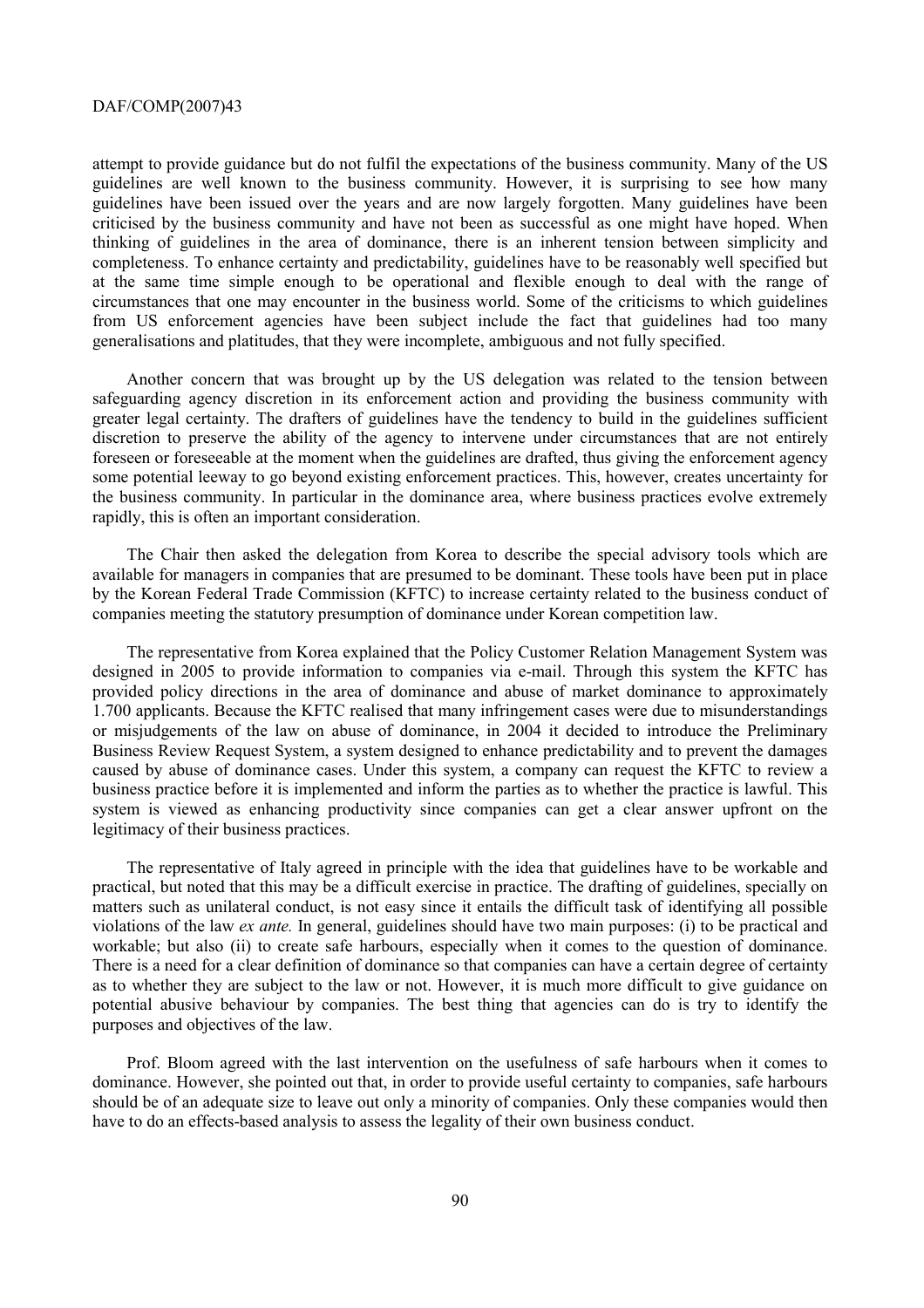attempt to provide guidance but do not fulfil the expectations of the business community. Many of the US guidelines are well known to the business community. However, it is surprising to see how many guidelines have been issued over the years and are now largely forgotten. Many guidelines have been criticised by the business community and have not been as successful as one might have hoped. When thinking of guidelines in the area of dominance, there is an inherent tension between simplicity and completeness. To enhance certainty and predictability, guidelines have to be reasonably well specified but at the same time simple enough to be operational and flexible enough to deal with the range of circumstances that one may encounter in the business world. Some of the criticisms to which guidelines from US enforcement agencies have been subject include the fact that guidelines had too many generalisations and platitudes, that they were incomplete, ambiguous and not fully specified.

Another concern that was brought up by the US delegation was related to the tension between safeguarding agency discretion in its enforcement action and providing the business community with greater legal certainty. The drafters of guidelines have the tendency to build in the guidelines sufficient discretion to preserve the ability of the agency to intervene under circumstances that are not entirely foreseen or foreseeable at the moment when the guidelines are drafted, thus giving the enforcement agency some potential leeway to go beyond existing enforcement practices. This, however, creates uncertainty for the business community. In particular in the dominance area, where business practices evolve extremely rapidly, this is often an important consideration.

The Chair then asked the delegation from Korea to describe the special advisory tools which are available for managers in companies that are presumed to be dominant. These tools have been put in place by the Korean Federal Trade Commission (KFTC) to increase certainty related to the business conduct of companies meeting the statutory presumption of dominance under Korean competition law.

The representative from Korea explained that the Policy Customer Relation Management System was designed in 2005 to provide information to companies via e-mail. Through this system the KFTC has provided policy directions in the area of dominance and abuse of market dominance to approximately 1.700 applicants. Because the KFTC realised that many infringement cases were due to misunderstandings or misjudgements of the law on abuse of dominance, in 2004 it decided to introduce the Preliminary Business Review Request System, a system designed to enhance predictability and to prevent the damages caused by abuse of dominance cases. Under this system, a company can request the KFTC to review a business practice before it is implemented and inform the parties as to whether the practice is lawful. This system is viewed as enhancing productivity since companies can get a clear answer upfront on the legitimacy of their business practices.

The representative of Italy agreed in principle with the idea that guidelines have to be workable and practical, but noted that this may be a difficult exercise in practice. The drafting of guidelines, specially on matters such as unilateral conduct, is not easy since it entails the difficult task of identifying all possible violations of the law *ex ante.* In general, guidelines should have two main purposes: (i) to be practical and workable; but also (ii) to create safe harbours, especially when it comes to the question of dominance. There is a need for a clear definition of dominance so that companies can have a certain degree of certainty as to whether they are subject to the law or not. However, it is much more difficult to give guidance on potential abusive behaviour by companies. The best thing that agencies can do is try to identify the purposes and objectives of the law.

Prof. Bloom agreed with the last intervention on the usefulness of safe harbours when it comes to dominance. However, she pointed out that, in order to provide useful certainty to companies, safe harbours should be of an adequate size to leave out only a minority of companies. Only these companies would then have to do an effects-based analysis to assess the legality of their own business conduct.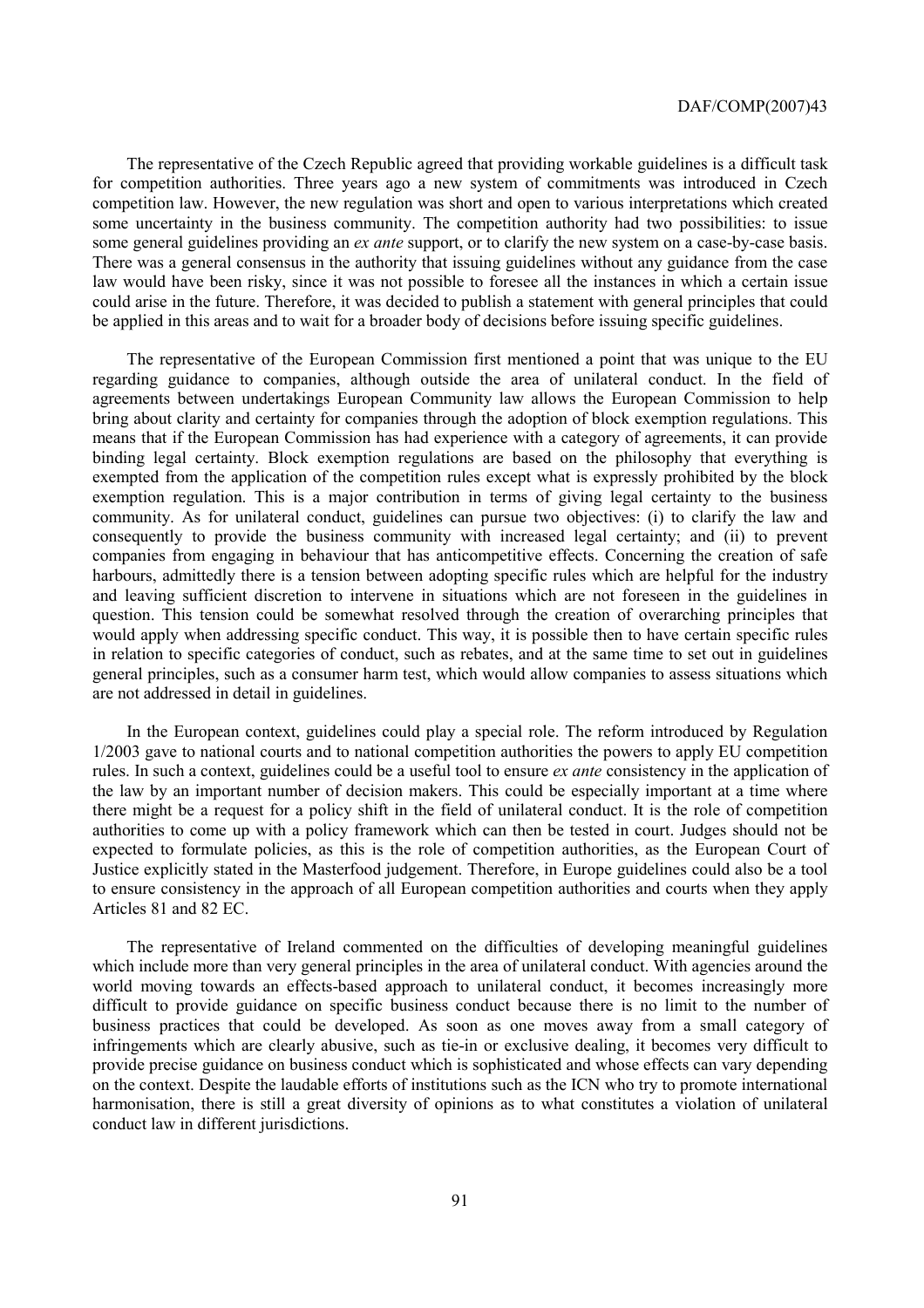The representative of the Czech Republic agreed that providing workable guidelines is a difficult task for competition authorities. Three years ago a new system of commitments was introduced in Czech competition law. However, the new regulation was short and open to various interpretations which created some uncertainty in the business community. The competition authority had two possibilities: to issue some general guidelines providing an *ex ante* support, or to clarify the new system on a case-by-case basis. There was a general consensus in the authority that issuing guidelines without any guidance from the case law would have been risky, since it was not possible to foresee all the instances in which a certain issue could arise in the future. Therefore, it was decided to publish a statement with general principles that could be applied in this areas and to wait for a broader body of decisions before issuing specific guidelines.

The representative of the European Commission first mentioned a point that was unique to the EU regarding guidance to companies, although outside the area of unilateral conduct. In the field of agreements between undertakings European Community law allows the European Commission to help bring about clarity and certainty for companies through the adoption of block exemption regulations. This means that if the European Commission has had experience with a category of agreements, it can provide binding legal certainty. Block exemption regulations are based on the philosophy that everything is exempted from the application of the competition rules except what is expressly prohibited by the block exemption regulation. This is a major contribution in terms of giving legal certainty to the business community. As for unilateral conduct, guidelines can pursue two objectives: (i) to clarify the law and consequently to provide the business community with increased legal certainty; and (ii) to prevent companies from engaging in behaviour that has anticompetitive effects. Concerning the creation of safe harbours, admittedly there is a tension between adopting specific rules which are helpful for the industry and leaving sufficient discretion to intervene in situations which are not foreseen in the guidelines in question. This tension could be somewhat resolved through the creation of overarching principles that would apply when addressing specific conduct. This way, it is possible then to have certain specific rules in relation to specific categories of conduct, such as rebates, and at the same time to set out in guidelines general principles, such as a consumer harm test, which would allow companies to assess situations which are not addressed in detail in guidelines.

In the European context, guidelines could play a special role. The reform introduced by Regulation 1/2003 gave to national courts and to national competition authorities the powers to apply EU competition rules. In such a context, guidelines could be a useful tool to ensure *ex ante* consistency in the application of the law by an important number of decision makers. This could be especially important at a time where there might be a request for a policy shift in the field of unilateral conduct. It is the role of competition authorities to come up with a policy framework which can then be tested in court. Judges should not be expected to formulate policies, as this is the role of competition authorities, as the European Court of Justice explicitly stated in the Masterfood judgement. Therefore, in Europe guidelines could also be a tool to ensure consistency in the approach of all European competition authorities and courts when they apply Articles 81 and 82 EC.

The representative of Ireland commented on the difficulties of developing meaningful guidelines which include more than very general principles in the area of unilateral conduct. With agencies around the world moving towards an effects-based approach to unilateral conduct, it becomes increasingly more difficult to provide guidance on specific business conduct because there is no limit to the number of business practices that could be developed. As soon as one moves away from a small category of infringements which are clearly abusive, such as tie-in or exclusive dealing, it becomes very difficult to provide precise guidance on business conduct which is sophisticated and whose effects can vary depending on the context. Despite the laudable efforts of institutions such as the ICN who try to promote international harmonisation, there is still a great diversity of opinions as to what constitutes a violation of unilateral conduct law in different jurisdictions.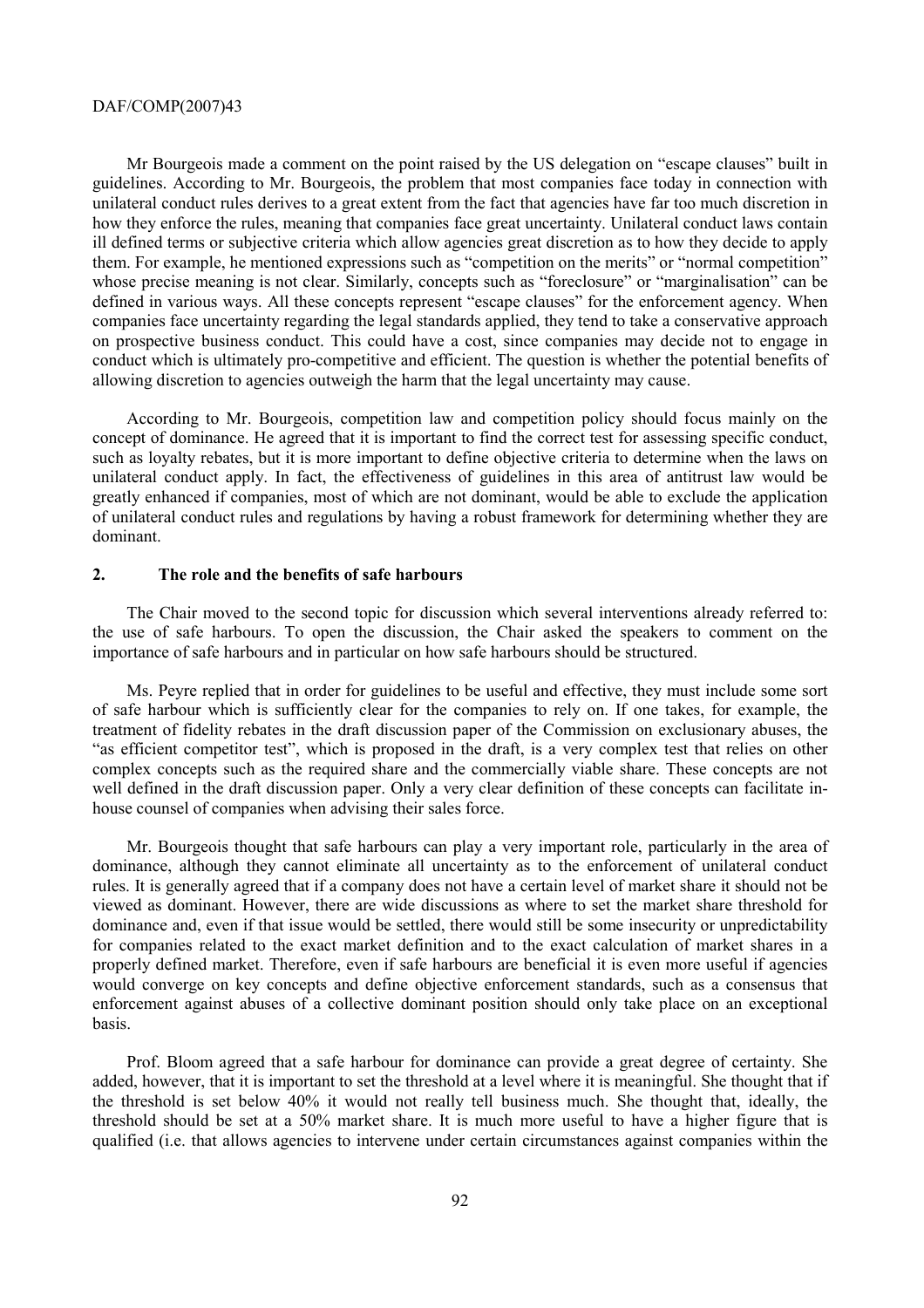Mr Bourgeois made a comment on the point raised by the US delegation on "escape clauses" built in guidelines. According to Mr. Bourgeois, the problem that most companies face today in connection with unilateral conduct rules derives to a great extent from the fact that agencies have far too much discretion in how they enforce the rules, meaning that companies face great uncertainty. Unilateral conduct laws contain ill defined terms or subjective criteria which allow agencies great discretion as to how they decide to apply them. For example, he mentioned expressions such as "competition on the merits" or "normal competition" whose precise meaning is not clear. Similarly, concepts such as "foreclosure" or "marginalisation" can be defined in various ways. All these concepts represent "escape clauses" for the enforcement agency. When companies face uncertainty regarding the legal standards applied, they tend to take a conservative approach on prospective business conduct. This could have a cost, since companies may decide not to engage in conduct which is ultimately pro-competitive and efficient. The question is whether the potential benefits of allowing discretion to agencies outweigh the harm that the legal uncertainty may cause.

According to Mr. Bourgeois, competition law and competition policy should focus mainly on the concept of dominance. He agreed that it is important to find the correct test for assessing specific conduct, such as loyalty rebates, but it is more important to define objective criteria to determine when the laws on unilateral conduct apply. In fact, the effectiveness of guidelines in this area of antitrust law would be greatly enhanced if companies, most of which are not dominant, would be able to exclude the application of unilateral conduct rules and regulations by having a robust framework for determining whether they are dominant.

## 2. The role and the benefits of safe harbours

The Chair moved to the second topic for discussion which several interventions already referred to: the use of safe harbours. To open the discussion, the Chair asked the speakers to comment on the importance of safe harbours and in particular on how safe harbours should be structured.

Ms. Peyre replied that in order for guidelines to be useful and effective, they must include some sort of safe harbour which is sufficiently clear for the companies to rely on. If one takes, for example, the treatment of fidelity rebates in the draft discussion paper of the Commission on exclusionary abuses, the "as efficient competitor test", which is proposed in the draft, is a very complex test that relies on other complex concepts such as the required share and the commercially viable share. These concepts are not well defined in the draft discussion paper. Only a very clear definition of these concepts can facilitate in-house counsel of companies when advising their sales force.

Mr. Bourgeois thought that safe harbours can play a very important role, particularly in the area of dominance, although they cannot eliminate all uncertainty as to the enforcement of unilateral conduct rules. It is generally agreed that if a company does not have a certain level of market share it should not be viewed as dominant. However, there are wide discussions as where to set the market share threshold for dominance and, even if that issue would be settled, there would still be some insecurity or unpredictability for companies related to the exact market definition and to the exact calculation of market shares in a properly defined market. Therefore, even if safe harbours are beneficial it is even more useful if agencies would converge on key concepts and define objective enforcement standards, such as a consensus that enforcement against abuses of a collective dominant position should only take place on an exceptional basis.

Prof. Bloom agreed that a safe harbour for dominance can provide a great degree of certainty. She added, however, that it is important to set the threshold at a level where it is meaningful. She thought that if the threshold is set below 40% it would not really tell business much. She thought that, ideally, the threshold should be set at a 50% market share. It is much more useful to have a higher figure that is qualified (i.e. that allows agencies to intervene under certain circumstances against companies within the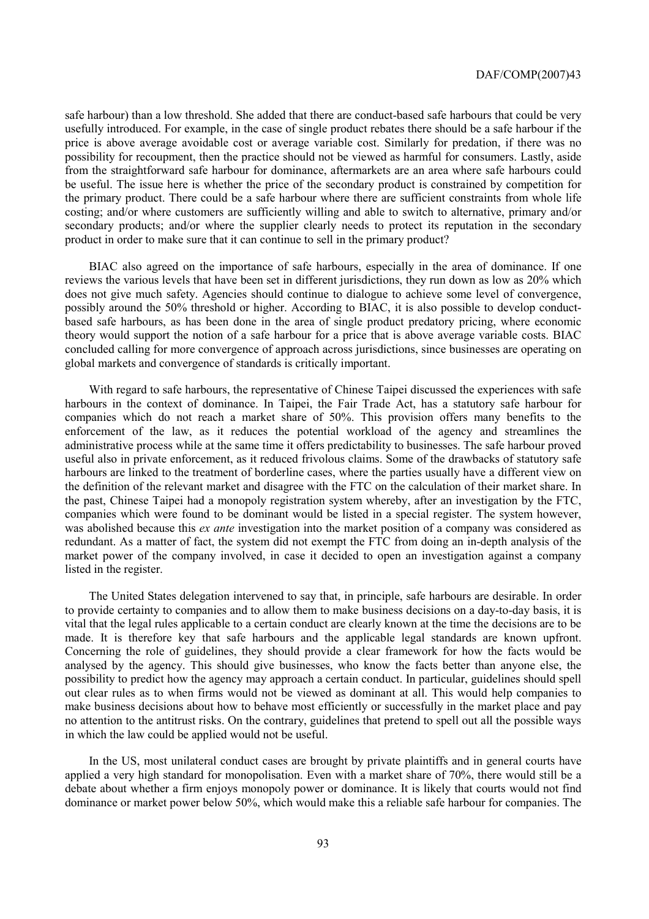safe harbour) than a low threshold. She added that there are conduct-based safe harbours that could be very usefully introduced. For example, in the case of single product rebates there should be a safe harbour if the price is above average avoidable cost or average variable cost. Similarly for predation, if there was no possibility for recoupment, then the practice should not be viewed as harmful for consumers. Lastly, aside from the straightforward safe harbour for dominance, aftermarkets are an area where safe harbours could be useful. The issue here is whether the price of the secondary product is constrained by competition for the primary product. There could be a safe harbour where there are sufficient constraints from whole life costing; and/or where customers are sufficiently willing and able to switch to alternative, primary and/or secondary products; and/or where the supplier clearly needs to protect its reputation in the secondary product in order to make sure that it can continue to sell in the primary product?

BIAC also agreed on the importance of safe harbours, especially in the area of dominance. If one reviews the various levels that have been set in different jurisdictions, they run down as low as 20% which does not give much safety. Agencies should continue to dialogue to achieve some level of convergence, possibly around the 50% threshold or higher. According to BIAC, it is also possible to develop conduct-based safe harbours, as has been done in the area of single product predatory pricing, where economic theory would support the notion of a safe harbour for a price that is above average variable costs. BIAC concluded calling for more convergence of approach across jurisdictions, since businesses are operating on global markets and convergence of standards is critically important.

With regard to safe harbours, the representative of Chinese Taipei discussed the experiences with safe harbours in the context of dominance. In Taipei, the Fair Trade Act, has a statutory safe harbour for companies which do not reach a market share of 50%. This provision offers many benefits to the enforcement of the law, as it reduces the potential workload of the agency and streamlines the administrative process while at the same time it offers predictability to businesses. The safe harbour proved useful also in private enforcement, as it reduced frivolous claims. Some of the drawbacks of statutory safe harbours are linked to the treatment of borderline cases, where the parties usually have a different view on the definition of the relevant market and disagree with the FTC on the calculation of their market share. In the past, Chinese Taipei had a monopoly registration system whereby, after an investigation by the FTC, companies which were found to be dominant would be listed in a special register. The system however, was abolished because this *ex ante* investigation into the market position of a company was considered as redundant. As a matter of fact, the system did not exempt the FTC from doing an in-depth analysis of the market power of the company involved, in case it decided to open an investigation against a company listed in the register.

The United States delegation intervened to say that, in principle, safe harbours are desirable. In order to provide certainty to companies and to allow them to make business decisions on a day-to-day basis, it is vital that the legal rules applicable to a certain conduct are clearly known at the time the decisions are to be made. It is therefore key that safe harbours and the applicable legal standards are known upfront. Concerning the role of guidelines, they should provide a clear framework for how the facts would be analysed by the agency. This should give businesses, who know the facts better than anyone else, the possibility to predict how the agency may approach a certain conduct. In particular, guidelines should spell out clear rules as to when firms would not be viewed as dominant at all. This would help companies to make business decisions about how to behave most efficiently or successfully in the market place and pay no attention to the antitrust risks. On the contrary, guidelines that pretend to spell out all the possible ways in which the law could be applied would not be useful.

In the US, most unilateral conduct cases are brought by private plaintiffs and in general courts have applied a very high standard for monopolisation. Even with a market share of 70%, there would still be a debate about whether a firm enjoys monopoly power or dominance. It is likely that courts would not find dominance or market power below 50%, which would make this a reliable safe harbour for companies. The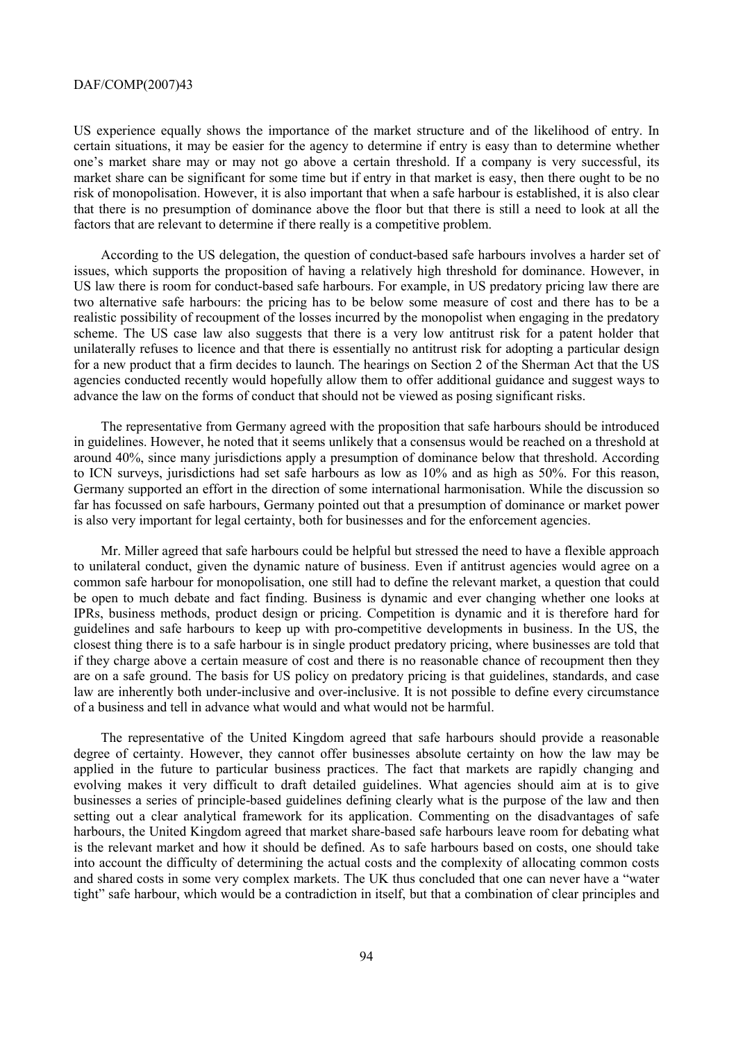US experience equally shows the importance of the market structure and of the likelihood of entry. In certain situations, it may be easier for the agency to determine if entry is easy than to determine whether one's market share may or may not go above a certain threshold. If a company is very successful, its market share can be significant for some time but if entry in that market is easy, then there ought to be no risk of monopolisation. However, it is also important that when a safe harbour is established, it is also clear that there is no presumption of dominance above the floor but that there is still a need to look at all the factors that are relevant to determine if there really is a competitive problem.

According to the US delegation, the question of conduct-based safe harbours involves a harder set of issues, which supports the proposition of having a relatively high threshold for dominance. However, in US law there is room for conduct-based safe harbours. For example, in US predatory pricing law there are two alternative safe harbours: the pricing has to be below some measure of cost and there has to be a realistic possibility of recoupment of the losses incurred by the monopolist when engaging in the predatory scheme. The US case law also suggests that there is a very low antitrust risk for a patent holder that unilaterally refuses to licence and that there is essentially no antitrust risk for adopting a particular design for a new product that a firm decides to launch. The hearings on Section 2 of the Sherman Act that the US agencies conducted recently would hopefully allow them to offer additional guidance and suggest ways to advance the law on the forms of conduct that should not be viewed as posing significant risks.

The representative from Germany agreed with the proposition that safe harbours should be introduced in guidelines. However, he noted that it seems unlikely that a consensus would be reached on a threshold at around 40%, since many jurisdictions apply a presumption of dominance below that threshold. According to ICN surveys, jurisdictions had set safe harbours as low as 10% and as high as 50%. For this reason, Germany supported an effort in the direction of some international harmonisation. While the discussion so far has focussed on safe harbours, Germany pointed out that a presumption of dominance or market power is also very important for legal certainty, both for businesses and for the enforcement agencies.

Mr. Miller agreed that safe harbours could be helpful but stressed the need to have a flexible approach to unilateral conduct, given the dynamic nature of business. Even if antitrust agencies would agree on a common safe harbour for monopolisation, one still had to define the relevant market, a question that could be open to much debate and fact finding. Business is dynamic and ever changing whether one looks at IPRs, business methods, product design or pricing. Competition is dynamic and it is therefore hard for guidelines and safe harbours to keep up with pro-competitive developments in business. In the US, the closest thing there is to a safe harbour is in single product predatory pricing, where businesses are told that if they charge above a certain measure of cost and there is no reasonable chance of recoupment then they are on a safe ground. The basis for US policy on predatory pricing is that guidelines, standards, and case law are inherently both under-inclusive and over-inclusive. It is not possible to define every circumstance of a business and tell in advance what would and what would not be harmful.

The representative of the United Kingdom agreed that safe harbours should provide a reasonable degree of certainty. However, they cannot offer businesses absolute certainty on how the law may be applied in the future to particular business practices. The fact that markets are rapidly changing and evolving makes it very difficult to draft detailed guidelines. What agencies should aim at is to give businesses a series of principle-based guidelines defining clearly what is the purpose of the law and then setting out a clear analytical framework for its application. Commenting on the disadvantages of safe harbours, the United Kingdom agreed that market share-based safe harbours leave room for debating what is the relevant market and how it should be defined. As to safe harbours based on costs, one should take into account the difficulty of determining the actual costs and the complexity of allocating common costs and shared costs in some very complex markets. The UK thus concluded that one can never have a "water tight" safe harbour, which would be a contradiction in itself, but that a combination of clear principles and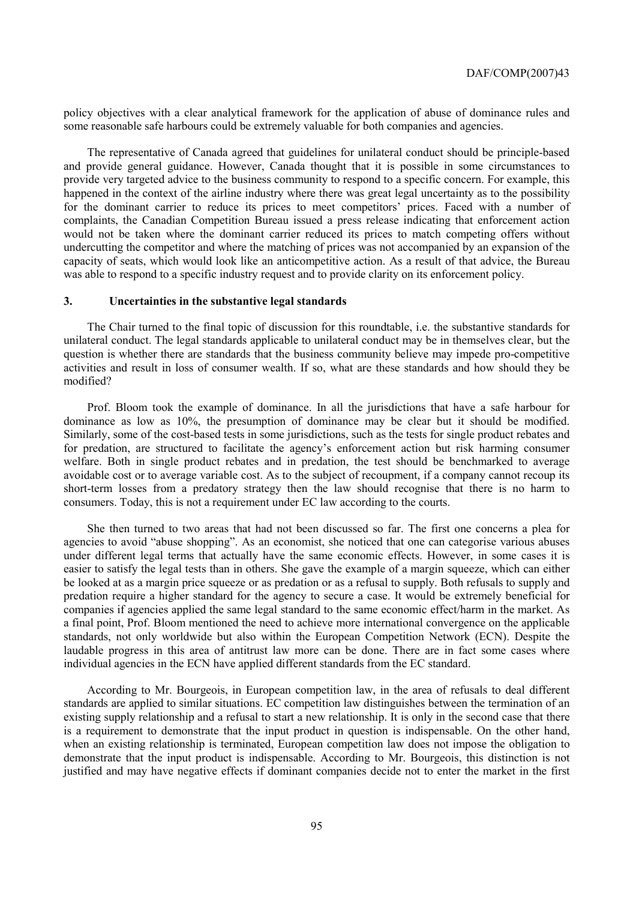policy objectives with a clear analytical framework for the application of abuse of dominance rules and some reasonable safe harbours could be extremely valuable for both companies and agencies.

The representative of Canada agreed that guidelines for unilateral conduct should be principle-based and provide general guidance. However, Canada thought that it is possible in some circumstances to provide very targeted advice to the business community to respond to a specific concern. For example, this happened in the context of the airline industry where there was great legal uncertainty as to the possibility for the dominant carrier to reduce its prices to meet competitors' prices. Faced with a number of complaints, the Canadian Competition Bureau issued a press release indicating that enforcement action would not be taken where the dominant carrier reduced its prices to match competing offers without undercutting the competitor and where the matching of prices was not accompanied by an expansion of the capacity of seats, which would look like an anticompetitive action. As a result of that advice, the Bureau was able to respond to a specific industry request and to provide clarity on its enforcement policy.

## 3. Uncertainties in the substantive legal standards

The Chair turned to the final topic of discussion for this roundtable, i.e. the substantive standards for unilateral conduct. The legal standards applicable to unilateral conduct may be in themselves clear, but the question is whether there are standards that the business community believe may impede pro-competitive activities and result in loss of consumer wealth. If so, what are these standards and how should they be modified?

Prof. Bloom took the example of dominance. In all the jurisdictions that have a safe harbour for dominance as low as 10%, the presumption of dominance may be clear but it should be modified. Similarly, some of the cost-based tests in some jurisdictions, such as the tests for single product rebates and for predation, are structured to facilitate the agency's enforcement action but risk harming consumer welfare. Both in single product rebates and in predation, the test should be benchmarked to average avoidable cost or to average variable cost. As to the subject of recoupment, if a company cannot recoup its short-term losses from a predatory strategy then the law should recognise that there is no harm to consumers. Today, this is not a requirement under EC law according to the courts.

She then turned to two areas that had not been discussed so far. The first one concerns a plea for agencies to avoid "abuse shopping". As an economist, she noticed that one can categorise various abuses under different legal terms that actually have the same economic effects. However, in some cases it is easier to satisfy the legal tests than in others. She gave the example of a margin squeeze, which can either be looked at as a margin price squeeze or as predation or as a refusal to supply. Both refusals to supply and predation require a higher standard for the agency to secure a case. It would be extremely beneficial for companies if agencies applied the same legal standard to the same economic effect/harm in the market. As a final point, Prof. Bloom mentioned the need to achieve more international convergence on the applicable standards, not only worldwide but also within the European Competition Network (ECN). Despite the laudable progress in this area of antitrust law more can be done. There are in fact some cases where individual agencies in the ECN have applied different standards from the EC standard.

According to Mr. Bourgeois, in European competition law, in the area of refusals to deal different standards are applied to similar situations. EC competition law distinguishes between the termination of an existing supply relationship and a refusal to start a new relationship. It is only in the second case that there is a requirement to demonstrate that the input product in question is indispensable. On the other hand, when an existing relationship is terminated, European competition law does not impose the obligation to demonstrate that the input product is indispensable. According to Mr. Bourgeois, this distinction is not justified and may have negative effects if dominant companies decide not to enter the market in the first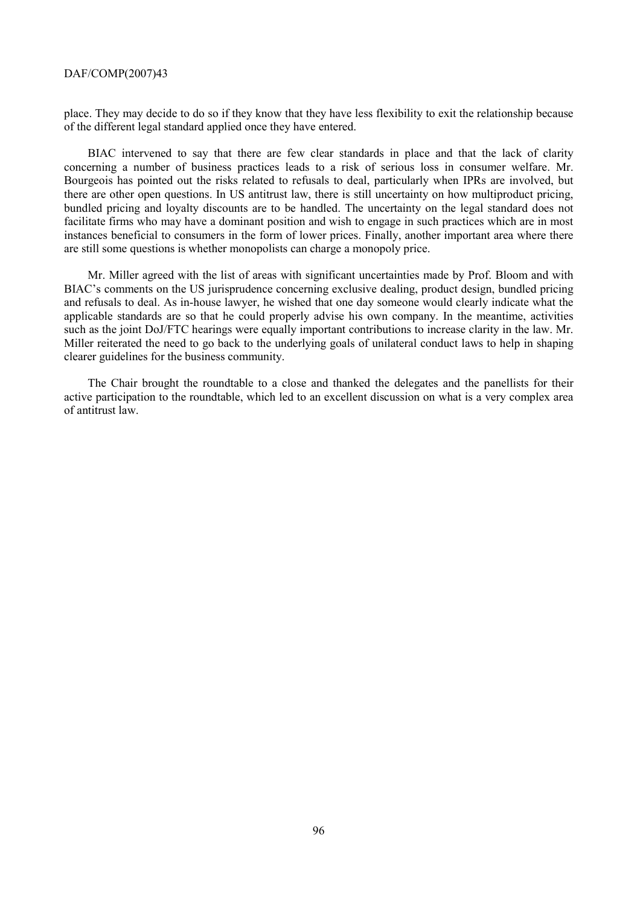place. They may decide to do so if they know that they have less flexibility to exit the relationship because of the different legal standard applied once they have entered.

BIAC intervened to say that there are few clear standards in place and that the lack of clarity concerning a number of business practices leads to a risk of serious loss in consumer welfare. Mr. Bourgeois has pointed out the risks related to refusals to deal, particularly when IPRs are involved, but there are other open questions. In US antitrust law, there is still uncertainty on how multiproduct pricing, bundled pricing and loyalty discounts are to be handled. The uncertainty on the legal standard does not facilitate firms who may have a dominant position and wish to engage in such practices which are in most instances beneficial to consumers in the form of lower prices. Finally, another important area where there are still some questions is whether monopolists can charge a monopoly price.

Mr. Miller agreed with the list of areas with significant uncertainties made by Prof. Bloom and with BIAC's comments on the US jurisprudence concerning exclusive dealing, product design, bundled pricing and refusals to deal. As in-house lawyer, he wished that one day someone would clearly indicate what the applicable standards are so that he could properly advise his own company. In the meantime, activities such as the joint DoJ/FTC hearings were equally important contributions to increase clarity in the law. Mr. Miller reiterated the need to go back to the underlying goals of unilateral conduct laws to help in shaping clearer guidelines for the business community.

The Chair brought the roundtable to a close and thanked the delegates and the panellists for their active participation to the roundtable, which led to an excellent discussion on what is a very complex area of antitrust law.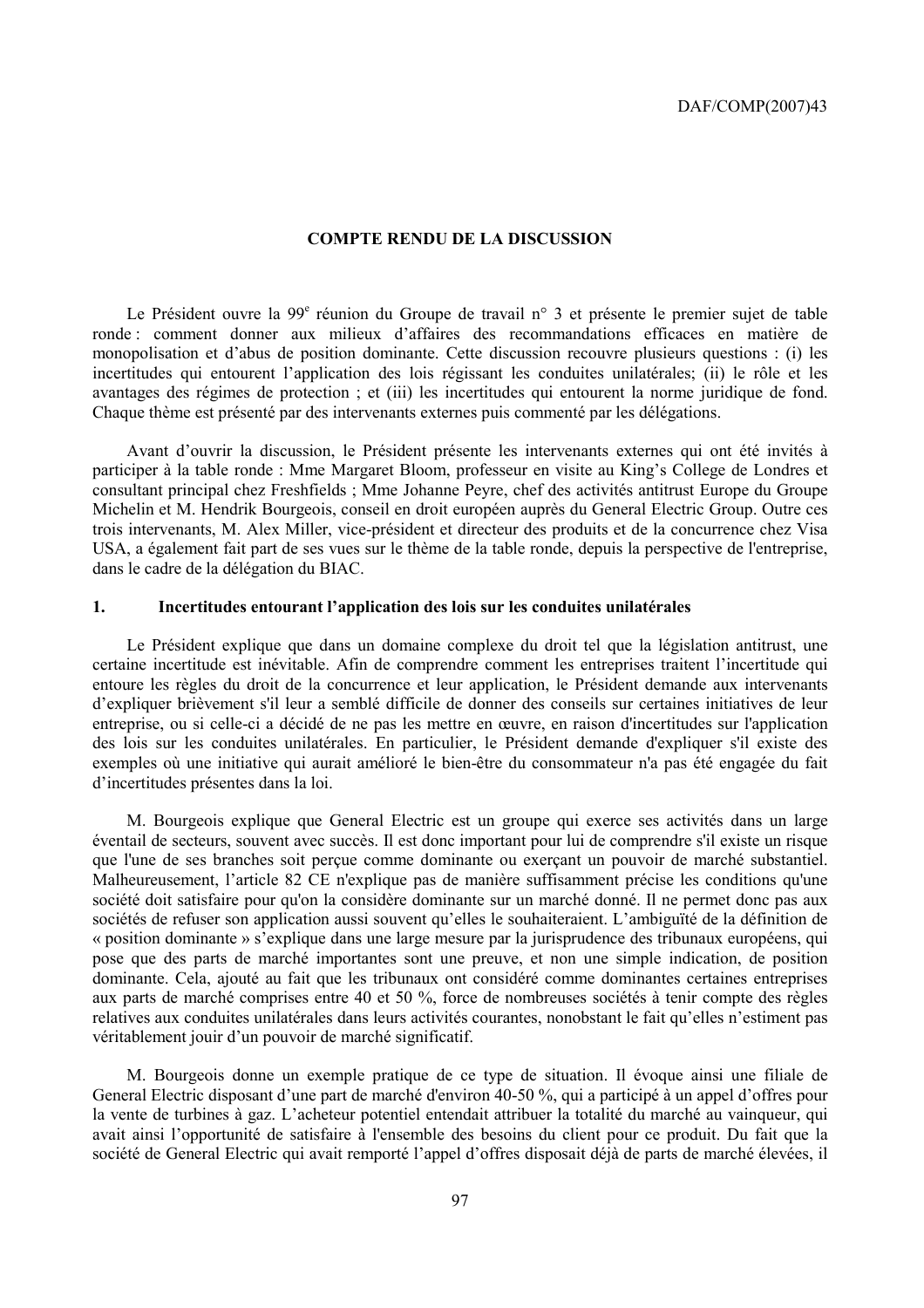## COMPTE RENDU DE LA DISCUSSION

Le Président ouvre la 99e réunion du Groupe de travail n° 3 et présente le premier sujet de table ronde : comment donner aux milieux d'affaires des recommandations efficaces en matière de monopolisation et d'abus de position dominante. Cette discussion recouvre plusieurs questions : (i) les incertitudes qui entourent l'application des lois régissant les conduites unilatérales; (ii) le rôle et les avantages des régimes de protection ; et (iii) les incertitudes qui entourent la norme juridique de fond. Chaque thème est présenté par des intervenants externes puis commenté par les délégations.

Avant d'ouvrir la discussion, le Président présente les intervenants externes qui ont été invités à participer à la table ronde : Mme Margaret Bloom, professeur en visite au King's College de Londres et consultant principal chez Freshfields ; Mme Johanne Peyre, chef des activités antitrust Europe du Groupe Michelin et M. Hendrik Bourgeois, conseil en droit européen auprès du General Electric Group. Outre ces trois intervenants, M. Alex Miller, vice-président et directeur des produits et de la concurrence chez Visa USA, a également fait part de ses vues sur le thème de la table ronde, depuis la perspective de l'entreprise, dans le cadre de la délégation du BIAC.

### 1. Incertitudes entourant l'application des lois sur les conduites unilatérales

Le Président explique que dans un domaine complexe du droit tel que la législation antitrust, une certaine incertitude est inévitable. Afin de comprendre comment les entreprises traitent l'incertitude qui entoure les règles du droit de la concurrence et leur application, le Président demande aux intervenants d'expliquer brièvement s'il leur a semblé difficile de donner des conseils sur certaines initiatives de leur entreprise, ou si celle-ci a décidé de ne pas les mettre en œuvre, en raison d'incertitudes sur l'application des lois sur les conduites unilatérales. En particulier, le Président demande d'expliquer s'il existe des exemples où une initiative qui aurait amélioré le bien-être du consommateur n'a pas été engagée du fait d'incertitudes présentes dans la loi.

M. Bourgeois explique que General Electric est un groupe qui exerce ses activités dans un large éventail de secteurs, souvent avec succès. Il est donc important pour lui de comprendre s'il existe un risque que l'une de ses branches soit perçue comme dominante ou exerçant un pouvoir de marché substantiel. Malheureusement, l'article 82 CE n'explique pas de manière suffisamment précise les conditions qu'une société doit satisfaire pour qu'on la considère dominante sur un marché donné. Il ne permet donc pas aux sociétés de refuser son application aussi souvent qu'elles le souhaiteraient. L'ambiguïté de la définition de « position dominante » s'explique dans une large mesure par la jurisprudence des tribunaux européens, qui pose que des parts de marché importantes sont une preuve, et non une simple indication, de position dominante. Cela, ajouté au fait que les tribunaux ont considéré comme dominantes certaines entreprises aux parts de marché comprises entre 40 et 50 %, force de nombreuses sociétés à tenir compte des règles relatives aux conduites unilatérales dans leurs activités courantes, nonobstant le fait qu'elles n'estiment pas véritablement jouir d'un pouvoir de marché significatif.

M. Bourgeois donne un exemple pratique de ce type de situation. Il évoque ainsi une filiale de General Electric disposant d'une part de marché d'environ 40-50 %, qui a participé à un appel d'offres pour la vente de turbines à gaz. L'acheteur potentiel entendait attribuer la totalité du marché au vainqueur, qui avait ainsi l'opportunité de satisfaire à l'ensemble des besoins du client pour ce produit. Du fait que la société de General Electric qui avait remporté l'appel d'offres disposait déjà de parts de marché élevées, il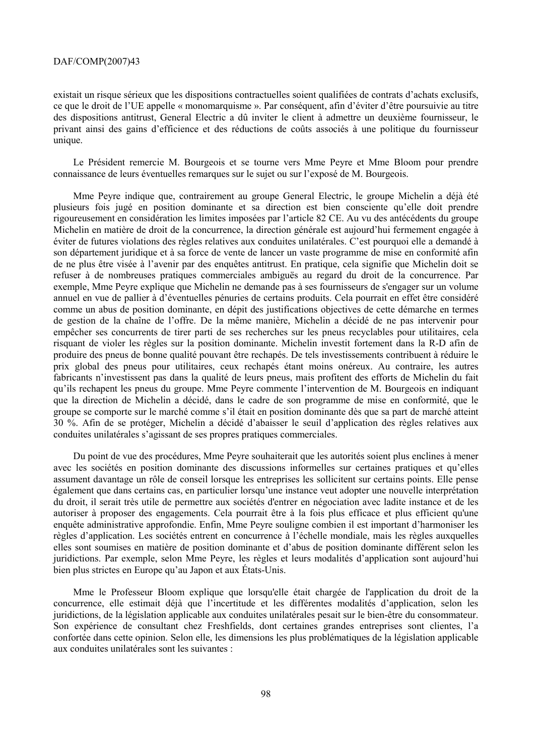existait un risque sérieux que les dispositions contractuelles soient qualifiées de contrats d'achats exclusifs, ce que le droit de l'UE appelle « monomarquisme ». Par conséquent, afin d'éviter d'être poursuivie au titre des dispositions antitrust, General Electric a dû inviter le client à admettre un deuxième fournisseur, le privant ainsi des gains d'efficience et des réductions de coûts associés à une politique du fournisseur unique.

Le Président remercie M. Bourgeois et se tourne vers Mme Peyre et Mme Bloom pour prendre connaissance de leurs éventuelles remarques sur le sujet ou sur l'exposé de M. Bourgeois.

Mme Peyre indique que, contrairement au groupe General Electric, le groupe Michelin a déjà été plusieurs fois jugé en position dominante et sa direction est bien consciente qu'elle doit prendre rigoureusement en considération les limites imposées par l'article 82 CE. Au vu des antécédents du groupe Michelin en matière de droit de la concurrence, la direction générale est aujourd'hui fermement engagée à éviter de futures violations des règles relatives aux conduites unilatérales. C'est pourquoi elle a demandé à son département juridique et à sa force de vente de lancer un vaste programme de mise en conformité afin de ne plus être visée à l'avenir par des enquêtes antitrust. En pratique, cela signifie que Michelin doit se refuser à de nombreuses pratiques commerciales ambiguës au regard du droit de la concurrence. Par exemple, Mme Peyre explique que Michelin ne demande pas à ses fournisseurs de s'engager sur un volume annuel en vue de pallier à d'éventuelles pénuries de certains produits. Cela pourrait en effet être considéré comme un abus de position dominante, en dépit des justifications objectives de cette démarche en termes de gestion de la chaîne de l'offre. De la même manière, Michelin a décidé de ne pas intervenir pour empêcher ses concurrents de tirer parti de ses recherches sur les pneus recyclables pour utilitaires, cela risquant de violer les règles sur la position dominante. Michelin investit fortement dans la R-D afin de produire des pneus de bonne qualité pouvant être rechapés. De tels investissements contribuent à réduire le prix global des pneus pour utilitaires, ceux rechapés étant moins onéreux. Au contraire, les autres fabricants n'investissent pas dans la qualité de leurs pneus, mais profitent des efforts de Michelin du fait qu'ils rechapent les pneus du groupe. Mme Peyre commente l'intervention de M. Bourgeois en indiquant que la direction de Michelin a décidé, dans le cadre de son programme de mise en conformité, que le groupe se comporte sur le marché comme s'il était en position dominante dès que sa part de marché atteint 30 %. Afin de se protéger, Michelin a décidé d'abaisser le seuil d'application des règles relatives aux conduites unilatérales s'agissant de ses propres pratiques commerciales.

Du point de vue des procédures, Mme Peyre souhaiterait que les autorités soient plus enclines à mener avec les sociétés en position dominante des discussions informelles sur certaines pratiques et qu'elles assument davantage un rôle de conseil lorsque les entreprises les sollicitent sur certains points. Elle pense également que dans certains cas, en particulier lorsqu'une instance veut adopter une nouvelle interprétation du droit, il serait très utile de permettre aux sociétés d'entrer en négociation avec ladite instance et de les autoriser à proposer des engagements. Cela pourrait être à la fois plus efficace et plus efficient qu'une enquête administrative approfondie. Enfin, Mme Peyre souligne combien il est important d'harmoniser les règles d'application. Les sociétés entrent en concurrence à l'échelle mondiale, mais les règles auxquelles elles sont soumises en matière de position dominante et d'abus de position dominante diffèrent selon les juridictions. Par exemple, selon Mme Peyre, les règles et leurs modalités d'application sont aujourd'hui bien plus strictes en Europe qu'au Japon et aux États-Unis.

Mme le Professeur Bloom explique que lorsqu'elle était chargée de l'application du droit de la concurrence, elle estimait déjà que l'incertitude et les différentes modalités d'application, selon les juridictions, de la législation applicable aux conduites unilatérales pesait sur le bien-être du consommateur. Son expérience de consultant chez Freshfields, dont certaines grandes entreprises sont clientes, l'a confortée dans cette opinion. Selon elle, les dimensions les plus problématiques de la législation applicable aux conduites unilatérales sont les suivantes :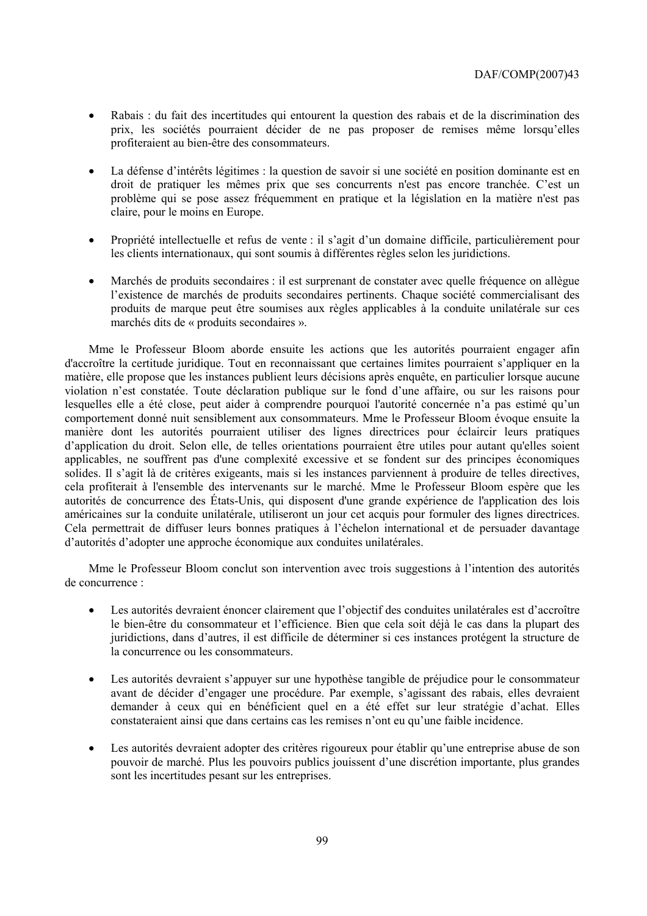- Rabais : du fait des incertitudes qui entourent la question des rabais et de la discrimination des prix, les sociétés pourraient décider de ne pas proposer de remises même lorsqu'elles profiteraient au bien-être des consommateurs.

- La défense d'intérêts légitimes : la question de savoir si une société en position dominante est en droit de pratiquer les mêmes prix que ses concurrents n'est pas encore tranchée. C'est un problème qui se pose assez fréquemment en pratique et la législation en la matière n'est pas claire, pour le moins en Europe.

- Propriété intellectuelle et refus de vente : il s'agit d'un domaine difficile, particulièrement pour les clients internationaux, qui sont soumis à différentes règles selon les juridictions.

- Marchés de produits secondaires : il est surprenant de constater avec quelle fréquence on allègue l'existence de marchés de produits secondaires pertinents. Chaque société commercialisant des produits de marque peut être soumises aux règles applicables à la conduite unilatérale sur ces marchés dits de « produits secondaires ».

Mme le Professeur Bloom aborde ensuite les actions que les autorités pourraient engager afin d'accroître la certitude juridique. Tout en reconnaissant que certaines limites pourraient s'appliquer en la matière, elle propose que les instances publient leurs décisions après enquête, en particulier lorsque aucune violation n'est constatée. Toute déclaration publique sur le fond d'une affaire, ou sur les raisons pour lesquelles elle a été close, peut aider à comprendre pourquoi l'autorité concernée n'a pas estimé qu'un comportement donné nuit sensiblement aux consommateurs. Mme le Professeur Bloom évoque ensuite la manière dont les autorités pourraient utiliser des lignes directrices pour éclaircir leurs pratiques d'application du droit. Selon elle, de telles orientations pourraient être utiles pour autant qu'elles soient applicables, ne souffrent pas d'une complexité excessive et se fondent sur des principes économiques solides. Il s'agit là de critères exigeants, mais si les instances parviennent à produire de telles directives, cela profiterait à l'ensemble des intervenants sur le marché. Mme le Professeur Bloom espère que les autorités de concurrence des États-Unis, qui disposent d'une grande expérience de l'application des lois américaines sur la conduite unilatérale, utiliseront un jour cet acquis pour formuler des lignes directrices. Cela permettrait de diffuser leurs bonnes pratiques à l'échelon international et de persuader davantage d'autorités d'adopter une approche économique aux conduites unilatérales.

Mme le Professeur Bloom conclut son intervention avec trois suggestions à l'intention des autorités de concurrence :

- Les autorités devraient énoncer clairement que l'objectif des conduites unilatérales est d'accroître le bien-être du consommateur et l'efficience. Bien que cela soit déjà le cas dans la plupart des juridictions, dans d'autres, il est difficile de déterminer si ces instances protègent la structure de la concurrence ou les consommateurs.

- Les autorités devraient s'appuyer sur une hypothèse tangible de préjudice pour le consommateur avant de décider d'engager une procédure. Par exemple, s'agissant des rabais, elles devraient demander à ceux qui en bénéficient quel en a été effet sur leur stratégie d'achat. Elles constateraient ainsi que dans certains cas les remises n'ont eu qu'une faible incidence.

- Les autorités devraient adopter des critères rigoureux pour établir qu'une entreprise abuse de son pouvoir de marché. Plus les pouvoirs publics jouissent d'une discrétion importante, plus grandes sont les incertitudes pesant sur les entreprises.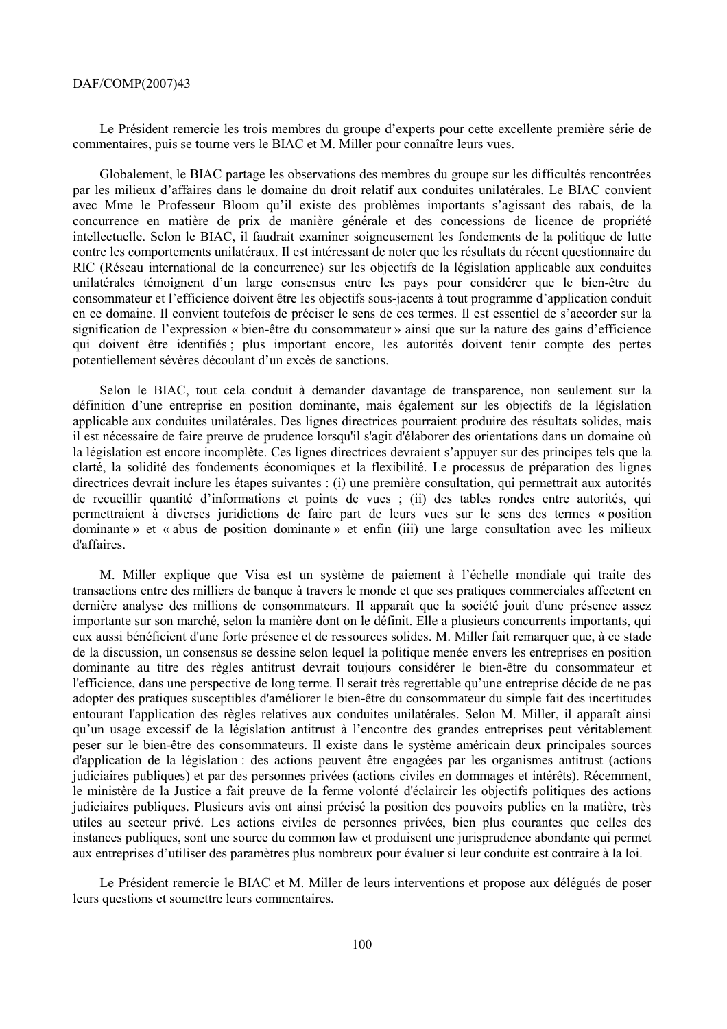Le Président remercie les trois membres du groupe d'experts pour cette excellente première série de commentaires, puis se tourne vers le BIAC et M. Miller pour connaître leurs vues.

Globalement, le BIAC partage les observations des membres du groupe sur les difficultés rencontrées par les milieux d'affaires dans le domaine du droit relatif aux conduites unilatérales. Le BIAC convient avec Mme le Professeur Bloom qu'il existe des problèmes importants s'agissant des rabais, de la concurrence en matière de prix de manière générale et des concessions de licence de propriété intellectuelle. Selon le BIAC, il faudrait examiner soigneusement les fondements de la politique de lutte contre les comportements unilatéraux. Il est intéressant de noter que les résultats du récent questionnaire du RIC (Réseau international de la concurrence) sur les objectifs de la législation applicable aux conduites unilatérales témoignent d'un large consensus entre les pays pour considérer que le bien-être du consommateur et l'efficience doivent être les objectifs sous-jacents à tout programme d'application conduit en ce domaine. Il convient toutefois de préciser le sens de ces termes. Il est essentiel de s'accorder sur la signification de l'expression « bien-être du consommateur » ainsi que sur la nature des gains d'efficience qui doivent être identifiés ; plus important encore, les autorités doivent tenir compte des pertes potentiellement sévères découlant d'un excès de sanctions.

Selon le BIAC, tout cela conduit à demander davantage de transparence, non seulement sur la définition d'une entreprise en position dominante, mais également sur les objectifs de la législation applicable aux conduites unilatérales. Des lignes directrices pourraient produire des résultats solides, mais il est nécessaire de faire preuve de prudence lorsqu'il s'agit d'élaborer des orientations dans un domaine où la législation est encore incomplète. Ces lignes directrices devraient s'appuyer sur des principes tels que la clarté, la solidité des fondements économiques et la flexibilité. Le processus de préparation des lignes directrices devrait inclure les étapes suivantes : (i) une première consultation, qui permettrait aux autorités de recueillir quantité d'informations et points de vues ; (ii) des tables rondes entre autorités, qui permettraient à diverses juridictions de faire part de leurs vues sur le sens des termes « position dominante » et « abus de position dominante » et enfin (iii) une large consultation avec les milieux d'affaires.

M. Miller explique que Visa est un système de paiement à l'échelle mondiale qui traite des transactions entre des milliers de banque à travers le monde et que ses pratiques commerciales affectent en dernière analyse des millions de consommateurs. Il apparaît que la société jouit d'une présence assez importante sur son marché, selon la manière dont on le définit. Elle a plusieurs concurrents importants, qui eux aussi bénéficient d'une forte présence et de ressources solides. M. Miller fait remarquer que, à ce stade de la discussion, un consensus se dessine selon lequel la politique menée envers les entreprises en position dominante au titre des règles antitrust devrait toujours considérer le bien-être du consommateur et l'efficience, dans une perspective de long terme. Il serait très regrettable qu'une entreprise décide de ne pas adopter des pratiques susceptibles d'améliorer le bien-être du consommateur du simple fait des incertitudes entourant l'application des règles relatives aux conduites unilatérales. Selon M. Miller, il apparaît ainsi qu'un usage excessif de la législation antitrust à l'encontre des grandes entreprises peut véritablement peser sur le bien-être des consommateurs. Il existe dans le système américain deux principales sources d'application de la législation : des actions peuvent être engagées par les organismes antitrust (actions judiciaires publiques) et par des personnes privées (actions civiles en dommages et intérêts). Récemment, le ministère de la Justice a fait preuve de la ferme volonté d'éclaircir les objectifs politiques des actions judiciaires publiques. Plusieurs avis ont ainsi précisé la position des pouvoirs publics en la matière, très utiles au secteur privé. Les actions civiles de personnes privées, bien plus courantes que celles des instances publiques, sont une source du common law et produisent une jurisprudence abondante qui permet aux entreprises d'utiliser des paramètres plus nombreux pour évaluer si leur conduite est contraire à la loi.

Le Président remercie le BIAC et M. Miller de leurs interventions et propose aux délégués de poser leurs questions et soumettre leurs commentaires.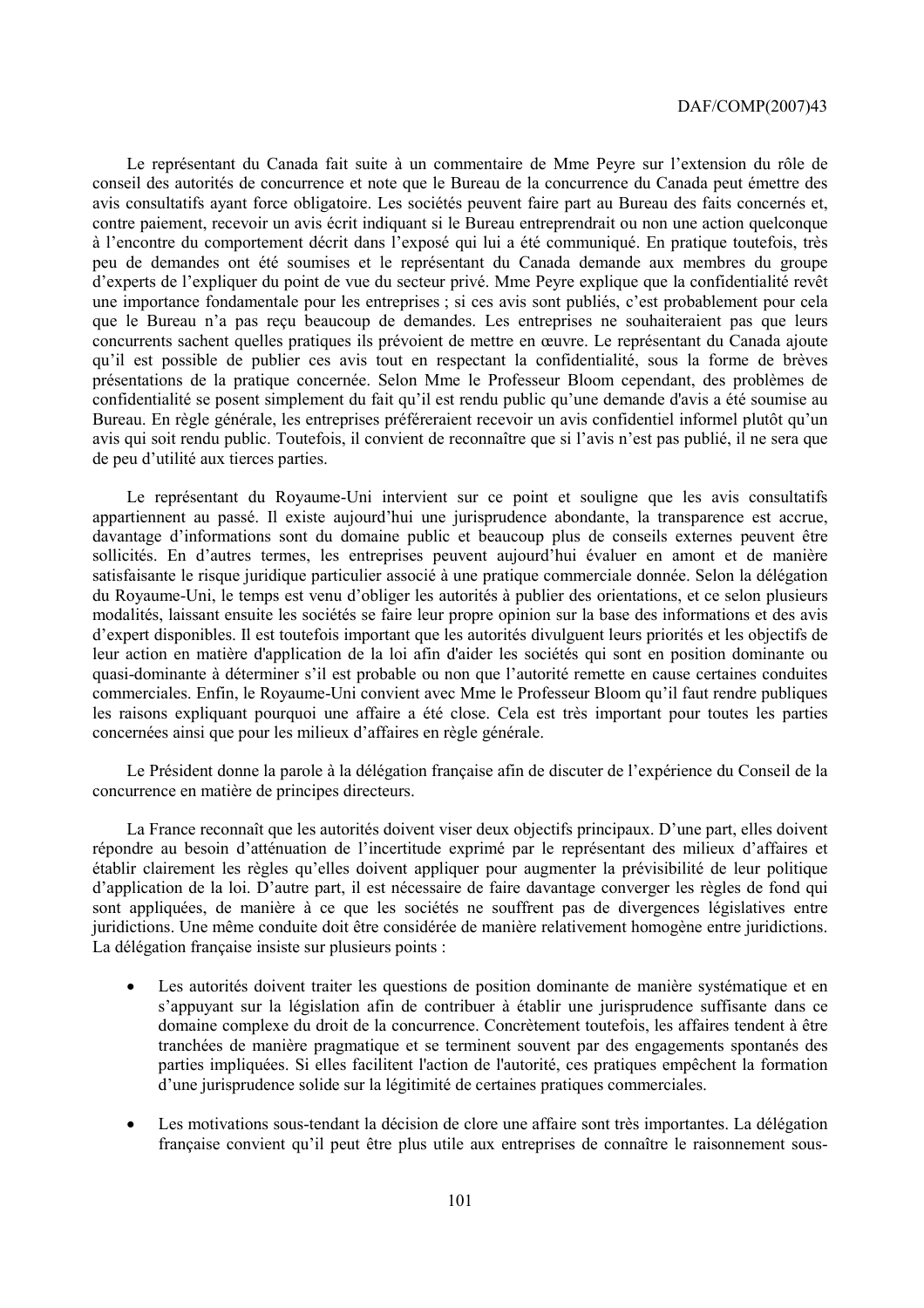Le représentant du Canada fait suite à un commentaire de Mme Peyre sur l'extension du rôle de conseil des autorités de concurrence et note que le Bureau de la concurrence du Canada peut émettre des avis consultatifs ayant force obligatoire. Les sociétés peuvent faire part au Bureau des faits concernés et, contre paiement, recevoir un avis écrit indiquant si le Bureau entreprendrait ou non une action quelconque à l'encontre du comportement décrit dans l'exposé qui lui a été communiqué. En pratique toutefois, très peu de demandes ont été soumises et le représentant du Canada demande aux membres du groupe d'experts de l'expliquer du point de vue du secteur privé. Mme Peyre explique que la confidentialité revêt une importance fondamentale pour les entreprises ; si ces avis sont publiés, c'est probablement pour cela que le Bureau n'a pas reçu beaucoup de demandes. Les entreprises ne souhaiteraient pas que leurs concurrents sachent quelles pratiques ils prévoient de mettre en œuvre. Le représentant du Canada ajoute qu'il est possible de publier ces avis tout en respectant la confidentialité, sous la forme de brèves présentations de la pratique concernée. Selon Mme le Professeur Bloom cependant, des problèmes de confidentialité se posent simplement du fait qu'il est rendu public qu'une demande d'avis a été soumise au Bureau. En règle générale, les entreprises préféreraient recevoir un avis confidentiel informel plutôt qu'un avis qui soit rendu public. Toutefois, il convient de reconnaître que si l'avis n'est pas publié, il ne sera que de peu d'utilité aux tierces parties.

Le représentant du Royaume-Uni intervient sur ce point et souligne que les avis consultatifs appartiennent au passé. Il existe aujourd'hui une jurisprudence abondante, la transparence est accrue, davantage d'informations sont du domaine public et beaucoup plus de conseils externes peuvent être sollicités. En d'autres termes, les entreprises peuvent aujourd'hui évaluer en amont et de manière satisfaisante le risque juridique particulier associé à une pratique commerciale donnée. Selon la délégation du Royaume-Uni, le temps est venu d'obliger les autorités à publier des orientations, et ce selon plusieurs modalités, laissant ensuite les sociétés se faire leur propre opinion sur la base des informations et des avis d'expert disponibles. Il est toutefois important que les autorités divulguent leurs priorités et les objectifs de leur action en matière d'application de la loi afin d'aider les sociétés qui sont en position dominante ou quasi-dominante à déterminer s'il est probable ou non que l'autorité remette en cause certaines conduites commerciales. Enfin, le Royaume-Uni convient avec Mme le Professeur Bloom qu'il faut rendre publiques les raisons expliquant pourquoi une affaire a été close. Cela est très important pour toutes les parties concernées ainsi que pour les milieux d'affaires en règle générale.

Le Président donne la parole à la délégation française afin de discuter de l'expérience du Conseil de la concurrence en matière de principes directeurs.

La France reconnaît que les autorités doivent viser deux objectifs principaux. D'une part, elles doivent répondre au besoin d'atténuation de l'incertitude exprimé par le représentant des milieux d'affaires et établir clairement les règles qu'elles doivent appliquer pour augmenter la prévisibilité de leur politique d'application de la loi. D'autre part, il est nécessaire de faire davantage converger les règles de fond qui sont appliquées, de manière à ce que les sociétés ne souffrent pas de divergences législatives entre juridictions. Une même conduite doit être considérée de manière relativement homogène entre juridictions. La délégation française insiste sur plusieurs points :

- Les autorités doivent traiter les questions de position dominante de manière systématique et en s'appuyant sur la législation afin de contribuer à établir une jurisprudence suffisante dans ce domaine complexe du droit de la concurrence. Concrètement toutefois, les affaires tendent à être tranchées de manière pragmatique et se terminent souvent par des engagements spontanés des parties impliquées. Si elles facilitent l'action de l'autorité, ces pratiques empêchent la formation d'une jurisprudence solide sur la légitimité de certaines pratiques commerciales.

- Les motivations sous-tendant la décision de clore une affaire sont très importantes. La délégation française convient qu'il peut être plus utile aux entreprises de connaître le raisonnement sous-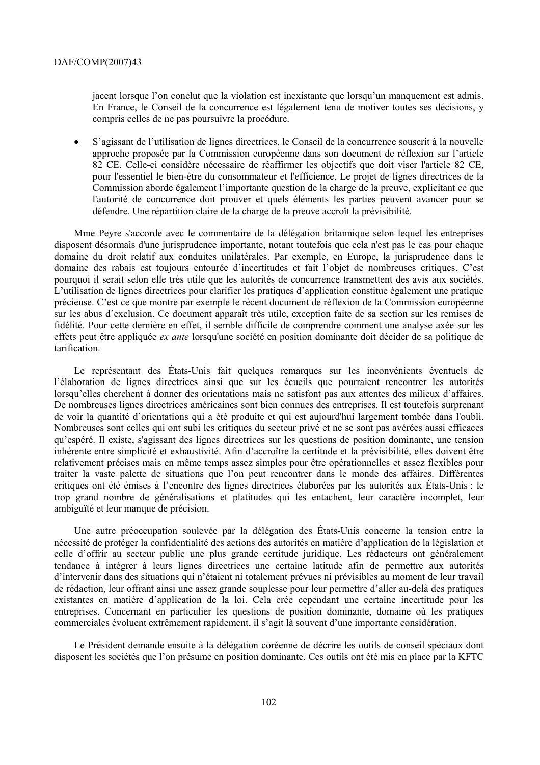jacent lorsque l'on conclut que la violation est inexistante que lorsqu'un manquement est admis. En France, le Conseil de la concurrence est légalement tenu de motiver toutes ses décisions, y compris celles de ne pas poursuivre la procédure.

- S'agissant de l'utilisation de lignes directrices, le Conseil de la concurrence souscrit à la nouvelle approche proposée par la Commission européenne dans son document de réflexion sur l'article 82 CE. Celle-ci considère nécessaire de réaffirmer les objectifs que doit viser l'article 82 CE, pour l'essentiel le bien-être du consommateur et l'efficience. Le projet de lignes directrices de la Commission aborde également l'importante question de la charge de la preuve, explicitant ce que l'autorité de concurrence doit prouver et quels éléments les parties peuvent avancer pour se défendre. Une répartition claire de la charge de la preuve accroît la prévisibilité.

Mme Peyre s'accorde avec le commentaire de la délégation britannique selon lequel les entreprises disposent désormais d'une jurisprudence importante, notant toutefois que cela n'est pas le cas pour chaque domaine du droit relatif aux conduites unilatérales. Par exemple, en Europe, la jurisprudence dans le domaine des rabais est toujours entourée d'incertitudes et fait l'objet de nombreuses critiques. C'est pourquoi il serait selon elle très utile que les autorités de concurrence transmettent des avis aux sociétés. L'utilisation de lignes directrices pour clarifier les pratiques d'application constitue également une pratique précieuse. C'est ce que montre par exemple le récent document de réflexion de la Commission européenne sur les abus d'exclusion. Ce document apparaît très utile, exception faite de sa section sur les remises de fidélité. Pour cette dernière en effet, il semble difficile de comprendre comment une analyse axée sur les effets peut être appliquée *ex ante* lorsqu'une société en position dominante doit décider de sa politique de tarification.

Le représentant des États-Unis fait quelques remarques sur les inconvénients éventuels de l'élaboration de lignes directrices ainsi que sur les écueils que pourraient rencontrer les autorités lorsqu'elles cherchent à donner des orientations mais ne satisfont pas aux attentes des milieux d'affaires. De nombreuses lignes directrices américaines sont bien connues des entreprises. Il est toutefois surprenant de voir la quantité d'orientations qui a été produite et qui est aujourd'hui largement tombée dans l'oubli. Nombreuses sont celles qui ont subi les critiques du secteur privé et ne se sont pas avérées aussi efficaces qu'espéré. Il existe, s'agissant des lignes directrices sur les questions de position dominante, une tension inhérente entre simplicité et exhaustivité. Afin d'accroître la certitude et la prévisibilité, elles doivent être relativement précises mais en même temps assez simples pour être opérationnelles et assez flexibles pour traiter la vaste palette de situations que l'on peut rencontrer dans le monde des affaires. Différentes critiques ont été émises à l'encontre des lignes directrices élaborées par les autorités aux États-Unis : le trop grand nombre de généralisations et platitudes qui les entachent, leur caractère incomplet, leur ambiguïté et leur manque de précision.

Une autre préoccupation soulevée par la délégation des États-Unis concerne la tension entre la nécessité de protéger la confidentialité des actions des autorités en matière d'application de la législation et celle d'offrir au secteur public une plus grande certitude juridique. Les rédacteurs ont généralement tendance à intégrer à leurs lignes directrices une certaine latitude afin de permettre aux autorités d'intervenir dans des situations qui n'étaient ni totalement prévues ni prévisibles au moment de leur travail de rédaction, leur offrant ainsi une assez grande souplesse pour leur permettre d'aller au-delà des pratiques existantes en matière d'application de la loi. Cela crée cependant une certaine incertitude pour les entreprises. Concernant en particulier les questions de position dominante, domaine où les pratiques commerciales évoluent extrêmement rapidement, il s'agit là souvent d'une importante considération.

Le Président demande ensuite à la délégation coréenne de décrire les outils de conseil spéciaux dont disposent les sociétés que l'on présume en position dominante. Ces outils ont été mis en place par la KFTC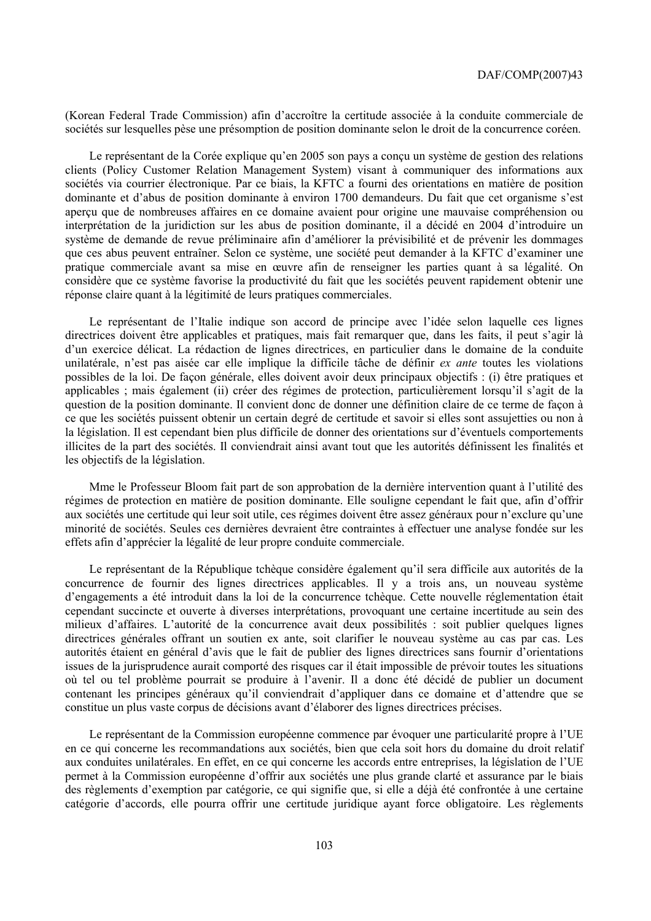(Korean Federal Trade Commission) afin d'accroître la certitude associée à la conduite commerciale de sociétés sur lesquelles pèse une présomption de position dominante selon le droit de la concurrence coréen.

Le représentant de la Corée explique qu'en 2005 son pays a conçu un système de gestion des relations clients (Policy Customer Relation Management System) visant à communiquer des informations aux sociétés via courrier électronique. Par ce biais, la KFTC a fourni des orientations en matière de position dominante et d'abus de position dominante à environ 1700 demandeurs. Du fait que cet organisme s'est aperçu que de nombreuses affaires en ce domaine avaient pour origine une mauvaise compréhension ou interprétation de la juridiction sur les abus de position dominante, il a décidé en 2004 d'introduire un système de demande de revue préliminaire afin d'améliorer la prévisibilité et de prévenir les dommages que ces abus peuvent entraîner. Selon ce système, une société peut demander à la KFTC d'examiner une pratique commerciale avant sa mise en œuvre afin de renseigner les parties quant à sa légalité. On considère que ce système favorise la productivité du fait que les sociétés peuvent rapidement obtenir une réponse claire quant à la légitimité de leurs pratiques commerciales.

Le représentant de l'Italie indique son accord de principe avec l'idée selon laquelle ces lignes directrices doivent être applicables et pratiques, mais fait remarquer que, dans les faits, il peut s'agir là d'un exercice délicat. La rédaction de lignes directrices, en particulier dans le domaine de la conduite unilatérale, n'est pas aisée car elle implique la difficile tâche de définir *ex ante* toutes les violations possibles de la loi. De façon générale, elles doivent avoir deux principaux objectifs : (i) être pratiques et applicables ; mais également (ii) créer des régimes de protection, particulièrement lorsqu'il s'agit de la question de la position dominante. Il convient donc de donner une définition claire de ce terme de façon à ce que les sociétés puissent obtenir un certain degré de certitude et savoir si elles sont assujetties ou non à la législation. Il est cependant bien plus difficile de donner des orientations sur d'éventuels comportements illicites de la part des sociétés. Il conviendrait ainsi avant tout que les autorités définissent les finalités et les objectifs de la législation.

Mme le Professeur Bloom fait part de son approbation de la dernière intervention quant à l'utilité des régimes de protection en matière de position dominante. Elle souligne cependant le fait que, afin d'offrir aux sociétés une certitude qui leur soit utile, ces régimes doivent être assez généraux pour n'exclure qu'une minorité de sociétés. Seules ces dernières devraient être contraintes à effectuer une analyse fondée sur les effets afin d'apprécier la légalité de leur propre conduite commerciale.

Le représentant de la République tchèque considère également qu'il sera difficile aux autorités de la concurrence de fournir des lignes directrices applicables. Il y a trois ans, un nouveau système d'engagements a été introduit dans la loi de la concurrence tchèque. Cette nouvelle réglementation était cependant succincte et ouverte à diverses interprétations, provoquant une certaine incertitude au sein des milieux d'affaires. L'autorité de la concurrence avait deux possibilités : soit publier quelques lignes directrices générales offrant un soutien ex ante, soit clarifier le nouveau système au cas par cas. Les autorités étaient en général d'avis que le fait de publier des lignes directrices sans fournir d'orientations issues de la jurisprudence aurait comporté des risques car il était impossible de prévoir toutes les situations où tel ou tel problème pourrait se produire à l'avenir. Il a donc été décidé de publier un document contenant les principes généraux qu'il conviendrait d'appliquer dans ce domaine et d'attendre que se constitue un plus vaste corpus de décisions avant d'élaborer des lignes directrices précises.

Le représentant de la Commission européenne commence par évoquer une particularité propre à l'UE en ce qui concerne les recommandations aux sociétés, bien que cela soit hors du domaine du droit relatif aux conduites unilatérales. En effet, en ce qui concerne les accords entre entreprises, la législation de l'UE permet à la Commission européenne d'offrir aux sociétés une plus grande clarté et assurance par le biais des règlements d'exemption par catégorie, ce qui signifie que, si elle a déjà été confrontée à une certaine catégorie d'accords, elle pourra offrir une certitude juridique ayant force obligatoire. Les règlements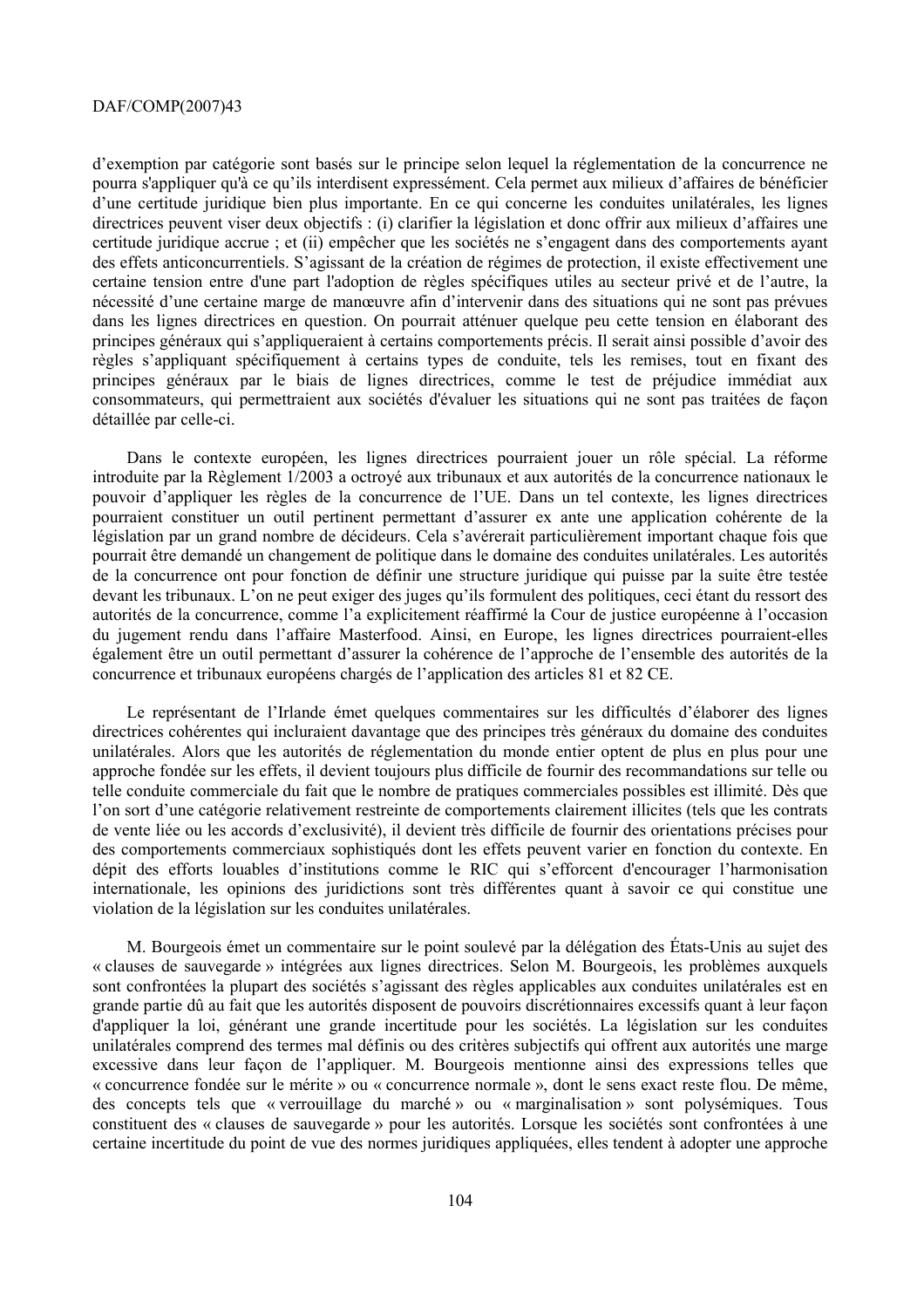d'exemption par catégorie sont basés sur le principe selon lequel la réglementation de la concurrence ne pourra s'appliquer qu'à ce qu'ils interdisent expressément. Cela permet aux milieux d'affaires de bénéficier d'une certitude juridique bien plus importante. En ce qui concerne les conduites unilatérales, les lignes directrices peuvent viser deux objectifs : (i) clarifier la législation et donc offrir aux milieux d'affaires une certitude juridique accrue ; et (ii) empêcher que les sociétés ne s'engagent dans des comportements ayant des effets anticoncurrentiels. S'agissant de la création de régimes de protection, il existe effectivement une certaine tension entre d'une part l'adoption de règles spécifiques utiles au secteur privé et de l'autre, la nécessité d'une certaine marge de manœuvre afin d'intervenir dans des situations qui ne sont pas prévues dans les lignes directrices en question. On pourrait atténuer quelque peu cette tension en élaborant des principes généraux qui s'appliqueraient à certains comportements précis. Il serait ainsi possible d'avoir des règles s'appliquant spécifiquement à certains types de conduite, tels les remises, tout en fixant des principes généraux par le biais de lignes directrices, comme le test de préjudice immédiat aux consommateurs, qui permettraient aux sociétés d'évaluer les situations qui ne sont pas traitées de façon détaillée par celle-ci.

Dans le contexte européen, les lignes directrices pourraient jouer un rôle spécial. La réforme introduite par la Règlement 1/2003 a octroyé aux tribunaux et aux autorités de la concurrence nationaux le pouvoir d'appliquer les règles de la concurrence de l'UE. Dans un tel contexte, les lignes directrices pourraient constituer un outil pertinent permettant d'assurer ex ante une application cohérente de la législation par un grand nombre de décideurs. Cela s'avérerait particulièrement important chaque fois que pourrait être demandé un changement de politique dans le domaine des conduites unilatérales. Les autorités de la concurrence ont pour fonction de définir une structure juridique qui puisse par la suite être testée devant les tribunaux. L'on ne peut exiger des juges qu'ils formulent des politiques, ceci étant du ressort des autorités de la concurrence, comme l'a explicitement réaffirmé la Cour de justice européenne à l'occasion du jugement rendu dans l'affaire Masterfood. Ainsi, en Europe, les lignes directrices pourraient-elles également être un outil permettant d'assurer la cohérence de l'approche de l'ensemble des autorités de la concurrence et tribunaux européens chargés de l'application des articles 81 et 82 CE.

Le représentant de l'Irlande émet quelques commentaires sur les difficultés d'élaborer des lignes directrices cohérentes qui incluraient davantage que des principes très généraux du domaine des conduites unilatérales. Alors que les autorités de réglementation du monde entier optent de plus en plus pour une approche fondée sur les effets, il devient toujours plus difficile de fournir des recommandations sur telle ou telle conduite commerciale du fait que le nombre de pratiques commerciales possibles est illimité. Dès que l'on sort d'une catégorie relativement restreinte de comportements clairement illicites (tels que les contrats de vente liée ou les accords d'exclusivité), il devient très difficile de fournir des orientations précises pour des comportements commerciaux sophistiqués dont les effets peuvent varier en fonction du contexte. En dépit des efforts louables d'institutions comme le RIC qui s'efforcent d'encourager l'harmonisation internationale, les opinions des juridictions sont très différentes quant à savoir ce qui constitue une violation de la législation sur les conduites unilatérales.

M. Bourgeois émet un commentaire sur le point soulevé par la délégation des États-Unis au sujet des « clauses de sauvegarde » intégrées aux lignes directrices. Selon M. Bourgeois, les problèmes auxquels sont confrontées la plupart des sociétés s'agissant des règles applicables aux conduites unilatérales est en grande partie dû au fait que les autorités disposent de pouvoirs discrétionnaires excessifs quant à leur façon d'appliquer la loi, générant une grande incertitude pour les sociétés. La législation sur les conduites unilatérales comprend des termes mal définis ou des critères subjectifs qui offrent aux autorités une marge excessive dans leur façon de l'appliquer. M. Bourgeois mentionne ainsi des expressions telles que « concurrence fondée sur le mérite » ou « concurrence normale », dont le sens exact reste flou. De même, des concepts tels que « verrouillage du marché » ou « marginalisation » sont polysémiques. Tous constituent des « clauses de sauvegarde » pour les autorités. Lorsque les sociétés sont confrontées à une certaine incertitude du point de vue des normes juridiques appliquées, elles tendent à adopter une approche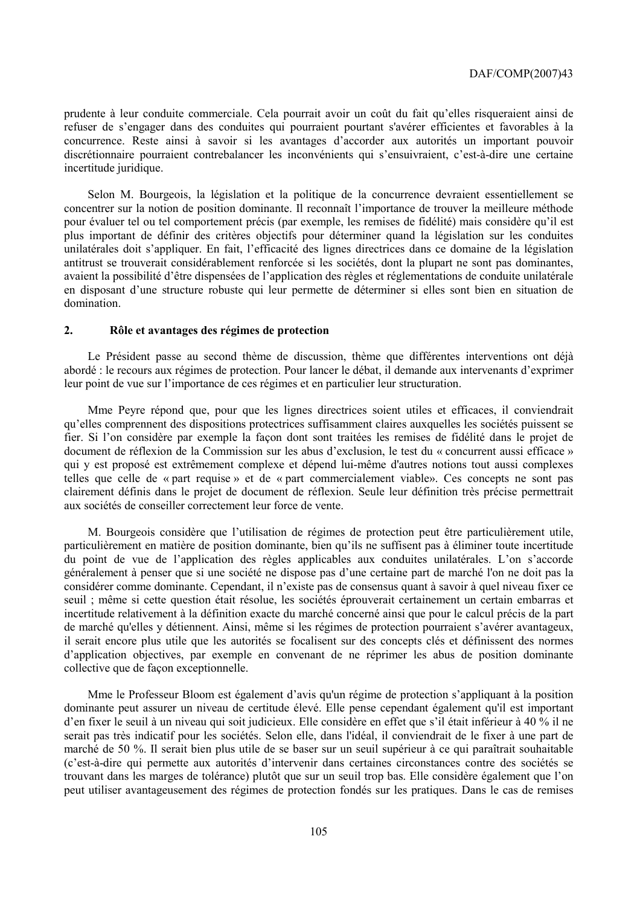prudente à leur conduite commerciale. Cela pourrait avoir un coût du fait qu'elles risqueraient ainsi de refuser de s'engager dans des conduites qui pourraient pourtant s'avérer efficientes et favorables à la concurrence. Reste ainsi à savoir si les avantages d'accorder aux autorités un important pouvoir discrétionnaire pourraient contrebalancer les inconvénients qui s'ensuivraient, c'est-à-dire une certaine incertitude juridique.

Selon M. Bourgeois, la législation et la politique de la concurrence devraient essentiellement se concentrer sur la notion de position dominante. Il reconnaît l'importance de trouver la meilleure méthode pour évaluer tel ou tel comportement précis (par exemple, les remises de fidélité) mais considère qu'il est plus important de définir des critères objectifs pour déterminer quand la législation sur les conduites unilatérales doit s'appliquer. En fait, l'efficacité des lignes directrices dans ce domaine de la législation antitrust se trouverait considérablement renforcée si les sociétés, dont la plupart ne sont pas dominantes, avaient la possibilité d'être dispensées de l'application des règles et réglementations de conduite unilatérale en disposant d'une structure robuste qui leur permette de déterminer si elles sont bien en situation de domination.

## 2. Rôle et avantages des régimes de protection

Le Président passe au second thème de discussion, thème que différentes interventions ont déjà abordé : le recours aux régimes de protection. Pour lancer le débat, il demande aux intervenants d'exprimer leur point de vue sur l'importance de ces régimes et en particulier leur structuration.

Mme Peyre répond que, pour que les lignes directrices soient utiles et efficaces, il conviendrait qu'elles comprennent des dispositions protectrices suffisamment claires auxquelles les sociétés puissent se fier. Si l'on considère par exemple la façon dont sont traitées les remises de fidélité dans le projet de document de réflexion de la Commission sur les abus d'exclusion, le test du « concurrent aussi efficace » qui y est proposé est extrêmement complexe et dépend lui-même d'autres notions tout aussi complexes telles que celle de « part requise » et de « part commercialement viable». Ces concepts ne sont pas clairement définis dans le projet de document de réflexion. Seule leur définition très précise permettrait aux sociétés de conseiller correctement leur force de vente.

M. Bourgeois considère que l'utilisation de régimes de protection peut être particulièrement utile, particulièrement en matière de position dominante, bien qu'ils ne suffisent pas à éliminer toute incertitude du point de vue de l'application des règles applicables aux conduites unilatérales. L'on s'accorde généralement à penser que si une société ne dispose pas d'une certaine part de marché l'on ne doit pas la considérer comme dominante. Cependant, il n'existe pas de consensus quant à savoir à quel niveau fixer ce seuil ; même si cette question était résolue, les sociétés éprouverait certainement un certain embarras et incertitude relativement à la définition exacte du marché concerné ainsi que pour le calcul précis de la part de marché qu'elles y détiennent. Ainsi, même si les régimes de protection pourraient s'avérer avantageux, il serait encore plus utile que les autorités se focalisent sur des concepts clés et définissent des normes d'application objectives, par exemple en convenant de ne réprimer les abus de position dominante collective que de façon exceptionnelle.

Mme le Professeur Bloom est également d'avis qu'un régime de protection s'appliquant à la position dominante peut assurer un niveau de certitude élevé. Elle pense cependant également qu'il est important d'en fixer le seuil à un niveau qui soit judicieux. Elle considère en effet que s'il était inférieur à 40 % il ne serait pas très indicatif pour les sociétés. Selon elle, dans l'idéal, il conviendrait de le fixer à une part de marché de 50 %. Il serait bien plus utile de se baser sur un seuil supérieur à ce qui paraîtrait souhaitable (c'est-à-dire qui permette aux autorités d'intervenir dans certaines circonstances contre des sociétés se trouvant dans les marges de tolérance) plutôt que sur un seuil trop bas. Elle considère également que l'on peut utiliser avantageusement des régimes de protection fondés sur les pratiques. Dans le cas de remises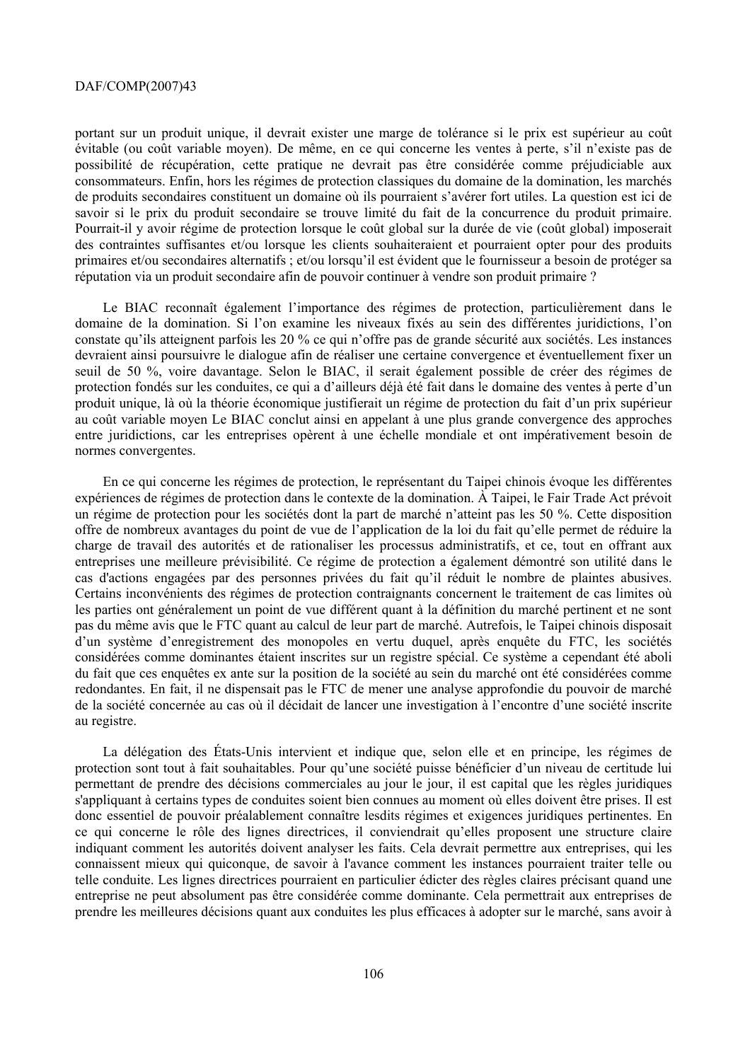portant sur un produit unique, il devrait exister une marge de tolérance si le prix est supérieur au coût évitable (ou coût variable moyen). De même, en ce qui concerne les ventes à perte, s'il n'existe pas de possibilité de récupération, cette pratique ne devrait pas être considérée comme préjudiciable aux consommateurs. Enfin, hors les régimes de protection classiques du domaine de la domination, les marchés de produits secondaires constituent un domaine où ils pourraient s'avérer fort utiles. La question est ici de savoir si le prix du produit secondaire se trouve limité du fait de la concurrence du produit primaire. Pourrait-il y avoir régime de protection lorsque le coût global sur la durée de vie (coût global) imposerait des contraintes suffisantes et/ou lorsque les clients souhaiteraient et pourraient opter pour des produits primaires et/ou secondaires alternatifs ; et/ou lorsqu'il est évident que le fournisseur a besoin de protéger sa réputation via un produit secondaire afin de pouvoir continuer à vendre son produit primaire ?

Le BIAC reconnaît également l'importance des régimes de protection, particulièrement dans le domaine de la domination. Si l'on examine les niveaux fixés au sein des différentes juridictions, l'on constate qu'ils atteignent parfois les 20 % ce qui n'offre pas de grande sécurité aux sociétés. Les instances devraient ainsi poursuivre le dialogue afin de réaliser une certaine convergence et éventuellement fixer un seuil de 50 %, voire davantage. Selon le BIAC, il serait également possible de créer des régimes de protection fondés sur les conduites, ce qui a d'ailleurs déjà été fait dans le domaine des ventes à perte d'un produit unique, là où la théorie économique justifierait un régime de protection du fait d'un prix supérieur au coût variable moyen Le BIAC conclut ainsi en appelant à une plus grande convergence des approches entre juridictions, car les entreprises opèrent à une échelle mondiale et ont impérativement besoin de normes convergentes.

En ce qui concerne les régimes de protection, le représentant du Taipei chinois évoque les différentes expériences de régimes de protection dans le contexte de la domination. À Taipei, le Fair Trade Act prévoit un régime de protection pour les sociétés dont la part de marché n'atteint pas les 50 %. Cette disposition offre de nombreux avantages du point de vue de l'application de la loi du fait qu'elle permet de réduire la charge de travail des autorités et de rationaliser les processus administratifs, et ce, tout en offrant aux entreprises une meilleure prévisibilité. Ce régime de protection a également démontré son utilité dans le cas d'actions engagées par des personnes privées du fait qu'il réduit le nombre de plaintes abusives. Certains inconvénients des régimes de protection contraignants concernent le traitement de cas limites où les parties ont généralement un point de vue différent quant à la définition du marché pertinent et ne sont pas du même avis que le FTC quant au calcul de leur part de marché. Autrefois, le Taipei chinois disposait d'un système d'enregistrement des monopoles en vertu duquel, après enquête du FTC, les sociétés considérées comme dominantes étaient inscrites sur un registre spécial. Ce système a cependant été aboli du fait que ces enquêtes ex ante sur la position de la société au sein du marché ont été considérées comme redondantes. En fait, il ne dispensait pas le FTC de mener une analyse approfondie du pouvoir de marché de la société concernée au cas où il décidait de lancer une investigation à l'encontre d'une société inscrite au registre.

La délégation des États-Unis intervient et indique que, selon elle et en principe, les régimes de protection sont tout à fait souhaitables. Pour qu'une société puisse bénéficier d'un niveau de certitude lui permettant de prendre des décisions commerciales au jour le jour, il est capital que les règles juridiques s'appliquant à certains types de conduites soient bien connues au moment où elles doivent être prises. Il est donc essentiel de pouvoir préalablement connaître lesdits régimes et exigences juridiques pertinentes. En ce qui concerne le rôle des lignes directrices, il conviendrait qu'elles proposent une structure claire indiquant comment les autorités doivent analyser les faits. Cela devrait permettre aux entreprises, qui les connaissent mieux qui quiconque, de savoir à l'avance comment les instances pourraient traiter telle ou telle conduite. Les lignes directrices pourraient en particulier édicter des règles claires précisant quand une entreprise ne peut absolument pas être considérée comme dominante. Cela permettrait aux entreprises de prendre les meilleures décisions quant aux conduites les plus efficaces à adopter sur le marché, sans avoir à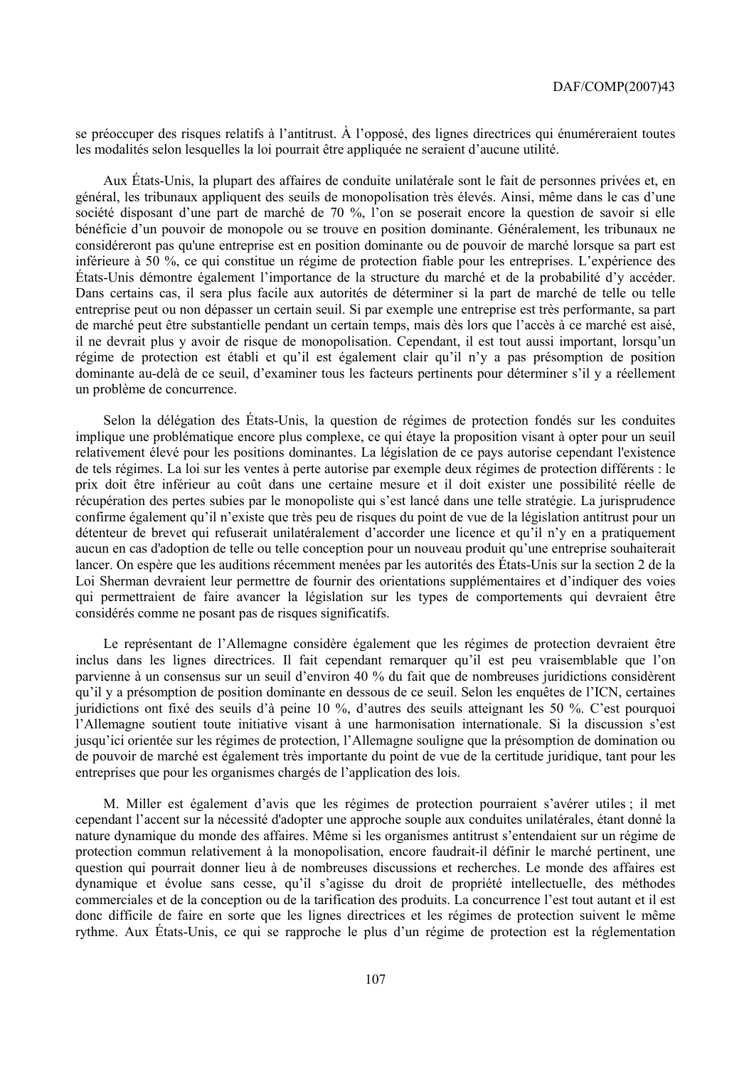se préoccuper des risques relatifs à l'antitrust. À l'opposé, des lignes directrices qui énuméreraient toutes les modalités selon lesquelles la loi pourrait être appliquée ne seraient d'aucune utilité.

Aux États-Unis, la plupart des affaires de conduite unilatérale sont le fait de personnes privées et, en général, les tribunaux appliquent des seuils de monopolisation très élevés. Ainsi, même dans le cas d'une société disposant d'une part de marché de 70 %, l'on se poserait encore la question de savoir si elle bénéficie d'un pouvoir de monopole ou se trouve en position dominante. Généralement, les tribunaux ne considéreront pas qu'une entreprise est en position dominante ou de pouvoir de marché lorsque sa part est inférieure à 50 %, ce qui constitue un régime de protection fiable pour les entreprises. L'expérience des États-Unis démontre également l'importance de la structure du marché et de la probabilité d'y accéder. Dans certains cas, il sera plus facile aux autorités de déterminer si la part de marché de telle ou telle entreprise peut ou non dépasser un certain seuil. Si par exemple une entreprise est très performante, sa part de marché peut être substantielle pendant un certain temps, mais dès lors que l'accès à ce marché est aisé, il ne devrait plus y avoir de risque de monopolisation. Cependant, il est tout aussi important, lorsqu'un régime de protection est établi et qu'il est également clair qu'il n'y a pas présomption de position dominante au-delà de ce seuil, d'examiner tous les facteurs pertinents pour déterminer s'il y a réellement un problème de concurrence.

Selon la délégation des États-Unis, la question de régimes de protection fondés sur les conduites implique une problématique encore plus complexe, ce qui étaye la proposition visant à opter pour un seuil relativement élevé pour les positions dominantes. La législation de ce pays autorise cependant l'existence de tels régimes. La loi sur les ventes à perte autorise par exemple deux régimes de protection différents : le prix doit être inférieur au coût dans une certaine mesure et il doit exister une possibilité réelle de récupération des pertes subies par le monopoliste qui s'est lancé dans une telle stratégie. La jurisprudence confirme également qu'il n'existe que très peu de risques du point de vue de la législation antitrust pour un détenteur de brevet qui refuserait unilatéralement d'accorder une licence et qu'il n'y en a pratiquement aucun en cas d'adoption de telle ou telle conception pour un nouveau produit qu'une entreprise souhaiterait lancer. On espère que les auditions récemment menées par les autorités des États-Unis sur la section 2 de la Loi Sherman devraient leur permettre de fournir des orientations supplémentaires et d'indiquer des voies qui permettraient de faire avancer la législation sur les types de comportements qui devraient être considérés comme ne posant pas de risques significatifs.

Le représentant de l'Allemagne considère également que les régimes de protection devraient être inclus dans les lignes directrices. Il fait cependant remarquer qu'il est peu vraisemblable que l'on parvienne à un consensus sur un seuil d'environ 40 % du fait que de nombreuses juridictions considèrent qu'il y a présomption de position dominante en dessous de ce seuil. Selon les enquêtes de l'ICN, certaines juridictions ont fixé des seuils d'à peine 10 %, d'autres des seuils atteignant les 50 %. C'est pourquoi l'Allemagne soutient toute initiative visant à une harmonisation internationale. Si la discussion s'est jusqu'ici orientée sur les régimes de protection, l'Allemagne souligne que la présomption de domination ou de pouvoir de marché est également très importante du point de vue de la certitude juridique, tant pour les entreprises que pour les organismes chargés de l'application des lois.

M. Miller est également d'avis que les régimes de protection pourraient s'avérer utiles ; il met cependant l'accent sur la nécessité d'adopter une approche souple aux conduites unilatérales, étant donné la nature dynamique du monde des affaires. Même si les organismes antitrust s'entendaient sur un régime de protection commun relativement à la monopolisation, encore faudrait-il définir le marché pertinent, une question qui pourrait donner lieu à de nombreuses discussions et recherches. Le monde des affaires est dynamique et évolue sans cesse, qu'il s'agisse du droit de propriété intellectuelle, des méthodes commerciales et de la conception ou de la tarification des produits. La concurrence l'est tout autant et il est donc difficile de faire en sorte que les lignes directrices et les régimes de protection suivent le même rythme. Aux États-Unis, ce qui se rapproche le plus d'un régime de protection est la réglementation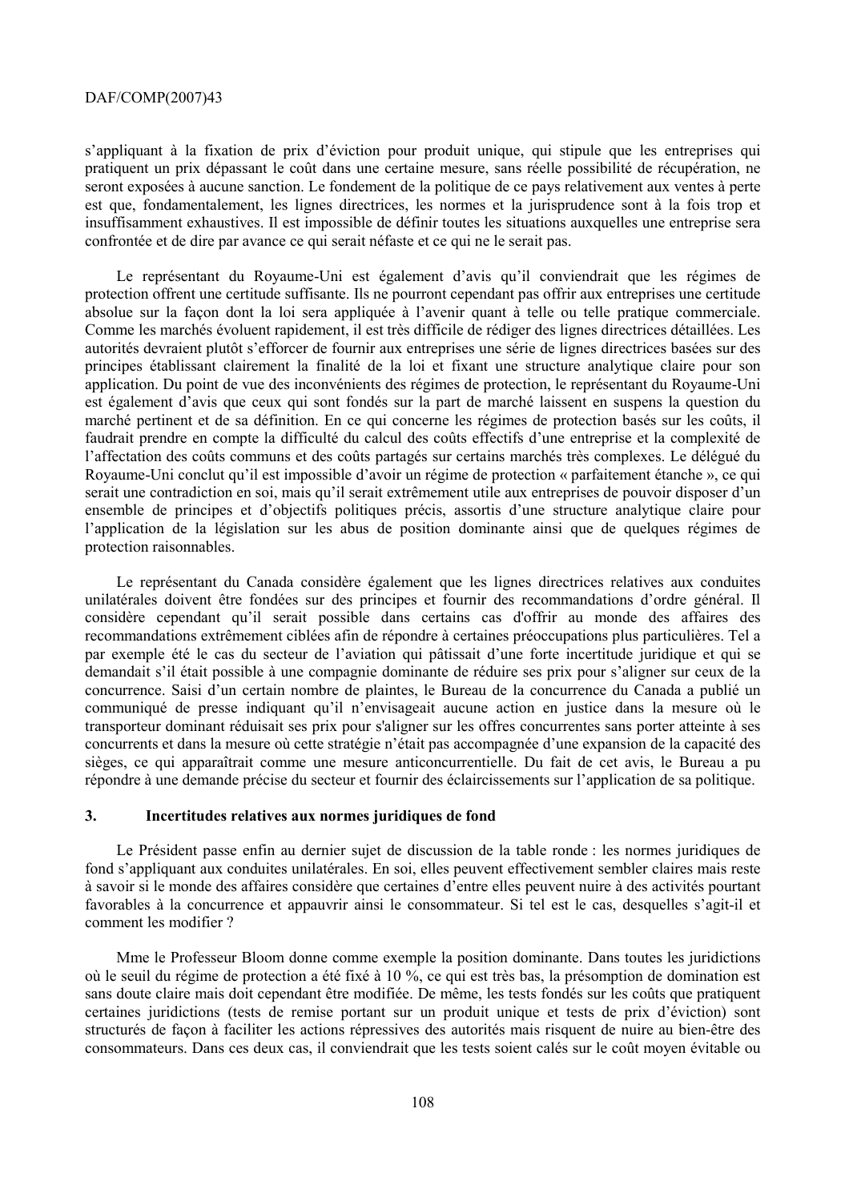s'appliquant à la fixation de prix d'éviction pour produit unique, qui stipule que les entreprises qui pratiquent un prix dépassant le coût dans une certaine mesure, sans réelle possibilité de récupération, ne seront exposées à aucune sanction. Le fondement de la politique de ce pays relativement aux ventes à perte est que, fondamentalement, les lignes directrices, les normes et la jurisprudence sont à la fois trop et insuffisamment exhaustives. Il est impossible de définir toutes les situations auxquelles une entreprise sera confrontée et de dire par avance ce qui serait néfaste et ce qui ne le serait pas.

Le représentant du Royaume-Uni est également d'avis qu'il conviendrait que les régimes de protection offrent une certitude suffisante. Ils ne pourront cependant pas offrir aux entreprises une certitude absolue sur la façon dont la loi sera appliquée à l'avenir quant à telle ou telle pratique commerciale. Comme les marchés évoluent rapidement, il est très difficile de rédiger des lignes directrices détaillées. Les autorités devraient plutôt s'efforcer de fournir aux entreprises une série de lignes directrices basées sur des principes établissant clairement la finalité de la loi et fixant une structure analytique claire pour son application. Du point de vue des inconvénients des régimes de protection, le représentant du Royaume-Uni est également d'avis que ceux qui sont fondés sur la part de marché laissent en suspens la question du marché pertinent et de sa définition. En ce qui concerne les régimes de protection basés sur les coûts, il faudrait prendre en compte la difficulté du calcul des coûts effectifs d'une entreprise et la complexité de l'affectation des coûts communs et des coûts partagés sur certains marchés très complexes. Le délégué du Royaume-Uni conclut qu'il est impossible d'avoir un régime de protection « parfaitement étanche », ce qui serait une contradiction en soi, mais qu'il serait extrêmement utile aux entreprises de pouvoir disposer d'un ensemble de principes et d'objectifs politiques précis, assortis d'une structure analytique claire pour l'application de la législation sur les abus de position dominante ainsi que de quelques régimes de protection raisonnables.

Le représentant du Canada considère également que les lignes directrices relatives aux conduites unilatérales doivent être fondées sur des principes et fournir des recommandations d'ordre général. Il considère cependant qu'il serait possible dans certains cas d'offrir au monde des affaires des recommandations extrêmement ciblées afin de répondre à certaines préoccupations plus particulières. Tel a par exemple été le cas du secteur de l'aviation qui pâtissait d'une forte incertitude juridique et qui se demandait s'il était possible à une compagnie dominante de réduire ses prix pour s'aligner sur ceux de la concurrence. Saisi d'un certain nombre de plaintes, le Bureau de la concurrence du Canada a publié un communiqué de presse indiquant qu'il n'envisageait aucune action en justice dans la mesure où le transporteur dominant réduisait ses prix pour s'aligner sur les offres concurrentes sans porter atteinte à ses concurrents et dans la mesure où cette stratégie n'était pas accompagnée d'une expansion de la capacité des sièges, ce qui apparaîtrait comme une mesure anticoncurrentielle. Du fait de cet avis, le Bureau a pu répondre à une demande précise du secteur et fournir des éclaircissements sur l'application de sa politique.

### 3. Incertitudes relatives aux normes juridiques de fond

Le Président passe enfin au dernier sujet de discussion de la table ronde : les normes juridiques de fond s'appliquant aux conduites unilatérales. En soi, elles peuvent effectivement sembler claires mais reste à savoir si le monde des affaires considère que certaines d'entre elles peuvent nuire à des activités pourtant favorables à la concurrence et appauvrir ainsi le consommateur. Si tel est le cas, desquelles s'agit-il et comment les modifier ?

Mme le Professeur Bloom donne comme exemple la position dominante. Dans toutes les juridictions où le seuil du régime de protection a été fixé à 10 %, ce qui est très bas, la présomption de domination est sans doute claire mais doit cependant être modifiée. De même, les tests fondés sur les coûts que pratiquent certaines juridictions (tests de remise portant sur un produit unique et tests de prix d'éviction) sont structurés de façon à faciliter les actions répressives des autorités mais risquent de nuire au bien-être des consommateurs. Dans ces deux cas, il conviendrait que les tests soient calés sur le coût moyen évitable ou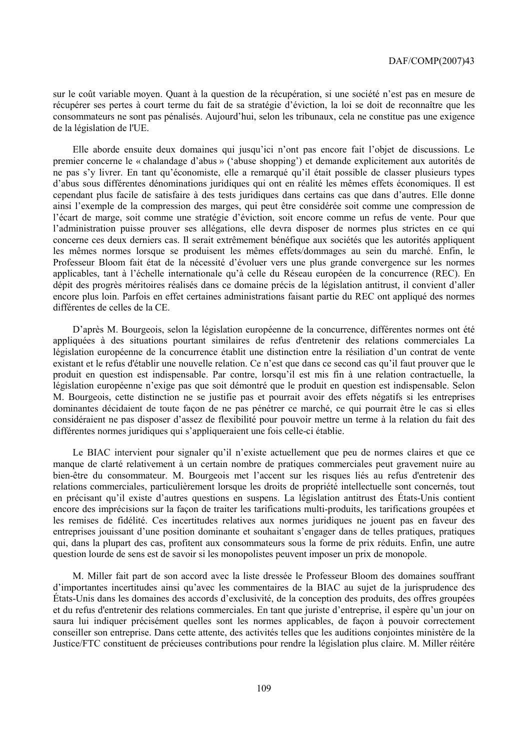sur le coût variable moyen. Quant à la question de la récupération, si une société n'est pas en mesure de récupérer ses pertes à court terme du fait de sa stratégie d'éviction, la loi se doit de reconnaître que les consommateurs ne sont pas pénalisés. Aujourd'hui, selon les tribunaux, cela ne constitue pas une exigence de la législation de l'UE.

Elle aborde ensuite deux domaines qui jusqu'ici n'ont pas encore fait l'objet de discussions. Le premier concerne le « chalandage d'abus » ('abuse shopping') et demande explicitement aux autorités de ne pas s'y livrer. En tant qu'économiste, elle a remarqué qu'il était possible de classer plusieurs types d'abus sous différentes dénominations juridiques qui ont en réalité les mêmes effets économiques. Il est cependant plus facile de satisfaire à des tests juridiques dans certains cas que dans d'autres. Elle donne ainsi l'exemple de la compression des marges, qui peut être considérée soit comme une compression de l'écart de marge, soit comme une stratégie d'éviction, soit encore comme un refus de vente. Pour que l'administration puisse prouver ses allégations, elle devra disposer de normes plus strictes en ce qui concerne ces deux derniers cas. Il serait extrêmement bénéfique aux sociétés que les autorités appliquent les mêmes normes lorsque se produisent les mêmes effets/dommages au sein du marché. Enfin, le Professeur Bloom fait état de la nécessité d'évoluer vers une plus grande convergence sur les normes applicables, tant à l'échelle internationale qu'à celle du Réseau européen de la concurrence (REC). En dépit des progrès méritoires réalisés dans ce domaine précis de la législation antitrust, il convient d'aller encore plus loin. Parfois en effet certaines administrations faisant partie du REC ont appliqué des normes différentes de celles de la CE.

D'après M. Bourgeois, selon la législation européenne de la concurrence, différentes normes ont été appliquées à des situations pourtant similaires de refus d'entretenir des relations commerciales La législation européenne de la concurrence établit une distinction entre la résiliation d'un contrat de vente existant et le refus d'établir une nouvelle relation. Ce n'est que dans ce second cas qu'il faut prouver que le produit en question est indispensable. Par contre, lorsqu'il est mis fin à une relation contractuelle, la législation européenne n'exige pas que soit démontré que le produit en question est indispensable. Selon M. Bourgeois, cette distinction ne se justifie pas et pourrait avoir des effets négatifs si les entreprises dominantes décidaient de toute façon de ne pas pénétrer ce marché, ce qui pourrait être le cas si elles considéraient ne pas disposer d'assez de flexibilité pour pouvoir mettre un terme à la relation du fait des différentes normes juridiques qui s'appliqueraient une fois celle-ci établie.

Le BIAC intervient pour signaler qu'il n'existe actuellement que peu de normes claires et que ce manque de clarté relativement à un certain nombre de pratiques commerciales peut gravement nuire au bien-être du consommateur. M. Bourgeois met l'accent sur les risques liés au refus d'entretenir des relations commerciales, particulièrement lorsque les droits de propriété intellectuelle sont concernés, tout en précisant qu'il existe d'autres questions en suspens. La législation antitrust des États-Unis contient encore des imprécisions sur la façon de traiter les tarifications multi-produits, les tarifications groupées et les remises de fidélité. Ces incertitudes relatives aux normes juridiques ne jouent pas en faveur des entreprises jouissant d'une position dominante et souhaitant s'engager dans de telles pratiques, pratiques qui, dans la plupart des cas, profitent aux consommateurs sous la forme de prix réduits. Enfin, une autre question lourde de sens est de savoir si les monopolistes peuvent imposer un prix de monopole.

M. Miller fait part de son accord avec la liste dressée le Professeur Bloom des domaines souffrant d'importantes incertitudes ainsi qu'avec les commentaires de la BIAC au sujet de la jurisprudence des États-Unis dans les domaines des accords d'exclusivité, de la conception des produits, des offres groupées et du refus d'entretenir des relations commerciales. En tant que juriste d'entreprise, il espère qu'un jour on saura lui indiquer précisément quelles sont les normes applicables, de façon à pouvoir correctement conseiller son entreprise. Dans cette attente, des activités telles que les auditions conjointes ministère de la Justice/FTC constituent de précieuses contributions pour rendre la législation plus claire. M. Miller réitère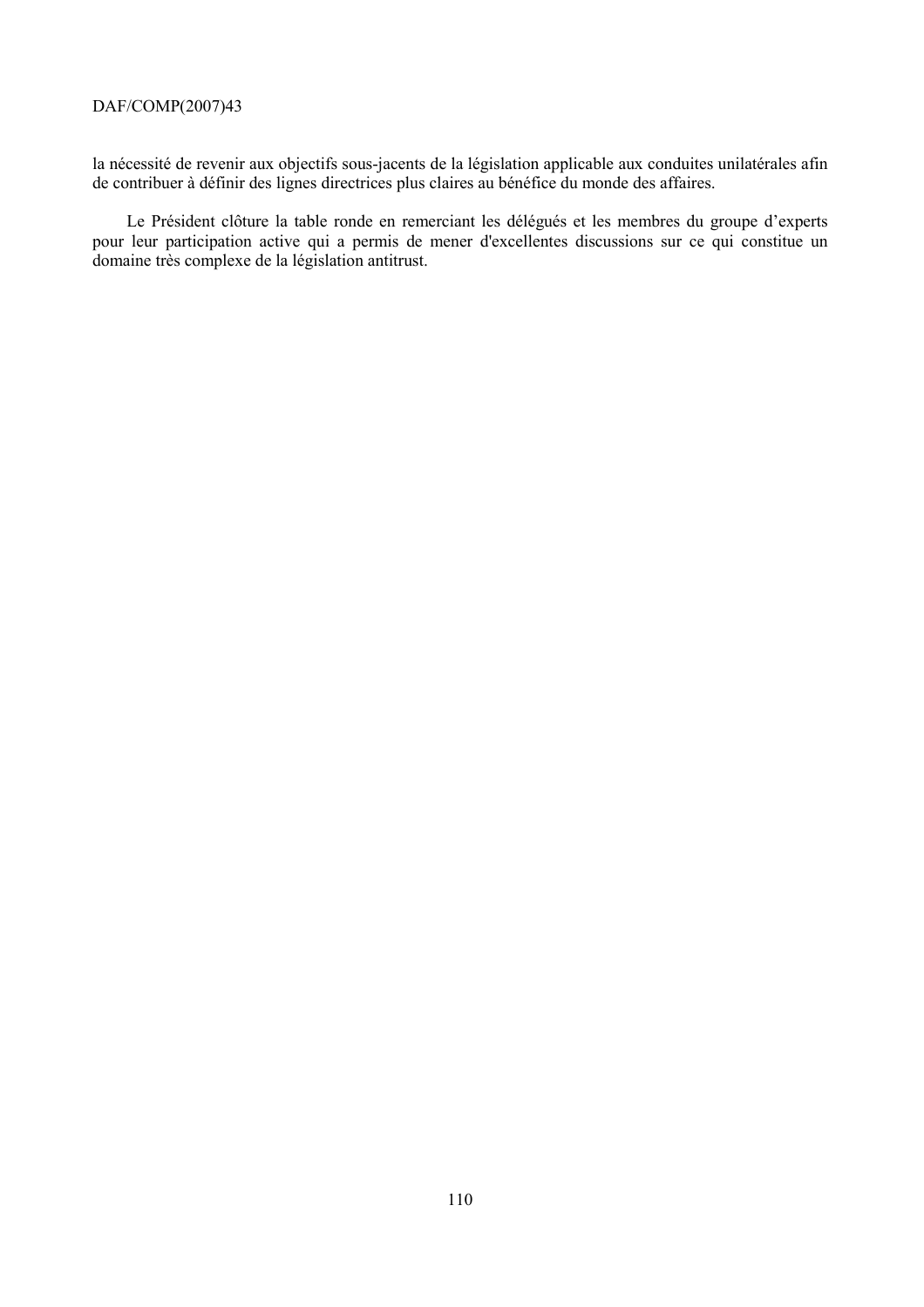la nécessité de revenir aux objectifs sous-jacents de la législation applicable aux conduites unilatérales afin de contribuer à définir des lignes directrices plus claires au bénéfice du monde des affaires.

Le Président clôture la table ronde en remerciant les délégués et les membres du groupe d'experts pour leur participation active qui a permis de mener d'excellentes discussions sur ce qui constitue un domaine très complexe de la législation antitrust.